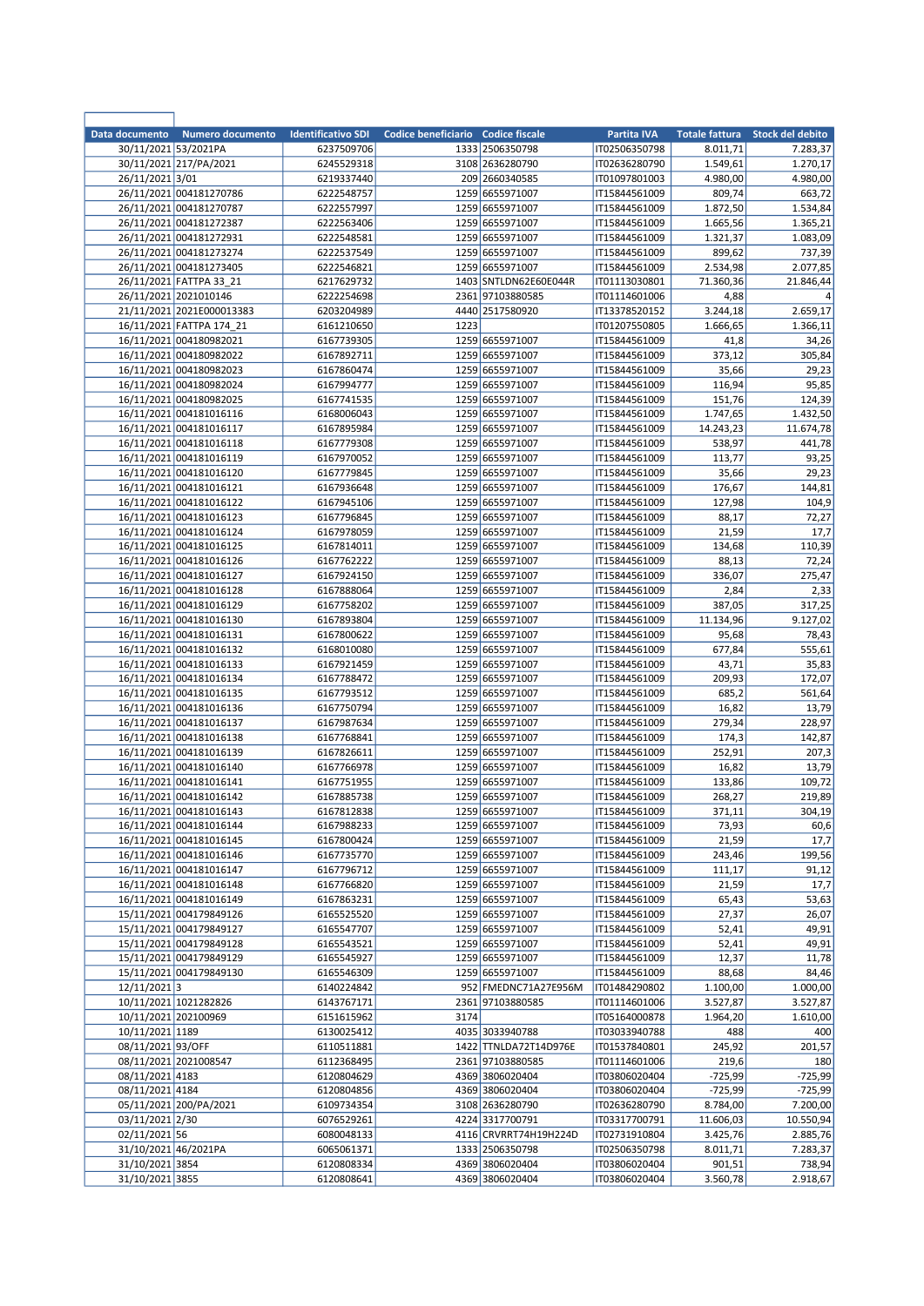| Data documento | Numero documento | Identificativo SDI | Codice beneficiario | Codice fiscale | Partita IVA | Totale fattura | Stock del debito |
|---|---|---|---|---|---|---|---|
| 30/11/2021 | 53/2021PA | 6237509706 | 1333 | 2506350798 | IT02506350798 | 8.011,71 | 7.283,37 |
| 30/11/2021 | 217/PA/2021 | 6245529318 | 3108 | 2636280790 | IT02636280790 | 1.549,61 | 1.270,17 |
| 26/11/2021 | 3/01 | 6219337440 | 209 | 2660340585 | IT01097801003 | 4.980,00 | 4.980,00 |
| 26/11/2021 | 004181270786 | 6222548757 | 1259 | 6655971007 | IT15844561009 | 809,74 | 663,72 |
| 26/11/2021 | 004181270787 | 6222557997 | 1259 | 6655971007 | IT15844561009 | 1.872,50 | 1.534,84 |
| 26/11/2021 | 004181272387 | 6222563406 | 1259 | 6655971007 | IT15844561009 | 1.665,56 | 1.365,21 |
| 26/11/2021 | 004181272931 | 6222548581 | 1259 | 6655971007 | IT15844561009 | 1.321,37 | 1.083,09 |
| 26/11/2021 | 004181273274 | 6222537549 | 1259 | 6655971007 | IT15844561009 | 899,62 | 737,39 |
| 26/11/2021 | 004181273405 | 6222546821 | 1259 | 6655971007 | IT15844561009 | 2.534,98 | 2.077,85 |
| 26/11/2021 | FATTPA 33_21 | 6217629732 | 1403 | SNTLDN62E60E044R | IT01113030801 | 71.360,36 | 21.846,44 |
| 26/11/2021 | 2021010146 | 6222254698 | 2361 | 97103880585 | IT01114601006 | 4,88 | 4 |
| 21/11/2021 | 2021E000013383 | 6203204989 | 4440 | 2517580920 | IT13378520152 | 3.244,18 | 2.659,17 |
| 16/11/2021 | FATTPA 174_21 | 6161210650 | 1223 | | IT01207550805 | 1.666,65 | 1.366,11 |
| 16/11/2021 | 004180982021 | 6167739305 | 1259 | 6655971007 | IT15844561009 | 41,8 | 34,26 |
| 16/11/2021 | 004180982022 | 6167892711 | 1259 | 6655971007 | IT15844561009 | 373,12 | 305,84 |
| 16/11/2021 | 004180982023 | 6167860474 | 1259 | 6655971007 | IT15844561009 | 35,66 | 29,23 |
| 16/11/2021 | 004180982024 | 6167994777 | 1259 | 6655971007 | IT15844561009 | 116,94 | 95,85 |
| 16/11/2021 | 004180982025 | 6167741535 | 1259 | 6655971007 | IT15844561009 | 151,76 | 124,39 |
| 16/11/2021 | 004181016116 | 6168006043 | 1259 | 6655971007 | IT15844561009 | 1.747,65 | 1.432,50 |
| 16/11/2021 | 004181016117 | 6167895984 | 1259 | 6655971007 | IT15844561009 | 14.243,23 | 11.674,78 |
| 16/11/2021 | 004181016118 | 6167779308 | 1259 | 6655971007 | IT15844561009 | 538,97 | 441,78 |
| 16/11/2021 | 004181016119 | 6167970052 | 1259 | 6655971007 | IT15844561009 | 113,77 | 93,25 |
| 16/11/2021 | 004181016120 | 6167779845 | 1259 | 6655971007 | IT15844561009 | 35,66 | 29,23 |
| 16/11/2021 | 004181016121 | 6167936648 | 1259 | 6655971007 | IT15844561009 | 176,67 | 144,81 |
| 16/11/2021 | 004181016122 | 6167945106 | 1259 | 6655971007 | IT15844561009 | 127,98 | 104,9 |
| 16/11/2021 | 004181016123 | 6167796845 | 1259 | 6655971007 | IT15844561009 | 88,17 | 72,27 |
| 16/11/2021 | 004181016124 | 6167978059 | 1259 | 6655971007 | IT15844561009 | 21,59 | 17,7 |
| 16/11/2021 | 004181016125 | 6167814011 | 1259 | 6655971007 | IT15844561009 | 134,68 | 110,39 |
| 16/11/2021 | 004181016126 | 6167762222 | 1259 | 6655971007 | IT15844561009 | 88,13 | 72,24 |
| 16/11/2021 | 004181016127 | 6167924150 | 1259 | 6655971007 | IT15844561009 | 336,07 | 275,47 |
| 16/11/2021 | 004181016128 | 6167888064 | 1259 | 6655971007 | IT15844561009 | 2,84 | 2,33 |
| 16/11/2021 | 004181016129 | 6167758202 | 1259 | 6655971007 | IT15844561009 | 387,05 | 317,25 |
| 16/11/2021 | 004181016130 | 6167893804 | 1259 | 6655971007 | IT15844561009 | 11.134,96 | 9.127,02 |
| 16/11/2021 | 004181016131 | 6167800622 | 1259 | 6655971007 | IT15844561009 | 95,68 | 78,43 |
| 16/11/2021 | 004181016132 | 6168010080 | 1259 | 6655971007 | IT15844561009 | 677,84 | 555,61 |
| 16/11/2021 | 004181016133 | 6167921459 | 1259 | 6655971007 | IT15844561009 | 43,71 | 35,83 |
| 16/11/2021 | 004181016134 | 6167788472 | 1259 | 6655971007 | IT15844561009 | 209,93 | 172,07 |
| 16/11/2021 | 004181016135 | 6167793512 | 1259 | 6655971007 | IT15844561009 | 685,2 | 561,64 |
| 16/11/2021 | 004181016136 | 6167750794 | 1259 | 6655971007 | IT15844561009 | 16,82 | 13,79 |
| 16/11/2021 | 004181016137 | 6167987634 | 1259 | 6655971007 | IT15844561009 | 279,34 | 228,97 |
| 16/11/2021 | 004181016138 | 6167768841 | 1259 | 6655971007 | IT15844561009 | 174,3 | 142,87 |
| 16/11/2021 | 004181016139 | 6167826611 | 1259 | 6655971007 | IT15844561009 | 252,91 | 207,3 |
| 16/11/2021 | 004181016140 | 6167766978 | 1259 | 6655971007 | IT15844561009 | 16,82 | 13,79 |
| 16/11/2021 | 004181016141 | 6167751955 | 1259 | 6655971007 | IT15844561009 | 133,86 | 109,72 |
| 16/11/2021 | 004181016142 | 6167885738 | 1259 | 6655971007 | IT15844561009 | 268,27 | 219,89 |
| 16/11/2021 | 004181016143 | 6167812838 | 1259 | 6655971007 | IT15844561009 | 371,11 | 304,19 |
| 16/11/2021 | 004181016144 | 6167988233 | 1259 | 6655971007 | IT15844561009 | 73,93 | 60,6 |
| 16/11/2021 | 004181016145 | 6167800424 | 1259 | 6655971007 | IT15844561009 | 21,59 | 17,7 |
| 16/11/2021 | 004181016146 | 6167735770 | 1259 | 6655971007 | IT15844561009 | 243,46 | 199,56 |
| 16/11/2021 | 004181016147 | 6167796712 | 1259 | 6655971007 | IT15844561009 | 111,17 | 91,12 |
| 16/11/2021 | 004181016148 | 6167766820 | 1259 | 6655971007 | IT15844561009 | 21,59 | 17,7 |
| 16/11/2021 | 004181016149 | 6167863231 | 1259 | 6655971007 | IT15844561009 | 65,43 | 53,63 |
| 15/11/2021 | 004179849126 | 6165525520 | 1259 | 6655971007 | IT15844561009 | 27,37 | 26,07 |
| 15/11/2021 | 004179849127 | 6165547707 | 1259 | 6655971007 | IT15844561009 | 52,41 | 49,91 |
| 15/11/2021 | 004179849128 | 6165543521 | 1259 | 6655971007 | IT15844561009 | 52,41 | 49,91 |
| 15/11/2021 | 004179849129 | 6165545927 | 1259 | 6655971007 | IT15844561009 | 12,37 | 11,78 |
| 15/11/2021 | 004179849130 | 6165546309 | 1259 | 6655971007 | IT15844561009 | 88,68 | 84,46 |
| 12/11/2021 | 3 | 6140224842 | 952 | FMEDNC71A27E956M | IT01484290802 | 1.100,00 | 1.000,00 |
| 10/11/2021 | 1021282826 | 6143767171 | 2361 | 97103880585 | IT01114601006 | 3.527,87 | 3.527,87 |
| 10/11/2021 | 202100969 | 6151615962 | 3174 | | IT05164000878 | 1.964,20 | 1.610,00 |
| 10/11/2021 | 1189 | 6130025412 | 4035 | 3033940788 | IT03033940788 | 488 | 400 |
| 08/11/2021 | 93/OFF | 6110511881 | 1422 | TTNLDA72T14D976E | IT01537840801 | 245,92 | 201,57 |
| 08/11/2021 | 2021008547 | 6112368495 | 2361 | 97103880585 | IT01114601006 | 219,6 | 180 |
| 08/11/2021 | 4183 | 6120804629 | 4369 | 3806020404 | IT03806020404 | -725,99 | -725,99 |
| 08/11/2021 | 4184 | 6120804856 | 4369 | 3806020404 | IT03806020404 | -725,99 | -725,99 |
| 05/11/2021 | 200/PA/2021 | 6109734354 | 3108 | 2636280790 | IT02636280790 | 8.784,00 | 7.200,00 |
| 03/11/2021 | 2/30 | 6076529261 | 4224 | 3317700791 | IT03317700791 | 11.606,03 | 10.550,94 |
| 02/11/2021 | 56 | 6080048133 | 4116 | CRVRRT74H19H224D | IT02731910804 | 3.425,76 | 2.885,76 |
| 31/10/2021 | 46/2021PA | 6065061371 | 1333 | 2506350798 | IT02506350798 | 8.011,71 | 7.283,37 |
| 31/10/2021 | 3854 | 6120808334 | 4369 | 3806020404 | IT03806020404 | 901,51 | 738,94 |
| 31/10/2021 | 3855 | 6120808641 | 4369 | 3806020404 | IT03806020404 | 3.560,78 | 2.918,67 |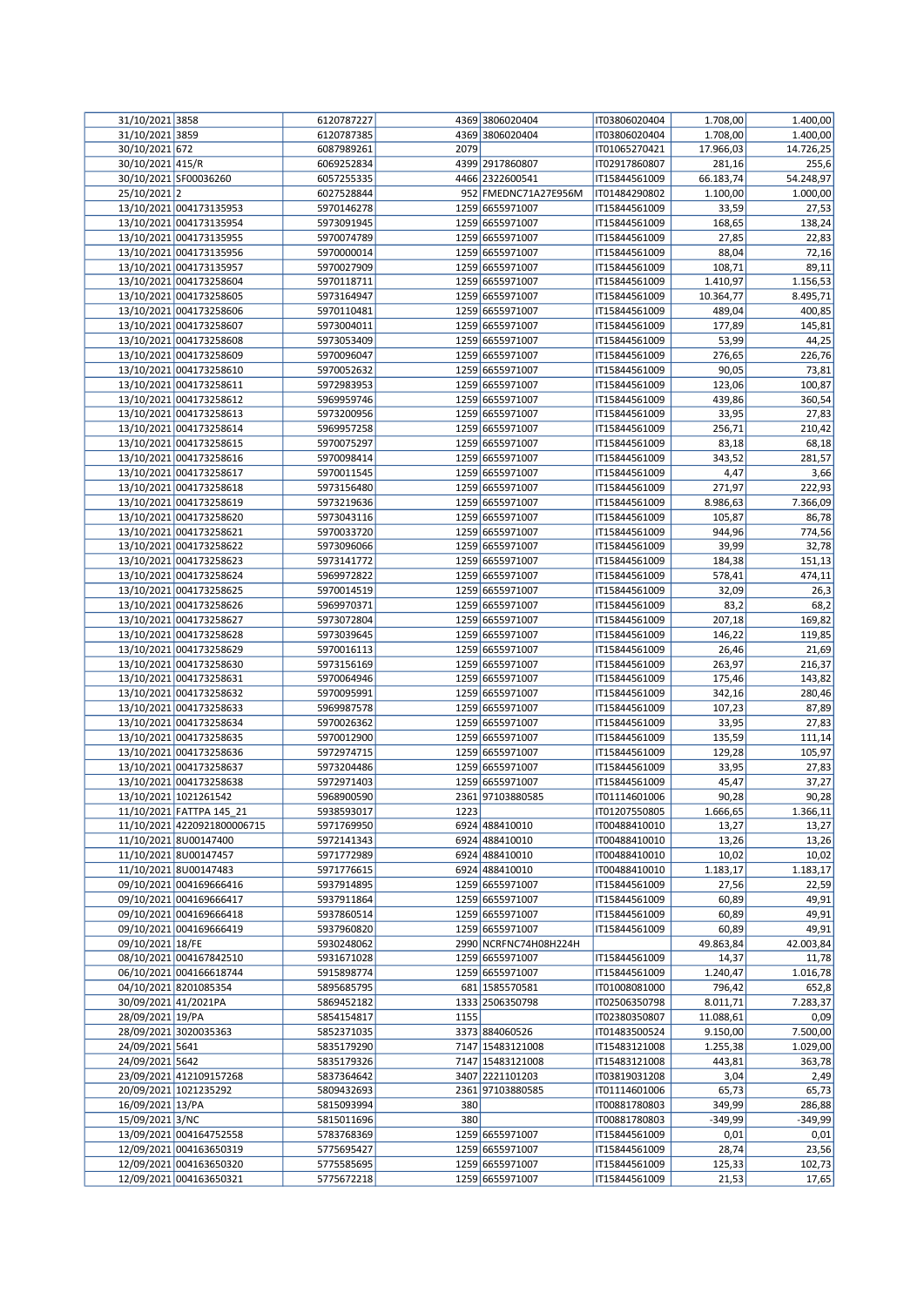| | | | | | | | |
|---|---|---|---|---|---|---|---|
| 31/10/2021 | 3858 | 6120787227 | 4369 | 3806020404 | IT03806020404 | 1.708,00 | 1.400,00 |
| 31/10/2021 | 3859 | 6120787385 | 4369 | 3806020404 | IT03806020404 | 1.708,00 | 1.400,00 |
| 30/10/2021 | 672 | 6087989261 | 2079 | | IT01065270421 | 17.966,03 | 14.726,25 |
| 30/10/2021 | 415/R | 6069252834 | 4399 | 2917860807 | IT02917860807 | 281,16 | 255,6 |
| 30/10/2021 | SF00036260 | 6057255335 | 4466 | 2322600541 | IT15844561009 | 66.183,74 | 54.248,97 |
| 25/10/2021 | 2 | 6027528844 | 952 | FMEDNC71A27E956M | IT01484290802 | 1.100,00 | 1.000,00 |
| 13/10/2021 | 004173135953 | 5970146278 | 1259 | 6655971007 | IT15844561009 | 33,59 | 27,53 |
| 13/10/2021 | 004173135954 | 5973091945 | 1259 | 6655971007 | IT15844561009 | 168,65 | 138,24 |
| 13/10/2021 | 004173135955 | 5970074789 | 1259 | 6655971007 | IT15844561009 | 27,85 | 22,83 |
| 13/10/2021 | 004173135956 | 5970000014 | 1259 | 6655971007 | IT15844561009 | 88,04 | 72,16 |
| 13/10/2021 | 004173135957 | 5970027909 | 1259 | 6655971007 | IT15844561009 | 108,71 | 89,11 |
| 13/10/2021 | 004173258604 | 5970118711 | 1259 | 6655971007 | IT15844561009 | 1.410,97 | 1.156,53 |
| 13/10/2021 | 004173258605 | 5973164947 | 1259 | 6655971007 | IT15844561009 | 10.364,77 | 8.495,71 |
| 13/10/2021 | 004173258606 | 5970110481 | 1259 | 6655971007 | IT15844561009 | 489,04 | 400,85 |
| 13/10/2021 | 004173258607 | 5973004011 | 1259 | 6655971007 | IT15844561009 | 177,89 | 145,81 |
| 13/10/2021 | 004173258608 | 5973053409 | 1259 | 6655971007 | IT15844561009 | 53,99 | 44,25 |
| 13/10/2021 | 004173258609 | 5970096047 | 1259 | 6655971007 | IT15844561009 | 276,65 | 226,76 |
| 13/10/2021 | 004173258610 | 5970052632 | 1259 | 6655971007 | IT15844561009 | 90,05 | 73,81 |
| 13/10/2021 | 004173258611 | 5972983953 | 1259 | 6655971007 | IT15844561009 | 123,06 | 100,87 |
| 13/10/2021 | 004173258612 | 5969959746 | 1259 | 6655971007 | IT15844561009 | 439,86 | 360,54 |
| 13/10/2021 | 004173258613 | 5973200956 | 1259 | 6655971007 | IT15844561009 | 33,95 | 27,83 |
| 13/10/2021 | 004173258614 | 5969957258 | 1259 | 6655971007 | IT15844561009 | 256,71 | 210,42 |
| 13/10/2021 | 004173258615 | 5970075297 | 1259 | 6655971007 | IT15844561009 | 83,18 | 68,18 |
| 13/10/2021 | 004173258616 | 5970098414 | 1259 | 6655971007 | IT15844561009 | 343,52 | 281,57 |
| 13/10/2021 | 004173258617 | 5970011545 | 1259 | 6655971007 | IT15844561009 | 4,47 | 3,66 |
| 13/10/2021 | 004173258618 | 5973156480 | 1259 | 6655971007 | IT15844561009 | 271,97 | 222,93 |
| 13/10/2021 | 004173258619 | 5973219636 | 1259 | 6655971007 | IT15844561009 | 8.986,63 | 7.366,09 |
| 13/10/2021 | 004173258620 | 5973043116 | 1259 | 6655971007 | IT15844561009 | 105,87 | 86,78 |
| 13/10/2021 | 004173258621 | 5970033720 | 1259 | 6655971007 | IT15844561009 | 944,96 | 774,56 |
| 13/10/2021 | 004173258622 | 5973096066 | 1259 | 6655971007 | IT15844561009 | 39,99 | 32,78 |
| 13/10/2021 | 004173258623 | 5973141772 | 1259 | 6655971007 | IT15844561009 | 184,38 | 151,13 |
| 13/10/2021 | 004173258624 | 5969972822 | 1259 | 6655971007 | IT15844561009 | 578,41 | 474,11 |
| 13/10/2021 | 004173258625 | 5970014519 | 1259 | 6655971007 | IT15844561009 | 32,09 | 26,3 |
| 13/10/2021 | 004173258626 | 5969970371 | 1259 | 6655971007 | IT15844561009 | 83,2 | 68,2 |
| 13/10/2021 | 004173258627 | 5973072804 | 1259 | 6655971007 | IT15844561009 | 207,18 | 169,82 |
| 13/10/2021 | 004173258628 | 5973039645 | 1259 | 6655971007 | IT15844561009 | 146,22 | 119,85 |
| 13/10/2021 | 004173258629 | 5970016113 | 1259 | 6655971007 | IT15844561009 | 26,46 | 21,69 |
| 13/10/2021 | 004173258630 | 5973156169 | 1259 | 6655971007 | IT15844561009 | 263,97 | 216,37 |
| 13/10/2021 | 004173258631 | 5970064946 | 1259 | 6655971007 | IT15844561009 | 175,46 | 143,82 |
| 13/10/2021 | 004173258632 | 5970095991 | 1259 | 6655971007 | IT15844561009 | 342,16 | 280,46 |
| 13/10/2021 | 004173258633 | 5969987578 | 1259 | 6655971007 | IT15844561009 | 107,23 | 87,89 |
| 13/10/2021 | 004173258634 | 5970026362 | 1259 | 6655971007 | IT15844561009 | 33,95 | 27,83 |
| 13/10/2021 | 004173258635 | 5970012900 | 1259 | 6655971007 | IT15844561009 | 135,59 | 111,14 |
| 13/10/2021 | 004173258636 | 5972974715 | 1259 | 6655971007 | IT15844561009 | 129,28 | 105,97 |
| 13/10/2021 | 004173258637 | 5973204486 | 1259 | 6655971007 | IT15844561009 | 33,95 | 27,83 |
| 13/10/2021 | 004173258638 | 5972971403 | 1259 | 6655971007 | IT15844561009 | 45,47 | 37,27 |
| 13/10/2021 | 1021261542 | 5968900590 | 2361 | 97103880585 | IT01114601006 | 90,28 | 90,28 |
| 11/10/2021 | FATTPA 145_21 | 5938593017 | 1223 | | IT01207550805 | 1.666,65 | 1.366,11 |
| 11/10/2021 | 4220921800006715 | 5971769950 | 6924 | 488410010 | IT00488410010 | 13,27 | 13,27 |
| 11/10/2021 | 8U00147400 | 5972141343 | 6924 | 488410010 | IT00488410010 | 13,26 | 13,26 |
| 11/10/2021 | 8U00147457 | 5971772989 | 6924 | 488410010 | IT00488410010 | 10,02 | 10,02 |
| 11/10/2021 | 8U00147483 | 5971776615 | 6924 | 488410010 | IT00488410010 | 1.183,17 | 1.183,17 |
| 09/10/2021 | 004169666416 | 5937914895 | 1259 | 6655971007 | IT15844561009 | 27,56 | 22,59 |
| 09/10/2021 | 004169666417 | 5937911864 | 1259 | 6655971007 | IT15844561009 | 60,89 | 49,91 |
| 09/10/2021 | 004169666418 | 5937860514 | 1259 | 6655971007 | IT15844561009 | 60,89 | 49,91 |
| 09/10/2021 | 004169666419 | 5937960820 | 1259 | 6655971007 | IT15844561009 | 60,89 | 49,91 |
| 09/10/2021 | 18/FE | 5930248062 | 2990 | NCRFNC74H08H224H | | 49.863,84 | 42.003,84 |
| 08/10/2021 | 004167842510 | 5931671028 | 1259 | 6655971007 | IT15844561009 | 14,37 | 11,78 |
| 06/10/2021 | 004166618744 | 5915898774 | 1259 | 6655971007 | IT15844561009 | 1.240,47 | 1.016,78 |
| 04/10/2021 | 8201085354 | 5895685795 | 681 | 1585570581 | IT01008081000 | 796,42 | 652,8 |
| 30/09/2021 | 41/2021PA | 5869452182 | 1333 | 2506350798 | IT02506350798 | 8.011,71 | 7.283,37 |
| 28/09/2021 | 19/PA | 5854154817 | 1155 | | IT02380350807 | 11.088,61 | 0,09 |
| 28/09/2021 | 3020035363 | 5852371035 | 3373 | 884060526 | IT01483500524 | 9.150,00 | 7.500,00 |
| 24/09/2021 | 5641 | 5835179290 | 7147 | 15483121008 | IT15483121008 | 1.255,38 | 1.029,00 |
| 24/09/2021 | 5642 | 5835179326 | 7147 | 15483121008 | IT15483121008 | 443,81 | 363,78 |
| 23/09/2021 | 412109157268 | 5837364642 | 3407 | 2221101203 | IT03819031208 | 3,04 | 2,49 |
| 20/09/2021 | 1021235292 | 5809432693 | 2361 | 97103880585 | IT01114601006 | 65,73 | 65,73 |
| 16/09/2021 | 13/PA | 5815093994 | 380 | | IT00881780803 | 349,99 | 286,88 |
| 15/09/2021 | 3/NC | 5815011696 | 380 | | IT00881780803 | -349,99 | -349,99 |
| 13/09/2021 | 004164752558 | 5783768369 | 1259 | 6655971007 | IT15844561009 | 0,01 | 0,01 |
| 12/09/2021 | 004163650319 | 5775695427 | 1259 | 6655971007 | IT15844561009 | 28,74 | 23,56 |
| 12/09/2021 | 004163650320 | 5775585695 | 1259 | 6655971007 | IT15844561009 | 125,33 | 102,73 |
| 12/09/2021 | 004163650321 | 5775672218 | 1259 | 6655971007 | IT15844561009 | 21,53 | 17,65 |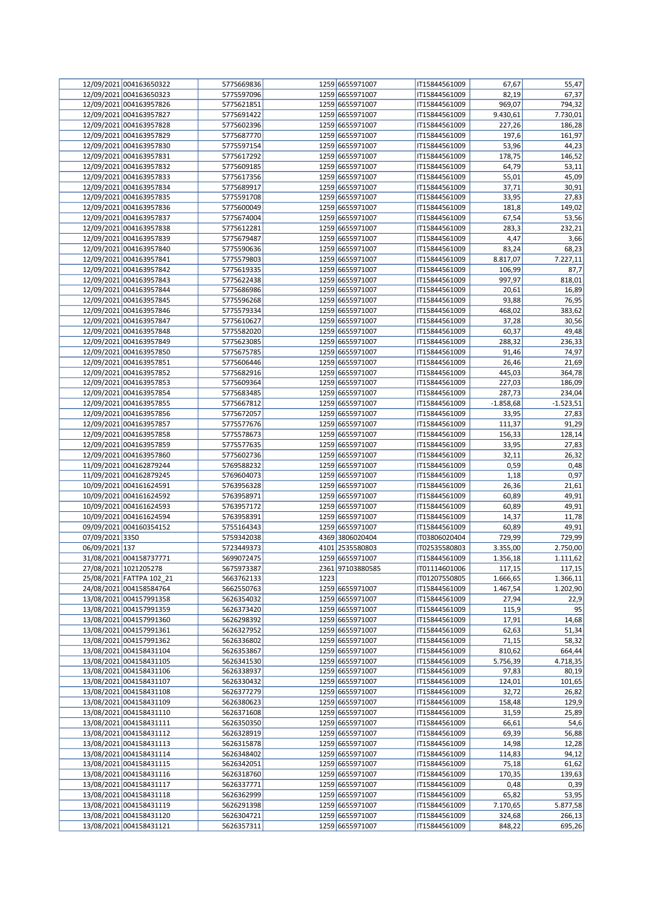| | | | | | | | |
|---|---|---|---|---|---|---|---|
| 12/09/2021 | 004163650322 | 5775669836 | 1259 | 6655971007 | IT15844561009 | 67,67 | 55,47 |
| 12/09/2021 | 004163650323 | 5775597096 | 1259 | 6655971007 | IT15844561009 | 82,19 | 67,37 |
| 12/09/2021 | 004163957826 | 5775621851 | 1259 | 6655971007 | IT15844561009 | 969,07 | 794,32 |
| 12/09/2021 | 004163957827 | 5775691422 | 1259 | 6655971007 | IT15844561009 | 9.430,61 | 7.730,01 |
| 12/09/2021 | 004163957828 | 5775602396 | 1259 | 6655971007 | IT15844561009 | 227,26 | 186,28 |
| 12/09/2021 | 004163957829 | 5775687770 | 1259 | 6655971007 | IT15844561009 | 197,6 | 161,97 |
| 12/09/2021 | 004163957830 | 5775597154 | 1259 | 6655971007 | IT15844561009 | 53,96 | 44,23 |
| 12/09/2021 | 004163957831 | 5775617292 | 1259 | 6655971007 | IT15844561009 | 178,75 | 146,52 |
| 12/09/2021 | 004163957832 | 5775609185 | 1259 | 6655971007 | IT15844561009 | 64,79 | 53,11 |
| 12/09/2021 | 004163957833 | 5775617356 | 1259 | 6655971007 | IT15844561009 | 55,01 | 45,09 |
| 12/09/2021 | 004163957834 | 5775689917 | 1259 | 6655971007 | IT15844561009 | 37,71 | 30,91 |
| 12/09/2021 | 004163957835 | 5775591708 | 1259 | 6655971007 | IT15844561009 | 33,95 | 27,83 |
| 12/09/2021 | 004163957836 | 5775600049 | 1259 | 6655971007 | IT15844561009 | 181,8 | 149,02 |
| 12/09/2021 | 004163957837 | 5775674004 | 1259 | 6655971007 | IT15844561009 | 67,54 | 53,56 |
| 12/09/2021 | 004163957838 | 5775612281 | 1259 | 6655971007 | IT15844561009 | 283,3 | 232,21 |
| 12/09/2021 | 004163957839 | 5775679487 | 1259 | 6655971007 | IT15844561009 | 4,47 | 3,66 |
| 12/09/2021 | 004163957840 | 5775590636 | 1259 | 6655971007 | IT15844561009 | 83,24 | 68,23 |
| 12/09/2021 | 004163957841 | 5775579803 | 1259 | 6655971007 | IT15844561009 | 8.817,07 | 7.227,11 |
| 12/09/2021 | 004163957842 | 5775619335 | 1259 | 6655971007 | IT15844561009 | 106,99 | 87,7 |
| 12/09/2021 | 004163957843 | 5775622438 | 1259 | 6655971007 | IT15844561009 | 997,97 | 818,01 |
| 12/09/2021 | 004163957844 | 5775686986 | 1259 | 6655971007 | IT15844561009 | 20,61 | 16,89 |
| 12/09/2021 | 004163957845 | 5775596268 | 1259 | 6655971007 | IT15844561009 | 93,88 | 76,95 |
| 12/09/2021 | 004163957846 | 5775579334 | 1259 | 6655971007 | IT15844561009 | 468,02 | 383,62 |
| 12/09/2021 | 004163957847 | 5775610627 | 1259 | 6655971007 | IT15844561009 | 37,28 | 30,56 |
| 12/09/2021 | 004163957848 | 5775582020 | 1259 | 6655971007 | IT15844561009 | 60,37 | 49,48 |
| 12/09/2021 | 004163957849 | 5775623085 | 1259 | 6655971007 | IT15844561009 | 288,32 | 236,33 |
| 12/09/2021 | 004163957850 | 5775675785 | 1259 | 6655971007 | IT15844561009 | 91,46 | 74,97 |
| 12/09/2021 | 004163957851 | 5775606446 | 1259 | 6655971007 | IT15844561009 | 26,46 | 21,69 |
| 12/09/2021 | 004163957852 | 5775682916 | 1259 | 6655971007 | IT15844561009 | 445,03 | 364,78 |
| 12/09/2021 | 004163957853 | 5775609364 | 1259 | 6655971007 | IT15844561009 | 227,03 | 186,09 |
| 12/09/2021 | 004163957854 | 5775683485 | 1259 | 6655971007 | IT15844561009 | 287,73 | 234,04 |
| 12/09/2021 | 004163957855 | 5775667812 | 1259 | 6655971007 | IT15844561009 | -1.858,68 | -1.523,51 |
| 12/09/2021 | 004163957856 | 5775672057 | 1259 | 6655971007 | IT15844561009 | 33,95 | 27,83 |
| 12/09/2021 | 004163957857 | 5775577676 | 1259 | 6655971007 | IT15844561009 | 111,37 | 91,29 |
| 12/09/2021 | 004163957858 | 5775578673 | 1259 | 6655971007 | IT15844561009 | 156,33 | 128,14 |
| 12/09/2021 | 004163957859 | 5775577635 | 1259 | 6655971007 | IT15844561009 | 33,95 | 27,83 |
| 12/09/2021 | 004163957860 | 5775602736 | 1259 | 6655971007 | IT15844561009 | 32,11 | 26,32 |
| 11/09/2021 | 004162879244 | 5769588232 | 1259 | 6655971007 | IT15844561009 | 0,59 | 0,48 |
| 11/09/2021 | 004162879245 | 5769604073 | 1259 | 6655971007 | IT15844561009 | 1,18 | 0,97 |
| 10/09/2021 | 004161624591 | 5763956328 | 1259 | 6655971007 | IT15844561009 | 26,36 | 21,61 |
| 10/09/2021 | 004161624592 | 5763958971 | 1259 | 6655971007 | IT15844561009 | 60,89 | 49,91 |
| 10/09/2021 | 004161624593 | 5763957172 | 1259 | 6655971007 | IT15844561009 | 60,89 | 49,91 |
| 10/09/2021 | 004161624594 | 5763958391 | 1259 | 6655971007 | IT15844561009 | 14,37 | 11,78 |
| 09/09/2021 | 004160354152 | 5755164343 | 1259 | 6655971007 | IT15844561009 | 60,89 | 49,91 |
| 07/09/2021 | 3350 | 5759342038 | 4369 | 3806020404 | IT03806020404 | 729,99 | 729,99 |
| 06/09/2021 | 137 | 5723449373 | 4101 | 2535580803 | IT02535580803 | 3.355,00 | 2.750,00 |
| 31/08/2021 | 004158737771 | 5699072475 | 1259 | 6655971007 | IT15844561009 | 1.356,18 | 1.111,62 |
| 27/08/2021 | 1021205278 | 5675973387 | 2361 | 97103880585 | IT01114601006 | 117,15 | 117,15 |
| 25/08/2021 | FATTPA 102_21 | 5663762133 | 1223 | | IT01207550805 | 1.666,65 | 1.366,11 |
| 24/08/2021 | 004158584764 | 5662550763 | 1259 | 6655971007 | IT15844561009 | 1.467,54 | 1.202,90 |
| 13/08/2021 | 004157991358 | 5626354032 | 1259 | 6655971007 | IT15844561009 | 27,94 | 22,9 |
| 13/08/2021 | 004157991359 | 5626373420 | 1259 | 6655971007 | IT15844561009 | 115,9 | 95 |
| 13/08/2021 | 004157991360 | 5626298392 | 1259 | 6655971007 | IT15844561009 | 17,91 | 14,68 |
| 13/08/2021 | 004157991361 | 5626327952 | 1259 | 6655971007 | IT15844561009 | 62,63 | 51,34 |
| 13/08/2021 | 004157991362 | 5626336802 | 1259 | 6655971007 | IT15844561009 | 71,15 | 58,32 |
| 13/08/2021 | 004158431104 | 5626353867 | 1259 | 6655971007 | IT15844561009 | 810,62 | 664,44 |
| 13/08/2021 | 004158431105 | 5626341530 | 1259 | 6655971007 | IT15844561009 | 5.756,39 | 4.718,35 |
| 13/08/2021 | 004158431106 | 5626338937 | 1259 | 6655971007 | IT15844561009 | 97,83 | 80,19 |
| 13/08/2021 | 004158431107 | 5626330432 | 1259 | 6655971007 | IT15844561009 | 124,01 | 101,65 |
| 13/08/2021 | 004158431108 | 5626377279 | 1259 | 6655971007 | IT15844561009 | 32,72 | 26,82 |
| 13/08/2021 | 004158431109 | 5626380623 | 1259 | 6655971007 | IT15844561009 | 158,48 | 129,9 |
| 13/08/2021 | 004158431110 | 5626371608 | 1259 | 6655971007 | IT15844561009 | 31,59 | 25,89 |
| 13/08/2021 | 004158431111 | 5626350350 | 1259 | 6655971007 | IT15844561009 | 66,61 | 54,6 |
| 13/08/2021 | 004158431112 | 5626328919 | 1259 | 6655971007 | IT15844561009 | 69,39 | 56,88 |
| 13/08/2021 | 004158431113 | 5626315878 | 1259 | 6655971007 | IT15844561009 | 14,98 | 12,28 |
| 13/08/2021 | 004158431114 | 5626348402 | 1259 | 6655971007 | IT15844561009 | 114,83 | 94,12 |
| 13/08/2021 | 004158431115 | 5626342051 | 1259 | 6655971007 | IT15844561009 | 75,18 | 61,62 |
| 13/08/2021 | 004158431116 | 5626318760 | 1259 | 6655971007 | IT15844561009 | 170,35 | 139,63 |
| 13/08/2021 | 004158431117 | 5626337771 | 1259 | 6655971007 | IT15844561009 | 0,48 | 0,39 |
| 13/08/2021 | 004158431118 | 5626362999 | 1259 | 6655971007 | IT15844561009 | 65,82 | 53,95 |
| 13/08/2021 | 004158431119 | 5626291398 | 1259 | 6655971007 | IT15844561009 | 7.170,65 | 5.877,58 |
| 13/08/2021 | 004158431120 | 5626304721 | 1259 | 6655971007 | IT15844561009 | 324,68 | 266,13 |
| 13/08/2021 | 004158431121 | 5626357311 | 1259 | 6655971007 | IT15844561009 | 848,22 | 695,26 |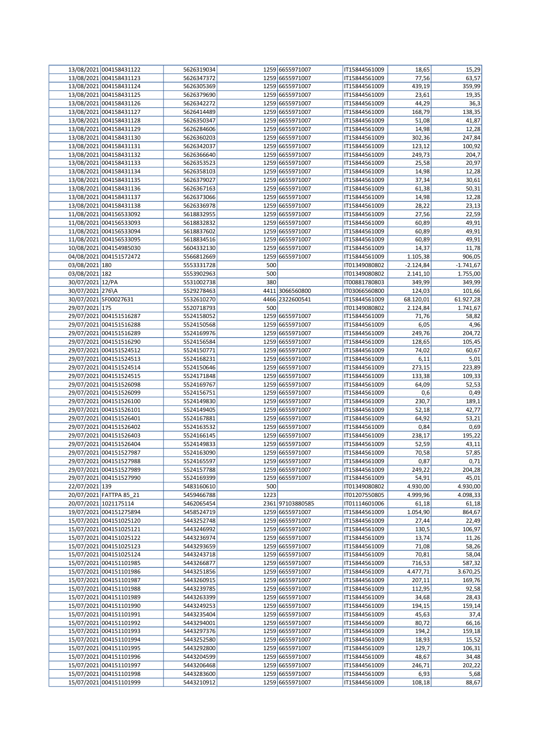| | | | | | | | |
|---|---|---|---|---|---|---|---|
| 13/08/2021 | 004158431122 | 5626319034 | 1259 | 6655971007 | IT15844561009 | 18,65 | 15,29 |
| 13/08/2021 | 004158431123 | 5626347372 | 1259 | 6655971007 | IT15844561009 | 77,56 | 63,57 |
| 13/08/2021 | 004158431124 | 5626305369 | 1259 | 6655971007 | IT15844561009 | 439,19 | 359,99 |
| 13/08/2021 | 004158431125 | 5626379690 | 1259 | 6655971007 | IT15844561009 | 23,61 | 19,35 |
| 13/08/2021 | 004158431126 | 5626342272 | 1259 | 6655971007 | IT15844561009 | 44,29 | 36,3 |
| 13/08/2021 | 004158431127 | 5626414489 | 1259 | 6655971007 | IT15844561009 | 168,79 | 138,35 |
| 13/08/2021 | 004158431128 | 5626350347 | 1259 | 6655971007 | IT15844561009 | 51,08 | 41,87 |
| 13/08/2021 | 004158431129 | 5626284606 | 1259 | 6655971007 | IT15844561009 | 14,98 | 12,28 |
| 13/08/2021 | 004158431130 | 5626360203 | 1259 | 6655971007 | IT15844561009 | 302,36 | 247,84 |
| 13/08/2021 | 004158431131 | 5626342037 | 1259 | 6655971007 | IT15844561009 | 123,12 | 100,92 |
| 13/08/2021 | 004158431132 | 5626366640 | 1259 | 6655971007 | IT15844561009 | 249,73 | 204,7 |
| 13/08/2021 | 004158431133 | 5626353523 | 1259 | 6655971007 | IT15844561009 | 25,58 | 20,97 |
| 13/08/2021 | 004158431134 | 5626358103 | 1259 | 6655971007 | IT15844561009 | 14,98 | 12,28 |
| 13/08/2021 | 004158431135 | 5626379027 | 1259 | 6655971007 | IT15844561009 | 37,34 | 30,61 |
| 13/08/2021 | 004158431136 | 5626367163 | 1259 | 6655971007 | IT15844561009 | 61,38 | 50,31 |
| 13/08/2021 | 004158431137 | 5626373066 | 1259 | 6655971007 | IT15844561009 | 14,98 | 12,28 |
| 13/08/2021 | 004158431138 | 5626336978 | 1259 | 6655971007 | IT15844561009 | 28,22 | 23,13 |
| 11/08/2021 | 004156533092 | 5618832955 | 1259 | 6655971007 | IT15844561009 | 27,56 | 22,59 |
| 11/08/2021 | 004156533093 | 5618832832 | 1259 | 6655971007 | IT15844561009 | 60,89 | 49,91 |
| 11/08/2021 | 004156533094 | 5618837602 | 1259 | 6655971007 | IT15844561009 | 60,89 | 49,91 |
| 11/08/2021 | 004156533095 | 5618834516 | 1259 | 6655971007 | IT15844561009 | 60,89 | 49,91 |
| 10/08/2021 | 004154985030 | 5604332130 | 1259 | 6655971007 | IT15844561009 | 14,37 | 11,78 |
| 04/08/2021 | 004151572472 | 5566812669 | 1259 | 6655971007 | IT15844561009 | 1.105,38 | 906,05 |
| 03/08/2021 | 180 | 5553331728 | 500 | | IT01349080802 | -2.124,84 | -1.741,67 |
| 03/08/2021 | 182 | 5553902963 | 500 | | IT01349080802 | 2.141,10 | 1.755,00 |
| 30/07/2021 | 12/PA | 5531002738 | 380 | | IT00881780803 | 349,99 | 349,99 |
| 30/07/2021 | 276\A | 5529278463 | 4411 | 3066560800 | IT03066560800 | 124,03 | 101,66 |
| 30/07/2021 | SF00027631 | 5532610270 | 4466 | 2322600541 | IT15844561009 | 68.120,01 | 61.927,28 |
| 29/07/2021 | 175 | 5520718793 | 500 | | IT01349080802 | 2.124,84 | 1.741,67 |
| 29/07/2021 | 004151516287 | 5524158052 | 1259 | 6655971007 | IT15844561009 | 71,76 | 58,82 |
| 29/07/2021 | 004151516288 | 5524150568 | 1259 | 6655971007 | IT15844561009 | 6,05 | 4,96 |
| 29/07/2021 | 004151516289 | 5524169976 | 1259 | 6655971007 | IT15844561009 | 249,76 | 204,72 |
| 29/07/2021 | 004151516290 | 5524156584 | 1259 | 6655971007 | IT15844561009 | 128,65 | 105,45 |
| 29/07/2021 | 004151524512 | 5524150771 | 1259 | 6655971007 | IT15844561009 | 74,02 | 60,67 |
| 29/07/2021 | 004151524513 | 5524168231 | 1259 | 6655971007 | IT15844561009 | 6,11 | 5,01 |
| 29/07/2021 | 004151524514 | 5524150646 | 1259 | 6655971007 | IT15844561009 | 273,15 | 223,89 |
| 29/07/2021 | 004151524515 | 5524171848 | 1259 | 6655971007 | IT15844561009 | 133,38 | 109,33 |
| 29/07/2021 | 004151526098 | 5524169767 | 1259 | 6655971007 | IT15844561009 | 64,09 | 52,53 |
| 29/07/2021 | 004151526099 | 5524156751 | 1259 | 6655971007 | IT15844561009 | 0,6 | 0,49 |
| 29/07/2021 | 004151526100 | 5524149830 | 1259 | 6655971007 | IT15844561009 | 230,7 | 189,1 |
| 29/07/2021 | 004151526101 | 5524149405 | 1259 | 6655971007 | IT15844561009 | 52,18 | 42,77 |
| 29/07/2021 | 004151526401 | 5524167881 | 1259 | 6655971007 | IT15844561009 | 64,92 | 53,21 |
| 29/07/2021 | 004151526402 | 5524163532 | 1259 | 6655971007 | IT15844561009 | 0,84 | 0,69 |
| 29/07/2021 | 004151526403 | 5524166145 | 1259 | 6655971007 | IT15844561009 | 238,17 | 195,22 |
| 29/07/2021 | 004151526404 | 5524149833 | 1259 | 6655971007 | IT15844561009 | 52,59 | 43,11 |
| 29/07/2021 | 004151527987 | 5524163090 | 1259 | 6655971007 | IT15844561009 | 70,58 | 57,85 |
| 29/07/2021 | 004151527988 | 5524165597 | 1259 | 6655971007 | IT15844561009 | 0,87 | 0,71 |
| 29/07/2021 | 004151527989 | 5524157788 | 1259 | 6655971007 | IT15844561009 | 249,22 | 204,28 |
| 29/07/2021 | 004151527990 | 5524169399 | 1259 | 6655971007 | IT15844561009 | 54,91 | 45,01 |
| 22/07/2021 | 139 | 5483160610 | 500 | | IT01349080802 | 4.930,00 | 4.930,00 |
| 20/07/2021 | FATTPA 85_21 | 5459466788 | 1223 | | IT01207550805 | 4.999,96 | 4.098,33 |
| 20/07/2021 | 1021175114 | 5462065454 | 2361 | 97103880585 | IT01114601006 | 61,18 | 61,18 |
| 19/07/2021 | 004151275894 | 5458524719 | 1259 | 6655971007 | IT15844561009 | 1.054,90 | 864,67 |
| 15/07/2021 | 004151025120 | 5443252748 | 1259 | 6655971007 | IT15844561009 | 27,44 | 22,49 |
| 15/07/2021 | 004151025121 | 5443246992 | 1259 | 6655971007 | IT15844561009 | 130,5 | 106,97 |
| 15/07/2021 | 004151025122 | 5443236974 | 1259 | 6655971007 | IT15844561009 | 13,74 | 11,26 |
| 15/07/2021 | 004151025123 | 5443293659 | 1259 | 6655971007 | IT15844561009 | 71,08 | 58,26 |
| 15/07/2021 | 004151025124 | 5443243718 | 1259 | 6655971007 | IT15844561009 | 70,81 | 58,04 |
| 15/07/2021 | 004151101985 | 5443266877 | 1259 | 6655971007 | IT15844561009 | 716,53 | 587,32 |
| 15/07/2021 | 004151101986 | 5443251856 | 1259 | 6655971007 | IT15844561009 | 4.477,71 | 3.670,25 |
| 15/07/2021 | 004151101987 | 5443260915 | 1259 | 6655971007 | IT15844561009 | 207,11 | 169,76 |
| 15/07/2021 | 004151101988 | 5443239785 | 1259 | 6655971007 | IT15844561009 | 112,95 | 92,58 |
| 15/07/2021 | 004151101989 | 5443263399 | 1259 | 6655971007 | IT15844561009 | 34,68 | 28,43 |
| 15/07/2021 | 004151101990 | 5443249253 | 1259 | 6655971007 | IT15844561009 | 194,15 | 159,14 |
| 15/07/2021 | 004151101991 | 5443235404 | 1259 | 6655971007 | IT15844561009 | 45,63 | 37,4 |
| 15/07/2021 | 004151101992 | 5443294001 | 1259 | 6655971007 | IT15844561009 | 80,72 | 66,16 |
| 15/07/2021 | 004151101993 | 5443297376 | 1259 | 6655971007 | IT15844561009 | 194,2 | 159,18 |
| 15/07/2021 | 004151101994 | 5443252580 | 1259 | 6655971007 | IT15844561009 | 18,93 | 15,52 |
| 15/07/2021 | 004151101995 | 5443292800 | 1259 | 6655971007 | IT15844561009 | 129,7 | 106,31 |
| 15/07/2021 | 004151101996 | 5443204599 | 1259 | 6655971007 | IT15844561009 | 48,67 | 34,48 |
| 15/07/2021 | 004151101997 | 5443206468 | 1259 | 6655971007 | IT15844561009 | 246,71 | 202,22 |
| 15/07/2021 | 004151101998 | 5443283600 | 1259 | 6655971007 | IT15844561009 | 6,93 | 5,68 |
| 15/07/2021 | 004151101999 | 5443210912 | 1259 | 6655971007 | IT15844561009 | 108,18 | 88,67 |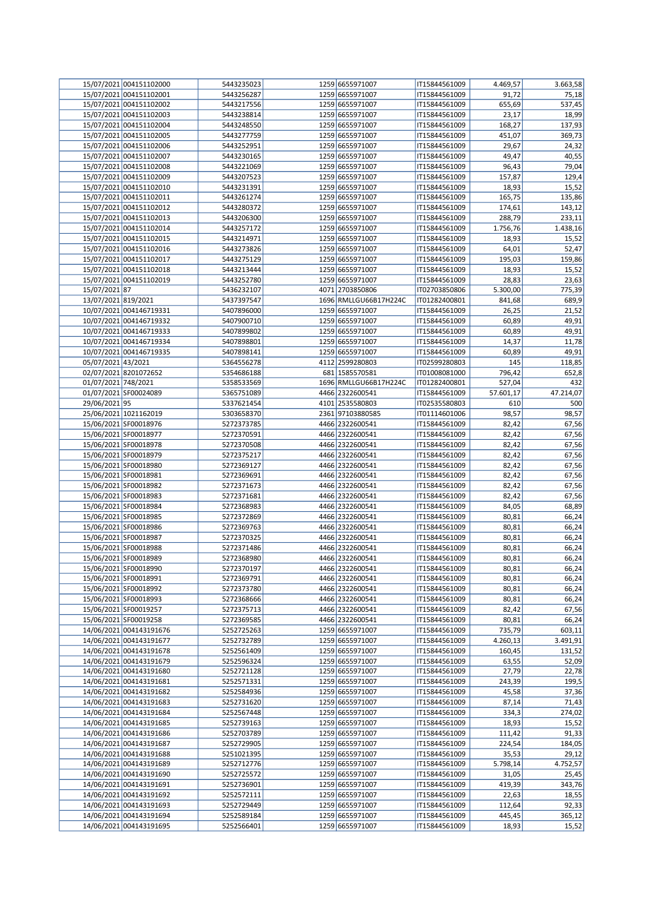| | | | | | | | |
|---|---|---|---|---|---|---|---|
| 15/07/2021 | 004151102000 | 5443235023 | 1259 | 6655971007 | IT15844561009 | 4.469,57 | 3.663,58 |
| 15/07/2021 | 004151102001 | 5443256287 | 1259 | 6655971007 | IT15844561009 | 91,72 | 75,18 |
| 15/07/2021 | 004151102002 | 5443217556 | 1259 | 6655971007 | IT15844561009 | 655,69 | 537,45 |
| 15/07/2021 | 004151102003 | 5443238814 | 1259 | 6655971007 | IT15844561009 | 23,17 | 18,99 |
| 15/07/2021 | 004151102004 | 5443248550 | 1259 | 6655971007 | IT15844561009 | 168,27 | 137,93 |
| 15/07/2021 | 004151102005 | 5443277759 | 1259 | 6655971007 | IT15844561009 | 451,07 | 369,73 |
| 15/07/2021 | 004151102006 | 5443252951 | 1259 | 6655971007 | IT15844561009 | 29,67 | 24,32 |
| 15/07/2021 | 004151102007 | 5443230165 | 1259 | 6655971007 | IT15844561009 | 49,47 | 40,55 |
| 15/07/2021 | 004151102008 | 5443221069 | 1259 | 6655971007 | IT15844561009 | 96,43 | 79,04 |
| 15/07/2021 | 004151102009 | 5443207523 | 1259 | 6655971007 | IT15844561009 | 157,87 | 129,4 |
| 15/07/2021 | 004151102010 | 5443231391 | 1259 | 6655971007 | IT15844561009 | 18,93 | 15,52 |
| 15/07/2021 | 004151102011 | 5443261274 | 1259 | 6655971007 | IT15844561009 | 165,75 | 135,86 |
| 15/07/2021 | 004151102012 | 5443280372 | 1259 | 6655971007 | IT15844561009 | 174,61 | 143,12 |
| 15/07/2021 | 004151102013 | 5443206300 | 1259 | 6655971007 | IT15844561009 | 288,79 | 233,11 |
| 15/07/2021 | 004151102014 | 5443257172 | 1259 | 6655971007 | IT15844561009 | 1.756,76 | 1.438,16 |
| 15/07/2021 | 004151102015 | 5443214971 | 1259 | 6655971007 | IT15844561009 | 18,93 | 15,52 |
| 15/07/2021 | 004151102016 | 5443273826 | 1259 | 6655971007 | IT15844561009 | 64,01 | 52,47 |
| 15/07/2021 | 004151102017 | 5443275129 | 1259 | 6655971007 | IT15844561009 | 195,03 | 159,86 |
| 15/07/2021 | 004151102018 | 5443213444 | 1259 | 6655971007 | IT15844561009 | 18,93 | 15,52 |
| 15/07/2021 | 004151102019 | 5443252780 | 1259 | 6655971007 | IT15844561009 | 28,83 | 23,63 |
| 15/07/2021 | 87 | 5436232107 | 4071 | 2703850806 | IT02703850806 | 5.300,00 | 775,39 |
| 13/07/2021 | 819/2021 | 5437397547 | 1696 | RMLLGU66B17H224C | IT01282400801 | 841,68 | 689,9 |
| 10/07/2021 | 004146719331 | 5407896000 | 1259 | 6655971007 | IT15844561009 | 26,25 | 21,52 |
| 10/07/2021 | 004146719332 | 5407900710 | 1259 | 6655971007 | IT15844561009 | 60,89 | 49,91 |
| 10/07/2021 | 004146719333 | 5407899802 | 1259 | 6655971007 | IT15844561009 | 60,89 | 49,91 |
| 10/07/2021 | 004146719334 | 5407898801 | 1259 | 6655971007 | IT15844561009 | 14,37 | 11,78 |
| 10/07/2021 | 004146719335 | 5407898141 | 1259 | 6655971007 | IT15844561009 | 60,89 | 49,91 |
| 05/07/2021 | 43/2021 | 5364556278 | 4112 | 2599280803 | IT02599280803 | 145 | 118,85 |
| 02/07/2021 | 8201072652 | 5354686188 | 681 | 1585570581 | IT01008081000 | 796,42 | 652,8 |
| 01/07/2021 | 748/2021 | 5358533569 | 1696 | RMLLGU66B17H224C | IT01282400801 | 527,04 | 432 |
| 01/07/2021 | SF00024089 | 5365751089 | 4466 | 2322600541 | IT15844561009 | 57.601,17 | 47.214,07 |
| 29/06/2021 | 95 | 5337621454 | 4101 | 2535580803 | IT02535580803 | 610 | 500 |
| 25/06/2021 | 1021162019 | 5303658370 | 2361 | 97103880585 | IT01114601006 | 98,57 | 98,57 |
| 15/06/2021 | SF00018976 | 5272373785 | 4466 | 2322600541 | IT15844561009 | 82,42 | 67,56 |
| 15/06/2021 | SF00018977 | 5272370591 | 4466 | 2322600541 | IT15844561009 | 82,42 | 67,56 |
| 15/06/2021 | SF00018978 | 5272370508 | 4466 | 2322600541 | IT15844561009 | 82,42 | 67,56 |
| 15/06/2021 | SF00018979 | 5272375217 | 4466 | 2322600541 | IT15844561009 | 82,42 | 67,56 |
| 15/06/2021 | SF00018980 | 5272369127 | 4466 | 2322600541 | IT15844561009 | 82,42 | 67,56 |
| 15/06/2021 | SF00018981 | 5272369691 | 4466 | 2322600541 | IT15844561009 | 82,42 | 67,56 |
| 15/06/2021 | SF00018982 | 5272371673 | 4466 | 2322600541 | IT15844561009 | 82,42 | 67,56 |
| 15/06/2021 | SF00018983 | 5272371681 | 4466 | 2322600541 | IT15844561009 | 82,42 | 67,56 |
| 15/06/2021 | SF00018984 | 5272368983 | 4466 | 2322600541 | IT15844561009 | 84,05 | 68,89 |
| 15/06/2021 | SF00018985 | 5272372869 | 4466 | 2322600541 | IT15844561009 | 80,81 | 66,24 |
| 15/06/2021 | SF00018986 | 5272369763 | 4466 | 2322600541 | IT15844561009 | 80,81 | 66,24 |
| 15/06/2021 | SF00018987 | 5272370325 | 4466 | 2322600541 | IT15844561009 | 80,81 | 66,24 |
| 15/06/2021 | SF00018988 | 5272371486 | 4466 | 2322600541 | IT15844561009 | 80,81 | 66,24 |
| 15/06/2021 | SF00018989 | 5272368980 | 4466 | 2322600541 | IT15844561009 | 80,81 | 66,24 |
| 15/06/2021 | SF00018990 | 5272370197 | 4466 | 2322600541 | IT15844561009 | 80,81 | 66,24 |
| 15/06/2021 | SF00018991 | 5272369791 | 4466 | 2322600541 | IT15844561009 | 80,81 | 66,24 |
| 15/06/2021 | SF00018992 | 5272373780 | 4466 | 2322600541 | IT15844561009 | 80,81 | 66,24 |
| 15/06/2021 | SF00018993 | 5272368666 | 4466 | 2322600541 | IT15844561009 | 80,81 | 66,24 |
| 15/06/2021 | SF00019257 | 5272375713 | 4466 | 2322600541 | IT15844561009 | 82,42 | 67,56 |
| 15/06/2021 | SF00019258 | 5272369585 | 4466 | 2322600541 | IT15844561009 | 80,81 | 66,24 |
| 14/06/2021 | 004143191676 | 5252725263 | 1259 | 6655971007 | IT15844561009 | 735,79 | 603,11 |
| 14/06/2021 | 004143191677 | 5252732789 | 1259 | 6655971007 | IT15844561009 | 4.260,13 | 3.491,91 |
| 14/06/2021 | 004143191678 | 5252561409 | 1259 | 6655971007 | IT15844561009 | 160,45 | 131,52 |
| 14/06/2021 | 004143191679 | 5252596324 | 1259 | 6655971007 | IT15844561009 | 63,55 | 52,09 |
| 14/06/2021 | 004143191680 | 5252721128 | 1259 | 6655971007 | IT15844561009 | 27,79 | 22,78 |
| 14/06/2021 | 004143191681 | 5252571331 | 1259 | 6655971007 | IT15844561009 | 243,39 | 199,5 |
| 14/06/2021 | 004143191682 | 5252584936 | 1259 | 6655971007 | IT15844561009 | 45,58 | 37,36 |
| 14/06/2021 | 004143191683 | 5252731620 | 1259 | 6655971007 | IT15844561009 | 87,14 | 71,43 |
| 14/06/2021 | 004143191684 | 5252567448 | 1259 | 6655971007 | IT15844561009 | 334,3 | 274,02 |
| 14/06/2021 | 004143191685 | 5252739163 | 1259 | 6655971007 | IT15844561009 | 18,93 | 15,52 |
| 14/06/2021 | 004143191686 | 5252703789 | 1259 | 6655971007 | IT15844561009 | 111,42 | 91,33 |
| 14/06/2021 | 004143191687 | 5252729905 | 1259 | 6655971007 | IT15844561009 | 224,54 | 184,05 |
| 14/06/2021 | 004143191688 | 5251021395 | 1259 | 6655971007 | IT15844561009 | 35,53 | 29,12 |
| 14/06/2021 | 004143191689 | 5252712776 | 1259 | 6655971007 | IT15844561009 | 5.798,14 | 4.752,57 |
| 14/06/2021 | 004143191690 | 5252725572 | 1259 | 6655971007 | IT15844561009 | 31,05 | 25,45 |
| 14/06/2021 | 004143191691 | 5252736901 | 1259 | 6655971007 | IT15844561009 | 419,39 | 343,76 |
| 14/06/2021 | 004143191692 | 5252572111 | 1259 | 6655971007 | IT15844561009 | 22,63 | 18,55 |
| 14/06/2021 | 004143191693 | 5252729449 | 1259 | 6655971007 | IT15844561009 | 112,64 | 92,33 |
| 14/06/2021 | 004143191694 | 5252589184 | 1259 | 6655971007 | IT15844561009 | 445,45 | 365,12 |
| 14/06/2021 | 004143191695 | 5252566401 | 1259 | 6655971007 | IT15844561009 | 18,93 | 15,52 |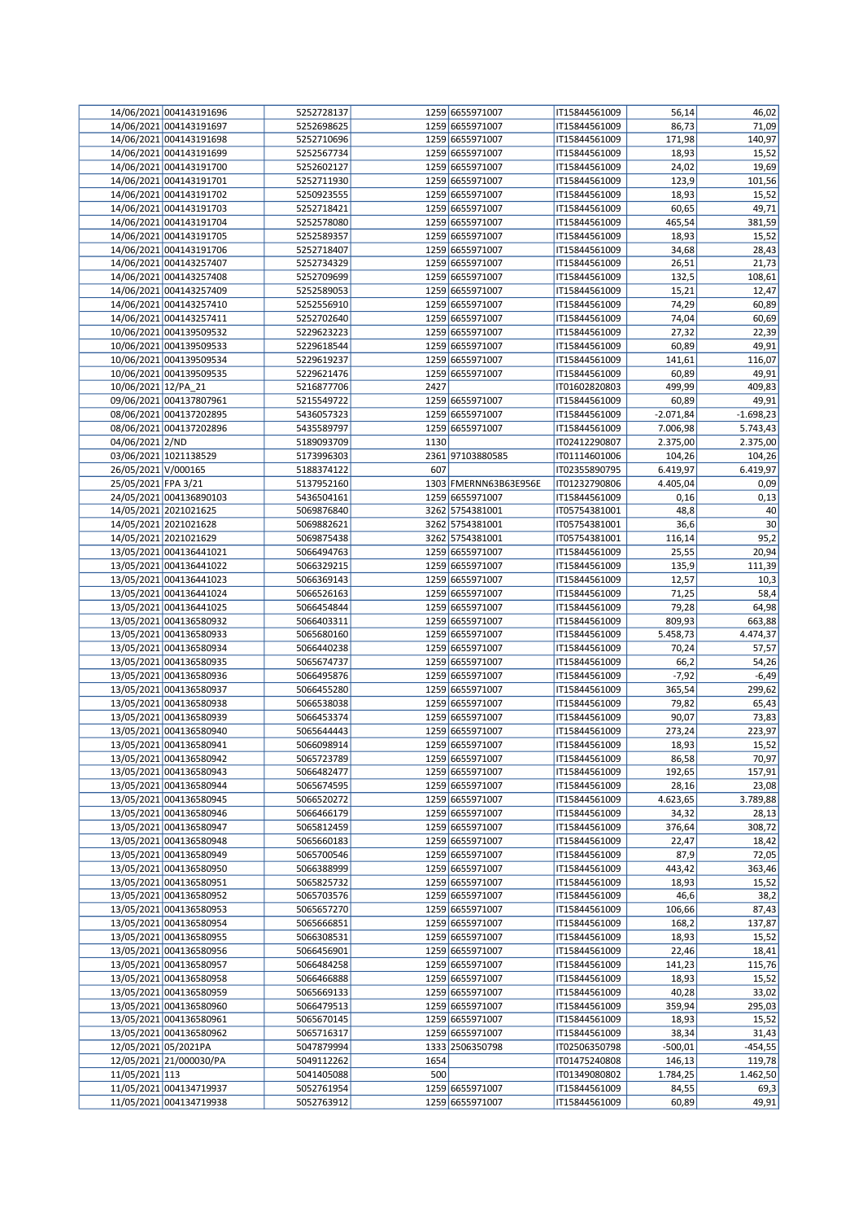| | | | | | | | |
|---|---|---|---|---|---|---|---|
| 14/06/2021 | 004143191696 | 5252728137 | 1259 | 6655971007 | IT15844561009 | 56,14 | 46,02 |
| 14/06/2021 | 004143191697 | 5252698625 | 1259 | 6655971007 | IT15844561009 | 86,73 | 71,09 |
| 14/06/2021 | 004143191698 | 5252710696 | 1259 | 6655971007 | IT15844561009 | 171,98 | 140,97 |
| 14/06/2021 | 004143191699 | 5252567734 | 1259 | 6655971007 | IT15844561009 | 18,93 | 15,52 |
| 14/06/2021 | 004143191700 | 5252602127 | 1259 | 6655971007 | IT15844561009 | 24,02 | 19,69 |
| 14/06/2021 | 004143191701 | 5252711930 | 1259 | 6655971007 | IT15844561009 | 123,9 | 101,56 |
| 14/06/2021 | 004143191702 | 5250923555 | 1259 | 6655971007 | IT15844561009 | 18,93 | 15,52 |
| 14/06/2021 | 004143191703 | 5252718421 | 1259 | 6655971007 | IT15844561009 | 60,65 | 49,71 |
| 14/06/2021 | 004143191704 | 5252578080 | 1259 | 6655971007 | IT15844561009 | 465,54 | 381,59 |
| 14/06/2021 | 004143191705 | 5252589357 | 1259 | 6655971007 | IT15844561009 | 18,93 | 15,52 |
| 14/06/2021 | 004143191706 | 5252718407 | 1259 | 6655971007 | IT15844561009 | 34,68 | 28,43 |
| 14/06/2021 | 004143257407 | 5252734329 | 1259 | 6655971007 | IT15844561009 | 26,51 | 21,73 |
| 14/06/2021 | 004143257408 | 5252709699 | 1259 | 6655971007 | IT15844561009 | 132,5 | 108,61 |
| 14/06/2021 | 004143257409 | 5252589053 | 1259 | 6655971007 | IT15844561009 | 15,21 | 12,47 |
| 14/06/2021 | 004143257410 | 5252556910 | 1259 | 6655971007 | IT15844561009 | 74,29 | 60,89 |
| 14/06/2021 | 004143257411 | 5252702640 | 1259 | 6655971007 | IT15844561009 | 74,04 | 60,69 |
| 10/06/2021 | 004139509532 | 5229623223 | 1259 | 6655971007 | IT15844561009 | 27,32 | 22,39 |
| 10/06/2021 | 004139509533 | 5229618544 | 1259 | 6655971007 | IT15844561009 | 60,89 | 49,91 |
| 10/06/2021 | 004139509534 | 5229619237 | 1259 | 6655971007 | IT15844561009 | 141,61 | 116,07 |
| 10/06/2021 | 004139509535 | 5229621476 | 1259 | 6655971007 | IT15844561009 | 60,89 | 49,91 |
| 10/06/2021 | 12/PA_21 | 5216877706 | 2427 | | IT01602820803 | 499,99 | 409,83 |
| 09/06/2021 | 004137807961 | 5215549722 | 1259 | 6655971007 | IT15844561009 | 60,89 | 49,91 |
| 08/06/2021 | 004137202895 | 5436057323 | 1259 | 6655971007 | IT15844561009 | -2.071,84 | -1.698,23 |
| 08/06/2021 | 004137202896 | 5435589797 | 1259 | 6655971007 | IT15844561009 | 7.006,98 | 5.743,43 |
| 04/06/2021 | 2/ND | 5189093709 | 1130 | | IT02412290807 | 2.375,00 | 2.375,00 |
| 03/06/2021 | 1021138529 | 5173996303 | 2361 | 97103880585 | IT01114601006 | 104,26 | 104,26 |
| 26/05/2021 | V/000165 | 5188374122 | 607 | | IT02355890795 | 6.419,97 | 6.419,97 |
| 25/05/2021 | FPA 3/21 | 5137952160 | 1303 | FMERNN63B63E956E | IT01232790806 | 4.405,04 | 0,09 |
| 24/05/2021 | 004136890103 | 5436504161 | 1259 | 6655971007 | IT15844561009 | 0,16 | 0,13 |
| 14/05/2021 | 2021021625 | 5069876840 | 3262 | 5754381001 | IT05754381001 | 48,8 | 40 |
| 14/05/2021 | 2021021628 | 5069882621 | 3262 | 5754381001 | IT05754381001 | 36,6 | 30 |
| 14/05/2021 | 2021021629 | 5069875438 | 3262 | 5754381001 | IT05754381001 | 116,14 | 95,2 |
| 13/05/2021 | 004136441021 | 5066494763 | 1259 | 6655971007 | IT15844561009 | 25,55 | 20,94 |
| 13/05/2021 | 004136441022 | 5066329215 | 1259 | 6655971007 | IT15844561009 | 135,9 | 111,39 |
| 13/05/2021 | 004136441023 | 5066369143 | 1259 | 6655971007 | IT15844561009 | 12,57 | 10,3 |
| 13/05/2021 | 004136441024 | 5066526163 | 1259 | 6655971007 | IT15844561009 | 71,25 | 58,4 |
| 13/05/2021 | 004136441025 | 5066454844 | 1259 | 6655971007 | IT15844561009 | 79,28 | 64,98 |
| 13/05/2021 | 004136580932 | 5066403311 | 1259 | 6655971007 | IT15844561009 | 809,93 | 663,88 |
| 13/05/2021 | 004136580933 | 5065680160 | 1259 | 6655971007 | IT15844561009 | 5.458,73 | 4.474,37 |
| 13/05/2021 | 004136580934 | 5066440238 | 1259 | 6655971007 | IT15844561009 | 70,24 | 57,57 |
| 13/05/2021 | 004136580935 | 5065674737 | 1259 | 6655971007 | IT15844561009 | 66,2 | 54,26 |
| 13/05/2021 | 004136580936 | 5066495876 | 1259 | 6655971007 | IT15844561009 | -7,92 | -6,49 |
| 13/05/2021 | 004136580937 | 5066455280 | 1259 | 6655971007 | IT15844561009 | 365,54 | 299,62 |
| 13/05/2021 | 004136580938 | 5066538038 | 1259 | 6655971007 | IT15844561009 | 79,82 | 65,43 |
| 13/05/2021 | 004136580939 | 5066453374 | 1259 | 6655971007 | IT15844561009 | 90,07 | 73,83 |
| 13/05/2021 | 004136580940 | 5065644443 | 1259 | 6655971007 | IT15844561009 | 273,24 | 223,97 |
| 13/05/2021 | 004136580941 | 5066098914 | 1259 | 6655971007 | IT15844561009 | 18,93 | 15,52 |
| 13/05/2021 | 004136580942 | 5065723789 | 1259 | 6655971007 | IT15844561009 | 86,58 | 70,97 |
| 13/05/2021 | 004136580943 | 5066482477 | 1259 | 6655971007 | IT15844561009 | 192,65 | 157,91 |
| 13/05/2021 | 004136580944 | 5065674595 | 1259 | 6655971007 | IT15844561009 | 28,16 | 23,08 |
| 13/05/2021 | 004136580945 | 5066520272 | 1259 | 6655971007 | IT15844561009 | 4.623,65 | 3.789,88 |
| 13/05/2021 | 004136580946 | 5066466179 | 1259 | 6655971007 | IT15844561009 | 34,32 | 28,13 |
| 13/05/2021 | 004136580947 | 5065812459 | 1259 | 6655971007 | IT15844561009 | 376,64 | 308,72 |
| 13/05/2021 | 004136580948 | 5065660183 | 1259 | 6655971007 | IT15844561009 | 22,47 | 18,42 |
| 13/05/2021 | 004136580949 | 5065700546 | 1259 | 6655971007 | IT15844561009 | 87,9 | 72,05 |
| 13/05/2021 | 004136580950 | 5066388999 | 1259 | 6655971007 | IT15844561009 | 443,42 | 363,46 |
| 13/05/2021 | 004136580951 | 5065825732 | 1259 | 6655971007 | IT15844561009 | 18,93 | 15,52 |
| 13/05/2021 | 004136580952 | 5065703576 | 1259 | 6655971007 | IT15844561009 | 46,6 | 38,2 |
| 13/05/2021 | 004136580953 | 5065657270 | 1259 | 6655971007 | IT15844561009 | 106,66 | 87,43 |
| 13/05/2021 | 004136580954 | 5065666851 | 1259 | 6655971007 | IT15844561009 | 168,2 | 137,87 |
| 13/05/2021 | 004136580955 | 5066308531 | 1259 | 6655971007 | IT15844561009 | 18,93 | 15,52 |
| 13/05/2021 | 004136580956 | 5066456901 | 1259 | 6655971007 | IT15844561009 | 22,46 | 18,41 |
| 13/05/2021 | 004136580957 | 5066484258 | 1259 | 6655971007 | IT15844561009 | 141,23 | 115,76 |
| 13/05/2021 | 004136580958 | 5066466888 | 1259 | 6655971007 | IT15844561009 | 18,93 | 15,52 |
| 13/05/2021 | 004136580959 | 5065669133 | 1259 | 6655971007 | IT15844561009 | 40,28 | 33,02 |
| 13/05/2021 | 004136580960 | 5066479513 | 1259 | 6655971007 | IT15844561009 | 359,94 | 295,03 |
| 13/05/2021 | 004136580961 | 5065670145 | 1259 | 6655971007 | IT15844561009 | 18,93 | 15,52 |
| 13/05/2021 | 004136580962 | 5065716317 | 1259 | 6655971007 | IT15844561009 | 38,34 | 31,43 |
| 12/05/2021 | 05/2021PA | 5047879994 | 1333 | 2506350798 | IT02506350798 | -500,01 | -454,55 |
| 12/05/2021 | 21/000030/PA | 5049112262 | 1654 | | IT01475240808 | 146,13 | 119,78 |
| 11/05/2021 | 113 | 5041405088 | 500 | | IT01349080802 | 1.784,25 | 1.462,50 |
| 11/05/2021 | 004134719937 | 5052761954 | 1259 | 6655971007 | IT15844561009 | 84,55 | 69,3 |
| 11/05/2021 | 004134719938 | 5052763912 | 1259 | 6655971007 | IT15844561009 | 60,89 | 49,91 |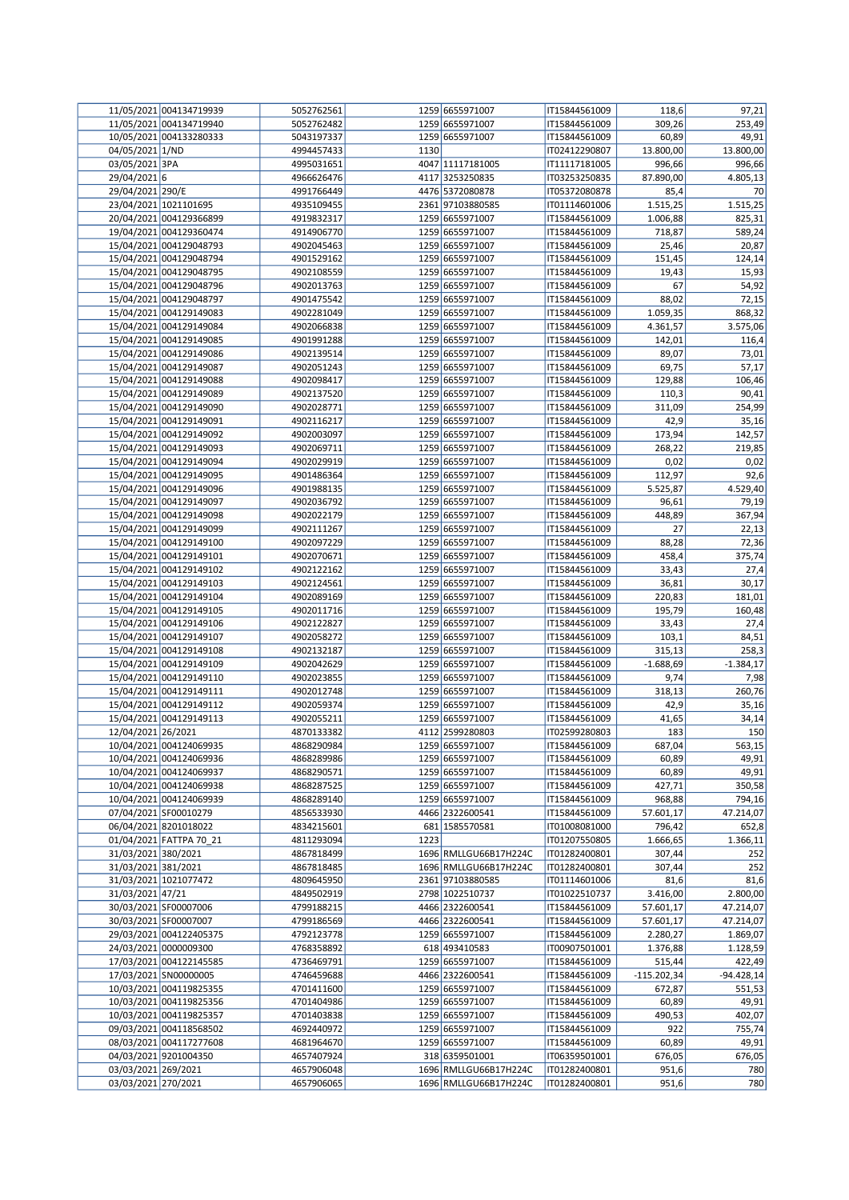| | | | | | | | |
|---|---|---|---|---|---|---|---|
| 11/05/2021 | 004134719939 | 5052762561 | 1259 | 6655971007 | IT15844561009 | 118,6 | 97,21 |
| 11/05/2021 | 004134719940 | 5052762482 | 1259 | 6655971007 | IT15844561009 | 309,26 | 253,49 |
| 10/05/2021 | 004133280333 | 5043197337 | 1259 | 6655971007 | IT15844561009 | 60,89 | 49,91 |
| 04/05/2021 | 1/ND | 4994457433 | 1130 | | IT02412290807 | 13.800,00 | 13.800,00 |
| 03/05/2021 | 3PA | 4995031651 | 4047 | 11117181005 | IT11117181005 | 996,66 | 996,66 |
| 29/04/2021 | 6 | 4966626476 | 4117 | 3253250835 | IT03253250835 | 87.890,00 | 4.805,13 |
| 29/04/2021 | 290/E | 4991766449 | 4476 | 5372080878 | IT05372080878 | 85,4 | 70 |
| 23/04/2021 | 1021101695 | 4935109455 | 2361 | 97103880585 | IT01114601006 | 1.515,25 | 1.515,25 |
| 20/04/2021 | 004129366899 | 4919832317 | 1259 | 6655971007 | IT15844561009 | 1.006,88 | 825,31 |
| 19/04/2021 | 004129360474 | 4914906770 | 1259 | 6655971007 | IT15844561009 | 718,87 | 589,24 |
| 15/04/2021 | 004129048793 | 4902045463 | 1259 | 6655971007 | IT15844561009 | 25,46 | 20,87 |
| 15/04/2021 | 004129048794 | 4901529162 | 1259 | 6655971007 | IT15844561009 | 151,45 | 124,14 |
| 15/04/2021 | 004129048795 | 4902108559 | 1259 | 6655971007 | IT15844561009 | 19,43 | 15,93 |
| 15/04/2021 | 004129048796 | 4902013763 | 1259 | 6655971007 | IT15844561009 | 67 | 54,92 |
| 15/04/2021 | 004129048797 | 4901475542 | 1259 | 6655971007 | IT15844561009 | 88,02 | 72,15 |
| 15/04/2021 | 004129149083 | 4902281049 | 1259 | 6655971007 | IT15844561009 | 1.059,35 | 868,32 |
| 15/04/2021 | 004129149084 | 4902066838 | 1259 | 6655971007 | IT15844561009 | 4.361,57 | 3.575,06 |
| 15/04/2021 | 004129149085 | 4901991288 | 1259 | 6655971007 | IT15844561009 | 142,01 | 116,4 |
| 15/04/2021 | 004129149086 | 4902139514 | 1259 | 6655971007 | IT15844561009 | 89,07 | 73,01 |
| 15/04/2021 | 004129149087 | 4902051243 | 1259 | 6655971007 | IT15844561009 | 69,75 | 57,17 |
| 15/04/2021 | 004129149088 | 4902098417 | 1259 | 6655971007 | IT15844561009 | 129,88 | 106,46 |
| 15/04/2021 | 004129149089 | 4902137520 | 1259 | 6655971007 | IT15844561009 | 110,3 | 90,41 |
| 15/04/2021 | 004129149090 | 4902028771 | 1259 | 6655971007 | IT15844561009 | 311,09 | 254,99 |
| 15/04/2021 | 004129149091 | 4902116217 | 1259 | 6655971007 | IT15844561009 | 42,9 | 35,16 |
| 15/04/2021 | 004129149092 | 4902003097 | 1259 | 6655971007 | IT15844561009 | 173,94 | 142,57 |
| 15/04/2021 | 004129149093 | 4902069711 | 1259 | 6655971007 | IT15844561009 | 268,22 | 219,85 |
| 15/04/2021 | 004129149094 | 4902029919 | 1259 | 6655971007 | IT15844561009 | 0,02 | 0,02 |
| 15/04/2021 | 004129149095 | 4901486364 | 1259 | 6655971007 | IT15844561009 | 112,97 | 92,6 |
| 15/04/2021 | 004129149096 | 4901988135 | 1259 | 6655971007 | IT15844561009 | 5.525,87 | 4.529,40 |
| 15/04/2021 | 004129149097 | 4902036792 | 1259 | 6655971007 | IT15844561009 | 96,61 | 79,19 |
| 15/04/2021 | 004129149098 | 4902022179 | 1259 | 6655971007 | IT15844561009 | 448,89 | 367,94 |
| 15/04/2021 | 004129149099 | 4902111267 | 1259 | 6655971007 | IT15844561009 | 27 | 22,13 |
| 15/04/2021 | 004129149100 | 4902097229 | 1259 | 6655971007 | IT15844561009 | 88,28 | 72,36 |
| 15/04/2021 | 004129149101 | 4902070671 | 1259 | 6655971007 | IT15844561009 | 458,4 | 375,74 |
| 15/04/2021 | 004129149102 | 4902122162 | 1259 | 6655971007 | IT15844561009 | 33,43 | 27,4 |
| 15/04/2021 | 004129149103 | 4902124561 | 1259 | 6655971007 | IT15844561009 | 36,81 | 30,17 |
| 15/04/2021 | 004129149104 | 4902089169 | 1259 | 6655971007 | IT15844561009 | 220,83 | 181,01 |
| 15/04/2021 | 004129149105 | 4902011716 | 1259 | 6655971007 | IT15844561009 | 195,79 | 160,48 |
| 15/04/2021 | 004129149106 | 4902122827 | 1259 | 6655971007 | IT15844561009 | 33,43 | 27,4 |
| 15/04/2021 | 004129149107 | 4902058272 | 1259 | 6655971007 | IT15844561009 | 103,1 | 84,51 |
| 15/04/2021 | 004129149108 | 4902132187 | 1259 | 6655971007 | IT15844561009 | 315,13 | 258,3 |
| 15/04/2021 | 004129149109 | 4902042629 | 1259 | 6655971007 | IT15844561009 | -1.688,69 | -1.384,17 |
| 15/04/2021 | 004129149110 | 4902023855 | 1259 | 6655971007 | IT15844561009 | 9,74 | 7,98 |
| 15/04/2021 | 004129149111 | 4902012748 | 1259 | 6655971007 | IT15844561009 | 318,13 | 260,76 |
| 15/04/2021 | 004129149112 | 4902059374 | 1259 | 6655971007 | IT15844561009 | 42,9 | 35,16 |
| 15/04/2021 | 004129149113 | 4902055211 | 1259 | 6655971007 | IT15844561009 | 41,65 | 34,14 |
| 12/04/2021 | 26/2021 | 4870133382 | 4112 | 2599280803 | IT02599280803 | 183 | 150 |
| 10/04/2021 | 004124069935 | 4868290984 | 1259 | 6655971007 | IT15844561009 | 687,04 | 563,15 |
| 10/04/2021 | 004124069936 | 4868289986 | 1259 | 6655971007 | IT15844561009 | 60,89 | 49,91 |
| 10/04/2021 | 004124069937 | 4868290571 | 1259 | 6655971007 | IT15844561009 | 60,89 | 49,91 |
| 10/04/2021 | 004124069938 | 4868287525 | 1259 | 6655971007 | IT15844561009 | 427,71 | 350,58 |
| 10/04/2021 | 004124069939 | 4868289140 | 1259 | 6655971007 | IT15844561009 | 968,88 | 794,16 |
| 07/04/2021 | SF00010279 | 4856533930 | 4466 | 2322600541 | IT15844561009 | 57.601,17 | 47.214,07 |
| 06/04/2021 | 8201018022 | 4834215601 | 681 | 1585570581 | IT01008081000 | 796,42 | 652,8 |
| 01/04/2021 | FATTPA 70_21 | 4811293094 | 1223 | | IT01207550805 | 1.666,65 | 1.366,11 |
| 31/03/2021 | 380/2021 | 4867818499 | 1696 | RMLLGU66B17H224C | IT01282400801 | 307,44 | 252 |
| 31/03/2021 | 381/2021 | 4867818485 | 1696 | RMLLGU66B17H224C | IT01282400801 | 307,44 | 252 |
| 31/03/2021 | 1021077472 | 4809645950 | 2361 | 97103880585 | IT01114601006 | 81,6 | 81,6 |
| 31/03/2021 | 47/21 | 4849502919 | 2798 | 1022510737 | IT01022510737 | 3.416,00 | 2.800,00 |
| 30/03/2021 | SF00007006 | 4799188215 | 4466 | 2322600541 | IT15844561009 | 57.601,17 | 47.214,07 |
| 30/03/2021 | SF00007007 | 4799186569 | 4466 | 2322600541 | IT15844561009 | 57.601,17 | 47.214,07 |
| 29/03/2021 | 004122405375 | 4792123778 | 1259 | 6655971007 | IT15844561009 | 2.280,27 | 1.869,07 |
| 24/03/2021 | 0000009300 | 4768358892 | 618 | 493410583 | IT00907501001 | 1.376,88 | 1.128,59 |
| 17/03/2021 | 004122145585 | 4736469791 | 1259 | 6655971007 | IT15844561009 | 515,44 | 422,49 |
| 17/03/2021 | SN00000005 | 4746459688 | 4466 | 2322600541 | IT15844561009 | -115.202,34 | -94.428,14 |
| 10/03/2021 | 004119825355 | 4701411600 | 1259 | 6655971007 | IT15844561009 | 672,87 | 551,53 |
| 10/03/2021 | 004119825356 | 4701404986 | 1259 | 6655971007 | IT15844561009 | 60,89 | 49,91 |
| 10/03/2021 | 004119825357 | 4701403838 | 1259 | 6655971007 | IT15844561009 | 490,53 | 402,07 |
| 09/03/2021 | 004118568502 | 4692440972 | 1259 | 6655971007 | IT15844561009 | 922 | 755,74 |
| 08/03/2021 | 004117277608 | 4681964670 | 1259 | 6655971007 | IT15844561009 | 60,89 | 49,91 |
| 04/03/2021 | 9201004350 | 4657407924 | 318 | 6359501001 | IT06359501001 | 676,05 | 676,05 |
| 03/03/2021 | 269/2021 | 4657906048 | 1696 | RMLLGU66B17H224C | IT01282400801 | 951,6 | 780 |
| 03/03/2021 | 270/2021 | 4657906065 | 1696 | RMLLGU66B17H224C | IT01282400801 | 951,6 | 780 |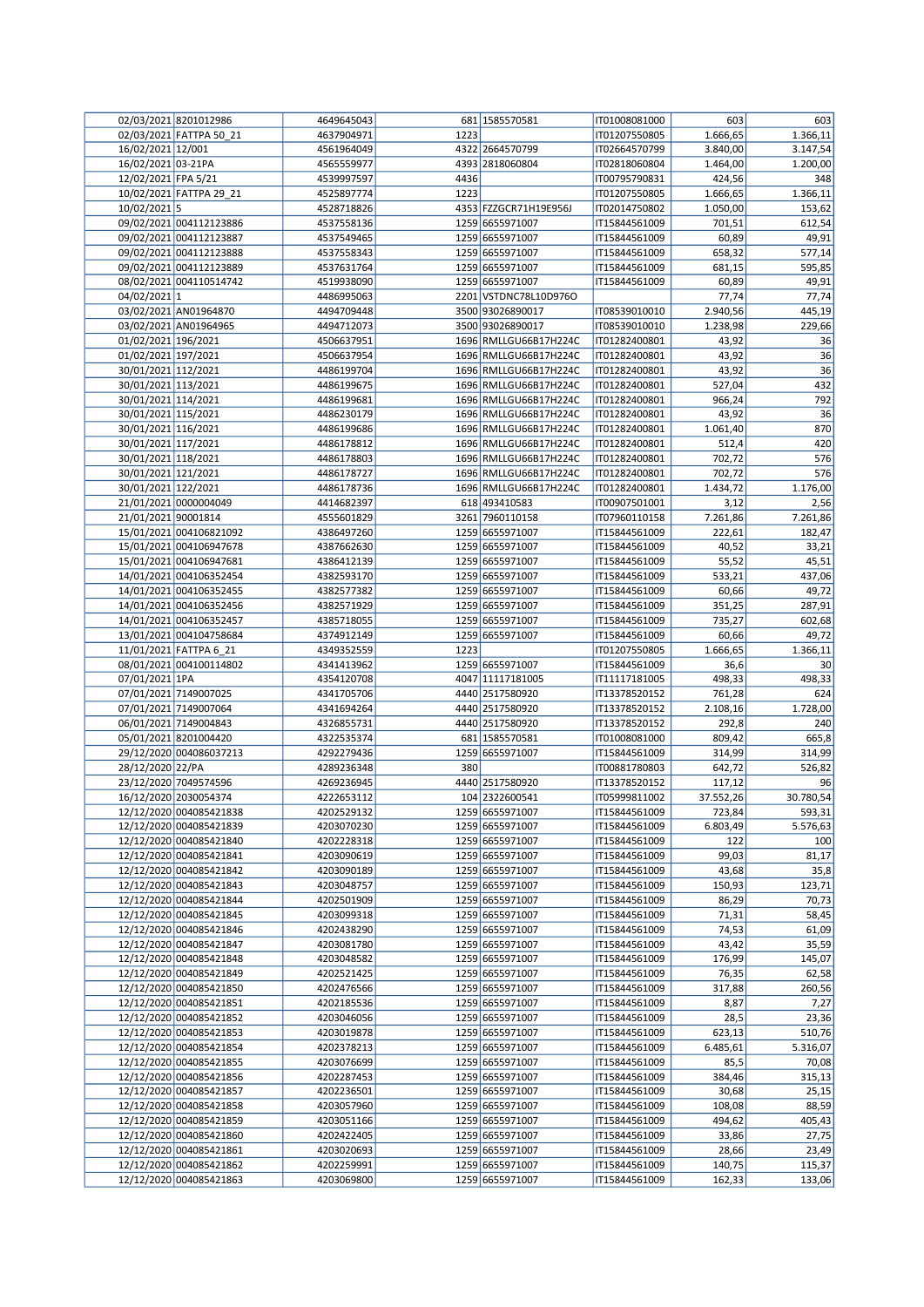| | | | | | | | |
|---|---|---|---|---|---|---|---|
| 02/03/2021 | 8201012986 | 4649645043 | 681 | 1585570581 | IT01008081000 | 603 | 603 |
| 02/03/2021 | FATTPA 50_21 | 4637904971 | 1223 | | IT01207550805 | 1.666,65 | 1.366,11 |
| 16/02/2021 | 12/001 | 4561964049 | 4322 | 2664570799 | IT02664570799 | 3.840,00 | 3.147,54 |
| 16/02/2021 | 03-21PA | 4565559977 | 4393 | 2818060804 | IT02818060804 | 1.464,00 | 1.200,00 |
| 12/02/2021 | FPA 5/21 | 4539997597 | 4436 | | IT00795790831 | 424,56 | 348 |
| 10/02/2021 | FATTPA 29_21 | 4525897774 | 1223 | | IT01207550805 | 1.666,65 | 1.366,11 |
| 10/02/2021 | 5 | 4528718826 | 4353 | FZZGCR71H19E956J | IT02014750802 | 1.050,00 | 153,62 |
| 09/02/2021 | 004112123886 | 4537558136 | 1259 | 6655971007 | IT15844561009 | 701,51 | 612,54 |
| 09/02/2021 | 004112123887 | 4537549465 | 1259 | 6655971007 | IT15844561009 | 60,89 | 49,91 |
| 09/02/2021 | 004112123888 | 4537558343 | 1259 | 6655971007 | IT15844561009 | 658,32 | 577,14 |
| 09/02/2021 | 004112123889 | 4537631764 | 1259 | 6655971007 | IT15844561009 | 681,15 | 595,85 |
| 08/02/2021 | 004110514742 | 4519938090 | 1259 | 6655971007 | IT15844561009 | 60,89 | 49,91 |
| 04/02/2021 | 1 | 4486995063 | 2201 | VSTDNC78L10D976O | | 77,74 | 77,74 |
| 03/02/2021 | AN01964870 | 4494709448 | 3500 | 93026890017 | IT08539010010 | 2.940,56 | 445,19 |
| 03/02/2021 | AN01964965 | 4494712073 | 3500 | 93026890017 | IT08539010010 | 1.238,98 | 229,66 |
| 01/02/2021 | 196/2021 | 4506637951 | 1696 | RMLLGU66B17H224C | IT01282400801 | 43,92 | 36 |
| 01/02/2021 | 197/2021 | 4506637954 | 1696 | RMLLGU66B17H224C | IT01282400801 | 43,92 | 36 |
| 30/01/2021 | 112/2021 | 4486199704 | 1696 | RMLLGU66B17H224C | IT01282400801 | 43,92 | 36 |
| 30/01/2021 | 113/2021 | 4486199675 | 1696 | RMLLGU66B17H224C | IT01282400801 | 527,04 | 432 |
| 30/01/2021 | 114/2021 | 4486199681 | 1696 | RMLLGU66B17H224C | IT01282400801 | 966,24 | 792 |
| 30/01/2021 | 115/2021 | 4486230179 | 1696 | RMLLGU66B17H224C | IT01282400801 | 43,92 | 36 |
| 30/01/2021 | 116/2021 | 4486199686 | 1696 | RMLLGU66B17H224C | IT01282400801 | 1.061,40 | 870 |
| 30/01/2021 | 117/2021 | 4486178812 | 1696 | RMLLGU66B17H224C | IT01282400801 | 512,4 | 420 |
| 30/01/2021 | 118/2021 | 4486178803 | 1696 | RMLLGU66B17H224C | IT01282400801 | 702,72 | 576 |
| 30/01/2021 | 121/2021 | 4486178727 | 1696 | RMLLGU66B17H224C | IT01282400801 | 702,72 | 576 |
| 30/01/2021 | 122/2021 | 4486178736 | 1696 | RMLLGU66B17H224C | IT01282400801 | 1.434,72 | 1.176,00 |
| 21/01/2021 | 0000004049 | 4414682397 | 618 | 493410583 | IT00907501001 | 3,12 | 2,56 |
| 21/01/2021 | 90001814 | 4555601829 | 3261 | 7960110158 | IT07960110158 | 7.261,86 | 7.261,86 |
| 15/01/2021 | 004106821092 | 4386497260 | 1259 | 6655971007 | IT15844561009 | 222,61 | 182,47 |
| 15/01/2021 | 004106947678 | 4387662630 | 1259 | 6655971007 | IT15844561009 | 40,52 | 33,21 |
| 15/01/2021 | 004106947681 | 4386412139 | 1259 | 6655971007 | IT15844561009 | 55,52 | 45,51 |
| 14/01/2021 | 004106352454 | 4382593170 | 1259 | 6655971007 | IT15844561009 | 533,21 | 437,06 |
| 14/01/2021 | 004106352455 | 4382577382 | 1259 | 6655971007 | IT15844561009 | 60,66 | 49,72 |
| 14/01/2021 | 004106352456 | 4382571929 | 1259 | 6655971007 | IT15844561009 | 351,25 | 287,91 |
| 14/01/2021 | 004106352457 | 4385718055 | 1259 | 6655971007 | IT15844561009 | 735,27 | 602,68 |
| 13/01/2021 | 004104758684 | 4374912149 | 1259 | 6655971007 | IT15844561009 | 60,66 | 49,72 |
| 11/01/2021 | FATTPA 6_21 | 4349352559 | 1223 | | IT01207550805 | 1.666,65 | 1.366,11 |
| 08/01/2021 | 004100114802 | 4341413962 | 1259 | 6655971007 | IT15844561009 | 36,6 | 30 |
| 07/01/2021 | 1PA | 4354120708 | 4047 | 11117181005 | IT11117181005 | 498,33 | 498,33 |
| 07/01/2021 | 7149007025 | 4341705706 | 4440 | 2517580920 | IT13378520152 | 761,28 | 624 |
| 07/01/2021 | 7149007064 | 4341694264 | 4440 | 2517580920 | IT13378520152 | 2.108,16 | 1.728,00 |
| 06/01/2021 | 7149004843 | 4326855731 | 4440 | 2517580920 | IT13378520152 | 292,8 | 240 |
| 05/01/2021 | 8201004420 | 4322535374 | 681 | 1585570581 | IT01008081000 | 809,42 | 665,8 |
| 29/12/2020 | 004086037213 | 4292279436 | 1259 | 6655971007 | IT15844561009 | 314,99 | 314,99 |
| 28/12/2020 | 22/PA | 4289236348 | 380 | | IT00881780803 | 642,72 | 526,82 |
| 23/12/2020 | 7049574596 | 4269236945 | 4440 | 2517580920 | IT13378520152 | 117,12 | 96 |
| 16/12/2020 | 2030054374 | 4222653112 | 104 | 2322600541 | IT05999811002 | 37.552,26 | 30.780,54 |
| 12/12/2020 | 004085421838 | 4202529132 | 1259 | 6655971007 | IT15844561009 | 723,84 | 593,31 |
| 12/12/2020 | 004085421839 | 4203070230 | 1259 | 6655971007 | IT15844561009 | 6.803,49 | 5.576,63 |
| 12/12/2020 | 004085421840 | 4202228318 | 1259 | 6655971007 | IT15844561009 | 122 | 100 |
| 12/12/2020 | 004085421841 | 4203090619 | 1259 | 6655971007 | IT15844561009 | 99,03 | 81,17 |
| 12/12/2020 | 004085421842 | 4203090189 | 1259 | 6655971007 | IT15844561009 | 43,68 | 35,8 |
| 12/12/2020 | 004085421843 | 4203048757 | 1259 | 6655971007 | IT15844561009 | 150,93 | 123,71 |
| 12/12/2020 | 004085421844 | 4202501909 | 1259 | 6655971007 | IT15844561009 | 86,29 | 70,73 |
| 12/12/2020 | 004085421845 | 4203099318 | 1259 | 6655971007 | IT15844561009 | 71,31 | 58,45 |
| 12/12/2020 | 004085421846 | 4202438290 | 1259 | 6655971007 | IT15844561009 | 74,53 | 61,09 |
| 12/12/2020 | 004085421847 | 4203081780 | 1259 | 6655971007 | IT15844561009 | 43,42 | 35,59 |
| 12/12/2020 | 004085421848 | 4203048582 | 1259 | 6655971007 | IT15844561009 | 176,99 | 145,07 |
| 12/12/2020 | 004085421849 | 4202521425 | 1259 | 6655971007 | IT15844561009 | 76,35 | 62,58 |
| 12/12/2020 | 004085421850 | 4202476566 | 1259 | 6655971007 | IT15844561009 | 317,88 | 260,56 |
| 12/12/2020 | 004085421851 | 4202185536 | 1259 | 6655971007 | IT15844561009 | 8,87 | 7,27 |
| 12/12/2020 | 004085421852 | 4203046056 | 1259 | 6655971007 | IT15844561009 | 28,5 | 23,36 |
| 12/12/2020 | 004085421853 | 4203019878 | 1259 | 6655971007 | IT15844561009 | 623,13 | 510,76 |
| 12/12/2020 | 004085421854 | 4202378213 | 1259 | 6655971007 | IT15844561009 | 6.485,61 | 5.316,07 |
| 12/12/2020 | 004085421855 | 4203076699 | 1259 | 6655971007 | IT15844561009 | 85,5 | 70,08 |
| 12/12/2020 | 004085421856 | 4202287453 | 1259 | 6655971007 | IT15844561009 | 384,46 | 315,13 |
| 12/12/2020 | 004085421857 | 4202236501 | 1259 | 6655971007 | IT15844561009 | 30,68 | 25,15 |
| 12/12/2020 | 004085421858 | 4203057960 | 1259 | 6655971007 | IT15844561009 | 108,08 | 88,59 |
| 12/12/2020 | 004085421859 | 4203051166 | 1259 | 6655971007 | IT15844561009 | 494,62 | 405,43 |
| 12/12/2020 | 004085421860 | 4202422405 | 1259 | 6655971007 | IT15844561009 | 33,86 | 27,75 |
| 12/12/2020 | 004085421861 | 4203020693 | 1259 | 6655971007 | IT15844561009 | 28,66 | 23,49 |
| 12/12/2020 | 004085421862 | 4202259991 | 1259 | 6655971007 | IT15844561009 | 140,75 | 115,37 |
| 12/12/2020 | 004085421863 | 4203069800 | 1259 | 6655971007 | IT15844561009 | 162,33 | 133,06 |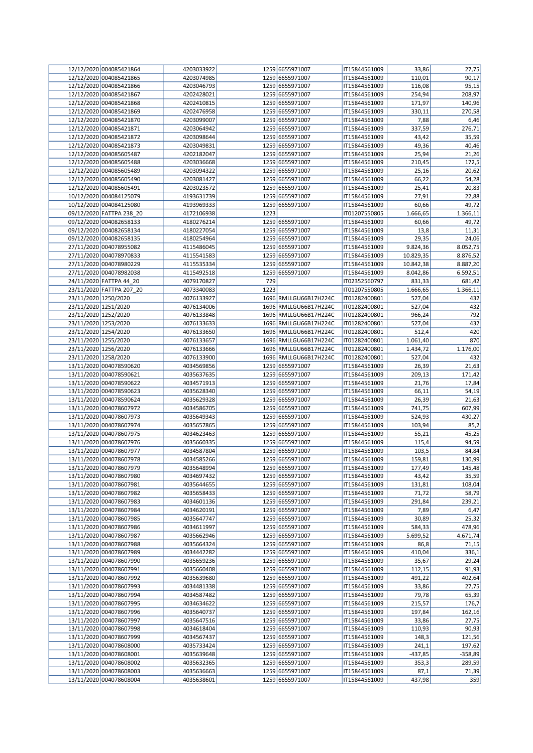| | | | | | | | |
|---|---|---|---|---|---|---|---|
| 12/12/2020 | 004085421864 | 4203033922 | 1259 | 6655971007 | IT15844561009 | 33,86 | 27,75 |
| 12/12/2020 | 004085421865 | 4203074985 | 1259 | 6655971007 | IT15844561009 | 110,01 | 90,17 |
| 12/12/2020 | 004085421866 | 4203046793 | 1259 | 6655971007 | IT15844561009 | 116,08 | 95,15 |
| 12/12/2020 | 004085421867 | 4202428021 | 1259 | 6655971007 | IT15844561009 | 254,94 | 208,97 |
| 12/12/2020 | 004085421868 | 4202410815 | 1259 | 6655971007 | IT15844561009 | 171,97 | 140,96 |
| 12/12/2020 | 004085421869 | 4202476958 | 1259 | 6655971007 | IT15844561009 | 330,11 | 270,58 |
| 12/12/2020 | 004085421870 | 4203099007 | 1259 | 6655971007 | IT15844561009 | 7,88 | 6,46 |
| 12/12/2020 | 004085421871 | 4203064942 | 1259 | 6655971007 | IT15844561009 | 337,59 | 276,71 |
| 12/12/2020 | 004085421872 | 4203098644 | 1259 | 6655971007 | IT15844561009 | 43,42 | 35,59 |
| 12/12/2020 | 004085421873 | 4203049831 | 1259 | 6655971007 | IT15844561009 | 49,36 | 40,46 |
| 12/12/2020 | 004085605487 | 4202182047 | 1259 | 6655971007 | IT15844561009 | 25,94 | 21,26 |
| 12/12/2020 | 004085605488 | 4203036668 | 1259 | 6655971007 | IT15844561009 | 210,45 | 172,5 |
| 12/12/2020 | 004085605489 | 4203094322 | 1259 | 6655971007 | IT15844561009 | 25,16 | 20,62 |
| 12/12/2020 | 004085605490 | 4203081427 | 1259 | 6655971007 | IT15844561009 | 66,22 | 54,28 |
| 12/12/2020 | 004085605491 | 4203023572 | 1259 | 6655971007 | IT15844561009 | 25,41 | 20,83 |
| 10/12/2020 | 004084125079 | 4193631739 | 1259 | 6655971007 | IT15844561009 | 27,91 | 22,88 |
| 10/12/2020 | 004084125080 | 4193969333 | 1259 | 6655971007 | IT15844561009 | 60,66 | 49,72 |
| 09/12/2020 | FATTPA 238_20 | 4172106938 | 1223 | | IT01207550805 | 1.666,65 | 1.366,11 |
| 09/12/2020 | 004082658133 | 4180276214 | 1259 | 6655971007 | IT15844561009 | 60,66 | 49,72 |
| 09/12/2020 | 004082658134 | 4180227054 | 1259 | 6655971007 | IT15844561009 | 13,8 | 11,31 |
| 09/12/2020 | 004082658135 | 4180254964 | 1259 | 6655971007 | IT15844561009 | 29,35 | 24,06 |
| 27/11/2020 | 004078955082 | 4115486045 | 1259 | 6655971007 | IT15844561009 | 9.824,36 | 8.052,75 |
| 27/11/2020 | 004078970833 | 4115541583 | 1259 | 6655971007 | IT15844561009 | 10.829,35 | 8.876,52 |
| 27/11/2020 | 004078980229 | 4115535334 | 1259 | 6655971007 | IT15844561009 | 10.842,38 | 8.887,20 |
| 27/11/2020 | 004078982038 | 4115492518 | 1259 | 6655971007 | IT15844561009 | 8.042,86 | 6.592,51 |
| 24/11/2020 | FATTPA 44_20 | 4079170827 | 729 | | IT02352560797 | 831,33 | 681,42 |
| 23/11/2020 | FATTPA 207_20 | 4073340083 | 1223 | | IT01207550805 | 1.666,65 | 1.366,11 |
| 23/11/2020 | 1250/2020 | 4076133927 | 1696 | RMLLGU66B17H224C | IT01282400801 | 527,04 | 432 |
| 23/11/2020 | 1251/2020 | 4076134006 | 1696 | RMLLGU66B17H224C | IT01282400801 | 527,04 | 432 |
| 23/11/2020 | 1252/2020 | 4076133838 | 1696 | RMLLGU66B17H224C | IT01282400801 | 966,24 | 792 |
| 23/11/2020 | 1253/2020 | 4076133633 | 1696 | RMLLGU66B17H224C | IT01282400801 | 527,04 | 432 |
| 23/11/2020 | 1254/2020 | 4076133650 | 1696 | RMLLGU66B17H224C | IT01282400801 | 512,4 | 420 |
| 23/11/2020 | 1255/2020 | 4076133657 | 1696 | RMLLGU66B17H224C | IT01282400801 | 1.061,40 | 870 |
| 23/11/2020 | 1256/2020 | 4076133666 | 1696 | RMLLGU66B17H224C | IT01282400801 | 1.434,72 | 1.176,00 |
| 23/11/2020 | 1258/2020 | 4076133900 | 1696 | RMLLGU66B17H224C | IT01282400801 | 527,04 | 432 |
| 13/11/2020 | 004078590620 | 4034569856 | 1259 | 6655971007 | IT15844561009 | 26,39 | 21,63 |
| 13/11/2020 | 004078590621 | 4035637635 | 1259 | 6655971007 | IT15844561009 | 209,13 | 171,42 |
| 13/11/2020 | 004078590622 | 4034571913 | 1259 | 6655971007 | IT15844561009 | 21,76 | 17,84 |
| 13/11/2020 | 004078590623 | 4035628340 | 1259 | 6655971007 | IT15844561009 | 66,11 | 54,19 |
| 13/11/2020 | 004078590624 | 4035629328 | 1259 | 6655971007 | IT15844561009 | 26,39 | 21,63 |
| 13/11/2020 | 004078607972 | 4034586705 | 1259 | 6655971007 | IT15844561009 | 741,75 | 607,99 |
| 13/11/2020 | 004078607973 | 4035649343 | 1259 | 6655971007 | IT15844561009 | 524,93 | 430,27 |
| 13/11/2020 | 004078607974 | 4035657865 | 1259 | 6655971007 | IT15844561009 | 103,94 | 85,2 |
| 13/11/2020 | 004078607975 | 4034623463 | 1259 | 6655971007 | IT15844561009 | 55,21 | 45,25 |
| 13/11/2020 | 004078607976 | 4035660335 | 1259 | 6655971007 | IT15844561009 | 115,4 | 94,59 |
| 13/11/2020 | 004078607977 | 4034587804 | 1259 | 6655971007 | IT15844561009 | 103,5 | 84,84 |
| 13/11/2020 | 004078607978 | 4034585266 | 1259 | 6655971007 | IT15844561009 | 159,81 | 130,99 |
| 13/11/2020 | 004078607979 | 4035648994 | 1259 | 6655971007 | IT15844561009 | 177,49 | 145,48 |
| 13/11/2020 | 004078607980 | 4034697432 | 1259 | 6655971007 | IT15844561009 | 43,42 | 35,59 |
| 13/11/2020 | 004078607981 | 4035644655 | 1259 | 6655971007 | IT15844561009 | 131,81 | 108,04 |
| 13/11/2020 | 004078607982 | 4035658433 | 1259 | 6655971007 | IT15844561009 | 71,72 | 58,79 |
| 13/11/2020 | 004078607983 | 4034601136 | 1259 | 6655971007 | IT15844561009 | 291,84 | 239,21 |
| 13/11/2020 | 004078607984 | 4034620191 | 1259 | 6655971007 | IT15844561009 | 7,89 | 6,47 |
| 13/11/2020 | 004078607985 | 4035647747 | 1259 | 6655971007 | IT15844561009 | 30,89 | 25,32 |
| 13/11/2020 | 004078607986 | 4034611997 | 1259 | 6655971007 | IT15844561009 | 584,33 | 478,96 |
| 13/11/2020 | 004078607987 | 4035662946 | 1259 | 6655971007 | IT15844561009 | 5.699,52 | 4.671,74 |
| 13/11/2020 | 004078607988 | 4035664324 | 1259 | 6655971007 | IT15844561009 | 86,8 | 71,15 |
| 13/11/2020 | 004078607989 | 4034442282 | 1259 | 6655971007 | IT15844561009 | 410,04 | 336,1 |
| 13/11/2020 | 004078607990 | 4035659236 | 1259 | 6655971007 | IT15844561009 | 35,67 | 29,24 |
| 13/11/2020 | 004078607991 | 4035660408 | 1259 | 6655971007 | IT15844561009 | 112,15 | 91,93 |
| 13/11/2020 | 004078607992 | 4035639680 | 1259 | 6655971007 | IT15844561009 | 491,22 | 402,64 |
| 13/11/2020 | 004078607993 | 4034481338 | 1259 | 6655971007 | IT15844561009 | 33,86 | 27,75 |
| 13/11/2020 | 004078607994 | 4034587482 | 1259 | 6655971007 | IT15844561009 | 79,78 | 65,39 |
| 13/11/2020 | 004078607995 | 4034634622 | 1259 | 6655971007 | IT15844561009 | 215,57 | 176,7 |
| 13/11/2020 | 004078607996 | 4035640737 | 1259 | 6655971007 | IT15844561009 | 197,84 | 162,16 |
| 13/11/2020 | 004078607997 | 4035647516 | 1259 | 6655971007 | IT15844561009 | 33,86 | 27,75 |
| 13/11/2020 | 004078607998 | 4034618404 | 1259 | 6655971007 | IT15844561009 | 110,93 | 90,93 |
| 13/11/2020 | 004078607999 | 4034567437 | 1259 | 6655971007 | IT15844561009 | 148,3 | 121,56 |
| 13/11/2020 | 004078608000 | 4035733424 | 1259 | 6655971007 | IT15844561009 | 241,1 | 197,62 |
| 13/11/2020 | 004078608001 | 4035639648 | 1259 | 6655971007 | IT15844561009 | -437,85 | -358,89 |
| 13/11/2020 | 004078608002 | 4035632365 | 1259 | 6655971007 | IT15844561009 | 353,3 | 289,59 |
| 13/11/2020 | 004078608003 | 4035636663 | 1259 | 6655971007 | IT15844561009 | 87,1 | 71,39 |
| 13/11/2020 | 004078608004 | 4035638601 | 1259 | 6655971007 | IT15844561009 | 437,98 | 359 |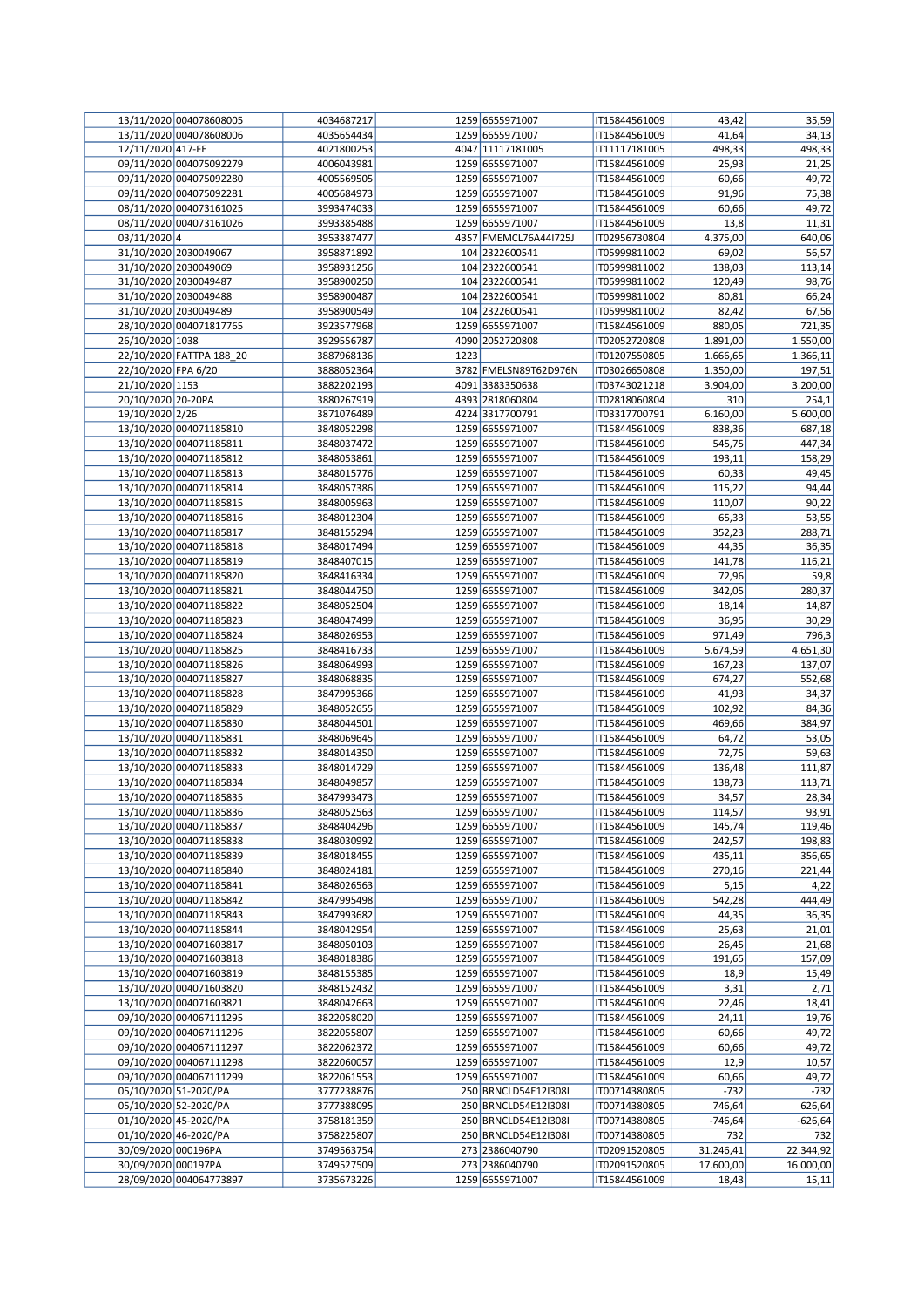| | | | | | | | |
|---|---|---|---|---|---|---|---|
| 13/11/2020 | 004078608005 | 4034687217 | 1259 | 6655971007 | IT15844561009 | 43,42 | 35,59 |
| 13/11/2020 | 004078608006 | 4035654434 | 1259 | 6655971007 | IT15844561009 | 41,64 | 34,13 |
| 12/11/2020 | 417-FE | 4021800253 | 4047 | 11117181005 | IT11117181005 | 498,33 | 498,33 |
| 09/11/2020 | 004075092279 | 4006043981 | 1259 | 6655971007 | IT15844561009 | 25,93 | 21,25 |
| 09/11/2020 | 004075092280 | 4005569505 | 1259 | 6655971007 | IT15844561009 | 60,66 | 49,72 |
| 09/11/2020 | 004075092281 | 4005684973 | 1259 | 6655971007 | IT15844561009 | 91,96 | 75,38 |
| 08/11/2020 | 004073161025 | 3993474033 | 1259 | 6655971007 | IT15844561009 | 60,66 | 49,72 |
| 08/11/2020 | 004073161026 | 3993385488 | 1259 | 6655971007 | IT15844561009 | 13,8 | 11,31 |
| 03/11/2020 | 4 | 3953387477 | 4357 | FMEMCL76A44I725J | IT02956730804 | 4.375,00 | 640,06 |
| 31/10/2020 | 2030049067 | 3958871892 | 104 | 2322600541 | IT05999811002 | 69,02 | 56,57 |
| 31/10/2020 | 2030049069 | 3958931256 | 104 | 2322600541 | IT05999811002 | 138,03 | 113,14 |
| 31/10/2020 | 2030049487 | 3958900250 | 104 | 2322600541 | IT05999811002 | 120,49 | 98,76 |
| 31/10/2020 | 2030049488 | 3958900487 | 104 | 2322600541 | IT05999811002 | 80,81 | 66,24 |
| 31/10/2020 | 2030049489 | 3958900549 | 104 | 2322600541 | IT05999811002 | 82,42 | 67,56 |
| 28/10/2020 | 004071817765 | 3923577968 | 1259 | 6655971007 | IT15844561009 | 880,05 | 721,35 |
| 26/10/2020 | 1038 | 3929556787 | 4090 | 2052720808 | IT02052720808 | 1.891,00 | 1.550,00 |
| 22/10/2020 | FATTPA 188_20 | 3887968136 | 1223 | | IT01207550805 | 1.666,65 | 1.366,11 |
| 22/10/2020 | FPA 6/20 | 3888052364 | 3782 | FMELSN89T62D976N | IT03026650808 | 1.350,00 | 197,51 |
| 21/10/2020 | 1153 | 3882202193 | 4091 | 3383350638 | IT03743021218 | 3.904,00 | 3.200,00 |
| 20/10/2020 | 20-20PA | 3880267919 | 4393 | 2818060804 | IT02818060804 | 310 | 254,1 |
| 19/10/2020 | 2/26 | 3871076489 | 4224 | 3317700791 | IT03317700791 | 6.160,00 | 5.600,00 |
| 13/10/2020 | 004071185810 | 3848052298 | 1259 | 6655971007 | IT15844561009 | 838,36 | 687,18 |
| 13/10/2020 | 004071185811 | 3848037472 | 1259 | 6655971007 | IT15844561009 | 545,75 | 447,34 |
| 13/10/2020 | 004071185812 | 3848053861 | 1259 | 6655971007 | IT15844561009 | 193,11 | 158,29 |
| 13/10/2020 | 004071185813 | 3848015776 | 1259 | 6655971007 | IT15844561009 | 60,33 | 49,45 |
| 13/10/2020 | 004071185814 | 3848057386 | 1259 | 6655971007 | IT15844561009 | 115,22 | 94,44 |
| 13/10/2020 | 004071185815 | 3848005963 | 1259 | 6655971007 | IT15844561009 | 110,07 | 90,22 |
| 13/10/2020 | 004071185816 | 3848012304 | 1259 | 6655971007 | IT15844561009 | 65,33 | 53,55 |
| 13/10/2020 | 004071185817 | 3848155294 | 1259 | 6655971007 | IT15844561009 | 352,23 | 288,71 |
| 13/10/2020 | 004071185818 | 3848017494 | 1259 | 6655971007 | IT15844561009 | 44,35 | 36,35 |
| 13/10/2020 | 004071185819 | 3848407015 | 1259 | 6655971007 | IT15844561009 | 141,78 | 116,21 |
| 13/10/2020 | 004071185820 | 3848416334 | 1259 | 6655971007 | IT15844561009 | 72,96 | 59,8 |
| 13/10/2020 | 004071185821 | 3848044750 | 1259 | 6655971007 | IT15844561009 | 342,05 | 280,37 |
| 13/10/2020 | 004071185822 | 3848052504 | 1259 | 6655971007 | IT15844561009 | 18,14 | 14,87 |
| 13/10/2020 | 004071185823 | 3848047499 | 1259 | 6655971007 | IT15844561009 | 36,95 | 30,29 |
| 13/10/2020 | 004071185824 | 3848026953 | 1259 | 6655971007 | IT15844561009 | 971,49 | 796,3 |
| 13/10/2020 | 004071185825 | 3848416733 | 1259 | 6655971007 | IT15844561009 | 5.674,59 | 4.651,30 |
| 13/10/2020 | 004071185826 | 3848064993 | 1259 | 6655971007 | IT15844561009 | 167,23 | 137,07 |
| 13/10/2020 | 004071185827 | 3848068835 | 1259 | 6655971007 | IT15844561009 | 674,27 | 552,68 |
| 13/10/2020 | 004071185828 | 3847995366 | 1259 | 6655971007 | IT15844561009 | 41,93 | 34,37 |
| 13/10/2020 | 004071185829 | 3848052655 | 1259 | 6655971007 | IT15844561009 | 102,92 | 84,36 |
| 13/10/2020 | 004071185830 | 3848044501 | 1259 | 6655971007 | IT15844561009 | 469,66 | 384,97 |
| 13/10/2020 | 004071185831 | 3848069645 | 1259 | 6655971007 | IT15844561009 | 64,72 | 53,05 |
| 13/10/2020 | 004071185832 | 3848014350 | 1259 | 6655971007 | IT15844561009 | 72,75 | 59,63 |
| 13/10/2020 | 004071185833 | 3848014729 | 1259 | 6655971007 | IT15844561009 | 136,48 | 111,87 |
| 13/10/2020 | 004071185834 | 3848049857 | 1259 | 6655971007 | IT15844561009 | 138,73 | 113,71 |
| 13/10/2020 | 004071185835 | 3847993473 | 1259 | 6655971007 | IT15844561009 | 34,57 | 28,34 |
| 13/10/2020 | 004071185836 | 3848052563 | 1259 | 6655971007 | IT15844561009 | 114,57 | 93,91 |
| 13/10/2020 | 004071185837 | 3848404296 | 1259 | 6655971007 | IT15844561009 | 145,74 | 119,46 |
| 13/10/2020 | 004071185838 | 3848030992 | 1259 | 6655971007 | IT15844561009 | 242,57 | 198,83 |
| 13/10/2020 | 004071185839 | 3848018455 | 1259 | 6655971007 | IT15844561009 | 435,11 | 356,65 |
| 13/10/2020 | 004071185840 | 3848024181 | 1259 | 6655971007 | IT15844561009 | 270,16 | 221,44 |
| 13/10/2020 | 004071185841 | 3848026563 | 1259 | 6655971007 | IT15844561009 | 5,15 | 4,22 |
| 13/10/2020 | 004071185842 | 3847995498 | 1259 | 6655971007 | IT15844561009 | 542,28 | 444,49 |
| 13/10/2020 | 004071185843 | 3847993682 | 1259 | 6655971007 | IT15844561009 | 44,35 | 36,35 |
| 13/10/2020 | 004071185844 | 3848042954 | 1259 | 6655971007 | IT15844561009 | 25,63 | 21,01 |
| 13/10/2020 | 004071603817 | 3848050103 | 1259 | 6655971007 | IT15844561009 | 26,45 | 21,68 |
| 13/10/2020 | 004071603818 | 3848018386 | 1259 | 6655971007 | IT15844561009 | 191,65 | 157,09 |
| 13/10/2020 | 004071603819 | 3848155385 | 1259 | 6655971007 | IT15844561009 | 18,9 | 15,49 |
| 13/10/2020 | 004071603820 | 3848152432 | 1259 | 6655971007 | IT15844561009 | 3,31 | 2,71 |
| 13/10/2020 | 004071603821 | 3848042663 | 1259 | 6655971007 | IT15844561009 | 22,46 | 18,41 |
| 09/10/2020 | 004067111295 | 3822058020 | 1259 | 6655971007 | IT15844561009 | 24,11 | 19,76 |
| 09/10/2020 | 004067111296 | 3822055807 | 1259 | 6655971007 | IT15844561009 | 60,66 | 49,72 |
| 09/10/2020 | 004067111297 | 3822062372 | 1259 | 6655971007 | IT15844561009 | 60,66 | 49,72 |
| 09/10/2020 | 004067111298 | 3822060057 | 1259 | 6655971007 | IT15844561009 | 12,9 | 10,57 |
| 09/10/2020 | 004067111299 | 3822061553 | 1259 | 6655971007 | IT15844561009 | 60,66 | 49,72 |
| 05/10/2020 | 51-2020/PA | 3777238876 | 250 | BRNCLD54E12I308I | IT00714380805 | -732 | -732 |
| 05/10/2020 | 52-2020/PA | 3777388095 | 250 | BRNCLD54E12I308I | IT00714380805 | 746,64 | 626,64 |
| 01/10/2020 | 45-2020/PA | 3758181359 | 250 | BRNCLD54E12I308I | IT00714380805 | -746,64 | -626,64 |
| 01/10/2020 | 46-2020/PA | 3758225807 | 250 | BRNCLD54E12I308I | IT00714380805 | 732 | 732 |
| 30/09/2020 | 000196PA | 3749563754 | 273 | 2386040790 | IT02091520805 | 31.246,41 | 22.344,92 |
| 30/09/2020 | 000197PA | 3749527509 | 273 | 2386040790 | IT02091520805 | 17.600,00 | 16.000,00 |
| 28/09/2020 | 004064773897 | 3735673226 | 1259 | 6655971007 | IT15844561009 | 18,43 | 15,11 |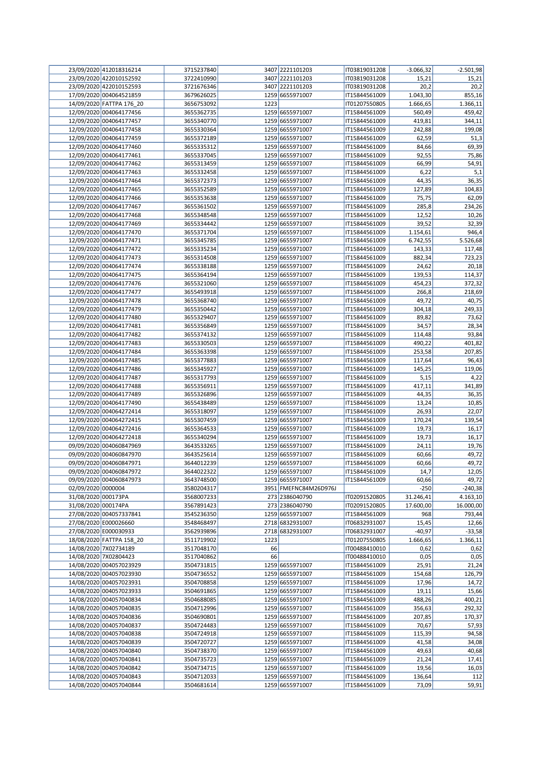| | | | | | | |
|---|---|---|---|---|---|---|
| 23/09/2020 | 412018316214 | 3715237840 | 3407 2221101203 | IT03819031208 | -3.066,32 | -2.501,98 |
| 23/09/2020 | 422010152592 | 3722410990 | 3407 2221101203 | IT03819031208 | 15,21 | 15,21 |
| 23/09/2020 | 422010152593 | 3721676346 | 3407 2221101203 | IT03819031208 | 20,2 | 20,2 |
| 17/09/2020 | 004064521859 | 3679626025 | 1259 6655971007 | IT15844561009 | 1.043,30 | 855,16 |
| 14/09/2020 | FATTPA 176_20 | 3656753092 | 1223 | IT01207550805 | 1.666,65 | 1.366,11 |
| 12/09/2020 | 004064177456 | 3655362735 | 1259 6655971007 | IT15844561009 | 560,49 | 459,42 |
| 12/09/2020 | 004064177457 | 3655340770 | 1259 6655971007 | IT15844561009 | 419,81 | 344,11 |
| 12/09/2020 | 004064177458 | 3655330364 | 1259 6655971007 | IT15844561009 | 242,88 | 199,08 |
| 12/09/2020 | 004064177459 | 3655372189 | 1259 6655971007 | IT15844561009 | 62,59 | 51,3 |
| 12/09/2020 | 004064177460 | 3655335312 | 1259 6655971007 | IT15844561009 | 84,66 | 69,39 |
| 12/09/2020 | 004064177461 | 3655337045 | 1259 6655971007 | IT15844561009 | 92,55 | 75,86 |
| 12/09/2020 | 004064177462 | 3655313459 | 1259 6655971007 | IT15844561009 | 66,99 | 54,91 |
| 12/09/2020 | 004064177463 | 3655332458 | 1259 6655971007 | IT15844561009 | 6,22 | 5,1 |
| 12/09/2020 | 004064177464 | 3655372373 | 1259 6655971007 | IT15844561009 | 44,35 | 36,35 |
| 12/09/2020 | 004064177465 | 3655352589 | 1259 6655971007 | IT15844561009 | 127,89 | 104,83 |
| 12/09/2020 | 004064177466 | 3655353638 | 1259 6655971007 | IT15844561009 | 75,75 | 62,09 |
| 12/09/2020 | 004064177467 | 3655361502 | 1259 6655971007 | IT15844561009 | 285,8 | 234,26 |
| 12/09/2020 | 004064177468 | 3655348548 | 1259 6655971007 | IT15844561009 | 12,52 | 10,26 |
| 12/09/2020 | 004064177469 | 3655334442 | 1259 6655971007 | IT15844561009 | 39,52 | 32,39 |
| 12/09/2020 | 004064177470 | 3655371704 | 1259 6655971007 | IT15844561009 | 1.154,61 | 946,4 |
| 12/09/2020 | 004064177471 | 3655345785 | 1259 6655971007 | IT15844561009 | 6.742,55 | 5.526,68 |
| 12/09/2020 | 004064177472 | 3655335234 | 1259 6655971007 | IT15844561009 | 143,33 | 117,48 |
| 12/09/2020 | 004064177473 | 3655314508 | 1259 6655971007 | IT15844561009 | 882,34 | 723,23 |
| 12/09/2020 | 004064177474 | 3655338188 | 1259 6655971007 | IT15844561009 | 24,62 | 20,18 |
| 12/09/2020 | 004064177475 | 3655364194 | 1259 6655971007 | IT15844561009 | 139,53 | 114,37 |
| 12/09/2020 | 004064177476 | 3655321060 | 1259 6655971007 | IT15844561009 | 454,23 | 372,32 |
| 12/09/2020 | 004064177477 | 3655493918 | 1259 6655971007 | IT15844561009 | 266,8 | 218,69 |
| 12/09/2020 | 004064177478 | 3655368740 | 1259 6655971007 | IT15844561009 | 49,72 | 40,75 |
| 12/09/2020 | 004064177479 | 3655350442 | 1259 6655971007 | IT15844561009 | 304,18 | 249,33 |
| 12/09/2020 | 004064177480 | 3655329407 | 1259 6655971007 | IT15844561009 | 89,82 | 73,62 |
| 12/09/2020 | 004064177481 | 3655356849 | 1259 6655971007 | IT15844561009 | 34,57 | 28,34 |
| 12/09/2020 | 004064177482 | 3655374132 | 1259 6655971007 | IT15844561009 | 114,48 | 93,84 |
| 12/09/2020 | 004064177483 | 3655330503 | 1259 6655971007 | IT15844561009 | 490,22 | 401,82 |
| 12/09/2020 | 004064177484 | 3655363398 | 1259 6655971007 | IT15844561009 | 253,58 | 207,85 |
| 12/09/2020 | 004064177485 | 3655377883 | 1259 6655971007 | IT15844561009 | 117,64 | 96,43 |
| 12/09/2020 | 004064177486 | 3655345927 | 1259 6655971007 | IT15844561009 | 145,25 | 119,06 |
| 12/09/2020 | 004064177487 | 3655317793 | 1259 6655971007 | IT15844561009 | 5,15 | 4,22 |
| 12/09/2020 | 004064177488 | 3655356911 | 1259 6655971007 | IT15844561009 | 417,11 | 341,89 |
| 12/09/2020 | 004064177489 | 3655326896 | 1259 6655971007 | IT15844561009 | 44,35 | 36,35 |
| 12/09/2020 | 004064177490 | 3655438489 | 1259 6655971007 | IT15844561009 | 13,24 | 10,85 |
| 12/09/2020 | 004064272414 | 3655318097 | 1259 6655971007 | IT15844561009 | 26,93 | 22,07 |
| 12/09/2020 | 004064272415 | 3655307459 | 1259 6655971007 | IT15844561009 | 170,24 | 139,54 |
| 12/09/2020 | 004064272416 | 3655364533 | 1259 6655971007 | IT15844561009 | 19,73 | 16,17 |
| 12/09/2020 | 004064272418 | 3655340294 | 1259 6655971007 | IT15844561009 | 19,73 | 16,17 |
| 09/09/2020 | 004060847969 | 3643533265 | 1259 6655971007 | IT15844561009 | 24,11 | 19,76 |
| 09/09/2020 | 004060847970 | 3643525614 | 1259 6655971007 | IT15844561009 | 60,66 | 49,72 |
| 09/09/2020 | 004060847971 | 3644012239 | 1259 6655971007 | IT15844561009 | 60,66 | 49,72 |
| 09/09/2020 | 004060847972 | 3644022322 | 1259 6655971007 | IT15844561009 | 14,7 | 12,05 |
| 09/09/2020 | 004060847973 | 3643748500 | 1259 6655971007 | IT15844561009 | 60,66 | 49,72 |
| 02/09/2020 | 0000004 | 3580204317 | 3951 FMEFNC84M26D976J | | -250 | -240,38 |
| 31/08/2020 | 000173PA | 3568007233 | 273 2386040790 | IT02091520805 | 31.246,41 | 4.163,10 |
| 31/08/2020 | 000174PA | 3567891423 | 273 2386040790 | IT02091520805 | 17.600,00 | 16.000,00 |
| 27/08/2020 | 004057337841 | 3545236350 | 1259 6655971007 | IT15844561009 | 968 | 793,44 |
| 27/08/2020 | E000026660 | 3548468497 | 2718 6832931007 | IT06832931007 | 15,45 | 12,66 |
| 27/08/2020 | E000030933 | 3562939896 | 2718 6832931007 | IT06832931007 | -40,97 | -33,58 |
| 18/08/2020 | FATTPA 158_20 | 3511719902 | 1223 | IT01207550805 | 1.666,65 | 1.366,11 |
| 14/08/2020 | 7X02734189 | 3517048170 | 66 | IT00488410010 | 0,62 | 0,62 |
| 14/08/2020 | 7X02804423 | 3517040862 | 66 | IT00488410010 | 0,05 | 0,05 |
| 14/08/2020 | 004057023929 | 3504731815 | 1259 6655971007 | IT15844561009 | 25,91 | 21,24 |
| 14/08/2020 | 004057023930 | 3504736552 | 1259 6655971007 | IT15844561009 | 154,68 | 126,79 |
| 14/08/2020 | 004057023931 | 3504708858 | 1259 6655971007 | IT15844561009 | 17,96 | 14,72 |
| 14/08/2020 | 004057023933 | 3504691865 | 1259 6655971007 | IT15844561009 | 19,11 | 15,66 |
| 14/08/2020 | 004057040834 | 3504688085 | 1259 6655971007 | IT15844561009 | 488,26 | 400,21 |
| 14/08/2020 | 004057040835 | 3504712996 | 1259 6655971007 | IT15844561009 | 356,63 | 292,32 |
| 14/08/2020 | 004057040836 | 3504690801 | 1259 6655971007 | IT15844561009 | 207,85 | 170,37 |
| 14/08/2020 | 004057040837 | 3504724483 | 1259 6655971007 | IT15844561009 | 70,67 | 57,93 |
| 14/08/2020 | 004057040838 | 3504724918 | 1259 6655971007 | IT15844561009 | 115,39 | 94,58 |
| 14/08/2020 | 004057040839 | 3504720727 | 1259 6655971007 | IT15844561009 | 41,58 | 34,08 |
| 14/08/2020 | 004057040840 | 3504738370 | 1259 6655971007 | IT15844561009 | 49,63 | 40,68 |
| 14/08/2020 | 004057040841 | 3504735723 | 1259 6655971007 | IT15844561009 | 21,24 | 17,41 |
| 14/08/2020 | 004057040842 | 3504734715 | 1259 6655971007 | IT15844561009 | 19,56 | 16,03 |
| 14/08/2020 | 004057040843 | 3504712033 | 1259 6655971007 | IT15844561009 | 136,64 | 112 |
| 14/08/2020 | 004057040844 | 3504681614 | 1259 6655971007 | IT15844561009 | 73,09 | 59,91 |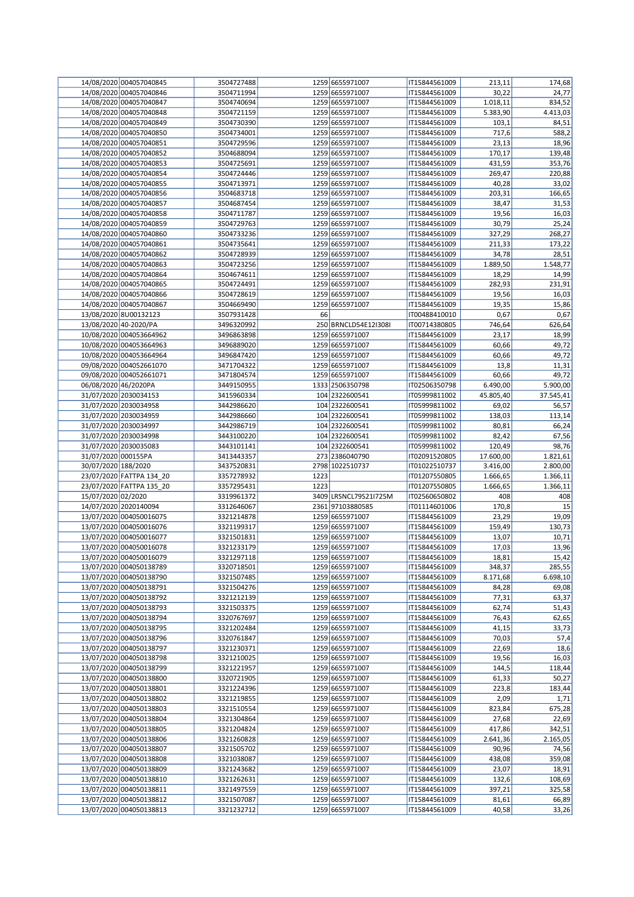| | | | | | | | |
|---|---|---|---|---|---|---|---|
| 14/08/2020 | 004057040845 | 3504727488 | 1259 | 6655971007 | IT15844561009 | 213,11 | 174,68 |
| 14/08/2020 | 004057040846 | 3504711994 | 1259 | 6655971007 | IT15844561009 | 30,22 | 24,77 |
| 14/08/2020 | 004057040847 | 3504740694 | 1259 | 6655971007 | IT15844561009 | 1.018,11 | 834,52 |
| 14/08/2020 | 004057040848 | 3504721159 | 1259 | 6655971007 | IT15844561009 | 5.383,90 | 4.413,03 |
| 14/08/2020 | 004057040849 | 3504730390 | 1259 | 6655971007 | IT15844561009 | 103,1 | 84,51 |
| 14/08/2020 | 004057040850 | 3504734001 | 1259 | 6655971007 | IT15844561009 | 717,6 | 588,2 |
| 14/08/2020 | 004057040851 | 3504729596 | 1259 | 6655971007 | IT15844561009 | 23,13 | 18,96 |
| 14/08/2020 | 004057040852 | 3504688094 | 1259 | 6655971007 | IT15844561009 | 170,17 | 139,48 |
| 14/08/2020 | 004057040853 | 3504725691 | 1259 | 6655971007 | IT15844561009 | 431,59 | 353,76 |
| 14/08/2020 | 004057040854 | 3504724446 | 1259 | 6655971007 | IT15844561009 | 269,47 | 220,88 |
| 14/08/2020 | 004057040855 | 3504713971 | 1259 | 6655971007 | IT15844561009 | 40,28 | 33,02 |
| 14/08/2020 | 004057040856 | 3504683718 | 1259 | 6655971007 | IT15844561009 | 203,31 | 166,65 |
| 14/08/2020 | 004057040857 | 3504687454 | 1259 | 6655971007 | IT15844561009 | 38,47 | 31,53 |
| 14/08/2020 | 004057040858 | 3504711787 | 1259 | 6655971007 | IT15844561009 | 19,56 | 16,03 |
| 14/08/2020 | 004057040859 | 3504729763 | 1259 | 6655971007 | IT15844561009 | 30,79 | 25,24 |
| 14/08/2020 | 004057040860 | 3504733236 | 1259 | 6655971007 | IT15844561009 | 327,29 | 268,27 |
| 14/08/2020 | 004057040861 | 3504735641 | 1259 | 6655971007 | IT15844561009 | 211,33 | 173,22 |
| 14/08/2020 | 004057040862 | 3504728939 | 1259 | 6655971007 | IT15844561009 | 34,78 | 28,51 |
| 14/08/2020 | 004057040863 | 3504723256 | 1259 | 6655971007 | IT15844561009 | 1.889,50 | 1.548,77 |
| 14/08/2020 | 004057040864 | 3504674611 | 1259 | 6655971007 | IT15844561009 | 18,29 | 14,99 |
| 14/08/2020 | 004057040865 | 3504724491 | 1259 | 6655971007 | IT15844561009 | 282,93 | 231,91 |
| 14/08/2020 | 004057040866 | 3504728619 | 1259 | 6655971007 | IT15844561009 | 19,56 | 16,03 |
| 14/08/2020 | 004057040867 | 3504669490 | 1259 | 6655971007 | IT15844561009 | 19,35 | 15,86 |
| 13/08/2020 | 8U00132123 | 3507931428 | 66 | | IT00488410010 | 0,67 | 0,67 |
| 13/08/2020 | 40-2020/PA | 3496320992 | 250 | BRNCLD54E12I308I | IT00714380805 | 746,64 | 626,64 |
| 10/08/2020 | 004053664962 | 3496863898 | 1259 | 6655971007 | IT15844561009 | 23,17 | 18,99 |
| 10/08/2020 | 004053664963 | 3496889020 | 1259 | 6655971007 | IT15844561009 | 60,66 | 49,72 |
| 10/08/2020 | 004053664964 | 3496847420 | 1259 | 6655971007 | IT15844561009 | 60,66 | 49,72 |
| 09/08/2020 | 004052661070 | 3471704322 | 1259 | 6655971007 | IT15844561009 | 13,8 | 11,31 |
| 09/08/2020 | 004052661071 | 3471804574 | 1259 | 6655971007 | IT15844561009 | 60,66 | 49,72 |
| 06/08/2020 | 46/2020PA | 3449150955 | 1333 | 2506350798 | IT02506350798 | 6.490,00 | 5.900,00 |
| 31/07/2020 | 2030034153 | 3415960334 | 104 | 2322600541 | IT05999811002 | 45.805,40 | 37.545,41 |
| 31/07/2020 | 2030034958 | 3442986620 | 104 | 2322600541 | IT05999811002 | 69,02 | 56,57 |
| 31/07/2020 | 2030034959 | 3442986660 | 104 | 2322600541 | IT05999811002 | 138,03 | 113,14 |
| 31/07/2020 | 2030034997 | 3442986719 | 104 | 2322600541 | IT05999811002 | 80,81 | 66,24 |
| 31/07/2020 | 2030034998 | 3443100220 | 104 | 2322600541 | IT05999811002 | 82,42 | 67,56 |
| 31/07/2020 | 2030035083 | 3443101141 | 104 | 2322600541 | IT05999811002 | 120,49 | 98,76 |
| 31/07/2020 | 000155PA | 3413443357 | 273 | 2386040790 | IT02091520805 | 17.600,00 | 1.821,61 |
| 30/07/2020 | 188/2020 | 3437520831 | 2798 | 1022510737 | IT01022510737 | 3.416,00 | 2.800,00 |
| 23/07/2020 | FATTPA 134_20 | 3357278932 | 1223 | | IT01207550805 | 1.666,65 | 1.366,11 |
| 23/07/2020 | FATTPA 135_20 | 3357295431 | 1223 | | IT01207550805 | 1.666,65 | 1.366,11 |
| 15/07/2020 | 02/2020 | 3319961372 | 3409 | LRSNCL79S21I725M | IT02560650802 | 408 | 408 |
| 14/07/2020 | 2020140094 | 3312646067 | 2361 | 97103880585 | IT01114601006 | 170,8 | 15 |
| 13/07/2020 | 004050016075 | 3321214878 | 1259 | 6655971007 | IT15844561009 | 23,29 | 19,09 |
| 13/07/2020 | 004050016076 | 3321199317 | 1259 | 6655971007 | IT15844561009 | 159,49 | 130,73 |
| 13/07/2020 | 004050016077 | 3321501831 | 1259 | 6655971007 | IT15844561009 | 13,07 | 10,71 |
| 13/07/2020 | 004050016078 | 3321233179 | 1259 | 6655971007 | IT15844561009 | 17,03 | 13,96 |
| 13/07/2020 | 004050016079 | 3321297118 | 1259 | 6655971007 | IT15844561009 | 18,81 | 15,42 |
| 13/07/2020 | 004050138789 | 3320718501 | 1259 | 6655971007 | IT15844561009 | 348,37 | 285,55 |
| 13/07/2020 | 004050138790 | 3321507485 | 1259 | 6655971007 | IT15844561009 | 8.171,68 | 6.698,10 |
| 13/07/2020 | 004050138791 | 3321504276 | 1259 | 6655971007 | IT15844561009 | 84,28 | 69,08 |
| 13/07/2020 | 004050138792 | 3321212139 | 1259 | 6655971007 | IT15844561009 | 77,31 | 63,37 |
| 13/07/2020 | 004050138793 | 3321503375 | 1259 | 6655971007 | IT15844561009 | 62,74 | 51,43 |
| 13/07/2020 | 004050138794 | 3320767697 | 1259 | 6655971007 | IT15844561009 | 76,43 | 62,65 |
| 13/07/2020 | 004050138795 | 3321202484 | 1259 | 6655971007 | IT15844561009 | 41,15 | 33,73 |
| 13/07/2020 | 004050138796 | 3320761847 | 1259 | 6655971007 | IT15844561009 | 70,03 | 57,4 |
| 13/07/2020 | 004050138797 | 3321230371 | 1259 | 6655971007 | IT15844561009 | 22,69 | 18,6 |
| 13/07/2020 | 004050138798 | 3321210025 | 1259 | 6655971007 | IT15844561009 | 19,56 | 16,03 |
| 13/07/2020 | 004050138799 | 3321221957 | 1259 | 6655971007 | IT15844561009 | 144,5 | 118,44 |
| 13/07/2020 | 004050138800 | 3320721905 | 1259 | 6655971007 | IT15844561009 | 61,33 | 50,27 |
| 13/07/2020 | 004050138801 | 3321224396 | 1259 | 6655971007 | IT15844561009 | 223,8 | 183,44 |
| 13/07/2020 | 004050138802 | 3321219855 | 1259 | 6655971007 | IT15844561009 | 2,09 | 1,71 |
| 13/07/2020 | 004050138803 | 3321510554 | 1259 | 6655971007 | IT15844561009 | 823,84 | 675,28 |
| 13/07/2020 | 004050138804 | 3321304864 | 1259 | 6655971007 | IT15844561009 | 27,68 | 22,69 |
| 13/07/2020 | 004050138805 | 3321204824 | 1259 | 6655971007 | IT15844561009 | 417,86 | 342,51 |
| 13/07/2020 | 004050138806 | 3321260828 | 1259 | 6655971007 | IT15844561009 | 2.641,36 | 2.165,05 |
| 13/07/2020 | 004050138807 | 3321505702 | 1259 | 6655971007 | IT15844561009 | 90,96 | 74,56 |
| 13/07/2020 | 004050138808 | 3321038087 | 1259 | 6655971007 | IT15844561009 | 438,08 | 359,08 |
| 13/07/2020 | 004050138809 | 3321243682 | 1259 | 6655971007 | IT15844561009 | 23,07 | 18,91 |
| 13/07/2020 | 004050138810 | 3321262631 | 1259 | 6655971007 | IT15844561009 | 132,6 | 108,69 |
| 13/07/2020 | 004050138811 | 3321497559 | 1259 | 6655971007 | IT15844561009 | 397,21 | 325,58 |
| 13/07/2020 | 004050138812 | 3321507087 | 1259 | 6655971007 | IT15844561009 | 81,61 | 66,89 |
| 13/07/2020 | 004050138813 | 3321232712 | 1259 | 6655971007 | IT15844561009 | 40,58 | 33,26 |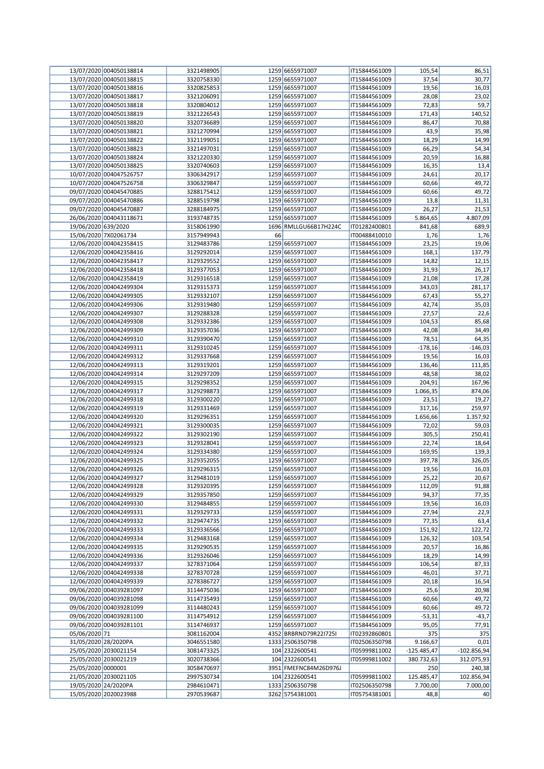| | | | | | | | |
|---|---|---|---|---|---|---|---|
| 13/07/2020 | 004050138814 | 3321498905 | 1259 | 6655971007 | IT15844561009 | 105,54 | 86,51 |
| 13/07/2020 | 004050138815 | 3320758330 | 1259 | 6655971007 | IT15844561009 | 37,54 | 30,77 |
| 13/07/2020 | 004050138816 | 3320825853 | 1259 | 6655971007 | IT15844561009 | 19,56 | 16,03 |
| 13/07/2020 | 004050138817 | 3321206091 | 1259 | 6655971007 | IT15844561009 | 28,08 | 23,02 |
| 13/07/2020 | 004050138818 | 3320804012 | 1259 | 6655971007 | IT15844561009 | 72,83 | 59,7 |
| 13/07/2020 | 004050138819 | 3321226543 | 1259 | 6655971007 | IT15844561009 | 171,43 | 140,52 |
| 13/07/2020 | 004050138820 | 3320736689 | 1259 | 6655971007 | IT15844561009 | 86,47 | 70,88 |
| 13/07/2020 | 004050138821 | 3321270994 | 1259 | 6655971007 | IT15844561009 | 43,9 | 35,98 |
| 13/07/2020 | 004050138822 | 3321199051 | 1259 | 6655971007 | IT15844561009 | 18,29 | 14,99 |
| 13/07/2020 | 004050138823 | 3321497031 | 1259 | 6655971007 | IT15844561009 | 66,29 | 54,34 |
| 13/07/2020 | 004050138824 | 3321220330 | 1259 | 6655971007 | IT15844561009 | 20,59 | 16,88 |
| 13/07/2020 | 004050138825 | 3320740603 | 1259 | 6655971007 | IT15844561009 | 16,35 | 13,4 |
| 10/07/2020 | 004047526757 | 3306342917 | 1259 | 6655971007 | IT15844561009 | 24,61 | 20,17 |
| 10/07/2020 | 004047526758 | 3306329847 | 1259 | 6655971007 | IT15844561009 | 60,66 | 49,72 |
| 09/07/2020 | 004045470885 | 3288175412 | 1259 | 6655971007 | IT15844561009 | 60,66 | 49,72 |
| 09/07/2020 | 004045470886 | 3288519798 | 1259 | 6655971007 | IT15844561009 | 13,8 | 11,31 |
| 09/07/2020 | 004045470887 | 3288184975 | 1259 | 6655971007 | IT15844561009 | 26,27 | 21,53 |
| 26/06/2020 | 004043118671 | 3193748735 | 1259 | 6655971007 | IT15844561009 | 5.864,65 | 4.807,09 |
| 19/06/2020 | 639/2020 | 3158061990 | 1696 | RMLLGU66B17H224C | IT01282400801 | 841,68 | 689,9 |
| 15/06/2020 | 7X02061734 | 3157949943 | 66 | | IT00488410010 | 1,76 | 1,76 |
| 12/06/2020 | 004042358415 | 3129483786 | 1259 | 6655971007 | IT15844561009 | 23,25 | 19,06 |
| 12/06/2020 | 004042358416 | 3129292014 | 1259 | 6655971007 | IT15844561009 | 168,1 | 137,79 |
| 12/06/2020 | 004042358417 | 3129329552 | 1259 | 6655971007 | IT15844561009 | 14,82 | 12,15 |
| 12/06/2020 | 004042358418 | 3129377053 | 1259 | 6655971007 | IT15844561009 | 31,93 | 26,17 |
| 12/06/2020 | 004042358419 | 3129316518 | 1259 | 6655971007 | IT15844561009 | 21,08 | 17,28 |
| 12/06/2020 | 004042499304 | 3129315373 | 1259 | 6655971007 | IT15844561009 | 343,03 | 281,17 |
| 12/06/2020 | 004042499305 | 3129332107 | 1259 | 6655971007 | IT15844561009 | 67,43 | 55,27 |
| 12/06/2020 | 004042499306 | 3129319480 | 1259 | 6655971007 | IT15844561009 | 42,74 | 35,03 |
| 12/06/2020 | 004042499307 | 3129288328 | 1259 | 6655971007 | IT15844561009 | 27,57 | 22,6 |
| 12/06/2020 | 004042499308 | 3129332386 | 1259 | 6655971007 | IT15844561009 | 104,53 | 85,68 |
| 12/06/2020 | 004042499309 | 3129357036 | 1259 | 6655971007 | IT15844561009 | 42,08 | 34,49 |
| 12/06/2020 | 004042499310 | 3129390470 | 1259 | 6655971007 | IT15844561009 | 78,51 | 64,35 |
| 12/06/2020 | 004042499311 | 3129310245 | 1259 | 6655971007 | IT15844561009 | -178,16 | -146,03 |
| 12/06/2020 | 004042499312 | 3129337668 | 1259 | 6655971007 | IT15844561009 | 19,56 | 16,03 |
| 12/06/2020 | 004042499313 | 3129319201 | 1259 | 6655971007 | IT15844561009 | 136,46 | 111,85 |
| 12/06/2020 | 004042499314 | 3129297209 | 1259 | 6655971007 | IT15844561009 | 48,58 | 38,02 |
| 12/06/2020 | 004042499315 | 3129298352 | 1259 | 6655971007 | IT15844561009 | 204,91 | 167,96 |
| 12/06/2020 | 004042499317 | 3129298873 | 1259 | 6655971007 | IT15844561009 | 1.066,35 | 874,06 |
| 12/06/2020 | 004042499318 | 3129300220 | 1259 | 6655971007 | IT15844561009 | 23,51 | 19,27 |
| 12/06/2020 | 004042499319 | 3129331469 | 1259 | 6655971007 | IT15844561009 | 317,16 | 259,97 |
| 12/06/2020 | 004042499320 | 3129296351 | 1259 | 6655971007 | IT15844561009 | 1.656,66 | 1.357,92 |
| 12/06/2020 | 004042499321 | 3129300035 | 1259 | 6655971007 | IT15844561009 | 72,02 | 59,03 |
| 12/06/2020 | 004042499322 | 3129302190 | 1259 | 6655971007 | IT15844561009 | 305,5 | 250,41 |
| 12/06/2020 | 004042499323 | 3129328041 | 1259 | 6655971007 | IT15844561009 | 22,74 | 18,64 |
| 12/06/2020 | 004042499324 | 3129334380 | 1259 | 6655971007 | IT15844561009 | 169,95 | 139,3 |
| 12/06/2020 | 004042499325 | 3129352055 | 1259 | 6655971007 | IT15844561009 | 397,78 | 326,05 |
| 12/06/2020 | 004042499326 | 3129296315 | 1259 | 6655971007 | IT15844561009 | 19,56 | 16,03 |
| 12/06/2020 | 004042499327 | 3129481019 | 1259 | 6655971007 | IT15844561009 | 25,22 | 20,67 |
| 12/06/2020 | 004042499328 | 3129320395 | 1259 | 6655971007 | IT15844561009 | 112,09 | 91,88 |
| 12/06/2020 | 004042499329 | 3129357850 | 1259 | 6655971007 | IT15844561009 | 94,37 | 77,35 |
| 12/06/2020 | 004042499330 | 3129484855 | 1259 | 6655971007 | IT15844561009 | 19,56 | 16,03 |
| 12/06/2020 | 004042499331 | 3129329733 | 1259 | 6655971007 | IT15844561009 | 27,94 | 22,9 |
| 12/06/2020 | 004042499332 | 3129474735 | 1259 | 6655971007 | IT15844561009 | 77,35 | 63,4 |
| 12/06/2020 | 004042499333 | 3129336566 | 1259 | 6655971007 | IT15844561009 | 151,92 | 122,72 |
| 12/06/2020 | 004042499334 | 3129483168 | 1259 | 6655971007 | IT15844561009 | 126,32 | 103,54 |
| 12/06/2020 | 004042499335 | 3129290535 | 1259 | 6655971007 | IT15844561009 | 20,57 | 16,86 |
| 12/06/2020 | 004042499336 | 3129326046 | 1259 | 6655971007 | IT15844561009 | 18,29 | 14,99 |
| 12/06/2020 | 004042499337 | 3278371064 | 1259 | 6655971007 | IT15844561009 | 106,54 | 87,33 |
| 12/06/2020 | 004042499338 | 3278370728 | 1259 | 6655971007 | IT15844561009 | 46,01 | 37,71 |
| 12/06/2020 | 004042499339 | 3278386727 | 1259 | 6655971007 | IT15844561009 | 20,18 | 16,54 |
| 09/06/2020 | 004039281097 | 3114475036 | 1259 | 6655971007 | IT15844561009 | 25,6 | 20,98 |
| 09/06/2020 | 004039281098 | 3114735493 | 1259 | 6655971007 | IT15844561009 | 60,66 | 49,72 |
| 09/06/2020 | 004039281099 | 3114480243 | 1259 | 6655971007 | IT15844561009 | 60,66 | 49,72 |
| 09/06/2020 | 004039281100 | 3114754912 | 1259 | 6655971007 | IT15844561009 | -53,31 | -43,7 |
| 09/06/2020 | 004039281101 | 3114746937 | 1259 | 6655971007 | IT15844561009 | 95,05 | 77,91 |
| 05/06/2020 | 71 | 3081162004 | 4352 | BRBRND79R22I725I | IT02392860801 | 375 | 375 |
| 31/05/2020 | 28/2020PA | 3046551580 | 1333 | 2506350798 | IT02506350798 | 9.166,67 | 0,01 |
| 25/05/2020 | 2030021154 | 3081473325 | 104 | 2322600541 | IT05999811002 | -125.485,47 | -102.856,94 |
| 25/05/2020 | 2030021219 | 3020738366 | 104 | 2322600541 | IT05999811002 | 380.732,63 | 312.075,93 |
| 25/05/2020 | 0000001 | 3058470697 | 3951 | FMEFNC84M26D976J | | 250 | 240,38 |
| 21/05/2020 | 2030021105 | 2997530734 | 104 | 2322600541 | IT05999811002 | 125.485,47 | 102.856,94 |
| 19/05/2020 | 24/2020PA | 2984610471 | 1333 | 2506350798 | IT02506350798 | 7.700,00 | 7.000,00 |
| 15/05/2020 | 2020023988 | 2970539687 | 3262 | 5754381001 | IT05754381001 | 48,8 | 40 |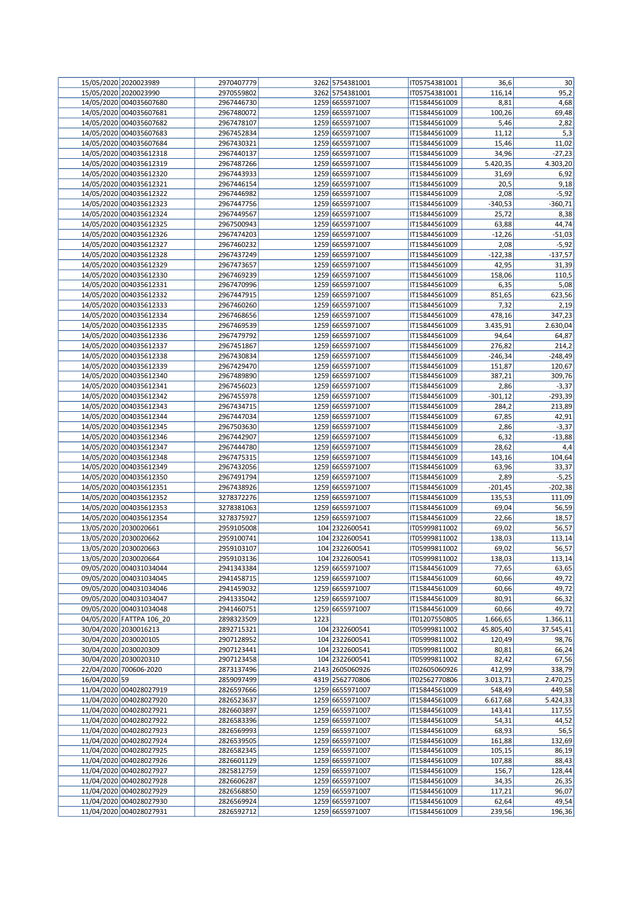| | | | | | | | |
|---|---|---|---|---|---|---|---|
| 15/05/2020 | 2020023989 | 2970407779 | 3262 | 5754381001 | IT05754381001 | 36,6 | 30 |
| 15/05/2020 | 2020023990 | 2970559802 | 3262 | 5754381001 | IT05754381001 | 116,14 | 95,2 |
| 14/05/2020 | 004035607680 | 2967446730 | 1259 | 6655971007 | IT15844561009 | 8,81 | 4,68 |
| 14/05/2020 | 004035607681 | 2967480072 | 1259 | 6655971007 | IT15844561009 | 100,26 | 69,48 |
| 14/05/2020 | 004035607682 | 2967478107 | 1259 | 6655971007 | IT15844561009 | 5,46 | 2,82 |
| 14/05/2020 | 004035607683 | 2967452834 | 1259 | 6655971007 | IT15844561009 | 11,12 | 5,3 |
| 14/05/2020 | 004035607684 | 2967430321 | 1259 | 6655971007 | IT15844561009 | 15,46 | 11,02 |
| 14/05/2020 | 004035612318 | 2967440137 | 1259 | 6655971007 | IT15844561009 | 34,96 | -27,23 |
| 14/05/2020 | 004035612319 | 2967487266 | 1259 | 6655971007 | IT15844561009 | 5.420,35 | 4.303,20 |
| 14/05/2020 | 004035612320 | 2967443933 | 1259 | 6655971007 | IT15844561009 | 31,69 | 6,92 |
| 14/05/2020 | 004035612321 | 2967446154 | 1259 | 6655971007 | IT15844561009 | 20,5 | 9,18 |
| 14/05/2020 | 004035612322 | 2967446982 | 1259 | 6655971007 | IT15844561009 | 2,08 | -5,92 |
| 14/05/2020 | 004035612323 | 2967447756 | 1259 | 6655971007 | IT15844561009 | -340,53 | -360,71 |
| 14/05/2020 | 004035612324 | 2967449567 | 1259 | 6655971007 | IT15844561009 | 25,72 | 8,38 |
| 14/05/2020 | 004035612325 | 2967500943 | 1259 | 6655971007 | IT15844561009 | 63,88 | 44,74 |
| 14/05/2020 | 004035612326 | 2967474203 | 1259 | 6655971007 | IT15844561009 | -12,26 | -51,03 |
| 14/05/2020 | 004035612327 | 2967460232 | 1259 | 6655971007 | IT15844561009 | 2,08 | -5,92 |
| 14/05/2020 | 004035612328 | 2967437249 | 1259 | 6655971007 | IT15844561009 | -122,38 | -137,57 |
| 14/05/2020 | 004035612329 | 2967473657 | 1259 | 6655971007 | IT15844561009 | 42,95 | 31,39 |
| 14/05/2020 | 004035612330 | 2967469239 | 1259 | 6655971007 | IT15844561009 | 158,06 | 110,5 |
| 14/05/2020 | 004035612331 | 2967470996 | 1259 | 6655971007 | IT15844561009 | 6,35 | 5,08 |
| 14/05/2020 | 004035612332 | 2967447915 | 1259 | 6655971007 | IT15844561009 | 851,65 | 623,56 |
| 14/05/2020 | 004035612333 | 2967460260 | 1259 | 6655971007 | IT15844561009 | 7,32 | 2,19 |
| 14/05/2020 | 004035612334 | 2967468656 | 1259 | 6655971007 | IT15844561009 | 478,16 | 347,23 |
| 14/05/2020 | 004035612335 | 2967469539 | 1259 | 6655971007 | IT15844561009 | 3.435,91 | 2.630,04 |
| 14/05/2020 | 004035612336 | 2967479792 | 1259 | 6655971007 | IT15844561009 | 94,64 | 64,87 |
| 14/05/2020 | 004035612337 | 2967451867 | 1259 | 6655971007 | IT15844561009 | 276,82 | 214,2 |
| 14/05/2020 | 004035612338 | 2967430834 | 1259 | 6655971007 | IT15844561009 | -246,34 | -248,49 |
| 14/05/2020 | 004035612339 | 2967429470 | 1259 | 6655971007 | IT15844561009 | 151,87 | 120,67 |
| 14/05/2020 | 004035612340 | 2967489890 | 1259 | 6655971007 | IT15844561009 | 387,21 | 309,76 |
| 14/05/2020 | 004035612341 | 2967456023 | 1259 | 6655971007 | IT15844561009 | 2,86 | -3,37 |
| 14/05/2020 | 004035612342 | 2967455978 | 1259 | 6655971007 | IT15844561009 | -301,12 | -293,39 |
| 14/05/2020 | 004035612343 | 2967434715 | 1259 | 6655971007 | IT15844561009 | 284,2 | 213,89 |
| 14/05/2020 | 004035612344 | 2967447034 | 1259 | 6655971007 | IT15844561009 | 67,85 | 42,91 |
| 14/05/2020 | 004035612345 | 2967503630 | 1259 | 6655971007 | IT15844561009 | 2,86 | -3,37 |
| 14/05/2020 | 004035612346 | 2967442907 | 1259 | 6655971007 | IT15844561009 | 6,32 | -13,88 |
| 14/05/2020 | 004035612347 | 2967444780 | 1259 | 6655971007 | IT15844561009 | 28,62 | 4,4 |
| 14/05/2020 | 004035612348 | 2967475315 | 1259 | 6655971007 | IT15844561009 | 143,16 | 104,64 |
| 14/05/2020 | 004035612349 | 2967432056 | 1259 | 6655971007 | IT15844561009 | 63,96 | 33,37 |
| 14/05/2020 | 004035612350 | 2967491794 | 1259 | 6655971007 | IT15844561009 | 2,89 | -5,25 |
| 14/05/2020 | 004035612351 | 2967438926 | 1259 | 6655971007 | IT15844561009 | -201,45 | -202,38 |
| 14/05/2020 | 004035612352 | 3278372276 | 1259 | 6655971007 | IT15844561009 | 135,53 | 111,09 |
| 14/05/2020 | 004035612353 | 3278381063 | 1259 | 6655971007 | IT15844561009 | 69,04 | 56,59 |
| 14/05/2020 | 004035612354 | 3278375927 | 1259 | 6655971007 | IT15844561009 | 22,66 | 18,57 |
| 13/05/2020 | 2030020661 | 2959105008 | 104 | 2322600541 | IT05999811002 | 69,02 | 56,57 |
| 13/05/2020 | 2030020662 | 2959100741 | 104 | 2322600541 | IT05999811002 | 138,03 | 113,14 |
| 13/05/2020 | 2030020663 | 2959103107 | 104 | 2322600541 | IT05999811002 | 69,02 | 56,57 |
| 13/05/2020 | 2030020664 | 2959103136 | 104 | 2322600541 | IT05999811002 | 138,03 | 113,14 |
| 09/05/2020 | 004031034044 | 2941343384 | 1259 | 6655971007 | IT15844561009 | 77,65 | 63,65 |
| 09/05/2020 | 004031034045 | 2941458715 | 1259 | 6655971007 | IT15844561009 | 60,66 | 49,72 |
| 09/05/2020 | 004031034046 | 2941459032 | 1259 | 6655971007 | IT15844561009 | 60,66 | 49,72 |
| 09/05/2020 | 004031034047 | 2941335042 | 1259 | 6655971007 | IT15844561009 | 80,91 | 66,32 |
| 09/05/2020 | 004031034048 | 2941460751 | 1259 | 6655971007 | IT15844561009 | 60,66 | 49,72 |
| 04/05/2020 | FATTPA 106_20 | 2898323509 | 1223 | | IT01207550805 | 1.666,65 | 1.366,11 |
| 30/04/2020 | 2030016213 | 2892715321 | 104 | 2322600541 | IT05999811002 | 45.805,40 | 37.545,41 |
| 30/04/2020 | 2030020105 | 2907128952 | 104 | 2322600541 | IT05999811002 | 120,49 | 98,76 |
| 30/04/2020 | 2030020309 | 2907123441 | 104 | 2322600541 | IT05999811002 | 80,81 | 66,24 |
| 30/04/2020 | 2030020310 | 2907123458 | 104 | 2322600541 | IT05999811002 | 82,42 | 67,56 |
| 22/04/2020 | 700606-2020 | 2873137496 | 2143 | 2605060926 | IT02605060926 | 412,99 | 338,79 |
| 16/04/2020 | 59 | 2859097499 | 4319 | 2562770806 | IT02562770806 | 3.013,71 | 2.470,25 |
| 11/04/2020 | 004028027919 | 2826597666 | 1259 | 6655971007 | IT15844561009 | 548,49 | 449,58 |
| 11/04/2020 | 004028027920 | 2826523637 | 1259 | 6655971007 | IT15844561009 | 6.617,68 | 5.424,33 |
| 11/04/2020 | 004028027921 | 2826603897 | 1259 | 6655971007 | IT15844561009 | 143,41 | 117,55 |
| 11/04/2020 | 004028027922 | 2826583396 | 1259 | 6655971007 | IT15844561009 | 54,31 | 44,52 |
| 11/04/2020 | 004028027923 | 2826569993 | 1259 | 6655971007 | IT15844561009 | 68,93 | 56,5 |
| 11/04/2020 | 004028027924 | 2826539505 | 1259 | 6655971007 | IT15844561009 | 161,88 | 132,69 |
| 11/04/2020 | 004028027925 | 2826582345 | 1259 | 6655971007 | IT15844561009 | 105,15 | 86,19 |
| 11/04/2020 | 004028027926 | 2826601129 | 1259 | 6655971007 | IT15844561009 | 107,88 | 88,43 |
| 11/04/2020 | 004028027927 | 2825812759 | 1259 | 6655971007 | IT15844561009 | 156,7 | 128,44 |
| 11/04/2020 | 004028027928 | 2826606287 | 1259 | 6655971007 | IT15844561009 | 34,35 | 26,35 |
| 11/04/2020 | 004028027929 | 2826568850 | 1259 | 6655971007 | IT15844561009 | 117,21 | 96,07 |
| 11/04/2020 | 004028027930 | 2826569924 | 1259 | 6655971007 | IT15844561009 | 62,64 | 49,54 |
| 11/04/2020 | 004028027931 | 2826592712 | 1259 | 6655971007 | IT15844561009 | 239,56 | 196,36 |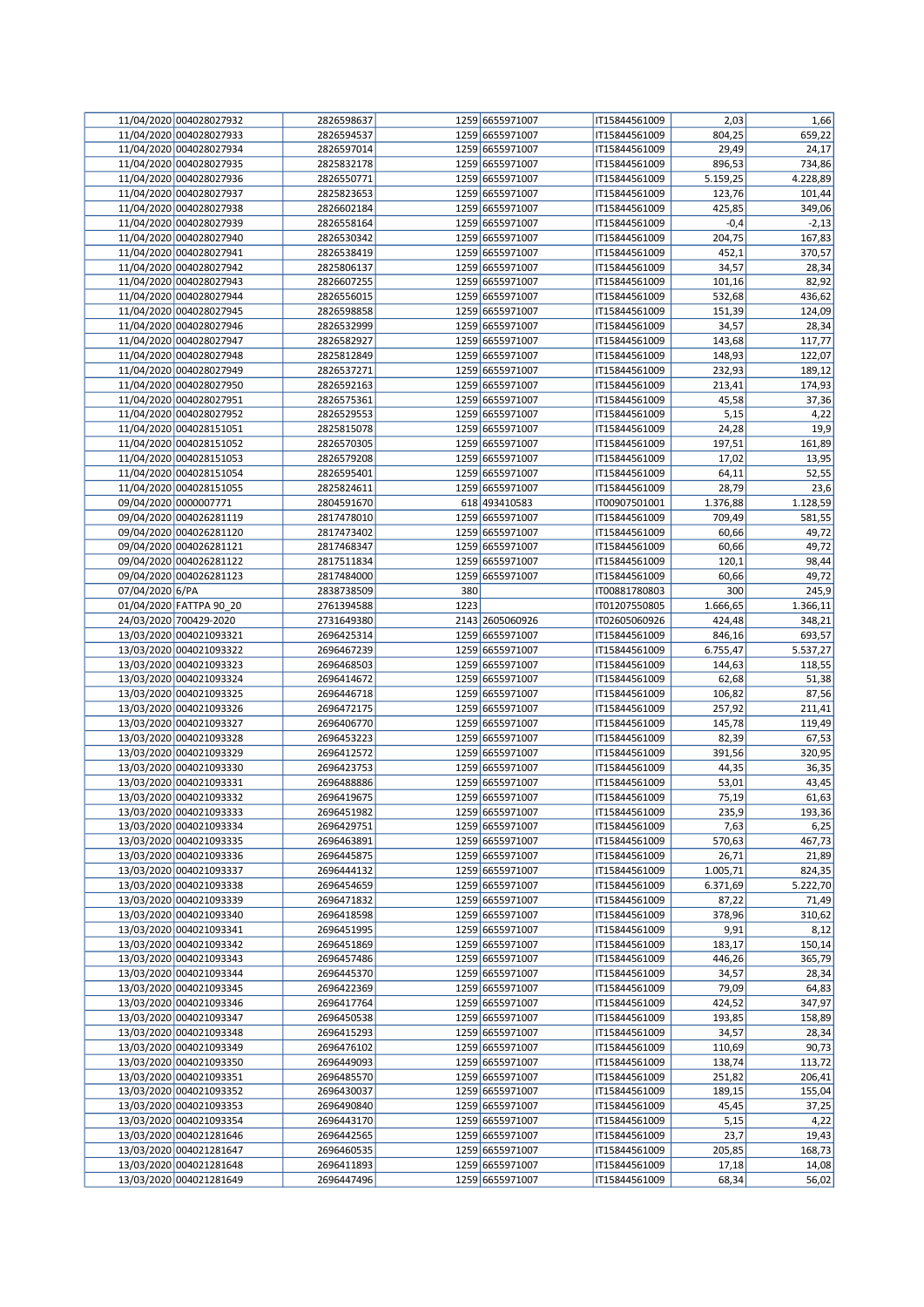| | | | | | | | |
|---|---|---|---|---|---|---|---|
| 11/04/2020 | 004028027932 | 2826598637 | 1259 | 6655971007 | IT15844561009 | 2,03 | 1,66 |
| 11/04/2020 | 004028027933 | 2826594537 | 1259 | 6655971007 | IT15844561009 | 804,25 | 659,22 |
| 11/04/2020 | 004028027934 | 2826597014 | 1259 | 6655971007 | IT15844561009 | 29,49 | 24,17 |
| 11/04/2020 | 004028027935 | 2825832178 | 1259 | 6655971007 | IT15844561009 | 896,53 | 734,86 |
| 11/04/2020 | 004028027936 | 2826550771 | 1259 | 6655971007 | IT15844561009 | 5.159,25 | 4.228,89 |
| 11/04/2020 | 004028027937 | 2825823653 | 1259 | 6655971007 | IT15844561009 | 123,76 | 101,44 |
| 11/04/2020 | 004028027938 | 2826602184 | 1259 | 6655971007 | IT15844561009 | 425,85 | 349,06 |
| 11/04/2020 | 004028027939 | 2826558164 | 1259 | 6655971007 | IT15844561009 | -0,4 | -2,13 |
| 11/04/2020 | 004028027940 | 2826530342 | 1259 | 6655971007 | IT15844561009 | 204,75 | 167,83 |
| 11/04/2020 | 004028027941 | 2826538419 | 1259 | 6655971007 | IT15844561009 | 452,1 | 370,57 |
| 11/04/2020 | 004028027942 | 2825806137 | 1259 | 6655971007 | IT15844561009 | 34,57 | 28,34 |
| 11/04/2020 | 004028027943 | 2826607255 | 1259 | 6655971007 | IT15844561009 | 101,16 | 82,92 |
| 11/04/2020 | 004028027944 | 2826556015 | 1259 | 6655971007 | IT15844561009 | 532,68 | 436,62 |
| 11/04/2020 | 004028027945 | 2826598858 | 1259 | 6655971007 | IT15844561009 | 151,39 | 124,09 |
| 11/04/2020 | 004028027946 | 2826532999 | 1259 | 6655971007 | IT15844561009 | 34,57 | 28,34 |
| 11/04/2020 | 004028027947 | 2826582927 | 1259 | 6655971007 | IT15844561009 | 143,68 | 117,77 |
| 11/04/2020 | 004028027948 | 2825812849 | 1259 | 6655971007 | IT15844561009 | 148,93 | 122,07 |
| 11/04/2020 | 004028027949 | 2826537271 | 1259 | 6655971007 | IT15844561009 | 232,93 | 189,12 |
| 11/04/2020 | 004028027950 | 2826592163 | 1259 | 6655971007 | IT15844561009 | 213,41 | 174,93 |
| 11/04/2020 | 004028027951 | 2826575361 | 1259 | 6655971007 | IT15844561009 | 45,58 | 37,36 |
| 11/04/2020 | 004028027952 | 2826529553 | 1259 | 6655971007 | IT15844561009 | 5,15 | 4,22 |
| 11/04/2020 | 004028151051 | 2825815078 | 1259 | 6655971007 | IT15844561009 | 24,28 | 19,9 |
| 11/04/2020 | 004028151052 | 2826570305 | 1259 | 6655971007 | IT15844561009 | 197,51 | 161,89 |
| 11/04/2020 | 004028151053 | 2826579208 | 1259 | 6655971007 | IT15844561009 | 17,02 | 13,95 |
| 11/04/2020 | 004028151054 | 2826595401 | 1259 | 6655971007 | IT15844561009 | 64,11 | 52,55 |
| 11/04/2020 | 004028151055 | 2825824611 | 1259 | 6655971007 | IT15844561009 | 28,79 | 23,6 |
| 09/04/2020 | 0000007771 | 2804591670 | 618 | 493410583 | IT00907501001 | 1.376,88 | 1.128,59 |
| 09/04/2020 | 004026281119 | 2817478010 | 1259 | 6655971007 | IT15844561009 | 709,49 | 581,55 |
| 09/04/2020 | 004026281120 | 2817473402 | 1259 | 6655971007 | IT15844561009 | 60,66 | 49,72 |
| 09/04/2020 | 004026281121 | 2817468347 | 1259 | 6655971007 | IT15844561009 | 60,66 | 49,72 |
| 09/04/2020 | 004026281122 | 2817511834 | 1259 | 6655971007 | IT15844561009 | 120,1 | 98,44 |
| 09/04/2020 | 004026281123 | 2817484000 | 1259 | 6655971007 | IT15844561009 | 60,66 | 49,72 |
| 07/04/2020 | 6/PA | 2838738509 | 380 | | IT00881780803 | 300 | 245,9 |
| 01/04/2020 | FATTPA 90_20 | 2761394588 | 1223 | | IT01207550805 | 1.666,65 | 1.366,11 |
| 24/03/2020 | 700429-2020 | 2731649380 | 2143 | 2605060926 | IT02605060926 | 424,48 | 348,21 |
| 13/03/2020 | 004021093321 | 2696425314 | 1259 | 6655971007 | IT15844561009 | 846,16 | 693,57 |
| 13/03/2020 | 004021093322 | 2696467239 | 1259 | 6655971007 | IT15844561009 | 6.755,47 | 5.537,27 |
| 13/03/2020 | 004021093323 | 2696468503 | 1259 | 6655971007 | IT15844561009 | 144,63 | 118,55 |
| 13/03/2020 | 004021093324 | 2696414672 | 1259 | 6655971007 | IT15844561009 | 62,68 | 51,38 |
| 13/03/2020 | 004021093325 | 2696446718 | 1259 | 6655971007 | IT15844561009 | 106,82 | 87,56 |
| 13/03/2020 | 004021093326 | 2696472175 | 1259 | 6655971007 | IT15844561009 | 257,92 | 211,41 |
| 13/03/2020 | 004021093327 | 2696406770 | 1259 | 6655971007 | IT15844561009 | 145,78 | 119,49 |
| 13/03/2020 | 004021093328 | 2696453223 | 1259 | 6655971007 | IT15844561009 | 82,39 | 67,53 |
| 13/03/2020 | 004021093329 | 2696412572 | 1259 | 6655971007 | IT15844561009 | 391,56 | 320,95 |
| 13/03/2020 | 004021093330 | 2696423753 | 1259 | 6655971007 | IT15844561009 | 44,35 | 36,35 |
| 13/03/2020 | 004021093331 | 2696488886 | 1259 | 6655971007 | IT15844561009 | 53,01 | 43,45 |
| 13/03/2020 | 004021093332 | 2696419675 | 1259 | 6655971007 | IT15844561009 | 75,19 | 61,63 |
| 13/03/2020 | 004021093333 | 2696451982 | 1259 | 6655971007 | IT15844561009 | 235,9 | 193,36 |
| 13/03/2020 | 004021093334 | 2696429751 | 1259 | 6655971007 | IT15844561009 | 7,63 | 6,25 |
| 13/03/2020 | 004021093335 | 2696463891 | 1259 | 6655971007 | IT15844561009 | 570,63 | 467,73 |
| 13/03/2020 | 004021093336 | 2696445875 | 1259 | 6655971007 | IT15844561009 | 26,71 | 21,89 |
| 13/03/2020 | 004021093337 | 2696444132 | 1259 | 6655971007 | IT15844561009 | 1.005,71 | 824,35 |
| 13/03/2020 | 004021093338 | 2696454659 | 1259 | 6655971007 | IT15844561009 | 6.371,69 | 5.222,70 |
| 13/03/2020 | 004021093339 | 2696471832 | 1259 | 6655971007 | IT15844561009 | 87,22 | 71,49 |
| 13/03/2020 | 004021093340 | 2696418598 | 1259 | 6655971007 | IT15844561009 | 378,96 | 310,62 |
| 13/03/2020 | 004021093341 | 2696451995 | 1259 | 6655971007 | IT15844561009 | 9,91 | 8,12 |
| 13/03/2020 | 004021093342 | 2696451869 | 1259 | 6655971007 | IT15844561009 | 183,17 | 150,14 |
| 13/03/2020 | 004021093343 | 2696457486 | 1259 | 6655971007 | IT15844561009 | 446,26 | 365,79 |
| 13/03/2020 | 004021093344 | 2696445370 | 1259 | 6655971007 | IT15844561009 | 34,57 | 28,34 |
| 13/03/2020 | 004021093345 | 2696422369 | 1259 | 6655971007 | IT15844561009 | 79,09 | 64,83 |
| 13/03/2020 | 004021093346 | 2696417764 | 1259 | 6655971007 | IT15844561009 | 424,52 | 347,97 |
| 13/03/2020 | 004021093347 | 2696450538 | 1259 | 6655971007 | IT15844561009 | 193,85 | 158,89 |
| 13/03/2020 | 004021093348 | 2696415293 | 1259 | 6655971007 | IT15844561009 | 34,57 | 28,34 |
| 13/03/2020 | 004021093349 | 2696476102 | 1259 | 6655971007 | IT15844561009 | 110,69 | 90,73 |
| 13/03/2020 | 004021093350 | 2696449093 | 1259 | 6655971007 | IT15844561009 | 138,74 | 113,72 |
| 13/03/2020 | 004021093351 | 2696485570 | 1259 | 6655971007 | IT15844561009 | 251,82 | 206,41 |
| 13/03/2020 | 004021093352 | 2696430037 | 1259 | 6655971007 | IT15844561009 | 189,15 | 155,04 |
| 13/03/2020 | 004021093353 | 2696490840 | 1259 | 6655971007 | IT15844561009 | 45,45 | 37,25 |
| 13/03/2020 | 004021093354 | 2696443170 | 1259 | 6655971007 | IT15844561009 | 5,15 | 4,22 |
| 13/03/2020 | 004021281646 | 2696442565 | 1259 | 6655971007 | IT15844561009 | 23,7 | 19,43 |
| 13/03/2020 | 004021281647 | 2696460535 | 1259 | 6655971007 | IT15844561009 | 205,85 | 168,73 |
| 13/03/2020 | 004021281648 | 2696411893 | 1259 | 6655971007 | IT15844561009 | 17,18 | 14,08 |
| 13/03/2020 | 004021281649 | 2696447496 | 1259 | 6655971007 | IT15844561009 | 68,34 | 56,02 |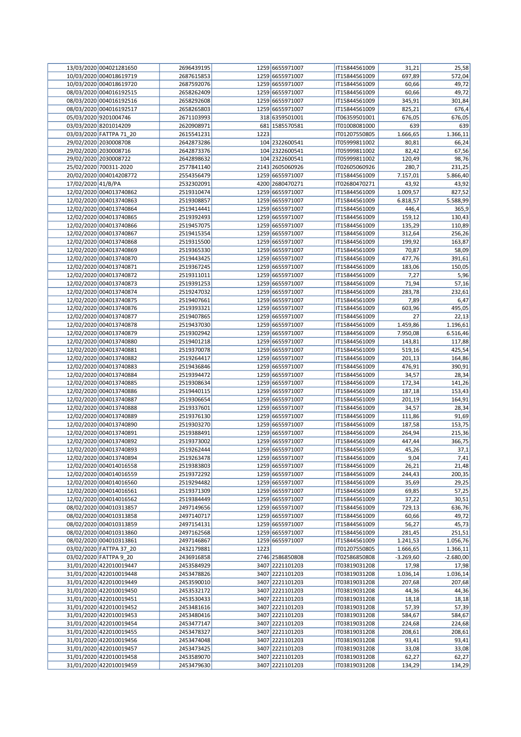| | | | | | | | |
|---|---|---|---|---|---|---|---|
| 13/03/2020 | 004021281650 | 2696439195 | 1259 | 6655971007 | IT15844561009 | 31,21 | 25,58 |
| 10/03/2020 | 004018619719 | 2687615853 | 1259 | 6655971007 | IT15844561009 | 697,89 | 572,04 |
| 10/03/2020 | 004018619720 | 2687592076 | 1259 | 6655971007 | IT15844561009 | 60,66 | 49,72 |
| 08/03/2020 | 004016192515 | 2658262409 | 1259 | 6655971007 | IT15844561009 | 60,66 | 49,72 |
| 08/03/2020 | 004016192516 | 2658292608 | 1259 | 6655971007 | IT15844561009 | 345,91 | 301,84 |
| 08/03/2020 | 004016192517 | 2658265803 | 1259 | 6655971007 | IT15844561009 | 825,21 | 676,4 |
| 05/03/2020 | 9201004746 | 2671103993 | 318 | 6359501001 | IT06359501001 | 676,05 | 676,05 |
| 03/03/2020 | 8201014209 | 2620908971 | 681 | 1585570581 | IT01008081000 | 639 | 639 |
| 03/03/2020 | FATTPA 71_20 | 2615541231 | 1223 | | IT01207550805 | 1.666,65 | 1.366,11 |
| 29/02/2020 | 2030008708 | 2642873286 | 104 | 2322600541 | IT05999811002 | 80,81 | 66,24 |
| 29/02/2020 | 2030008716 | 2642873376 | 104 | 2322600541 | IT05999811002 | 82,42 | 67,56 |
| 29/02/2020 | 2030008722 | 2642898632 | 104 | 2322600541 | IT05999811002 | 120,49 | 98,76 |
| 25/02/2020 | 700311-2020 | 2577841140 | 2143 | 2605060926 | IT02605060926 | 280,7 | 231,25 |
| 20/02/2020 | 0040014208772 | 2554356479 | 1259 | 6655971007 | IT15844561009 | 7.157,01 | 5.866,40 |
| 17/02/2020 | 41/B/PA | 2532302091 | 4200 | 2680470271 | IT02680470271 | 43,92 | 43,92 |
| 12/02/2020 | 004013740862 | 2519310474 | 1259 | 6655971007 | IT15844561009 | 1.009,57 | 827,52 |
| 12/02/2020 | 004013740863 | 2519308857 | 1259 | 6655971007 | IT15844561009 | 6.818,57 | 5.588,99 |
| 12/02/2020 | 004013740864 | 2519414441 | 1259 | 6655971007 | IT15844561009 | 446,4 | 365,9 |
| 12/02/2020 | 004013740865 | 2519392493 | 1259 | 6655971007 | IT15844561009 | 159,12 | 130,43 |
| 12/02/2020 | 004013740866 | 2519457075 | 1259 | 6655971007 | IT15844561009 | 135,29 | 110,89 |
| 12/02/2020 | 004013740867 | 2519415354 | 1259 | 6655971007 | IT15844561009 | 312,64 | 256,26 |
| 12/02/2020 | 004013740868 | 2519315500 | 1259 | 6655971007 | IT15844561009 | 199,92 | 163,87 |
| 12/02/2020 | 004013740869 | 2519365330 | 1259 | 6655971007 | IT15844561009 | 70,87 | 58,09 |
| 12/02/2020 | 004013740870 | 2519443425 | 1259 | 6655971007 | IT15844561009 | 477,76 | 391,61 |
| 12/02/2020 | 004013740871 | 2519367245 | 1259 | 6655971007 | IT15844561009 | 183,06 | 150,05 |
| 12/02/2020 | 004013740872 | 2519311011 | 1259 | 6655971007 | IT15844561009 | 7,27 | 5,96 |
| 12/02/2020 | 004013740873 | 2519391253 | 1259 | 6655971007 | IT15844561009 | 71,94 | 57,16 |
| 12/02/2020 | 004013740874 | 2519247032 | 1259 | 6655971007 | IT15844561009 | 283,78 | 232,61 |
| 12/02/2020 | 004013740875 | 2519407661 | 1259 | 6655971007 | IT15844561009 | 7,89 | 6,47 |
| 12/02/2020 | 004013740876 | 2519393321 | 1259 | 6655971007 | IT15844561009 | 603,96 | 495,05 |
| 12/02/2020 | 004013740877 | 2519407865 | 1259 | 6655971007 | IT15844561009 | 27 | 22,13 |
| 12/02/2020 | 004013740878 | 2519437030 | 1259 | 6655971007 | IT15844561009 | 1.459,86 | 1.196,61 |
| 12/02/2020 | 004013740879 | 2519302942 | 1259 | 6655971007 | IT15844561009 | 7.950,08 | 6.516,46 |
| 12/02/2020 | 004013740880 | 2519401218 | 1259 | 6655971007 | IT15844561009 | 143,81 | 117,88 |
| 12/02/2020 | 004013740881 | 2519370078 | 1259 | 6655971007 | IT15844561009 | 519,16 | 425,54 |
| 12/02/2020 | 004013740882 | 2519264417 | 1259 | 6655971007 | IT15844561009 | 201,13 | 164,86 |
| 12/02/2020 | 004013740883 | 2519436846 | 1259 | 6655971007 | IT15844561009 | 476,91 | 390,91 |
| 12/02/2020 | 004013740884 | 2519394472 | 1259 | 6655971007 | IT15844561009 | 34,57 | 28,34 |
| 12/02/2020 | 004013740885 | 2519308634 | 1259 | 6655971007 | IT15844561009 | 172,34 | 141,26 |
| 12/02/2020 | 004013740886 | 2519440115 | 1259 | 6655971007 | IT15844561009 | 187,18 | 153,43 |
| 12/02/2020 | 004013740887 | 2519306654 | 1259 | 6655971007 | IT15844561009 | 201,19 | 164,91 |
| 12/02/2020 | 004013740888 | 2519337601 | 1259 | 6655971007 | IT15844561009 | 34,57 | 28,34 |
| 12/02/2020 | 004013740889 | 2519376130 | 1259 | 6655971007 | IT15844561009 | 111,86 | 91,69 |
| 12/02/2020 | 004013740890 | 2519303270 | 1259 | 6655971007 | IT15844561009 | 187,58 | 153,75 |
| 12/02/2020 | 004013740891 | 2519388491 | 1259 | 6655971007 | IT15844561009 | 264,94 | 215,36 |
| 12/02/2020 | 004013740892 | 2519373002 | 1259 | 6655971007 | IT15844561009 | 447,44 | 366,75 |
| 12/02/2020 | 004013740893 | 2519262444 | 1259 | 6655971007 | IT15844561009 | 45,26 | 37,1 |
| 12/02/2020 | 004013740894 | 2519263478 | 1259 | 6655971007 | IT15844561009 | 9,04 | 7,41 |
| 12/02/2020 | 004014016558 | 2519383803 | 1259 | 6655971007 | IT15844561009 | 26,21 | 21,48 |
| 12/02/2020 | 004014016559 | 2519372292 | 1259 | 6655971007 | IT15844561009 | 244,43 | 200,35 |
| 12/02/2020 | 004014016560 | 2519294482 | 1259 | 6655971007 | IT15844561009 | 35,69 | 29,25 |
| 12/02/2020 | 004014016561 | 2519371309 | 1259 | 6655971007 | IT15844561009 | 69,85 | 57,25 |
| 12/02/2020 | 004014016562 | 2519384449 | 1259 | 6655971007 | IT15844561009 | 37,22 | 30,51 |
| 08/02/2020 | 004010313857 | 2497149656 | 1259 | 6655971007 | IT15844561009 | 729,13 | 636,76 |
| 08/02/2020 | 004010313858 | 2497140717 | 1259 | 6655971007 | IT15844561009 | 60,66 | 49,72 |
| 08/02/2020 | 004010313859 | 2497154131 | 1259 | 6655971007 | IT15844561009 | 56,27 | 45,73 |
| 08/02/2020 | 004010313860 | 2497162568 | 1259 | 6655971007 | IT15844561009 | 281,45 | 251,51 |
| 08/02/2020 | 004010313861 | 2497146867 | 1259 | 6655971007 | IT15844561009 | 1.241,53 | 1.056,76 |
| 03/02/2020 | FATTPA 37_20 | 2432179881 | 1223 | | IT01207550805 | 1.666,65 | 1.366,11 |
| 03/02/2020 | FATTPA 9_20 | 2436916858 | 2746 | 2586850808 | IT02586850808 | -3.269,60 | -2.680,00 |
| 31/01/2020 | 422010019447 | 2453584929 | 3407 | 2221101203 | IT03819031208 | 17,98 | 17,98 |
| 31/01/2020 | 422010019448 | 2453478826 | 3407 | 2221101203 | IT03819031208 | 1.036,14 | 1.036,14 |
| 31/01/2020 | 422010019449 | 2453590010 | 3407 | 2221101203 | IT03819031208 | 207,68 | 207,68 |
| 31/01/2020 | 422010019450 | 2453532172 | 3407 | 2221101203 | IT03819031208 | 44,36 | 44,36 |
| 31/01/2020 | 422010019451 | 2453530433 | 3407 | 2221101203 | IT03819031208 | 18,18 | 18,18 |
| 31/01/2020 | 422010019452 | 2453481616 | 3407 | 2221101203 | IT03819031208 | 57,39 | 57,39 |
| 31/01/2020 | 422010019453 | 2453480416 | 3407 | 2221101203 | IT03819031208 | 584,67 | 584,67 |
| 31/01/2020 | 422010019454 | 2453477147 | 3407 | 2221101203 | IT03819031208 | 224,68 | 224,68 |
| 31/01/2020 | 422010019455 | 2453478327 | 3407 | 2221101203 | IT03819031208 | 208,61 | 208,61 |
| 31/01/2020 | 422010019456 | 2453474048 | 3407 | 2221101203 | IT03819031208 | 93,41 | 93,41 |
| 31/01/2020 | 422010019457 | 2453473425 | 3407 | 2221101203 | IT03819031208 | 33,08 | 33,08 |
| 31/01/2020 | 422010019458 | 2453589070 | 3407 | 2221101203 | IT03819031208 | 62,27 | 62,27 |
| 31/01/2020 | 422010019459 | 2453479630 | 3407 | 2221101203 | IT03819031208 | 134,29 | 134,29 |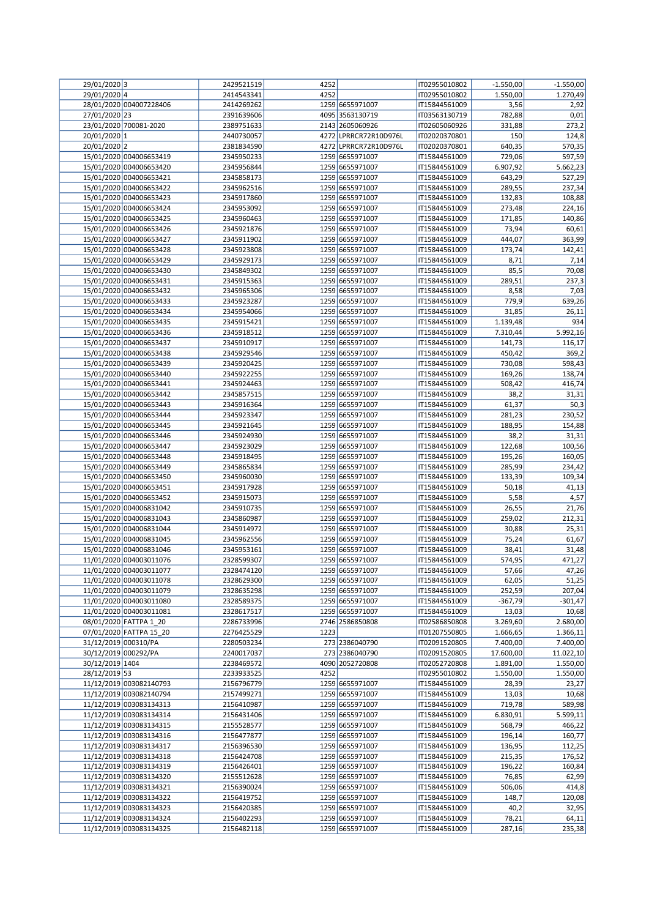| | | | | | | | |
|---|---|---|---|---|---|---|---|
| 29/01/2020 | 3 | 2429521519 | 4252 | | IT02955010802 | -1.550,00 | -1.550,00 |
| 29/01/2020 | 4 | 2414543341 | 4252 | | IT02955010802 | 1.550,00 | 1.270,49 |
| 28/01/2020 | 004007228406 | 2414269262 | 1259 | 6655971007 | IT15844561009 | 3,56 | 2,92 |
| 27/01/2020 | 23 | 2391639606 | 4095 | 3563130719 | IT03563130719 | 782,88 | 0,01 |
| 23/01/2020 | 700081-2020 | 2389751633 | 2143 | 2605060926 | IT02605060926 | 331,88 | 273,2 |
| 20/01/2020 | 1 | 2440730057 | 4272 | LPRRCR72R10D976L | IT02020370801 | 150 | 124,8 |
| 20/01/2020 | 2 | 2381834590 | 4272 | LPRRCR72R10D976L | IT02020370801 | 640,35 | 570,35 |
| 15/01/2020 | 004006653419 | 2345950233 | 1259 | 6655971007 | IT15844561009 | 729,06 | 597,59 |
| 15/01/2020 | 004006653420 | 2345956844 | 1259 | 6655971007 | IT15844561009 | 6.907,92 | 5.662,23 |
| 15/01/2020 | 004006653421 | 2345858173 | 1259 | 6655971007 | IT15844561009 | 643,29 | 527,29 |
| 15/01/2020 | 004006653422 | 2345962516 | 1259 | 6655971007 | IT15844561009 | 289,55 | 237,34 |
| 15/01/2020 | 004006653423 | 2345917860 | 1259 | 6655971007 | IT15844561009 | 132,83 | 108,88 |
| 15/01/2020 | 004006653424 | 2345953092 | 1259 | 6655971007 | IT15844561009 | 273,48 | 224,16 |
| 15/01/2020 | 004006653425 | 2345960463 | 1259 | 6655971007 | IT15844561009 | 171,85 | 140,86 |
| 15/01/2020 | 004006653426 | 2345921876 | 1259 | 6655971007 | IT15844561009 | 73,94 | 60,61 |
| 15/01/2020 | 004006653427 | 2345911902 | 1259 | 6655971007 | IT15844561009 | 444,07 | 363,99 |
| 15/01/2020 | 004006653428 | 2345923808 | 1259 | 6655971007 | IT15844561009 | 173,74 | 142,41 |
| 15/01/2020 | 004006653429 | 2345929173 | 1259 | 6655971007 | IT15844561009 | 8,71 | 7,14 |
| 15/01/2020 | 004006653430 | 2345849302 | 1259 | 6655971007 | IT15844561009 | 85,5 | 70,08 |
| 15/01/2020 | 004006653431 | 2345915363 | 1259 | 6655971007 | IT15844561009 | 289,51 | 237,3 |
| 15/01/2020 | 004006653432 | 2345965306 | 1259 | 6655971007 | IT15844561009 | 8,58 | 7,03 |
| 15/01/2020 | 004006653433 | 2345923287 | 1259 | 6655971007 | IT15844561009 | 779,9 | 639,26 |
| 15/01/2020 | 004006653434 | 2345954066 | 1259 | 6655971007 | IT15844561009 | 31,85 | 26,11 |
| 15/01/2020 | 004006653435 | 2345915421 | 1259 | 6655971007 | IT15844561009 | 1.139,48 | 934 |
| 15/01/2020 | 004006653436 | 2345918512 | 1259 | 6655971007 | IT15844561009 | 7.310,44 | 5.992,16 |
| 15/01/2020 | 004006653437 | 2345910917 | 1259 | 6655971007 | IT15844561009 | 141,73 | 116,17 |
| 15/01/2020 | 004006653438 | 2345929546 | 1259 | 6655971007 | IT15844561009 | 450,42 | 369,2 |
| 15/01/2020 | 004006653439 | 2345920425 | 1259 | 6655971007 | IT15844561009 | 730,08 | 598,43 |
| 15/01/2020 | 004006653440 | 2345922255 | 1259 | 6655971007 | IT15844561009 | 169,26 | 138,74 |
| 15/01/2020 | 004006653441 | 2345924463 | 1259 | 6655971007 | IT15844561009 | 508,42 | 416,74 |
| 15/01/2020 | 004006653442 | 2345857515 | 1259 | 6655971007 | IT15844561009 | 38,2 | 31,31 |
| 15/01/2020 | 004006653443 | 2345916364 | 1259 | 6655971007 | IT15844561009 | 61,37 | 50,3 |
| 15/01/2020 | 004006653444 | 2345923347 | 1259 | 6655971007 | IT15844561009 | 281,23 | 230,52 |
| 15/01/2020 | 004006653445 | 2345921645 | 1259 | 6655971007 | IT15844561009 | 188,95 | 154,88 |
| 15/01/2020 | 004006653446 | 2345924930 | 1259 | 6655971007 | IT15844561009 | 38,2 | 31,31 |
| 15/01/2020 | 004006653447 | 2345923029 | 1259 | 6655971007 | IT15844561009 | 122,68 | 100,56 |
| 15/01/2020 | 004006653448 | 2345918495 | 1259 | 6655971007 | IT15844561009 | 195,26 | 160,05 |
| 15/01/2020 | 004006653449 | 2345865834 | 1259 | 6655971007 | IT15844561009 | 285,99 | 234,42 |
| 15/01/2020 | 004006653450 | 2345960030 | 1259 | 6655971007 | IT15844561009 | 133,39 | 109,34 |
| 15/01/2020 | 004006653451 | 2345917928 | 1259 | 6655971007 | IT15844561009 | 50,18 | 41,13 |
| 15/01/2020 | 004006653452 | 2345915073 | 1259 | 6655971007 | IT15844561009 | 5,58 | 4,57 |
| 15/01/2020 | 004006831042 | 2345910735 | 1259 | 6655971007 | IT15844561009 | 26,55 | 21,76 |
| 15/01/2020 | 004006831043 | 2345860987 | 1259 | 6655971007 | IT15844561009 | 259,02 | 212,31 |
| 15/01/2020 | 004006831044 | 2345914972 | 1259 | 6655971007 | IT15844561009 | 30,88 | 25,31 |
| 15/01/2020 | 004006831045 | 2345962556 | 1259 | 6655971007 | IT15844561009 | 75,24 | 61,67 |
| 15/01/2020 | 004006831046 | 2345953161 | 1259 | 6655971007 | IT15844561009 | 38,41 | 31,48 |
| 11/01/2020 | 004003011076 | 2328599307 | 1259 | 6655971007 | IT15844561009 | 574,95 | 471,27 |
| 11/01/2020 | 004003011077 | 2328474120 | 1259 | 6655971007 | IT15844561009 | 57,66 | 47,26 |
| 11/01/2020 | 004003011078 | 2328629300 | 1259 | 6655971007 | IT15844561009 | 62,05 | 51,25 |
| 11/01/2020 | 004003011079 | 2328635298 | 1259 | 6655971007 | IT15844561009 | 252,59 | 207,04 |
| 11/01/2020 | 004003011080 | 2328589375 | 1259 | 6655971007 | IT15844561009 | -367,79 | -301,47 |
| 11/01/2020 | 004003011081 | 2328617517 | 1259 | 6655971007 | IT15844561009 | 13,03 | 10,68 |
| 08/01/2020 | FATTPA 1_20 | 2286733996 | 2746 | 2586850808 | IT02586850808 | 3.269,60 | 2.680,00 |
| 07/01/2020 | FATTPA 15_20 | 2276425529 | 1223 | | IT01207550805 | 1.666,65 | 1.366,11 |
| 31/12/2019 | 000310/PA | 2280503234 | 273 | 2386040790 | IT02091520805 | 7.400,00 | 7.400,00 |
| 30/12/2019 | 000292/PA | 2240017037 | 273 | 2386040790 | IT02091520805 | 17.600,00 | 11.022,10 |
| 30/12/2019 | 1404 | 2238469572 | 4090 | 2052720808 | IT02052720808 | 1.891,00 | 1.550,00 |
| 28/12/2019 | 53 | 2233933525 | 4252 | | IT02955010802 | 1.550,00 | 1.550,00 |
| 11/12/2019 | 003082140793 | 2156796779 | 1259 | 6655971007 | IT15844561009 | 28,39 | 23,27 |
| 11/12/2019 | 003082140794 | 2157499271 | 1259 | 6655971007 | IT15844561009 | 13,03 | 10,68 |
| 11/12/2019 | 003083134313 | 2156410987 | 1259 | 6655971007 | IT15844561009 | 719,78 | 589,98 |
| 11/12/2019 | 003083134314 | 2156431406 | 1259 | 6655971007 | IT15844561009 | 6.830,91 | 5.599,11 |
| 11/12/2019 | 003083134315 | 2155528577 | 1259 | 6655971007 | IT15844561009 | 568,79 | 466,22 |
| 11/12/2019 | 003083134316 | 2156477877 | 1259 | 6655971007 | IT15844561009 | 196,14 | 160,77 |
| 11/12/2019 | 003083134317 | 2156396530 | 1259 | 6655971007 | IT15844561009 | 136,95 | 112,25 |
| 11/12/2019 | 003083134318 | 2156424708 | 1259 | 6655971007 | IT15844561009 | 215,35 | 176,52 |
| 11/12/2019 | 003083134319 | 2156426401 | 1259 | 6655971007 | IT15844561009 | 196,22 | 160,84 |
| 11/12/2019 | 003083134320 | 2155512628 | 1259 | 6655971007 | IT15844561009 | 76,85 | 62,99 |
| 11/12/2019 | 003083134321 | 2156390024 | 1259 | 6655971007 | IT15844561009 | 506,06 | 414,8 |
| 11/12/2019 | 003083134322 | 2156419752 | 1259 | 6655971007 | IT15844561009 | 148,7 | 120,08 |
| 11/12/2019 | 003083134323 | 2156420385 | 1259 | 6655971007 | IT15844561009 | 40,2 | 32,95 |
| 11/12/2019 | 003083134324 | 2156402293 | 1259 | 6655971007 | IT15844561009 | 78,21 | 64,11 |
| 11/12/2019 | 003083134325 | 2156482118 | 1259 | 6655971007 | IT15844561009 | 287,16 | 235,38 |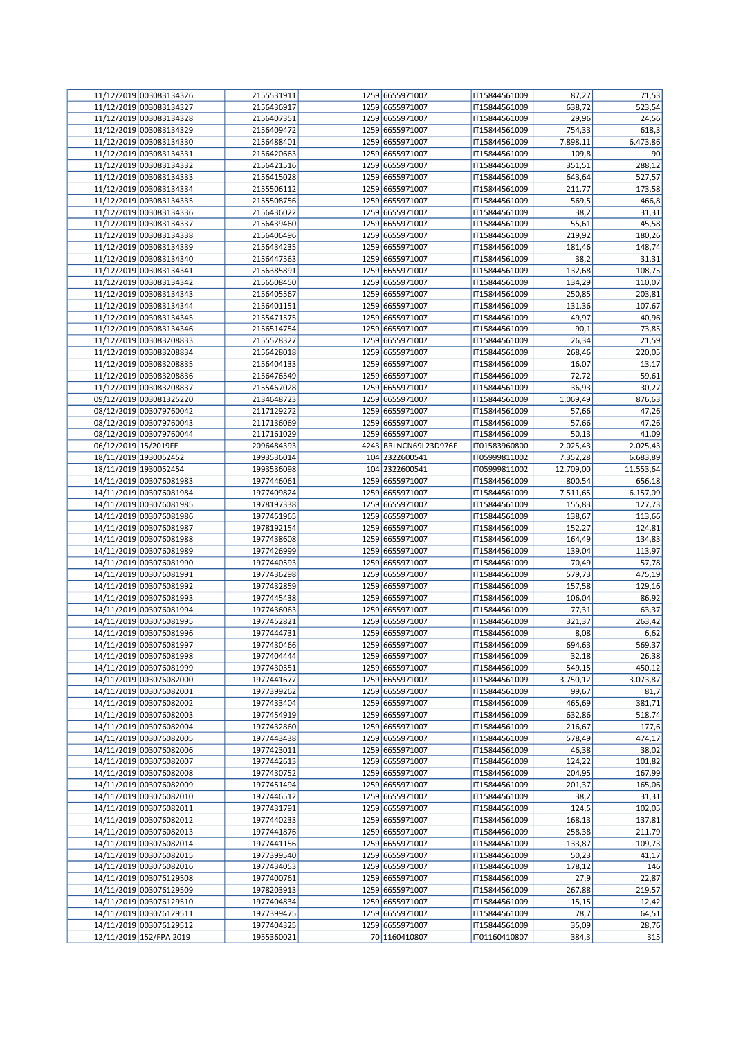| | | | | | | | |
|---|---|---|---|---|---|---|---|
| 11/12/2019 | 003083134326 | 2155531911 | 1259 | 6655971007 | IT15844561009 | 87,27 | 71,53 |
| 11/12/2019 | 003083134327 | 2156436917 | 1259 | 6655971007 | IT15844561009 | 638,72 | 523,54 |
| 11/12/2019 | 003083134328 | 2156407351 | 1259 | 6655971007 | IT15844561009 | 29,96 | 24,56 |
| 11/12/2019 | 003083134329 | 2156409472 | 1259 | 6655971007 | IT15844561009 | 754,33 | 618,3 |
| 11/12/2019 | 003083134330 | 2156488401 | 1259 | 6655971007 | IT15844561009 | 7.898,11 | 6.473,86 |
| 11/12/2019 | 003083134331 | 2156420663 | 1259 | 6655971007 | IT15844561009 | 109,8 | 90 |
| 11/12/2019 | 003083134332 | 2156421516 | 1259 | 6655971007 | IT15844561009 | 351,51 | 288,12 |
| 11/12/2019 | 003083134333 | 2156415028 | 1259 | 6655971007 | IT15844561009 | 643,64 | 527,57 |
| 11/12/2019 | 003083134334 | 2155506112 | 1259 | 6655971007 | IT15844561009 | 211,77 | 173,58 |
| 11/12/2019 | 003083134335 | 2155508756 | 1259 | 6655971007 | IT15844561009 | 569,5 | 466,8 |
| 11/12/2019 | 003083134336 | 2156436022 | 1259 | 6655971007 | IT15844561009 | 38,2 | 31,31 |
| 11/12/2019 | 003083134337 | 2156439460 | 1259 | 6655971007 | IT15844561009 | 55,61 | 45,58 |
| 11/12/2019 | 003083134338 | 2156406496 | 1259 | 6655971007 | IT15844561009 | 219,92 | 180,26 |
| 11/12/2019 | 003083134339 | 2156434235 | 1259 | 6655971007 | IT15844561009 | 181,46 | 148,74 |
| 11/12/2019 | 003083134340 | 2156447563 | 1259 | 6655971007 | IT15844561009 | 38,2 | 31,31 |
| 11/12/2019 | 003083134341 | 2156385891 | 1259 | 6655971007 | IT15844561009 | 132,68 | 108,75 |
| 11/12/2019 | 003083134342 | 2156508450 | 1259 | 6655971007 | IT15844561009 | 134,29 | 110,07 |
| 11/12/2019 | 003083134343 | 2156405567 | 1259 | 6655971007 | IT15844561009 | 250,85 | 203,81 |
| 11/12/2019 | 003083134344 | 2156401151 | 1259 | 6655971007 | IT15844561009 | 131,36 | 107,67 |
| 11/12/2019 | 003083134345 | 2155471575 | 1259 | 6655971007 | IT15844561009 | 49,97 | 40,96 |
| 11/12/2019 | 003083134346 | 2156514754 | 1259 | 6655971007 | IT15844561009 | 90,1 | 73,85 |
| 11/12/2019 | 003083208833 | 2155528327 | 1259 | 6655971007 | IT15844561009 | 26,34 | 21,59 |
| 11/12/2019 | 003083208834 | 2156428018 | 1259 | 6655971007 | IT15844561009 | 268,46 | 220,05 |
| 11/12/2019 | 003083208835 | 2156404133 | 1259 | 6655971007 | IT15844561009 | 16,07 | 13,17 |
| 11/12/2019 | 003083208836 | 2156476549 | 1259 | 6655971007 | IT15844561009 | 72,72 | 59,61 |
| 11/12/2019 | 003083208837 | 2155467028 | 1259 | 6655971007 | IT15844561009 | 36,93 | 30,27 |
| 09/12/2019 | 003081325220 | 2134648723 | 1259 | 6655971007 | IT15844561009 | 1.069,49 | 876,63 |
| 08/12/2019 | 003079760042 | 2117129272 | 1259 | 6655971007 | IT15844561009 | 57,66 | 47,26 |
| 08/12/2019 | 003079760043 | 2117136069 | 1259 | 6655971007 | IT15844561009 | 57,66 | 47,26 |
| 08/12/2019 | 003079760044 | 2117161029 | 1259 | 6655971007 | IT15844561009 | 50,13 | 41,09 |
| 06/12/2019 | 15/2019FE | 2096484393 | 4243 | BRLNCN69L23D976F | IT01583960800 | 2.025,43 | 2.025,43 |
| 18/11/2019 | 1930052452 | 1993536014 | 104 | 2322600541 | IT05999811002 | 7.352,28 | 6.683,89 |
| 18/11/2019 | 1930052454 | 1993536098 | 104 | 2322600541 | IT05999811002 | 12.709,00 | 11.553,64 |
| 14/11/2019 | 003076081983 | 1977446061 | 1259 | 6655971007 | IT15844561009 | 800,54 | 656,18 |
| 14/11/2019 | 003076081984 | 1977409824 | 1259 | 6655971007 | IT15844561009 | 7.511,65 | 6.157,09 |
| 14/11/2019 | 003076081985 | 1978197338 | 1259 | 6655971007 | IT15844561009 | 155,83 | 127,73 |
| 14/11/2019 | 003076081986 | 1977451965 | 1259 | 6655971007 | IT15844561009 | 138,67 | 113,66 |
| 14/11/2019 | 003076081987 | 1978192154 | 1259 | 6655971007 | IT15844561009 | 152,27 | 124,81 |
| 14/11/2019 | 003076081988 | 1977438608 | 1259 | 6655971007 | IT15844561009 | 164,49 | 134,83 |
| 14/11/2019 | 003076081989 | 1977426999 | 1259 | 6655971007 | IT15844561009 | 139,04 | 113,97 |
| 14/11/2019 | 003076081990 | 1977440593 | 1259 | 6655971007 | IT15844561009 | 70,49 | 57,78 |
| 14/11/2019 | 003076081991 | 1977436298 | 1259 | 6655971007 | IT15844561009 | 579,73 | 475,19 |
| 14/11/2019 | 003076081992 | 1977432859 | 1259 | 6655971007 | IT15844561009 | 157,58 | 129,16 |
| 14/11/2019 | 003076081993 | 1977445438 | 1259 | 6655971007 | IT15844561009 | 106,04 | 86,92 |
| 14/11/2019 | 003076081994 | 1977436063 | 1259 | 6655971007 | IT15844561009 | 77,31 | 63,37 |
| 14/11/2019 | 003076081995 | 1977452821 | 1259 | 6655971007 | IT15844561009 | 321,37 | 263,42 |
| 14/11/2019 | 003076081996 | 1977444731 | 1259 | 6655971007 | IT15844561009 | 8,08 | 6,62 |
| 14/11/2019 | 003076081997 | 1977430466 | 1259 | 6655971007 | IT15844561009 | 694,63 | 569,37 |
| 14/11/2019 | 003076081998 | 1977404444 | 1259 | 6655971007 | IT15844561009 | 32,18 | 26,38 |
| 14/11/2019 | 003076081999 | 1977430551 | 1259 | 6655971007 | IT15844561009 | 549,15 | 450,12 |
| 14/11/2019 | 003076082000 | 1977441677 | 1259 | 6655971007 | IT15844561009 | 3.750,12 | 3.073,87 |
| 14/11/2019 | 003076082001 | 1977399262 | 1259 | 6655971007 | IT15844561009 | 99,67 | 81,7 |
| 14/11/2019 | 003076082002 | 1977433404 | 1259 | 6655971007 | IT15844561009 | 465,69 | 381,71 |
| 14/11/2019 | 003076082003 | 1977454919 | 1259 | 6655971007 | IT15844561009 | 632,86 | 518,74 |
| 14/11/2019 | 003076082004 | 1977432860 | 1259 | 6655971007 | IT15844561009 | 216,67 | 177,6 |
| 14/11/2019 | 003076082005 | 1977443438 | 1259 | 6655971007 | IT15844561009 | 578,49 | 474,17 |
| 14/11/2019 | 003076082006 | 1977423011 | 1259 | 6655971007 | IT15844561009 | 46,38 | 38,02 |
| 14/11/2019 | 003076082007 | 1977442613 | 1259 | 6655971007 | IT15844561009 | 124,22 | 101,82 |
| 14/11/2019 | 003076082008 | 1977430752 | 1259 | 6655971007 | IT15844561009 | 204,95 | 167,99 |
| 14/11/2019 | 003076082009 | 1977451494 | 1259 | 6655971007 | IT15844561009 | 201,37 | 165,06 |
| 14/11/2019 | 003076082010 | 1977446512 | 1259 | 6655971007 | IT15844561009 | 38,2 | 31,31 |
| 14/11/2019 | 003076082011 | 1977431791 | 1259 | 6655971007 | IT15844561009 | 124,5 | 102,05 |
| 14/11/2019 | 003076082012 | 1977440233 | 1259 | 6655971007 | IT15844561009 | 168,13 | 137,81 |
| 14/11/2019 | 003076082013 | 1977441876 | 1259 | 6655971007 | IT15844561009 | 258,38 | 211,79 |
| 14/11/2019 | 003076082014 | 1977441156 | 1259 | 6655971007 | IT15844561009 | 133,87 | 109,73 |
| 14/11/2019 | 003076082015 | 1977399540 | 1259 | 6655971007 | IT15844561009 | 50,23 | 41,17 |
| 14/11/2019 | 003076082016 | 1977434053 | 1259 | 6655971007 | IT15844561009 | 178,12 | 146 |
| 14/11/2019 | 003076129508 | 1977400761 | 1259 | 6655971007 | IT15844561009 | 27,9 | 22,87 |
| 14/11/2019 | 003076129509 | 1978203913 | 1259 | 6655971007 | IT15844561009 | 267,88 | 219,57 |
| 14/11/2019 | 003076129510 | 1977404834 | 1259 | 6655971007 | IT15844561009 | 15,15 | 12,42 |
| 14/11/2019 | 003076129511 | 1977399475 | 1259 | 6655971007 | IT15844561009 | 78,7 | 64,51 |
| 14/11/2019 | 003076129512 | 1977404325 | 1259 | 6655971007 | IT15844561009 | 35,09 | 28,76 |
| 12/11/2019 | 152/FPA 2019 | 1955360021 | 70 | 1160410807 | IT01160410807 | 384,3 | 315 |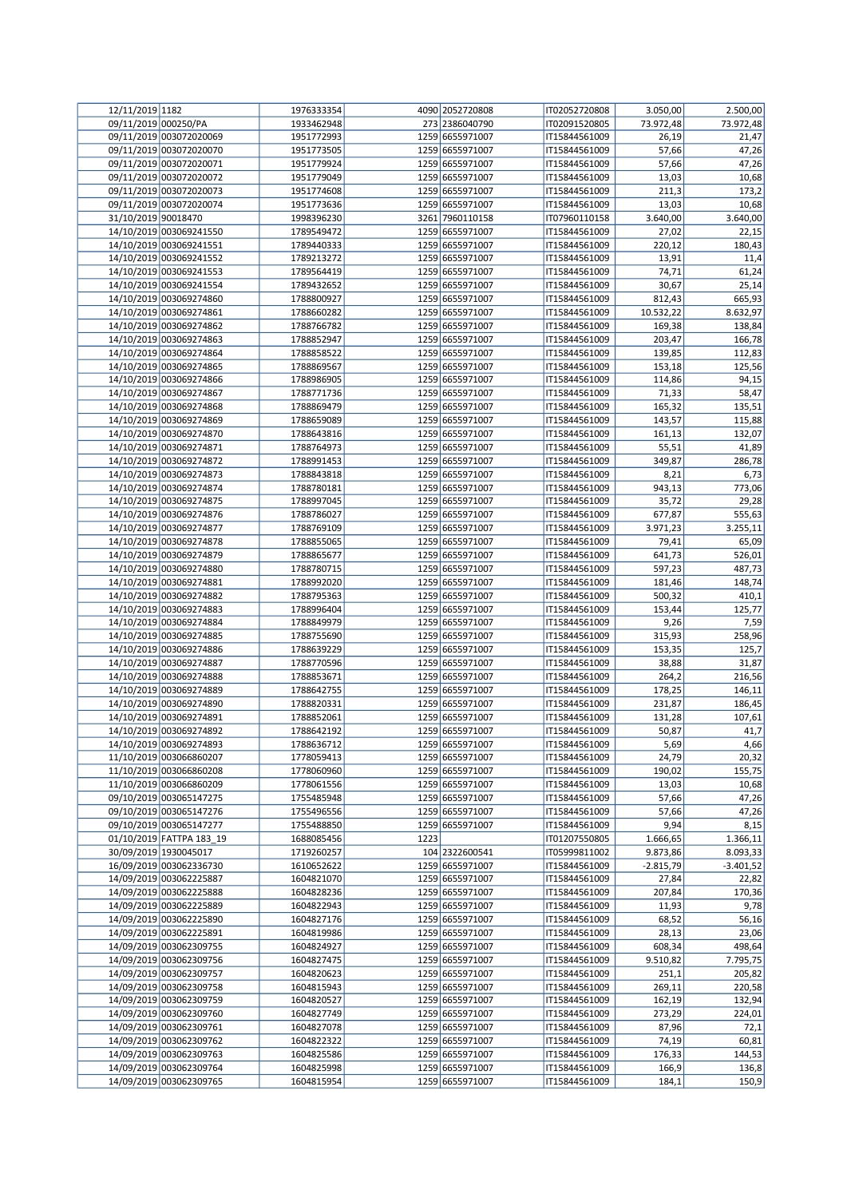| | | | | | | | |
|---|---|---|---|---|---|---|---|
| 12/11/2019 | 1182 | 1976333354 | 4090 | 2052720808 | IT02052720808 | 3.050,00 | 2.500,00 |
| 09/11/2019 | 000250/PA | 1933462948 | 273 | 2386040790 | IT02091520805 | 73.972,48 | 73.972,48 |
| 09/11/2019 | 003072020069 | 1951772993 | 1259 | 6655971007 | IT15844561009 | 26,19 | 21,47 |
| 09/11/2019 | 003072020070 | 1951773505 | 1259 | 6655971007 | IT15844561009 | 57,66 | 47,26 |
| 09/11/2019 | 003072020071 | 1951779924 | 1259 | 6655971007 | IT15844561009 | 57,66 | 47,26 |
| 09/11/2019 | 003072020072 | 1951779049 | 1259 | 6655971007 | IT15844561009 | 13,03 | 10,68 |
| 09/11/2019 | 003072020073 | 1951774608 | 1259 | 6655971007 | IT15844561009 | 211,3 | 173,2 |
| 09/11/2019 | 003072020074 | 1951773636 | 1259 | 6655971007 | IT15844561009 | 13,03 | 10,68 |
| 31/10/2019 | 90018470 | 1998396230 | 3261 | 7960110158 | IT07960110158 | 3.640,00 | 3.640,00 |
| 14/10/2019 | 003069241550 | 1789549472 | 1259 | 6655971007 | IT15844561009 | 27,02 | 22,15 |
| 14/10/2019 | 003069241551 | 1789440333 | 1259 | 6655971007 | IT15844561009 | 220,12 | 180,43 |
| 14/10/2019 | 003069241552 | 1789213272 | 1259 | 6655971007 | IT15844561009 | 13,91 | 11,4 |
| 14/10/2019 | 003069241553 | 1789564419 | 1259 | 6655971007 | IT15844561009 | 74,71 | 61,24 |
| 14/10/2019 | 003069241554 | 1789432652 | 1259 | 6655971007 | IT15844561009 | 30,67 | 25,14 |
| 14/10/2019 | 003069274860 | 1788800927 | 1259 | 6655971007 | IT15844561009 | 812,43 | 665,93 |
| 14/10/2019 | 003069274861 | 1788660282 | 1259 | 6655971007 | IT15844561009 | 10.532,22 | 8.632,97 |
| 14/10/2019 | 003069274862 | 1788766782 | 1259 | 6655971007 | IT15844561009 | 169,38 | 138,84 |
| 14/10/2019 | 003069274863 | 1788852947 | 1259 | 6655971007 | IT15844561009 | 203,47 | 166,78 |
| 14/10/2019 | 003069274864 | 1788858522 | 1259 | 6655971007 | IT15844561009 | 139,85 | 112,83 |
| 14/10/2019 | 003069274865 | 1788869567 | 1259 | 6655971007 | IT15844561009 | 153,18 | 125,56 |
| 14/10/2019 | 003069274866 | 1788986905 | 1259 | 6655971007 | IT15844561009 | 114,86 | 94,15 |
| 14/10/2019 | 003069274867 | 1788771736 | 1259 | 6655971007 | IT15844561009 | 71,33 | 58,47 |
| 14/10/2019 | 003069274868 | 1788869479 | 1259 | 6655971007 | IT15844561009 | 165,32 | 135,51 |
| 14/10/2019 | 003069274869 | 1788659089 | 1259 | 6655971007 | IT15844561009 | 143,57 | 115,88 |
| 14/10/2019 | 003069274870 | 1788643816 | 1259 | 6655971007 | IT15844561009 | 161,13 | 132,07 |
| 14/10/2019 | 003069274871 | 1787764973 | 1259 | 6655971007 | IT15844561009 | 55,51 | 41,89 |
| 14/10/2019 | 003069274872 | 1788991453 | 1259 | 6655971007 | IT15844561009 | 349,87 | 286,78 |
| 14/10/2019 | 003069274873 | 1788843818 | 1259 | 6655971007 | IT15844561009 | 8,21 | 6,73 |
| 14/10/2019 | 003069274874 | 1788780181 | 1259 | 6655971007 | IT15844561009 | 943,13 | 773,06 |
| 14/10/2019 | 003069274875 | 1788997045 | 1259 | 6655971007 | IT15844561009 | 35,72 | 29,28 |
| 14/10/2019 | 003069274876 | 1788786027 | 1259 | 6655971007 | IT15844561009 | 677,87 | 555,63 |
| 14/10/2019 | 003069274877 | 1788769109 | 1259 | 6655971007 | IT15844561009 | 3.971,23 | 3.255,11 |
| 14/10/2019 | 003069274878 | 1788855065 | 1259 | 6655971007 | IT15844561009 | 79,41 | 65,09 |
| 14/10/2019 | 003069274879 | 1788865677 | 1259 | 6655971007 | IT15844561009 | 641,73 | 526,01 |
| 14/10/2019 | 003069274880 | 1788780715 | 1259 | 6655971007 | IT15844561009 | 597,23 | 487,73 |
| 14/10/2019 | 003069274881 | 1788992020 | 1259 | 6655971007 | IT15844561009 | 181,46 | 148,74 |
| 14/10/2019 | 003069274882 | 1788795363 | 1259 | 6655971007 | IT15844561009 | 500,32 | 410,1 |
| 14/10/2019 | 003069274883 | 1788996404 | 1259 | 6655971007 | IT15844561009 | 153,44 | 125,77 |
| 14/10/2019 | 003069274884 | 1788849979 | 1259 | 6655971007 | IT15844561009 | 9,26 | 7,59 |
| 14/10/2019 | 003069274885 | 1788755690 | 1259 | 6655971007 | IT15844561009 | 315,93 | 258,96 |
| 14/10/2019 | 003069274886 | 1788639229 | 1259 | 6655971007 | IT15844561009 | 153,35 | 125,7 |
| 14/10/2019 | 003069274887 | 1788770596 | 1259 | 6655971007 | IT15844561009 | 38,88 | 31,87 |
| 14/10/2019 | 003069274888 | 1788853671 | 1259 | 6655971007 | IT15844561009 | 264,2 | 216,56 |
| 14/10/2019 | 003069274889 | 1788642755 | 1259 | 6655971007 | IT15844561009 | 178,25 | 146,11 |
| 14/10/2019 | 003069274890 | 1788820331 | 1259 | 6655971007 | IT15844561009 | 231,87 | 186,45 |
| 14/10/2019 | 003069274891 | 1788852061 | 1259 | 6655971007 | IT15844561009 | 131,28 | 107,61 |
| 14/10/2019 | 003069274892 | 1788642192 | 1259 | 6655971007 | IT15844561009 | 50,87 | 41,7 |
| 14/10/2019 | 003069274893 | 1788636712 | 1259 | 6655971007 | IT15844561009 | 5,69 | 4,66 |
| 11/10/2019 | 003066860207 | 1778059413 | 1259 | 6655971007 | IT15844561009 | 24,79 | 20,32 |
| 11/10/2019 | 003066860208 | 1778060960 | 1259 | 6655971007 | IT15844561009 | 190,02 | 155,75 |
| 11/10/2019 | 003066860209 | 1778061556 | 1259 | 6655971007 | IT15844561009 | 13,03 | 10,68 |
| 09/10/2019 | 003065147275 | 1755485948 | 1259 | 6655971007 | IT15844561009 | 57,66 | 47,26 |
| 09/10/2019 | 003065147276 | 1755496556 | 1259 | 6655971007 | IT15844561009 | 57,66 | 47,26 |
| 09/10/2019 | 003065147277 | 1755488850 | 1259 | 6655971007 | IT15844561009 | 9,94 | 8,15 |
| 01/10/2019 | FATTPA 183_19 | 1688085456 | 1223 | | IT01207550805 | 1.666,65 | 1.366,11 |
| 30/09/2019 | 1930045017 | 1719260257 | 104 | 2322600541 | IT05999811002 | 9.873,86 | 8.093,33 |
| 16/09/2019 | 003062336730 | 1610652622 | 1259 | 6655971007 | IT15844561009 | -2.815,79 | -3.401,52 |
| 14/09/2019 | 003062225887 | 1604821070 | 1259 | 6655971007 | IT15844561009 | 27,84 | 22,82 |
| 14/09/2019 | 003062225888 | 1604828236 | 1259 | 6655971007 | IT15844561009 | 207,84 | 170,36 |
| 14/09/2019 | 003062225889 | 1604822943 | 1259 | 6655971007 | IT15844561009 | 11,93 | 9,78 |
| 14/09/2019 | 003062225890 | 1604827176 | 1259 | 6655971007 | IT15844561009 | 68,52 | 56,16 |
| 14/09/2019 | 003062225891 | 1604819986 | 1259 | 6655971007 | IT15844561009 | 28,13 | 23,06 |
| 14/09/2019 | 003062309755 | 1604824927 | 1259 | 6655971007 | IT15844561009 | 608,34 | 498,64 |
| 14/09/2019 | 003062309756 | 1604827475 | 1259 | 6655971007 | IT15844561009 | 9.510,82 | 7.795,75 |
| 14/09/2019 | 003062309757 | 1604820623 | 1259 | 6655971007 | IT15844561009 | 251,1 | 205,82 |
| 14/09/2019 | 003062309758 | 1604815943 | 1259 | 6655971007 | IT15844561009 | 269,11 | 220,58 |
| 14/09/2019 | 003062309759 | 1604820527 | 1259 | 6655971007 | IT15844561009 | 162,19 | 132,94 |
| 14/09/2019 | 003062309760 | 1604827749 | 1259 | 6655971007 | IT15844561009 | 273,29 | 224,01 |
| 14/09/2019 | 003062309761 | 1604827078 | 1259 | 6655971007 | IT15844561009 | 87,96 | 72,1 |
| 14/09/2019 | 003062309762 | 1604822322 | 1259 | 6655971007 | IT15844561009 | 74,19 | 60,81 |
| 14/09/2019 | 003062309763 | 1604825586 | 1259 | 6655971007 | IT15844561009 | 176,33 | 144,53 |
| 14/09/2019 | 003062309764 | 1604825998 | 1259 | 6655971007 | IT15844561009 | 166,9 | 136,8 |
| 14/09/2019 | 003062309765 | 1604815954 | 1259 | 6655971007 | IT15844561009 | 184,1 | 150,9 |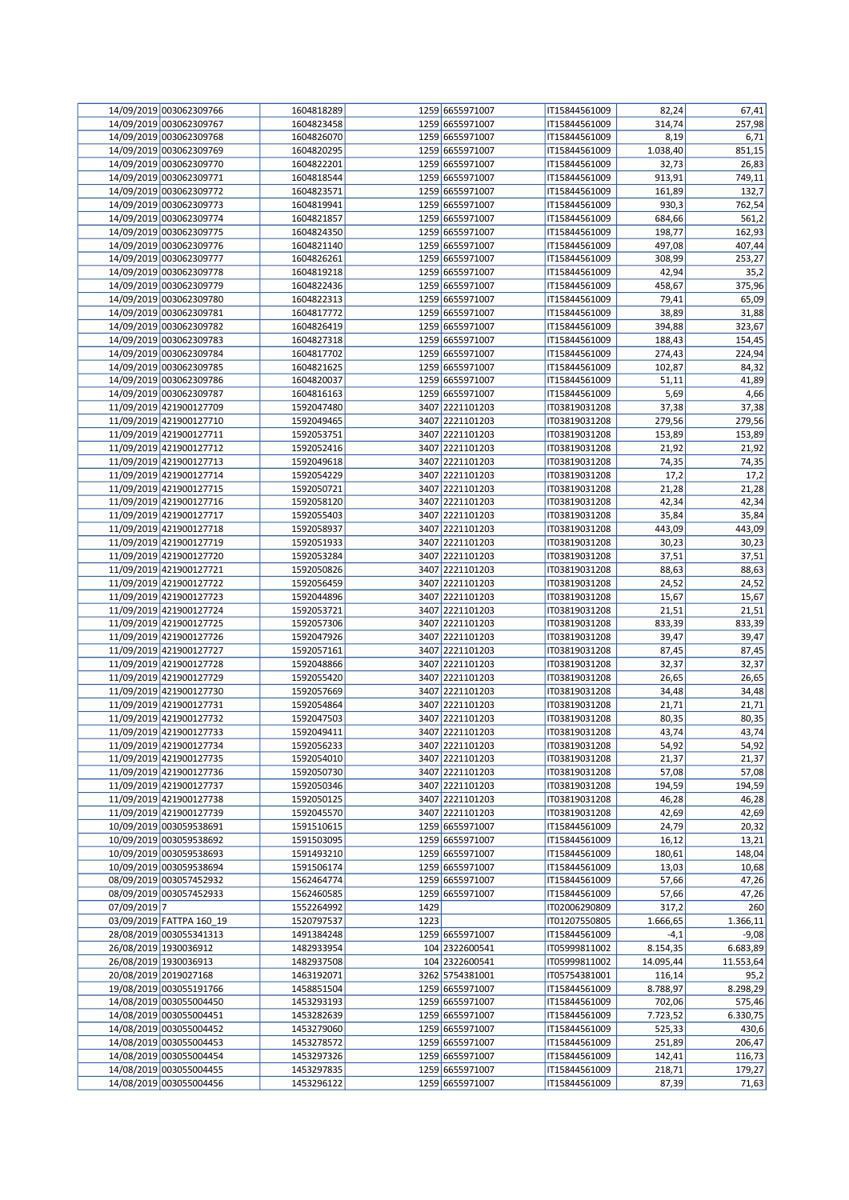| | | | | | | | |
|---|---|---|---|---|---|---|---|
| 14/09/2019 | 003062309766 | 1604818289 | 1259 | 6655971007 | IT15844561009 | 82,24 | 67,41 |
| 14/09/2019 | 003062309767 | 1604823458 | 1259 | 6655971007 | IT15844561009 | 314,74 | 257,98 |
| 14/09/2019 | 003062309768 | 1604826070 | 1259 | 6655971007 | IT15844561009 | 8,19 | 6,71 |
| 14/09/2019 | 003062309769 | 1604820295 | 1259 | 6655971007 | IT15844561009 | 1.038,40 | 851,15 |
| 14/09/2019 | 003062309770 | 1604822201 | 1259 | 6655971007 | IT15844561009 | 32,73 | 26,83 |
| 14/09/2019 | 003062309771 | 1604818544 | 1259 | 6655971007 | IT15844561009 | 913,91 | 749,11 |
| 14/09/2019 | 003062309772 | 1604823571 | 1259 | 6655971007 | IT15844561009 | 161,89 | 132,7 |
| 14/09/2019 | 003062309773 | 1604819941 | 1259 | 6655971007 | IT15844561009 | 930,3 | 762,54 |
| 14/09/2019 | 003062309774 | 1604821857 | 1259 | 6655971007 | IT15844561009 | 684,66 | 561,2 |
| 14/09/2019 | 003062309775 | 1604824350 | 1259 | 6655971007 | IT15844561009 | 198,77 | 162,93 |
| 14/09/2019 | 003062309776 | 1604821140 | 1259 | 6655971007 | IT15844561009 | 497,08 | 407,44 |
| 14/09/2019 | 003062309777 | 1604826261 | 1259 | 6655971007 | IT15844561009 | 308,99 | 253,27 |
| 14/09/2019 | 003062309778 | 1604819218 | 1259 | 6655971007 | IT15844561009 | 42,94 | 35,2 |
| 14/09/2019 | 003062309779 | 1604822436 | 1259 | 6655971007 | IT15844561009 | 458,67 | 375,96 |
| 14/09/2019 | 003062309780 | 1604822313 | 1259 | 6655971007 | IT15844561009 | 79,41 | 65,09 |
| 14/09/2019 | 003062309781 | 1604817772 | 1259 | 6655971007 | IT15844561009 | 38,89 | 31,88 |
| 14/09/2019 | 003062309782 | 1604826419 | 1259 | 6655971007 | IT15844561009 | 394,88 | 323,67 |
| 14/09/2019 | 003062309783 | 1604827318 | 1259 | 6655971007 | IT15844561009 | 188,43 | 154,45 |
| 14/09/2019 | 003062309784 | 1604817702 | 1259 | 6655971007 | IT15844561009 | 274,43 | 224,94 |
| 14/09/2019 | 003062309785 | 1604821625 | 1259 | 6655971007 | IT15844561009 | 102,87 | 84,32 |
| 14/09/2019 | 003062309786 | 1604820037 | 1259 | 6655971007 | IT15844561009 | 51,11 | 41,89 |
| 14/09/2019 | 003062309787 | 1604816163 | 1259 | 6655971007 | IT15844561009 | 5,69 | 4,66 |
| 11/09/2019 | 421900127709 | 1592047480 | 3407 | 2221101203 | IT03819031208 | 37,38 | 37,38 |
| 11/09/2019 | 421900127710 | 1592049465 | 3407 | 2221101203 | IT03819031208 | 279,56 | 279,56 |
| 11/09/2019 | 421900127711 | 1592053751 | 3407 | 2221101203 | IT03819031208 | 153,89 | 153,89 |
| 11/09/2019 | 421900127712 | 1592052416 | 3407 | 2221101203 | IT03819031208 | 21,92 | 21,92 |
| 11/09/2019 | 421900127713 | 1592049618 | 3407 | 2221101203 | IT03819031208 | 74,35 | 74,35 |
| 11/09/2019 | 421900127714 | 1592054229 | 3407 | 2221101203 | IT03819031208 | 17,2 | 17,2 |
| 11/09/2019 | 421900127715 | 1592050721 | 3407 | 2221101203 | IT03819031208 | 21,28 | 21,28 |
| 11/09/2019 | 421900127716 | 1592058120 | 3407 | 2221101203 | IT03819031208 | 42,34 | 42,34 |
| 11/09/2019 | 421900127717 | 1592055403 | 3407 | 2221101203 | IT03819031208 | 35,84 | 35,84 |
| 11/09/2019 | 421900127718 | 1592058937 | 3407 | 2221101203 | IT03819031208 | 443,09 | 443,09 |
| 11/09/2019 | 421900127719 | 1592051933 | 3407 | 2221101203 | IT03819031208 | 30,23 | 30,23 |
| 11/09/2019 | 421900127720 | 1592053284 | 3407 | 2221101203 | IT03819031208 | 37,51 | 37,51 |
| 11/09/2019 | 421900127721 | 1592050826 | 3407 | 2221101203 | IT03819031208 | 88,63 | 88,63 |
| 11/09/2019 | 421900127722 | 1592056459 | 3407 | 2221101203 | IT03819031208 | 24,52 | 24,52 |
| 11/09/2019 | 421900127723 | 1592044896 | 3407 | 2221101203 | IT03819031208 | 15,67 | 15,67 |
| 11/09/2019 | 421900127724 | 1592053721 | 3407 | 2221101203 | IT03819031208 | 21,51 | 21,51 |
| 11/09/2019 | 421900127725 | 1592057306 | 3407 | 2221101203 | IT03819031208 | 833,39 | 833,39 |
| 11/09/2019 | 421900127726 | 1592047926 | 3407 | 2221101203 | IT03819031208 | 39,47 | 39,47 |
| 11/09/2019 | 421900127727 | 1592057161 | 3407 | 2221101203 | IT03819031208 | 87,45 | 87,45 |
| 11/09/2019 | 421900127728 | 1592048866 | 3407 | 2221101203 | IT03819031208 | 32,37 | 32,37 |
| 11/09/2019 | 421900127729 | 1592055420 | 3407 | 2221101203 | IT03819031208 | 26,65 | 26,65 |
| 11/09/2019 | 421900127730 | 1592057669 | 3407 | 2221101203 | IT03819031208 | 34,48 | 34,48 |
| 11/09/2019 | 421900127731 | 1592054864 | 3407 | 2221101203 | IT03819031208 | 21,71 | 21,71 |
| 11/09/2019 | 421900127732 | 1592047503 | 3407 | 2221101203 | IT03819031208 | 80,35 | 80,35 |
| 11/09/2019 | 421900127733 | 1592049411 | 3407 | 2221101203 | IT03819031208 | 43,74 | 43,74 |
| 11/09/2019 | 421900127734 | 1592056233 | 3407 | 2221101203 | IT03819031208 | 54,92 | 54,92 |
| 11/09/2019 | 421900127735 | 1592054010 | 3407 | 2221101203 | IT03819031208 | 21,37 | 21,37 |
| 11/09/2019 | 421900127736 | 1592050730 | 3407 | 2221101203 | IT03819031208 | 57,08 | 57,08 |
| 11/09/2019 | 421900127737 | 1592050346 | 3407 | 2221101203 | IT03819031208 | 194,59 | 194,59 |
| 11/09/2019 | 421900127738 | 1592050125 | 3407 | 2221101203 | IT03819031208 | 46,28 | 46,28 |
| 11/09/2019 | 421900127739 | 1592045570 | 3407 | 2221101203 | IT03819031208 | 42,69 | 42,69 |
| 10/09/2019 | 003059538691 | 1591510615 | 1259 | 6655971007 | IT15844561009 | 24,79 | 20,32 |
| 10/09/2019 | 003059538692 | 1591503095 | 1259 | 6655971007 | IT15844561009 | 16,12 | 13,21 |
| 10/09/2019 | 003059538693 | 1591493210 | 1259 | 6655971007 | IT15844561009 | 180,61 | 148,04 |
| 10/09/2019 | 003059538694 | 1591506174 | 1259 | 6655971007 | IT15844561009 | 13,03 | 10,68 |
| 08/09/2019 | 003057452932 | 1562464774 | 1259 | 6655971007 | IT15844561009 | 57,66 | 47,26 |
| 08/09/2019 | 003057452933 | 1562460585 | 1259 | 6655971007 | IT15844561009 | 57,66 | 47,26 |
| 07/09/2019 | 7 | 1552264992 | 1429 | | IT02006290809 | 317,2 | 260 |
| 03/09/2019 | FATTPA 160_19 | 1520797537 | 1223 | | IT01207550805 | 1.666,65 | 1.366,11 |
| 28/08/2019 | 003055341313 | 1491384248 | 1259 | 6655971007 | IT15844561009 | -4,1 | -9,08 |
| 26/08/2019 | 1930036912 | 1482933954 | 104 | 2322600541 | IT05999811002 | 8.154,35 | 6.683,89 |
| 26/08/2019 | 1930036913 | 1482937508 | 104 | 2322600541 | IT05999811002 | 14.095,44 | 11.553,64 |
| 20/08/2019 | 2019027168 | 1463192071 | 3262 | 5754381001 | IT05754381001 | 116,14 | 95,2 |
| 19/08/2019 | 003055191766 | 1458851504 | 1259 | 6655971007 | IT15844561009 | 8.788,97 | 8.298,29 |
| 14/08/2019 | 003055004450 | 1453293193 | 1259 | 6655971007 | IT15844561009 | 702,06 | 575,46 |
| 14/08/2019 | 003055004451 | 1453282639 | 1259 | 6655971007 | IT15844561009 | 7.723,52 | 6.330,75 |
| 14/08/2019 | 003055004452 | 1453279060 | 1259 | 6655971007 | IT15844561009 | 525,33 | 430,6 |
| 14/08/2019 | 003055004453 | 1453278572 | 1259 | 6655971007 | IT15844561009 | 251,89 | 206,47 |
| 14/08/2019 | 003055004454 | 1453297326 | 1259 | 6655971007 | IT15844561009 | 142,41 | 116,73 |
| 14/08/2019 | 003055004455 | 1453297835 | 1259 | 6655971007 | IT15844561009 | 218,71 | 179,27 |
| 14/08/2019 | 003055004456 | 1453296122 | 1259 | 6655971007 | IT15844561009 | 87,39 | 71,63 |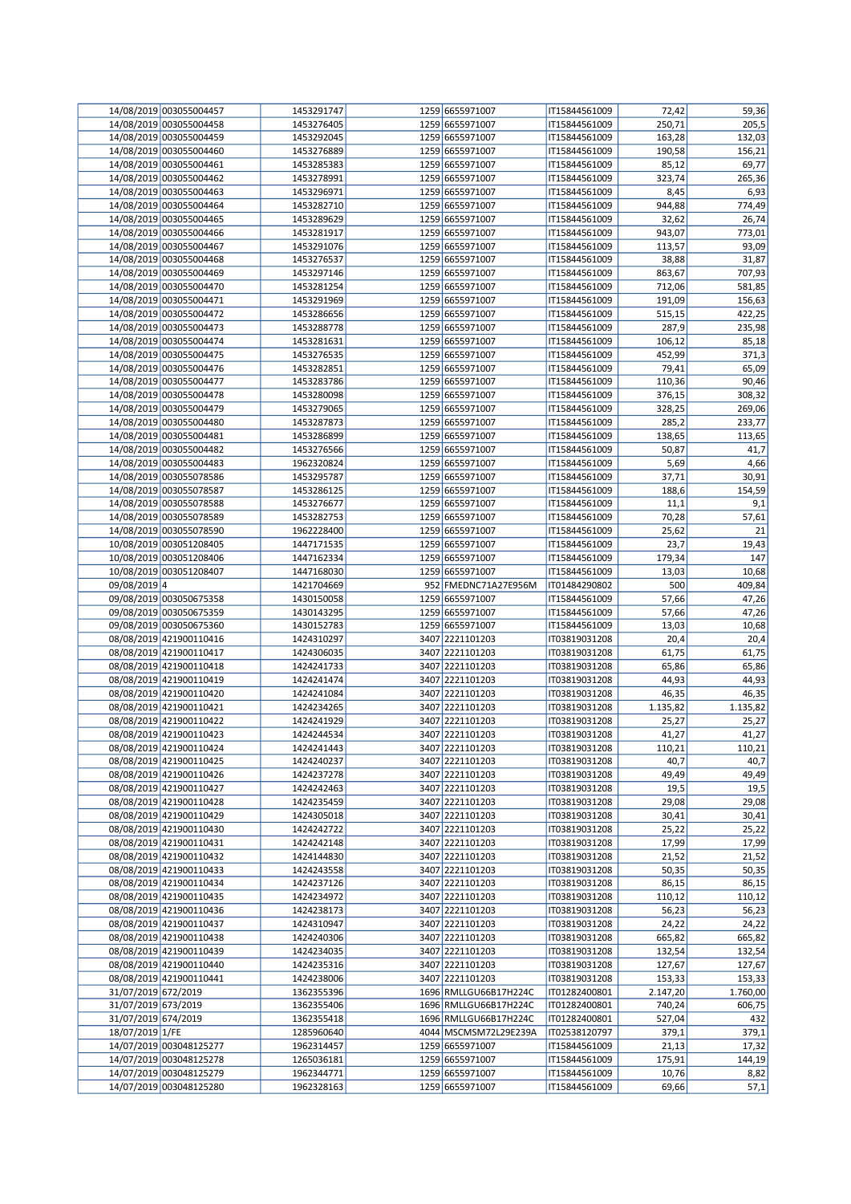| | | | | | | |
|---|---|---|---|---|---|---|
| 14/08/2019 | 003055004457 | 1453291747 | 1259 | 6655971007 | IT15844561009 | 72,42 | 59,36 |
| 14/08/2019 | 003055004458 | 1453276405 | 1259 | 6655971007 | IT15844561009 | 250,71 | 205,5 |
| 14/08/2019 | 003055004459 | 1453292045 | 1259 | 6655971007 | IT15844561009 | 163,28 | 132,03 |
| 14/08/2019 | 003055004460 | 1453276889 | 1259 | 6655971007 | IT15844561009 | 190,58 | 156,21 |
| 14/08/2019 | 003055004461 | 1453285383 | 1259 | 6655971007 | IT15844561009 | 85,12 | 69,77 |
| 14/08/2019 | 003055004462 | 1453278991 | 1259 | 6655971007 | IT15844561009 | 323,74 | 265,36 |
| 14/08/2019 | 003055004463 | 1453296971 | 1259 | 6655971007 | IT15844561009 | 8,45 | 6,93 |
| 14/08/2019 | 003055004464 | 1453282710 | 1259 | 6655971007 | IT15844561009 | 944,88 | 774,49 |
| 14/08/2019 | 003055004465 | 1453289629 | 1259 | 6655971007 | IT15844561009 | 32,62 | 26,74 |
| 14/08/2019 | 003055004466 | 1453281917 | 1259 | 6655971007 | IT15844561009 | 943,07 | 773,01 |
| 14/08/2019 | 003055004467 | 1453291076 | 1259 | 6655971007 | IT15844561009 | 113,57 | 93,09 |
| 14/08/2019 | 003055004468 | 1453276537 | 1259 | 6655971007 | IT15844561009 | 38,88 | 31,87 |
| 14/08/2019 | 003055004469 | 1453297146 | 1259 | 6655971007 | IT15844561009 | 863,67 | 707,93 |
| 14/08/2019 | 003055004470 | 1453281254 | 1259 | 6655971007 | IT15844561009 | 712,06 | 581,85 |
| 14/08/2019 | 003055004471 | 1453291969 | 1259 | 6655971007 | IT15844561009 | 191,09 | 156,63 |
| 14/08/2019 | 003055004472 | 1453286656 | 1259 | 6655971007 | IT15844561009 | 515,15 | 422,25 |
| 14/08/2019 | 003055004473 | 1453288778 | 1259 | 6655971007 | IT15844561009 | 287,9 | 235,98 |
| 14/08/2019 | 003055004474 | 1453281631 | 1259 | 6655971007 | IT15844561009 | 106,12 | 85,18 |
| 14/08/2019 | 003055004475 | 1453276535 | 1259 | 6655971007 | IT15844561009 | 452,99 | 371,3 |
| 14/08/2019 | 003055004476 | 1453282851 | 1259 | 6655971007 | IT15844561009 | 79,41 | 65,09 |
| 14/08/2019 | 003055004477 | 1453283786 | 1259 | 6655971007 | IT15844561009 | 110,36 | 90,46 |
| 14/08/2019 | 003055004478 | 1453280098 | 1259 | 6655971007 | IT15844561009 | 376,15 | 308,32 |
| 14/08/2019 | 003055004479 | 1453279065 | 1259 | 6655971007 | IT15844561009 | 328,25 | 269,06 |
| 14/08/2019 | 003055004480 | 1453287873 | 1259 | 6655971007 | IT15844561009 | 285,2 | 233,77 |
| 14/08/2019 | 003055004481 | 1453286899 | 1259 | 6655971007 | IT15844561009 | 138,65 | 113,65 |
| 14/08/2019 | 003055004482 | 1453276566 | 1259 | 6655971007 | IT15844561009 | 50,87 | 41,7 |
| 14/08/2019 | 003055004483 | 1962320824 | 1259 | 6655971007 | IT15844561009 | 5,69 | 4,66 |
| 14/08/2019 | 003055078586 | 1453295787 | 1259 | 6655971007 | IT15844561009 | 37,71 | 30,91 |
| 14/08/2019 | 003055078587 | 1453286125 | 1259 | 6655971007 | IT15844561009 | 188,6 | 154,59 |
| 14/08/2019 | 003055078588 | 1453276677 | 1259 | 6655971007 | IT15844561009 | 11,1 | 9,1 |
| 14/08/2019 | 003055078589 | 1453282753 | 1259 | 6655971007 | IT15844561009 | 70,28 | 57,61 |
| 14/08/2019 | 003055078590 | 1962228400 | 1259 | 6655971007 | IT15844561009 | 25,62 | 21 |
| 10/08/2019 | 003051208405 | 1447171535 | 1259 | 6655971007 | IT15844561009 | 23,7 | 19,43 |
| 10/08/2019 | 003051208406 | 1447162334 | 1259 | 6655971007 | IT15844561009 | 179,34 | 147 |
| 10/08/2019 | 003051208407 | 1447168030 | 1259 | 6655971007 | IT15844561009 | 13,03 | 10,68 |
| 09/08/2019 | 4 | 1421704669 | 952 | FMEDNC71A27E956M | IT01484290802 | 500 | 409,84 |
| 09/08/2019 | 003050675358 | 1430150058 | 1259 | 6655971007 | IT15844561009 | 57,66 | 47,26 |
| 09/08/2019 | 003050675359 | 1430143295 | 1259 | 6655971007 | IT15844561009 | 57,66 | 47,26 |
| 09/08/2019 | 003050675360 | 1430152783 | 1259 | 6655971007 | IT15844561009 | 13,03 | 10,68 |
| 08/08/2019 | 421900110416 | 1424310297 | 3407 | 2221101203 | IT03819031208 | 20,4 | 20,4 |
| 08/08/2019 | 421900110417 | 1424306035 | 3407 | 2221101203 | IT03819031208 | 61,75 | 61,75 |
| 08/08/2019 | 421900110418 | 1424241733 | 3407 | 2221101203 | IT03819031208 | 65,86 | 65,86 |
| 08/08/2019 | 421900110419 | 1424241474 | 3407 | 2221101203 | IT03819031208 | 44,93 | 44,93 |
| 08/08/2019 | 421900110420 | 1424241084 | 3407 | 2221101203 | IT03819031208 | 46,35 | 46,35 |
| 08/08/2019 | 421900110421 | 1424234265 | 3407 | 2221101203 | IT03819031208 | 1.135,82 | 1.135,82 |
| 08/08/2019 | 421900110422 | 1424241929 | 3407 | 2221101203 | IT03819031208 | 25,27 | 25,27 |
| 08/08/2019 | 421900110423 | 1424244534 | 3407 | 2221101203 | IT03819031208 | 41,27 | 41,27 |
| 08/08/2019 | 421900110424 | 1424241443 | 3407 | 2221101203 | IT03819031208 | 110,21 | 110,21 |
| 08/08/2019 | 421900110425 | 1424240237 | 3407 | 2221101203 | IT03819031208 | 40,7 | 40,7 |
| 08/08/2019 | 421900110426 | 1424237278 | 3407 | 2221101203 | IT03819031208 | 49,49 | 49,49 |
| 08/08/2019 | 421900110427 | 1424242463 | 3407 | 2221101203 | IT03819031208 | 19,5 | 19,5 |
| 08/08/2019 | 421900110428 | 1424235459 | 3407 | 2221101203 | IT03819031208 | 29,08 | 29,08 |
| 08/08/2019 | 421900110429 | 1424305018 | 3407 | 2221101203 | IT03819031208 | 30,41 | 30,41 |
| 08/08/2019 | 421900110430 | 1424242722 | 3407 | 2221101203 | IT03819031208 | 25,22 | 25,22 |
| 08/08/2019 | 421900110431 | 1424242148 | 3407 | 2221101203 | IT03819031208 | 17,99 | 17,99 |
| 08/08/2019 | 421900110432 | 1424144830 | 3407 | 2221101203 | IT03819031208 | 21,52 | 21,52 |
| 08/08/2019 | 421900110433 | 1424243558 | 3407 | 2221101203 | IT03819031208 | 50,35 | 50,35 |
| 08/08/2019 | 421900110434 | 1424237126 | 3407 | 2221101203 | IT03819031208 | 86,15 | 86,15 |
| 08/08/2019 | 421900110435 | 1424234972 | 3407 | 2221101203 | IT03819031208 | 110,12 | 110,12 |
| 08/08/2019 | 421900110436 | 1424238173 | 3407 | 2221101203 | IT03819031208 | 56,23 | 56,23 |
| 08/08/2019 | 421900110437 | 1424310937 | 3407 | 2221101203 | IT03819031208 | 24,22 | 24,22 |
| 08/08/2019 | 421900110438 | 1424240306 | 3407 | 2221101203 | IT03819031208 | 665,82 | 665,82 |
| 08/08/2019 | 421900110439 | 1424234035 | 3407 | 2221101203 | IT03819031208 | 132,54 | 132,54 |
| 08/08/2019 | 421900110440 | 1424235316 | 3407 | 2221101203 | IT03819031208 | 127,67 | 127,67 |
| 08/08/2019 | 421900110441 | 1424238006 | 3407 | 2221101203 | IT03819031208 | 153,33 | 153,33 |
| 31/07/2019 | 672/2019 | 1362355396 | 1696 | RMLLGU66B17H224C | IT01282400801 | 2.147,20 | 1.760,00 |
| 31/07/2019 | 673/2019 | 1362355406 | 1696 | RMLLGU66B17H224C | IT01282400801 | 740,24 | 606,75 |
| 31/07/2019 | 674/2019 | 1362355418 | 1696 | RMLLGU66B17H224C | IT01282400801 | 527,04 | 432 |
| 18/07/2019 | 1/FE | 1285960640 | 4044 | MSCMSM72L29E239A | IT02538120797 | 379,1 | 379,1 |
| 14/07/2019 | 003048125277 | 1962314457 | 1259 | 6655971007 | IT15844561009 | 21,13 | 17,32 |
| 14/07/2019 | 003048125278 | 1265036181 | 1259 | 6655971007 | IT15844561009 | 175,91 | 144,19 |
| 14/07/2019 | 003048125279 | 1962344771 | 1259 | 6655971007 | IT15844561009 | 10,76 | 8,82 |
| 14/07/2019 | 003048125280 | 1962328163 | 1259 | 6655971007 | IT15844561009 | 69,66 | 57,1 |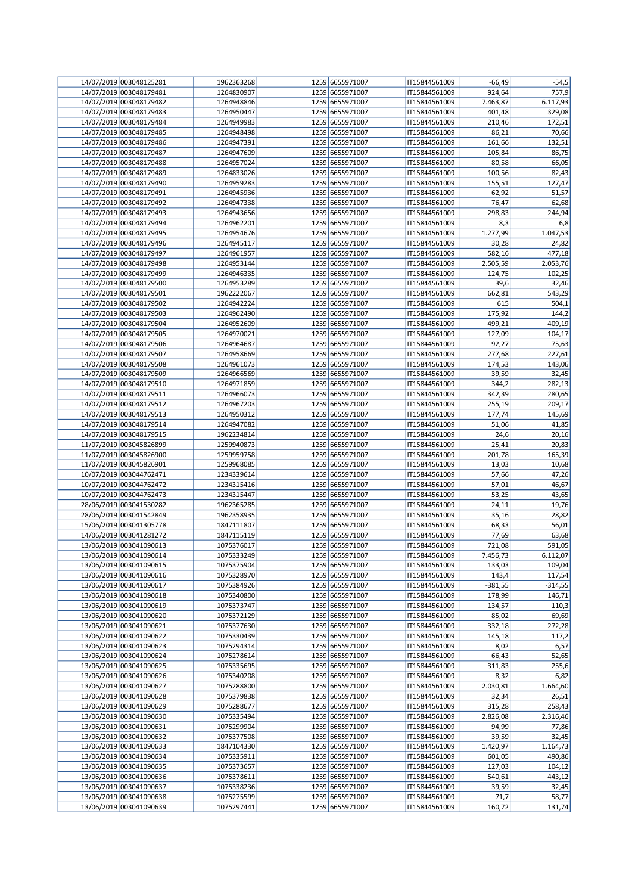| | | | | | | | |
|---|---|---|---|---|---|---|---|
| 14/07/2019 | 003048125281 | 1962363268 | 1259 | 6655971007 | IT15844561009 | -66,49 | -54,5 |
| 14/07/2019 | 003048179481 | 1264830907 | 1259 | 6655971007 | IT15844561009 | 924,64 | 757,9 |
| 14/07/2019 | 003048179482 | 1264948846 | 1259 | 6655971007 | IT15844561009 | 7.463,87 | 6.117,93 |
| 14/07/2019 | 003048179483 | 1264950447 | 1259 | 6655971007 | IT15844561009 | 401,48 | 329,08 |
| 14/07/2019 | 003048179484 | 1264949983 | 1259 | 6655971007 | IT15844561009 | 210,46 | 172,51 |
| 14/07/2019 | 003048179485 | 1264948498 | 1259 | 6655971007 | IT15844561009 | 86,21 | 70,66 |
| 14/07/2019 | 003048179486 | 1264947391 | 1259 | 6655971007 | IT15844561009 | 161,66 | 132,51 |
| 14/07/2019 | 003048179487 | 1264947609 | 1259 | 6655971007 | IT15844561009 | 105,84 | 86,75 |
| 14/07/2019 | 003048179488 | 1264957024 | 1259 | 6655971007 | IT15844561009 | 80,58 | 66,05 |
| 14/07/2019 | 003048179489 | 1264833026 | 1259 | 6655971007 | IT15844561009 | 100,56 | 82,43 |
| 14/07/2019 | 003048179490 | 1264959283 | 1259 | 6655971007 | IT15844561009 | 155,51 | 127,47 |
| 14/07/2019 | 003048179491 | 1264945936 | 1259 | 6655971007 | IT15844561009 | 62,92 | 51,57 |
| 14/07/2019 | 003048179492 | 1264947338 | 1259 | 6655971007 | IT15844561009 | 76,47 | 62,68 |
| 14/07/2019 | 003048179493 | 1264943656 | 1259 | 6655971007 | IT15844561009 | 298,83 | 244,94 |
| 14/07/2019 | 003048179494 | 1264962201 | 1259 | 6655971007 | IT15844561009 | 8,3 | 6,8 |
| 14/07/2019 | 003048179495 | 1264954676 | 1259 | 6655971007 | IT15844561009 | 1.277,99 | 1.047,53 |
| 14/07/2019 | 003048179496 | 1264945117 | 1259 | 6655971007 | IT15844561009 | 30,28 | 24,82 |
| 14/07/2019 | 003048179497 | 1264961957 | 1259 | 6655971007 | IT15844561009 | 582,16 | 477,18 |
| 14/07/2019 | 003048179498 | 1264953144 | 1259 | 6655971007 | IT15844561009 | 2.505,59 | 2.053,76 |
| 14/07/2019 | 003048179499 | 1264946335 | 1259 | 6655971007 | IT15844561009 | 124,75 | 102,25 |
| 14/07/2019 | 003048179500 | 1264953289 | 1259 | 6655971007 | IT15844561009 | 39,6 | 32,46 |
| 14/07/2019 | 003048179501 | 1962222067 | 1259 | 6655971007 | IT15844561009 | 662,81 | 543,29 |
| 14/07/2019 | 003048179502 | 1264942224 | 1259 | 6655971007 | IT15844561009 | 615 | 504,1 |
| 14/07/2019 | 003048179503 | 1264962490 | 1259 | 6655971007 | IT15844561009 | 175,92 | 144,2 |
| 14/07/2019 | 003048179504 | 1264952609 | 1259 | 6655971007 | IT15844561009 | 499,21 | 409,19 |
| 14/07/2019 | 003048179505 | 1264970021 | 1259 | 6655971007 | IT15844561009 | 127,09 | 104,17 |
| 14/07/2019 | 003048179506 | 1264964687 | 1259 | 6655971007 | IT15844561009 | 92,27 | 75,63 |
| 14/07/2019 | 003048179507 | 1264958669 | 1259 | 6655971007 | IT15844561009 | 277,68 | 227,61 |
| 14/07/2019 | 003048179508 | 1264961073 | 1259 | 6655971007 | IT15844561009 | 174,53 | 143,06 |
| 14/07/2019 | 003048179509 | 1264966569 | 1259 | 6655971007 | IT15844561009 | 39,59 | 32,45 |
| 14/07/2019 | 003048179510 | 1264971859 | 1259 | 6655971007 | IT15844561009 | 344,2 | 282,13 |
| 14/07/2019 | 003048179511 | 1264966073 | 1259 | 6655971007 | IT15844561009 | 342,39 | 280,65 |
| 14/07/2019 | 003048179512 | 1264967203 | 1259 | 6655971007 | IT15844561009 | 255,19 | 209,17 |
| 14/07/2019 | 003048179513 | 1264950312 | 1259 | 6655971007 | IT15844561009 | 177,74 | 145,69 |
| 14/07/2019 | 003048179514 | 1264947082 | 1259 | 6655971007 | IT15844561009 | 51,06 | 41,85 |
| 14/07/2019 | 003048179515 | 1962234814 | 1259 | 6655971007 | IT15844561009 | 24,6 | 20,16 |
| 11/07/2019 | 003045826899 | 1259940873 | 1259 | 6655971007 | IT15844561009 | 25,41 | 20,83 |
| 11/07/2019 | 003045826900 | 1259959758 | 1259 | 6655971007 | IT15844561009 | 201,78 | 165,39 |
| 11/07/2019 | 003045826901 | 1259968085 | 1259 | 6655971007 | IT15844561009 | 13,03 | 10,68 |
| 10/07/2019 | 003044762471 | 1234339614 | 1259 | 6655971007 | IT15844561009 | 57,66 | 47,26 |
| 10/07/2019 | 003044762472 | 1234315416 | 1259 | 6655971007 | IT15844561009 | 57,01 | 46,67 |
| 10/07/2019 | 003044762473 | 1234315447 | 1259 | 6655971007 | IT15844561009 | 53,25 | 43,65 |
| 28/06/2019 | 003041530282 | 1962365285 | 1259 | 6655971007 | IT15844561009 | 24,11 | 19,76 |
| 28/06/2019 | 003041542849 | 1962358935 | 1259 | 6655971007 | IT15844561009 | 35,16 | 28,82 |
| 15/06/2019 | 003041305778 | 1847111807 | 1259 | 6655971007 | IT15844561009 | 68,33 | 56,01 |
| 14/06/2019 | 003041281272 | 1847115119 | 1259 | 6655971007 | IT15844561009 | 77,69 | 63,68 |
| 13/06/2019 | 003041090613 | 1075376017 | 1259 | 6655971007 | IT15844561009 | 721,08 | 591,05 |
| 13/06/2019 | 003041090614 | 1075333249 | 1259 | 6655971007 | IT15844561009 | 7.456,73 | 6.112,07 |
| 13/06/2019 | 003041090615 | 1075375904 | 1259 | 6655971007 | IT15844561009 | 133,03 | 109,04 |
| 13/06/2019 | 003041090616 | 1075328970 | 1259 | 6655971007 | IT15844561009 | 143,4 | 117,54 |
| 13/06/2019 | 003041090617 | 1075384926 | 1259 | 6655971007 | IT15844561009 | -381,55 | -314,55 |
| 13/06/2019 | 003041090618 | 1075340800 | 1259 | 6655971007 | IT15844561009 | 178,99 | 146,71 |
| 13/06/2019 | 003041090619 | 1075373747 | 1259 | 6655971007 | IT15844561009 | 134,57 | 110,3 |
| 13/06/2019 | 003041090620 | 1075372129 | 1259 | 6655971007 | IT15844561009 | 85,02 | 69,69 |
| 13/06/2019 | 003041090621 | 1075377630 | 1259 | 6655971007 | IT15844561009 | 332,18 | 272,28 |
| 13/06/2019 | 003041090622 | 1075330439 | 1259 | 6655971007 | IT15844561009 | 145,18 | 117,2 |
| 13/06/2019 | 003041090623 | 1075294314 | 1259 | 6655971007 | IT15844561009 | 8,02 | 6,57 |
| 13/06/2019 | 003041090624 | 1075278614 | 1259 | 6655971007 | IT15844561009 | 66,43 | 52,65 |
| 13/06/2019 | 003041090625 | 1075335695 | 1259 | 6655971007 | IT15844561009 | 311,83 | 255,6 |
| 13/06/2019 | 003041090626 | 1075340208 | 1259 | 6655971007 | IT15844561009 | 8,32 | 6,82 |
| 13/06/2019 | 003041090627 | 1075288800 | 1259 | 6655971007 | IT15844561009 | 2.030,81 | 1.664,60 |
| 13/06/2019 | 003041090628 | 1075379838 | 1259 | 6655971007 | IT15844561009 | 32,34 | 26,51 |
| 13/06/2019 | 003041090629 | 1075288677 | 1259 | 6655971007 | IT15844561009 | 315,28 | 258,43 |
| 13/06/2019 | 003041090630 | 1075335494 | 1259 | 6655971007 | IT15844561009 | 2.826,08 | 2.316,46 |
| 13/06/2019 | 003041090631 | 1075299904 | 1259 | 6655971007 | IT15844561009 | 94,99 | 77,86 |
| 13/06/2019 | 003041090632 | 1075377508 | 1259 | 6655971007 | IT15844561009 | 39,59 | 32,45 |
| 13/06/2019 | 003041090633 | 1847104330 | 1259 | 6655971007 | IT15844561009 | 1.420,97 | 1.164,73 |
| 13/06/2019 | 003041090634 | 1075335911 | 1259 | 6655971007 | IT15844561009 | 601,05 | 490,86 |
| 13/06/2019 | 003041090635 | 1075373657 | 1259 | 6655971007 | IT15844561009 | 127,03 | 104,12 |
| 13/06/2019 | 003041090636 | 1075378611 | 1259 | 6655971007 | IT15844561009 | 540,61 | 443,12 |
| 13/06/2019 | 003041090637 | 1075338236 | 1259 | 6655971007 | IT15844561009 | 39,59 | 32,45 |
| 13/06/2019 | 003041090638 | 1075275599 | 1259 | 6655971007 | IT15844561009 | 71,7 | 58,77 |
| 13/06/2019 | 003041090639 | 1075297441 | 1259 | 6655971007 | IT15844561009 | 160,72 | 131,74 |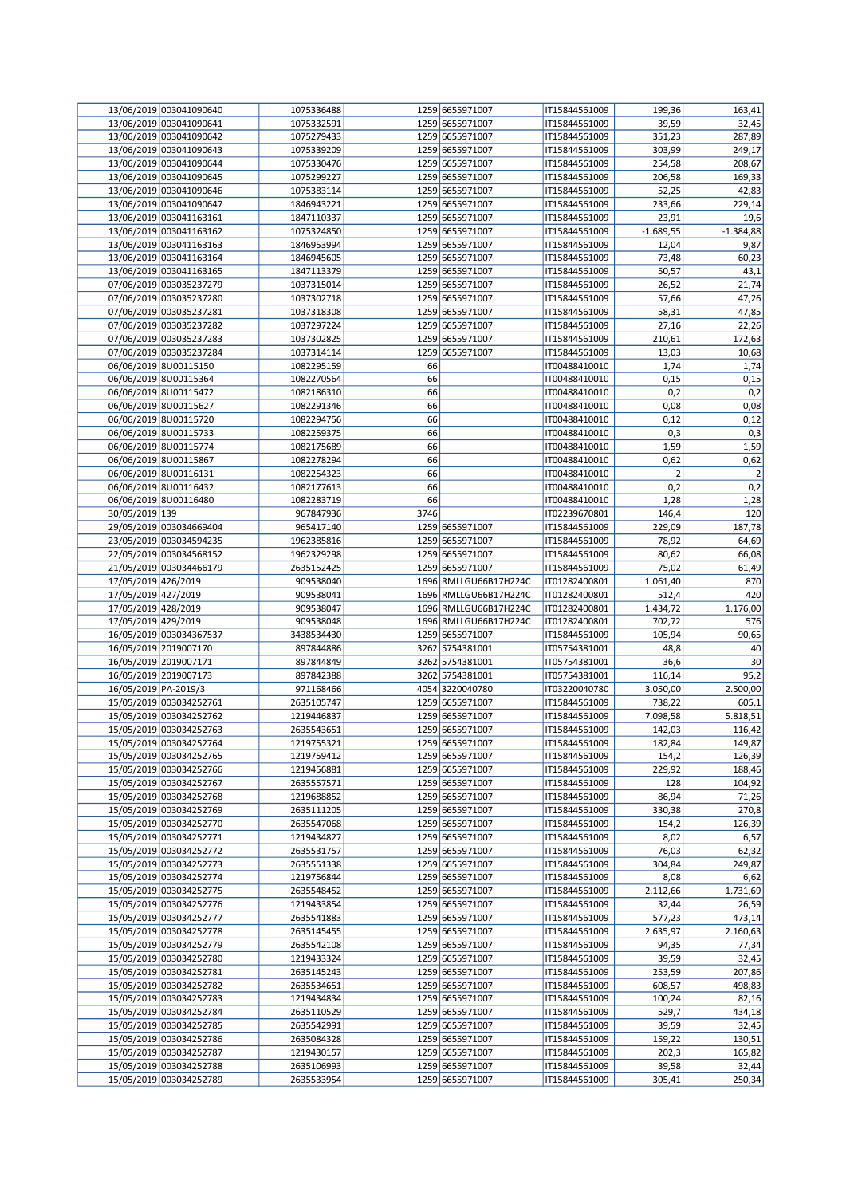| | | | | | | | |
|---|---|---|---|---|---|---|---|
| 13/06/2019 | 003041090640 | 1075336488 | 1259 | 6655971007 | IT15844561009 | 199,36 | 163,41 |
| 13/06/2019 | 003041090641 | 1075332591 | 1259 | 6655971007 | IT15844561009 | 39,59 | 32,45 |
| 13/06/2019 | 003041090642 | 1075279433 | 1259 | 6655971007 | IT15844561009 | 351,23 | 287,89 |
| 13/06/2019 | 003041090643 | 1075339209 | 1259 | 6655971007 | IT15844561009 | 303,99 | 249,17 |
| 13/06/2019 | 003041090644 | 1075330476 | 1259 | 6655971007 | IT15844561009 | 254,58 | 208,67 |
| 13/06/2019 | 003041090645 | 1075299227 | 1259 | 6655971007 | IT15844561009 | 206,58 | 169,33 |
| 13/06/2019 | 003041090646 | 1075383114 | 1259 | 6655971007 | IT15844561009 | 52,25 | 42,83 |
| 13/06/2019 | 003041090647 | 1846943221 | 1259 | 6655971007 | IT15844561009 | 233,66 | 229,14 |
| 13/06/2019 | 003041163161 | 1847110337 | 1259 | 6655971007 | IT15844561009 | 23,91 | 19,6 |
| 13/06/2019 | 003041163162 | 1075324850 | 1259 | 6655971007 | IT15844561009 | -1.689,55 | -1.384,88 |
| 13/06/2019 | 003041163163 | 1846953994 | 1259 | 6655971007 | IT15844561009 | 12,04 | 9,87 |
| 13/06/2019 | 003041163164 | 1846945605 | 1259 | 6655971007 | IT15844561009 | 73,48 | 60,23 |
| 13/06/2019 | 003041163165 | 1847113379 | 1259 | 6655971007 | IT15844561009 | 50,57 | 43,1 |
| 07/06/2019 | 003035237279 | 1037315014 | 1259 | 6655971007 | IT15844561009 | 26,52 | 21,74 |
| 07/06/2019 | 003035237280 | 1037302718 | 1259 | 6655971007 | IT15844561009 | 57,66 | 47,26 |
| 07/06/2019 | 003035237281 | 1037318308 | 1259 | 6655971007 | IT15844561009 | 58,31 | 47,85 |
| 07/06/2019 | 003035237282 | 1037297224 | 1259 | 6655971007 | IT15844561009 | 27,16 | 22,26 |
| 07/06/2019 | 003035237283 | 1037302825 | 1259 | 6655971007 | IT15844561009 | 210,61 | 172,63 |
| 07/06/2019 | 003035237284 | 1037314114 | 1259 | 6655971007 | IT15844561009 | 13,03 | 10,68 |
| 06/06/2019 | 8U00115150 | 1082295159 | 66 | | IT00488410010 | 1,74 | 1,74 |
| 06/06/2019 | 8U00115364 | 1082270564 | 66 | | IT00488410010 | 0,15 | 0,15 |
| 06/06/2019 | 8U00115472 | 1082186310 | 66 | | IT00488410010 | 0,2 | 0,2 |
| 06/06/2019 | 8U00115627 | 1082291346 | 66 | | IT00488410010 | 0,08 | 0,08 |
| 06/06/2019 | 8U00115720 | 1082294756 | 66 | | IT00488410010 | 0,12 | 0,12 |
| 06/06/2019 | 8U00115733 | 1082259375 | 66 | | IT00488410010 | 0,3 | 0,3 |
| 06/06/2019 | 8U00115774 | 1082175689 | 66 | | IT00488410010 | 1,59 | 1,59 |
| 06/06/2019 | 8U00115867 | 1082278294 | 66 | | IT00488410010 | 0,62 | 0,62 |
| 06/06/2019 | 8U00116131 | 1082254323 | 66 | | IT00488410010 | 2 | 2 |
| 06/06/2019 | 8U00116432 | 1082177613 | 66 | | IT00488410010 | 0,2 | 0,2 |
| 06/06/2019 | 8U00116480 | 1082283719 | 66 | | IT00488410010 | 1,28 | 1,28 |
| 30/05/2019 | 139 | 967847936 | 3746 | | IT02239670801 | 146,4 | 120 |
| 29/05/2019 | 003034669404 | 965417140 | 1259 | 6655971007 | IT15844561009 | 229,09 | 187,78 |
| 23/05/2019 | 003034594235 | 1962385816 | 1259 | 6655971007 | IT15844561009 | 78,92 | 64,69 |
| 22/05/2019 | 003034568152 | 1962329298 | 1259 | 6655971007 | IT15844561009 | 80,62 | 66,08 |
| 21/05/2019 | 003034466179 | 2635152425 | 1259 | 6655971007 | IT15844561009 | 75,02 | 61,49 |
| 17/05/2019 | 426/2019 | 909538040 | 1696 | RMLLGU66B17H224C | IT01282400801 | 1.061,40 | 870 |
| 17/05/2019 | 427/2019 | 909538041 | 1696 | RMLLGU66B17H224C | IT01282400801 | 512,4 | 420 |
| 17/05/2019 | 428/2019 | 909538047 | 1696 | RMLLGU66B17H224C | IT01282400801 | 1.434,72 | 1.176,00 |
| 17/05/2019 | 429/2019 | 909538048 | 1696 | RMLLGU66B17H224C | IT01282400801 | 702,72 | 576 |
| 16/05/2019 | 003034367537 | 3438534430 | 1259 | 6655971007 | IT15844561009 | 105,94 | 90,65 |
| 16/05/2019 | 2019007170 | 897844886 | 3262 | 5754381001 | IT05754381001 | 48,8 | 40 |
| 16/05/2019 | 2019007171 | 897844849 | 3262 | 5754381001 | IT05754381001 | 36,6 | 30 |
| 16/05/2019 | 2019007173 | 897842388 | 3262 | 5754381001 | IT05754381001 | 116,14 | 95,2 |
| 16/05/2019 | PA-2019/3 | 971168466 | 4054 | 3220040780 | IT03220040780 | 3.050,00 | 2.500,00 |
| 15/05/2019 | 003034252761 | 2635105747 | 1259 | 6655971007 | IT15844561009 | 738,22 | 605,1 |
| 15/05/2019 | 003034252762 | 1219446837 | 1259 | 6655971007 | IT15844561009 | 7.098,58 | 5.818,51 |
| 15/05/2019 | 003034252763 | 2635543651 | 1259 | 6655971007 | IT15844561009 | 142,03 | 116,42 |
| 15/05/2019 | 003034252764 | 1219755321 | 1259 | 6655971007 | IT15844561009 | 182,84 | 149,87 |
| 15/05/2019 | 003034252765 | 1219759412 | 1259 | 6655971007 | IT15844561009 | 154,2 | 126,39 |
| 15/05/2019 | 003034252766 | 1219456881 | 1259 | 6655971007 | IT15844561009 | 229,92 | 188,46 |
| 15/05/2019 | 003034252767 | 2635557571 | 1259 | 6655971007 | IT15844561009 | 128 | 104,92 |
| 15/05/2019 | 003034252768 | 1219688852 | 1259 | 6655971007 | IT15844561009 | 86,94 | 71,26 |
| 15/05/2019 | 003034252769 | 2635111205 | 1259 | 6655971007 | IT15844561009 | 330,38 | 270,8 |
| 15/05/2019 | 003034252770 | 2635547068 | 1259 | 6655971007 | IT15844561009 | 154,2 | 126,39 |
| 15/05/2019 | 003034252771 | 1219434827 | 1259 | 6655971007 | IT15844561009 | 8,02 | 6,57 |
| 15/05/2019 | 003034252772 | 2635531757 | 1259 | 6655971007 | IT15844561009 | 76,03 | 62,32 |
| 15/05/2019 | 003034252773 | 2635551338 | 1259 | 6655971007 | IT15844561009 | 304,84 | 249,87 |
| 15/05/2019 | 003034252774 | 1219756844 | 1259 | 6655971007 | IT15844561009 | 8,08 | 6,62 |
| 15/05/2019 | 003034252775 | 2635548452 | 1259 | 6655971007 | IT15844561009 | 2.112,66 | 1.731,69 |
| 15/05/2019 | 003034252776 | 1219433854 | 1259 | 6655971007 | IT15844561009 | 32,44 | 26,59 |
| 15/05/2019 | 003034252777 | 2635541883 | 1259 | 6655971007 | IT15844561009 | 577,23 | 473,14 |
| 15/05/2019 | 003034252778 | 2635145455 | 1259 | 6655971007 | IT15844561009 | 2.635,97 | 2.160,63 |
| 15/05/2019 | 003034252779 | 2635542108 | 1259 | 6655971007 | IT15844561009 | 94,35 | 77,34 |
| 15/05/2019 | 003034252780 | 1219433324 | 1259 | 6655971007 | IT15844561009 | 39,59 | 32,45 |
| 15/05/2019 | 003034252781 | 2635145243 | 1259 | 6655971007 | IT15844561009 | 253,59 | 207,86 |
| 15/05/2019 | 003034252782 | 2635534651 | 1259 | 6655971007 | IT15844561009 | 608,57 | 498,83 |
| 15/05/2019 | 003034252783 | 1219434834 | 1259 | 6655971007 | IT15844561009 | 100,24 | 82,16 |
| 15/05/2019 | 003034252784 | 2635110529 | 1259 | 6655971007 | IT15844561009 | 529,7 | 434,18 |
| 15/05/2019 | 003034252785 | 2635542991 | 1259 | 6655971007 | IT15844561009 | 39,59 | 32,45 |
| 15/05/2019 | 003034252786 | 2635084328 | 1259 | 6655971007 | IT15844561009 | 159,22 | 130,51 |
| 15/05/2019 | 003034252787 | 1219430157 | 1259 | 6655971007 | IT15844561009 | 202,3 | 165,82 |
| 15/05/2019 | 003034252788 | 2635106993 | 1259 | 6655971007 | IT15844561009 | 39,58 | 32,44 |
| 15/05/2019 | 003034252789 | 2635533954 | 1259 | 6655971007 | IT15844561009 | 305,41 | 250,34 |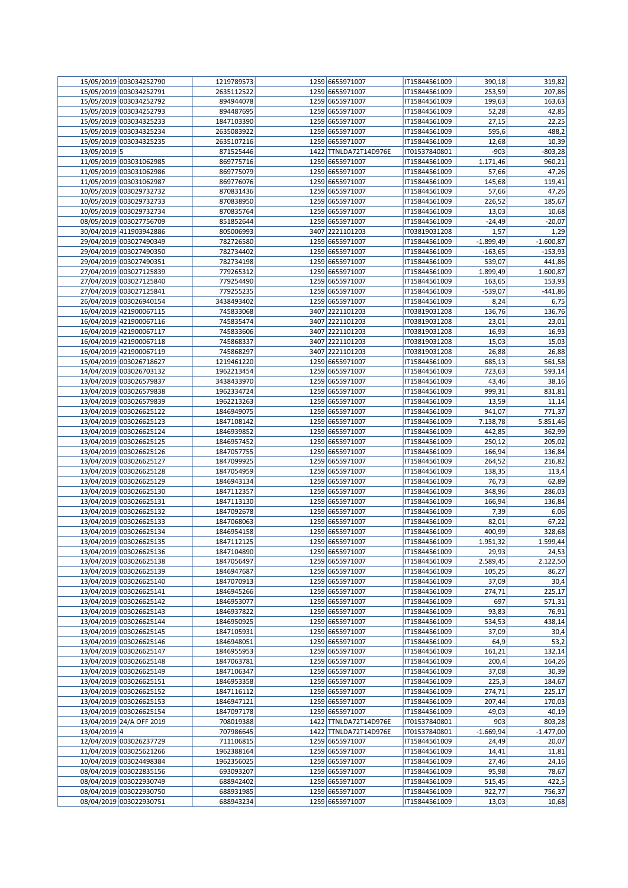| | | | | | | | |
|---|---|---|---|---|---|---|---|
| 15/05/2019 | 003034252790 | 1219789573 | 1259 | 6655971007 | IT15844561009 | 390,18 | 319,82 |
| 15/05/2019 | 003034252791 | 2635112522 | 1259 | 6655971007 | IT15844561009 | 253,59 | 207,86 |
| 15/05/2019 | 003034252792 | 894944078 | 1259 | 6655971007 | IT15844561009 | 199,63 | 163,63 |
| 15/05/2019 | 003034252793 | 894487695 | 1259 | 6655971007 | IT15844561009 | 52,28 | 42,85 |
| 15/05/2019 | 003034325233 | 1847103390 | 1259 | 6655971007 | IT15844561009 | 27,15 | 22,25 |
| 15/05/2019 | 003034325234 | 2635083922 | 1259 | 6655971007 | IT15844561009 | 595,6 | 488,2 |
| 15/05/2019 | 003034325235 | 2635107216 | 1259 | 6655971007 | IT15844561009 | 12,68 | 10,39 |
| 13/05/2019 | 5 | 871525446 | 1422 | TTNLDA72T14D976E | IT01537840801 | -903 | -803,28 |
| 11/05/2019 | 003031062985 | 869775716 | 1259 | 6655971007 | IT15844561009 | 1.171,46 | 960,21 |
| 11/05/2019 | 003031062986 | 869775079 | 1259 | 6655971007 | IT15844561009 | 57,66 | 47,26 |
| 11/05/2019 | 003031062987 | 869776076 | 1259 | 6655971007 | IT15844561009 | 145,68 | 119,41 |
| 10/05/2019 | 003029732732 | 870831436 | 1259 | 6655971007 | IT15844561009 | 57,66 | 47,26 |
| 10/05/2019 | 003029732733 | 870838950 | 1259 | 6655971007 | IT15844561009 | 226,52 | 185,67 |
| 10/05/2019 | 003029732734 | 870835764 | 1259 | 6655971007 | IT15844561009 | 13,03 | 10,68 |
| 08/05/2019 | 003027756709 | 851852644 | 1259 | 6655971007 | IT15844561009 | -24,49 | -20,07 |
| 30/04/2019 | 411903942886 | 805006993 | 3407 | 2221101203 | IT03819031208 | 1,57 | 1,29 |
| 29/04/2019 | 003027490349 | 782726580 | 1259 | 6655971007 | IT15844561009 | -1.899,49 | -1.600,87 |
| 29/04/2019 | 003027490350 | 782734402 | 1259 | 6655971007 | IT15844561009 | -163,65 | -153,93 |
| 29/04/2019 | 003027490351 | 782734198 | 1259 | 6655971007 | IT15844561009 | 539,07 | 441,86 |
| 27/04/2019 | 003027125839 | 779265312 | 1259 | 6655971007 | IT15844561009 | 1.899,49 | 1.600,87 |
| 27/04/2019 | 003027125840 | 779254490 | 1259 | 6655971007 | IT15844561009 | 163,65 | 153,93 |
| 27/04/2019 | 003027125841 | 779255235 | 1259 | 6655971007 | IT15844561009 | -539,07 | -441,86 |
| 26/04/2019 | 003026940154 | 3438493402 | 1259 | 6655971007 | IT15844561009 | 8,24 | 6,75 |
| 16/04/2019 | 421900067115 | 745833068 | 3407 | 2221101203 | IT03819031208 | 136,76 | 136,76 |
| 16/04/2019 | 421900067116 | 745835474 | 3407 | 2221101203 | IT03819031208 | 23,01 | 23,01 |
| 16/04/2019 | 421900067117 | 745833606 | 3407 | 2221101203 | IT03819031208 | 16,93 | 16,93 |
| 16/04/2019 | 421900067118 | 745868337 | 3407 | 2221101203 | IT03819031208 | 15,03 | 15,03 |
| 16/04/2019 | 421900067119 | 745868297 | 3407 | 2221101203 | IT03819031208 | 26,88 | 26,88 |
| 15/04/2019 | 003026718627 | 1219461220 | 1259 | 6655971007 | IT15844561009 | 685,13 | 561,58 |
| 14/04/2019 | 003026703132 | 1962213454 | 1259 | 6655971007 | IT15844561009 | 723,63 | 593,14 |
| 13/04/2019 | 003026579837 | 3438433970 | 1259 | 6655971007 | IT15844561009 | 43,46 | 38,16 |
| 13/04/2019 | 003026579838 | 1962334724 | 1259 | 6655971007 | IT15844561009 | 999,31 | 831,81 |
| 13/04/2019 | 003026579839 | 1962213263 | 1259 | 6655971007 | IT15844561009 | 13,59 | 11,14 |
| 13/04/2019 | 003026625122 | 1846949075 | 1259 | 6655971007 | IT15844561009 | 941,07 | 771,37 |
| 13/04/2019 | 003026625123 | 1847108142 | 1259 | 6655971007 | IT15844561009 | 7.138,78 | 5.851,46 |
| 13/04/2019 | 003026625124 | 1846939852 | 1259 | 6655971007 | IT15844561009 | 442,85 | 362,99 |
| 13/04/2019 | 003026625125 | 1846957452 | 1259 | 6655971007 | IT15844561009 | 250,12 | 205,02 |
| 13/04/2019 | 003026625126 | 1847057755 | 1259 | 6655971007 | IT15844561009 | 166,94 | 136,84 |
| 13/04/2019 | 003026625127 | 1847099925 | 1259 | 6655971007 | IT15844561009 | 264,52 | 216,82 |
| 13/04/2019 | 003026625128 | 1847054959 | 1259 | 6655971007 | IT15844561009 | 138,35 | 113,4 |
| 13/04/2019 | 003026625129 | 1846943134 | 1259 | 6655971007 | IT15844561009 | 76,73 | 62,89 |
| 13/04/2019 | 003026625130 | 1847112357 | 1259 | 6655971007 | IT15844561009 | 348,96 | 286,03 |
| 13/04/2019 | 003026625131 | 1847113130 | 1259 | 6655971007 | IT15844561009 | 166,94 | 136,84 |
| 13/04/2019 | 003026625132 | 1847092678 | 1259 | 6655971007 | IT15844561009 | 7,39 | 6,06 |
| 13/04/2019 | 003026625133 | 1847068063 | 1259 | 6655971007 | IT15844561009 | 82,01 | 67,22 |
| 13/04/2019 | 003026625134 | 1846954158 | 1259 | 6655971007 | IT15844561009 | 400,99 | 328,68 |
| 13/04/2019 | 003026625135 | 1847112125 | 1259 | 6655971007 | IT15844561009 | 1.951,32 | 1.599,44 |
| 13/04/2019 | 003026625136 | 1847104890 | 1259 | 6655971007 | IT15844561009 | 29,93 | 24,53 |
| 13/04/2019 | 003026625138 | 1847056497 | 1259 | 6655971007 | IT15844561009 | 2.589,45 | 2.122,50 |
| 13/04/2019 | 003026625139 | 1846947687 | 1259 | 6655971007 | IT15844561009 | 105,25 | 86,27 |
| 13/04/2019 | 003026625140 | 1847070913 | 1259 | 6655971007 | IT15844561009 | 37,09 | 30,4 |
| 13/04/2019 | 003026625141 | 1846945266 | 1259 | 6655971007 | IT15844561009 | 274,71 | 225,17 |
| 13/04/2019 | 003026625142 | 1846953077 | 1259 | 6655971007 | IT15844561009 | 697 | 571,31 |
| 13/04/2019 | 003026625143 | 1846937822 | 1259 | 6655971007 | IT15844561009 | 93,83 | 76,91 |
| 13/04/2019 | 003026625144 | 1846950925 | 1259 | 6655971007 | IT15844561009 | 534,53 | 438,14 |
| 13/04/2019 | 003026625145 | 1847105931 | 1259 | 6655971007 | IT15844561009 | 37,09 | 30,4 |
| 13/04/2019 | 003026625146 | 1846948051 | 1259 | 6655971007 | IT15844561009 | 64,9 | 53,2 |
| 13/04/2019 | 003026625147 | 1846955953 | 1259 | 6655971007 | IT15844561009 | 161,21 | 132,14 |
| 13/04/2019 | 003026625148 | 1847063781 | 1259 | 6655971007 | IT15844561009 | 200,4 | 164,26 |
| 13/04/2019 | 003026625149 | 1847106347 | 1259 | 6655971007 | IT15844561009 | 37,08 | 30,39 |
| 13/04/2019 | 003026625151 | 1846953358 | 1259 | 6655971007 | IT15844561009 | 225,3 | 184,67 |
| 13/04/2019 | 003026625152 | 1847116112 | 1259 | 6655971007 | IT15844561009 | 274,71 | 225,17 |
| 13/04/2019 | 003026625153 | 1846947121 | 1259 | 6655971007 | IT15844561009 | 207,44 | 170,03 |
| 13/04/2019 | 003026625154 | 1847097178 | 1259 | 6655971007 | IT15844561009 | 49,03 | 40,19 |
| 13/04/2019 | 24/A OFF 2019 | 708019388 | 1422 | TTNLDA72T14D976E | IT01537840801 | 903 | 803,28 |
| 13/04/2019 | 4 | 707986645 | 1422 | TTNLDA72T14D976E | IT01537840801 | -1.669,94 | -1.477,00 |
| 12/04/2019 | 003026237729 | 711106815 | 1259 | 6655971007 | IT15844561009 | 24,49 | 20,07 |
| 11/04/2019 | 003025621266 | 1962388164 | 1259 | 6655971007 | IT15844561009 | 14,41 | 11,81 |
| 10/04/2019 | 003024498384 | 1962356025 | 1259 | 6655971007 | IT15844561009 | 27,46 | 24,16 |
| 08/04/2019 | 003022835156 | 693093207 | 1259 | 6655971007 | IT15844561009 | 95,98 | 78,67 |
| 08/04/2019 | 003022930749 | 688942402 | 1259 | 6655971007 | IT15844561009 | 515,45 | 422,5 |
| 08/04/2019 | 003022930750 | 688931985 | 1259 | 6655971007 | IT15844561009 | 922,77 | 756,37 |
| 08/04/2019 | 003022930751 | 688943234 | 1259 | 6655971007 | IT15844561009 | 13,03 | 10,68 |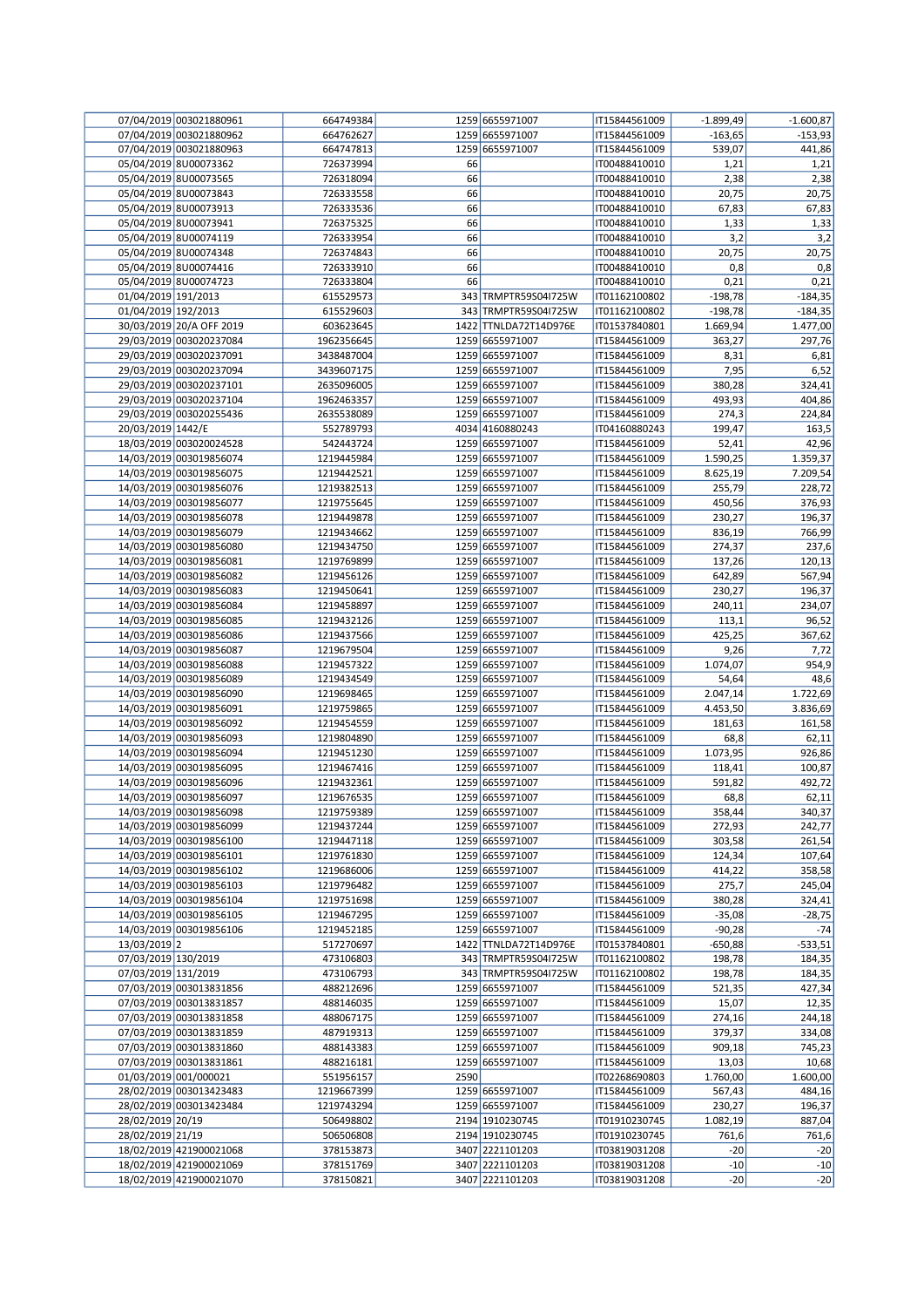| | | | | | | | |
|---|---|---|---|---|---|---|---|
| 07/04/2019 | 003021880961 | 664749384 | 1259 | 6655971007 | IT15844561009 | -1.899,49 | -1.600,87 |
| 07/04/2019 | 003021880962 | 664762627 | 1259 | 6655971007 | IT15844561009 | -163,65 | -153,93 |
| 07/04/2019 | 003021880963 | 664747813 | 1259 | 6655971007 | IT15844561009 | 539,07 | 441,86 |
| 05/04/2019 | 8U00073362 | 726373994 | 66 | | IT00488410010 | 1,21 | 1,21 |
| 05/04/2019 | 8U00073565 | 726318094 | 66 | | IT00488410010 | 2,38 | 2,38 |
| 05/04/2019 | 8U00073843 | 726333558 | 66 | | IT00488410010 | 20,75 | 20,75 |
| 05/04/2019 | 8U00073913 | 726333536 | 66 | | IT00488410010 | 67,83 | 67,83 |
| 05/04/2019 | 8U00073941 | 726375325 | 66 | | IT00488410010 | 1,33 | 1,33 |
| 05/04/2019 | 8U00074119 | 726333954 | 66 | | IT00488410010 | 3,2 | 3,2 |
| 05/04/2019 | 8U00074348 | 726374843 | 66 | | IT00488410010 | 20,75 | 20,75 |
| 05/04/2019 | 8U00074416 | 726333910 | 66 | | IT00488410010 | 0,8 | 0,8 |
| 05/04/2019 | 8U00074723 | 726333804 | 66 | | IT00488410010 | 0,21 | 0,21 |
| 01/04/2019 | 191/2013 | 615529573 | 343 | TRMPTR59S04I725W | IT01162100802 | -198,78 | -184,35 |
| 01/04/2019 | 192/2013 | 615529603 | 343 | TRMPTR59S04I725W | IT01162100802 | -198,78 | -184,35 |
| 30/03/2019 | 20/A OFF 2019 | 603623645 | 1422 | TTNLDA72T14D976E | IT01537840801 | 1.669,94 | 1.477,00 |
| 29/03/2019 | 003020237084 | 1962356645 | 1259 | 6655971007 | IT15844561009 | 363,27 | 297,76 |
| 29/03/2019 | 003020237091 | 3438487004 | 1259 | 6655971007 | IT15844561009 | 8,31 | 6,81 |
| 29/03/2019 | 003020237094 | 3439607175 | 1259 | 6655971007 | IT15844561009 | 7,95 | 6,52 |
| 29/03/2019 | 003020237101 | 2635096005 | 1259 | 6655971007 | IT15844561009 | 380,28 | 324,41 |
| 29/03/2019 | 003020237104 | 1962463357 | 1259 | 6655971007 | IT15844561009 | 493,93 | 404,86 |
| 29/03/2019 | 003020255436 | 2635538089 | 1259 | 6655971007 | IT15844561009 | 274,3 | 224,84 |
| 20/03/2019 | 1442/E | 552789793 | 4034 | 4160880243 | IT04160880243 | 199,47 | 163,5 |
| 18/03/2019 | 003020024528 | 542443724 | 1259 | 6655971007 | IT15844561009 | 52,41 | 42,96 |
| 14/03/2019 | 003019856074 | 1219445984 | 1259 | 6655971007 | IT15844561009 | 1.590,25 | 1.359,37 |
| 14/03/2019 | 003019856075 | 1219442521 | 1259 | 6655971007 | IT15844561009 | 8.625,19 | 7.209,54 |
| 14/03/2019 | 003019856076 | 1219382513 | 1259 | 6655971007 | IT15844561009 | 255,79 | 228,72 |
| 14/03/2019 | 003019856077 | 1219755645 | 1259 | 6655971007 | IT15844561009 | 450,56 | 376,93 |
| 14/03/2019 | 003019856078 | 1219449878 | 1259 | 6655971007 | IT15844561009 | 230,27 | 196,37 |
| 14/03/2019 | 003019856079 | 1219434662 | 1259 | 6655971007 | IT15844561009 | 836,19 | 766,99 |
| 14/03/2019 | 003019856080 | 1219434750 | 1259 | 6655971007 | IT15844561009 | 274,37 | 237,6 |
| 14/03/2019 | 003019856081 | 1219769899 | 1259 | 6655971007 | IT15844561009 | 137,26 | 120,13 |
| 14/03/2019 | 003019856082 | 1219456126 | 1259 | 6655971007 | IT15844561009 | 642,89 | 567,94 |
| 14/03/2019 | 003019856083 | 1219450641 | 1259 | 6655971007 | IT15844561009 | 230,27 | 196,37 |
| 14/03/2019 | 003019856084 | 1219458897 | 1259 | 6655971007 | IT15844561009 | 240,11 | 234,07 |
| 14/03/2019 | 003019856085 | 1219432126 | 1259 | 6655971007 | IT15844561009 | 113,1 | 96,52 |
| 14/03/2019 | 003019856086 | 1219437566 | 1259 | 6655971007 | IT15844561009 | 425,25 | 367,62 |
| 14/03/2019 | 003019856087 | 1219679504 | 1259 | 6655971007 | IT15844561009 | 9,26 | 7,72 |
| 14/03/2019 | 003019856088 | 1219457322 | 1259 | 6655971007 | IT15844561009 | 1.074,07 | 954,9 |
| 14/03/2019 | 003019856089 | 1219434549 | 1259 | 6655971007 | IT15844561009 | 54,64 | 48,6 |
| 14/03/2019 | 003019856090 | 1219698465 | 1259 | 6655971007 | IT15844561009 | 2.047,14 | 1.722,69 |
| 14/03/2019 | 003019856091 | 1219759865 | 1259 | 6655971007 | IT15844561009 | 4.453,50 | 3.836,69 |
| 14/03/2019 | 003019856092 | 1219454559 | 1259 | 6655971007 | IT15844561009 | 181,63 | 161,58 |
| 14/03/2019 | 003019856093 | 1219804890 | 1259 | 6655971007 | IT15844561009 | 68,8 | 62,11 |
| 14/03/2019 | 003019856094 | 1219451230 | 1259 | 6655971007 | IT15844561009 | 1.073,95 | 926,86 |
| 14/03/2019 | 003019856095 | 1219467416 | 1259 | 6655971007 | IT15844561009 | 118,41 | 100,87 |
| 14/03/2019 | 003019856096 | 1219432361 | 1259 | 6655971007 | IT15844561009 | 591,82 | 492,72 |
| 14/03/2019 | 003019856097 | 1219676535 | 1259 | 6655971007 | IT15844561009 | 68,8 | 62,11 |
| 14/03/2019 | 003019856098 | 1219759389 | 1259 | 6655971007 | IT15844561009 | 358,44 | 340,37 |
| 14/03/2019 | 003019856099 | 1219437244 | 1259 | 6655971007 | IT15844561009 | 272,93 | 242,77 |
| 14/03/2019 | 003019856100 | 1219447118 | 1259 | 6655971007 | IT15844561009 | 303,58 | 261,54 |
| 14/03/2019 | 003019856101 | 1219761830 | 1259 | 6655971007 | IT15844561009 | 124,34 | 107,64 |
| 14/03/2019 | 003019856102 | 1219686006 | 1259 | 6655971007 | IT15844561009 | 414,22 | 358,58 |
| 14/03/2019 | 003019856103 | 1219796482 | 1259 | 6655971007 | IT15844561009 | 275,7 | 245,04 |
| 14/03/2019 | 003019856104 | 1219751698 | 1259 | 6655971007 | IT15844561009 | 380,28 | 324,41 |
| 14/03/2019 | 003019856105 | 1219467295 | 1259 | 6655971007 | IT15844561009 | -35,08 | -28,75 |
| 14/03/2019 | 003019856106 | 1219452185 | 1259 | 6655971007 | IT15844561009 | -90,28 | -74 |
| 13/03/2019 | 2 | 517270697 | 1422 | TTNLDA72T14D976E | IT01537840801 | -650,88 | -533,51 |
| 07/03/2019 | 130/2019 | 473106803 | 343 | TRMPTR59S04I725W | IT01162100802 | 198,78 | 184,35 |
| 07/03/2019 | 131/2019 | 473106793 | 343 | TRMPTR59S04I725W | IT01162100802 | 198,78 | 184,35 |
| 07/03/2019 | 003013831856 | 488212696 | 1259 | 6655971007 | IT15844561009 | 521,35 | 427,34 |
| 07/03/2019 | 003013831857 | 488146035 | 1259 | 6655971007 | IT15844561009 | 15,07 | 12,35 |
| 07/03/2019 | 003013831858 | 488067175 | 1259 | 6655971007 | IT15844561009 | 274,16 | 244,18 |
| 07/03/2019 | 003013831859 | 487919313 | 1259 | 6655971007 | IT15844561009 | 379,37 | 334,08 |
| 07/03/2019 | 003013831860 | 488143383 | 1259 | 6655971007 | IT15844561009 | 909,18 | 745,23 |
| 07/03/2019 | 003013831861 | 488216181 | 1259 | 6655971007 | IT15844561009 | 13,03 | 10,68 |
| 01/03/2019 | 001/000021 | 551956157 | 2590 | | IT02268690803 | 1.760,00 | 1.600,00 |
| 28/02/2019 | 003013423483 | 1219667399 | 1259 | 6655971007 | IT15844561009 | 567,43 | 484,16 |
| 28/02/2019 | 003013423484 | 1219743294 | 1259 | 6655971007 | IT15844561009 | 230,27 | 196,37 |
| 28/02/2019 | 20/19 | 506498802 | 2194 | 1910230745 | IT01910230745 | 1.082,19 | 887,04 |
| 28/02/2019 | 21/19 | 506506808 | 2194 | 1910230745 | IT01910230745 | 761,6 | 761,6 |
| 18/02/2019 | 421900021068 | 378153873 | 3407 | 2221101203 | IT03819031208 | -20 | -20 |
| 18/02/2019 | 421900021069 | 378151769 | 3407 | 2221101203 | IT03819031208 | -10 | -10 |
| 18/02/2019 | 421900021070 | 378150821 | 3407 | 2221101203 | IT03819031208 | -20 | -20 |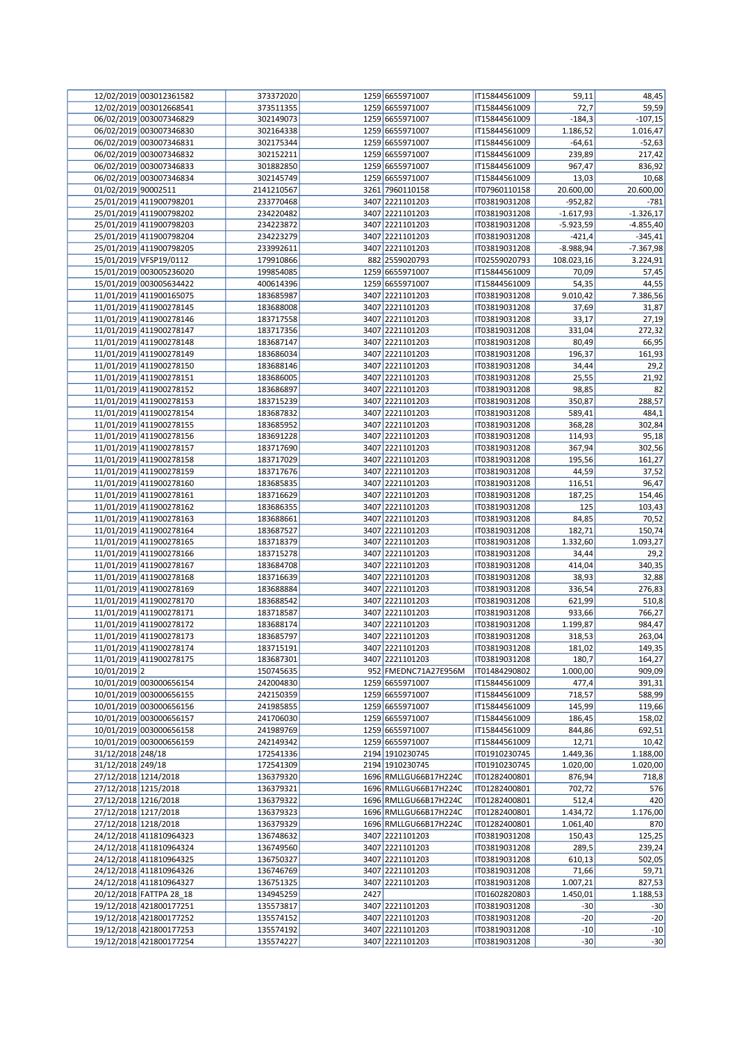|  |  |  |  |  |  |  |  |
|---|---|---|---|---|---|---|---|
| 12/02/2019 | 003012361582 | 373372020 | 1259 | 6655971007 | IT15844561009 | 59,11 | 48,45 |
| 12/02/2019 | 003012668541 | 373511355 | 1259 | 6655971007 | IT15844561009 | 72,7 | 59,59 |
| 06/02/2019 | 003007346829 | 302149073 | 1259 | 6655971007 | IT15844561009 | -184,3 | -107,15 |
| 06/02/2019 | 003007346830 | 302164338 | 1259 | 6655971007 | IT15844561009 | 1.186,52 | 1.016,47 |
| 06/02/2019 | 003007346831 | 302175344 | 1259 | 6655971007 | IT15844561009 | -64,61 | -52,63 |
| 06/02/2019 | 003007346832 | 302152211 | 1259 | 6655971007 | IT15844561009 | 239,89 | 217,42 |
| 06/02/2019 | 003007346833 | 301882850 | 1259 | 6655971007 | IT15844561009 | 967,47 | 836,92 |
| 06/02/2019 | 003007346834 | 302145749 | 1259 | 6655971007 | IT15844561009 | 13,03 | 10,68 |
| 01/02/2019 | 90002511 | 2141210567 | 3261 | 7960110158 | IT07960110158 | 20.600,00 | 20.600,00 |
| 25/01/2019 | 411900798201 | 233770468 | 3407 | 2221101203 | IT03819031208 | -952,82 | -781 |
| 25/01/2019 | 411900798202 | 234220482 | 3407 | 2221101203 | IT03819031208 | -1.617,93 | -1.326,17 |
| 25/01/2019 | 411900798203 | 234223872 | 3407 | 2221101203 | IT03819031208 | -5.923,59 | -4.855,40 |
| 25/01/2019 | 411900798204 | 234223279 | 3407 | 2221101203 | IT03819031208 | -421,4 | -345,41 |
| 25/01/2019 | 411900798205 | 233992611 | 3407 | 2221101203 | IT03819031208 | -8.988,94 | -7.367,98 |
| 15/01/2019 | VFSP19/0112 | 179910866 | 882 | 2559020793 | IT02559020793 | 108.023,16 | 3.224,91 |
| 15/01/2019 | 003005236020 | 199854085 | 1259 | 6655971007 | IT15844561009 | 70,09 | 57,45 |
| 15/01/2019 | 003005634422 | 400614396 | 1259 | 6655971007 | IT15844561009 | 54,35 | 44,55 |
| 11/01/2019 | 411900165075 | 183685987 | 3407 | 2221101203 | IT03819031208 | 9.010,42 | 7.386,56 |
| 11/01/2019 | 411900278145 | 183688008 | 3407 | 2221101203 | IT03819031208 | 37,69 | 31,87 |
| 11/01/2019 | 411900278146 | 183717558 | 3407 | 2221101203 | IT03819031208 | 33,17 | 27,19 |
| 11/01/2019 | 411900278147 | 183717356 | 3407 | 2221101203 | IT03819031208 | 331,04 | 272,32 |
| 11/01/2019 | 411900278148 | 183687147 | 3407 | 2221101203 | IT03819031208 | 80,49 | 66,95 |
| 11/01/2019 | 411900278149 | 183686034 | 3407 | 2221101203 | IT03819031208 | 196,37 | 161,93 |
| 11/01/2019 | 411900278150 | 183688146 | 3407 | 2221101203 | IT03819031208 | 34,44 | 29,2 |
| 11/01/2019 | 411900278151 | 183686005 | 3407 | 2221101203 | IT03819031208 | 25,55 | 21,92 |
| 11/01/2019 | 411900278152 | 183686897 | 3407 | 2221101203 | IT03819031208 | 98,85 | 82 |
| 11/01/2019 | 411900278153 | 183715239 | 3407 | 2221101203 | IT03819031208 | 350,87 | 288,57 |
| 11/01/2019 | 411900278154 | 183687832 | 3407 | 2221101203 | IT03819031208 | 589,41 | 484,1 |
| 11/01/2019 | 411900278155 | 183685952 | 3407 | 2221101203 | IT03819031208 | 368,28 | 302,84 |
| 11/01/2019 | 411900278156 | 183691228 | 3407 | 2221101203 | IT03819031208 | 114,93 | 95,18 |
| 11/01/2019 | 411900278157 | 183717690 | 3407 | 2221101203 | IT03819031208 | 367,94 | 302,56 |
| 11/01/2019 | 411900278158 | 183717029 | 3407 | 2221101203 | IT03819031208 | 195,56 | 161,27 |
| 11/01/2019 | 411900278159 | 183717676 | 3407 | 2221101203 | IT03819031208 | 44,59 | 37,52 |
| 11/01/2019 | 411900278160 | 183685835 | 3407 | 2221101203 | IT03819031208 | 116,51 | 96,47 |
| 11/01/2019 | 411900278161 | 183716629 | 3407 | 2221101203 | IT03819031208 | 187,25 | 154,46 |
| 11/01/2019 | 411900278162 | 183686355 | 3407 | 2221101203 | IT03819031208 | 125 | 103,43 |
| 11/01/2019 | 411900278163 | 183688661 | 3407 | 2221101203 | IT03819031208 | 84,85 | 70,52 |
| 11/01/2019 | 411900278164 | 183687527 | 3407 | 2221101203 | IT03819031208 | 182,71 | 150,74 |
| 11/01/2019 | 411900278165 | 183718379 | 3407 | 2221101203 | IT03819031208 | 1.332,60 | 1.093,27 |
| 11/01/2019 | 411900278166 | 183715278 | 3407 | 2221101203 | IT03819031208 | 34,44 | 29,2 |
| 11/01/2019 | 411900278167 | 183684708 | 3407 | 2221101203 | IT03819031208 | 414,04 | 340,35 |
| 11/01/2019 | 411900278168 | 183716639 | 3407 | 2221101203 | IT03819031208 | 38,93 | 32,88 |
| 11/01/2019 | 411900278169 | 183688884 | 3407 | 2221101203 | IT03819031208 | 336,54 | 276,83 |
| 11/01/2019 | 411900278170 | 183688542 | 3407 | 2221101203 | IT03819031208 | 621,99 | 510,8 |
| 11/01/2019 | 411900278171 | 183718587 | 3407 | 2221101203 | IT03819031208 | 933,66 | 766,27 |
| 11/01/2019 | 411900278172 | 183688174 | 3407 | 2221101203 | IT03819031208 | 1.199,87 | 984,47 |
| 11/01/2019 | 411900278173 | 183685797 | 3407 | 2221101203 | IT03819031208 | 318,53 | 263,04 |
| 11/01/2019 | 411900278174 | 183715191 | 3407 | 2221101203 | IT03819031208 | 181,02 | 149,35 |
| 11/01/2019 | 411900278175 | 183687301 | 3407 | 2221101203 | IT03819031208 | 180,7 | 164,27 |
| 10/01/2019 | 2 | 150745635 | 952 | FMEDNC71A27E956M | IT01484290802 | 1.000,00 | 909,09 |
| 10/01/2019 | 003000656154 | 242004830 | 1259 | 6655971007 | IT15844561009 | 477,4 | 391,31 |
| 10/01/2019 | 003000656155 | 242150359 | 1259 | 6655971007 | IT15844561009 | 718,57 | 588,99 |
| 10/01/2019 | 003000656156 | 241985855 | 1259 | 6655971007 | IT15844561009 | 145,99 | 119,66 |
| 10/01/2019 | 003000656157 | 241706030 | 1259 | 6655971007 | IT15844561009 | 186,45 | 158,02 |
| 10/01/2019 | 003000656158 | 241989769 | 1259 | 6655971007 | IT15844561009 | 844,86 | 692,51 |
| 10/01/2019 | 003000656159 | 242149342 | 1259 | 6655971007 | IT15844561009 | 12,71 | 10,42 |
| 31/12/2018 | 248/18 | 172541336 | 2194 | 1910230745 | IT01910230745 | 1.449,36 | 1.188,00 |
| 31/12/2018 | 249/18 | 172541309 | 2194 | 1910230745 | IT01910230745 | 1.020,00 | 1.020,00 |
| 27/12/2018 | 1214/2018 | 136379320 | 1696 | RMLLGU66B17H224C | IT01282400801 | 876,94 | 718,8 |
| 27/12/2018 | 1215/2018 | 136379321 | 1696 | RMLLGU66B17H224C | IT01282400801 | 702,72 | 576 |
| 27/12/2018 | 1216/2018 | 136379322 | 1696 | RMLLGU66B17H224C | IT01282400801 | 512,4 | 420 |
| 27/12/2018 | 1217/2018 | 136379323 | 1696 | RMLLGU66B17H224C | IT01282400801 | 1.434,72 | 1.176,00 |
| 27/12/2018 | 1218/2018 | 136379329 | 1696 | RMLLGU66B17H224C | IT01282400801 | 1.061,40 | 870 |
| 24/12/2018 | 411810964323 | 136748632 | 3407 | 2221101203 | IT03819031208 | 150,43 | 125,25 |
| 24/12/2018 | 411810964324 | 136749560 | 3407 | 2221101203 | IT03819031208 | 289,5 | 239,24 |
| 24/12/2018 | 411810964325 | 136750327 | 3407 | 2221101203 | IT03819031208 | 610,13 | 502,05 |
| 24/12/2018 | 411810964326 | 136746769 | 3407 | 2221101203 | IT03819031208 | 71,66 | 59,71 |
| 24/12/2018 | 411810964327 | 136751325 | 3407 | 2221101203 | IT03819031208 | 1.007,21 | 827,53 |
| 20/12/2018 | FATTPA 28_18 | 134945259 | 2427 |  | IT01602820803 | 1.450,01 | 1.188,53 |
| 19/12/2018 | 421800177251 | 135573817 | 3407 | 2221101203 | IT03819031208 | -30 | -30 |
| 19/12/2018 | 421800177252 | 135574152 | 3407 | 2221101203 | IT03819031208 | -20 | -20 |
| 19/12/2018 | 421800177253 | 135574192 | 3407 | 2221101203 | IT03819031208 | -10 | -10 |
| 19/12/2018 | 421800177254 | 135574227 | 3407 | 2221101203 | IT03819031208 | -30 | -30 |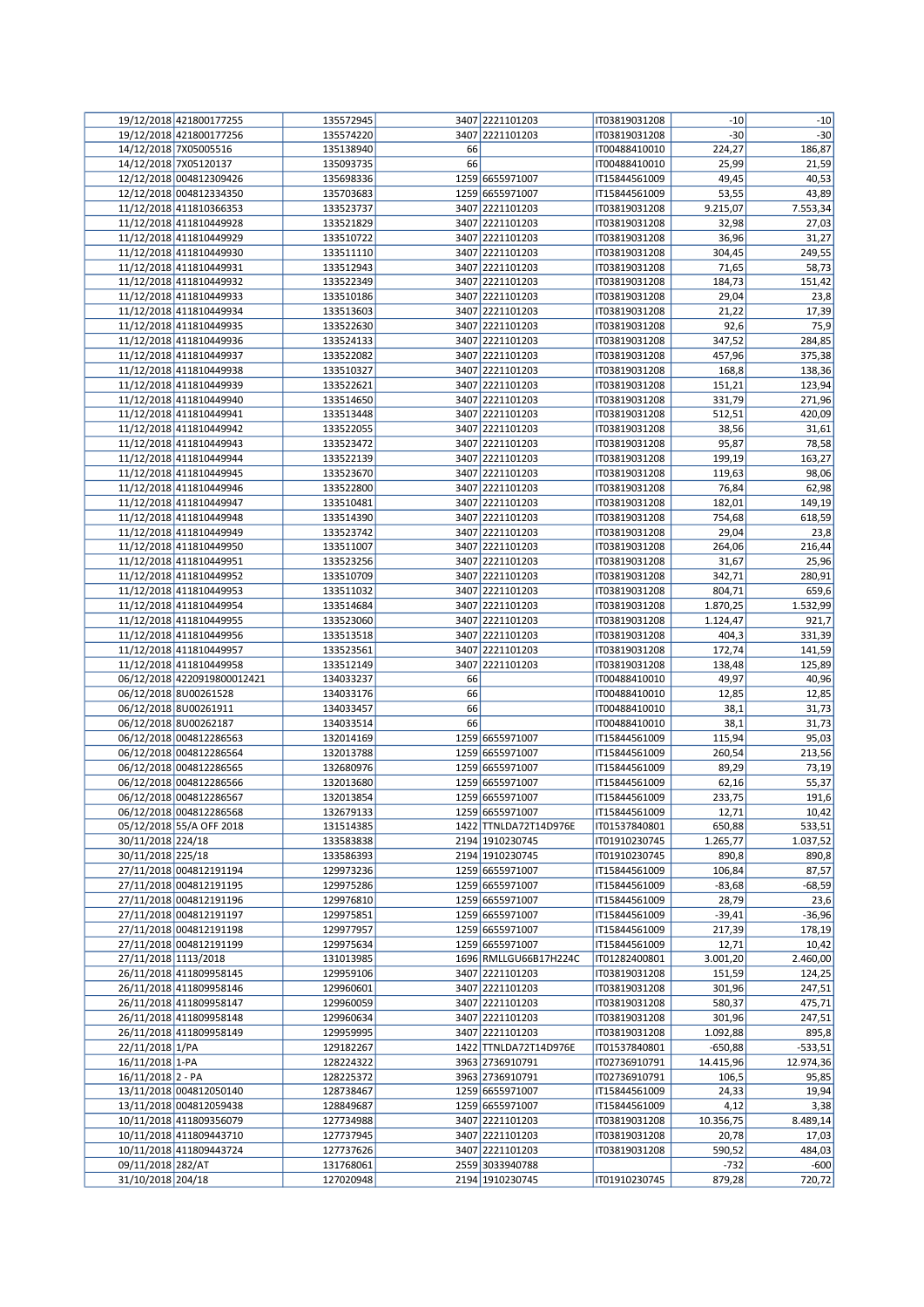| | | | | | | | |
|---|---|---|---|---|---|---|---|
| 19/12/2018 | 421800177255 | 135572945 | 3407 | 2221101203 | IT03819031208 | -10 | -10 |
| 19/12/2018 | 421800177256 | 135574220 | 3407 | 2221101203 | IT03819031208 | -30 | -30 |
| 14/12/2018 | 7X05005516 | 135138940 | 66 | | IT00488410010 | 224,27 | 186,87 |
| 14/12/2018 | 7X05120137 | 135093735 | 66 | | IT00488410010 | 25,99 | 21,59 |
| 12/12/2018 | 004812309426 | 135698336 | 1259 | 6655971007 | IT15844561009 | 49,45 | 40,53 |
| 12/12/2018 | 004812334350 | 135703683 | 1259 | 6655971007 | IT15844561009 | 53,55 | 43,89 |
| 11/12/2018 | 411810366353 | 133523737 | 3407 | 2221101203 | IT03819031208 | 9.215,07 | 7.553,34 |
| 11/12/2018 | 411810449928 | 133521829 | 3407 | 2221101203 | IT03819031208 | 32,98 | 27,03 |
| 11/12/2018 | 411810449929 | 133510722 | 3407 | 2221101203 | IT03819031208 | 36,96 | 31,27 |
| 11/12/2018 | 411810449930 | 133511110 | 3407 | 2221101203 | IT03819031208 | 304,45 | 249,55 |
| 11/12/2018 | 411810449931 | 133512943 | 3407 | 2221101203 | IT03819031208 | 71,65 | 58,73 |
| 11/12/2018 | 411810449932 | 133522349 | 3407 | 2221101203 | IT03819031208 | 184,73 | 151,42 |
| 11/12/2018 | 411810449933 | 133510186 | 3407 | 2221101203 | IT03819031208 | 29,04 | 23,8 |
| 11/12/2018 | 411810449934 | 133513603 | 3407 | 2221101203 | IT03819031208 | 21,22 | 17,39 |
| 11/12/2018 | 411810449935 | 133522630 | 3407 | 2221101203 | IT03819031208 | 92,6 | 75,9 |
| 11/12/2018 | 411810449936 | 133524133 | 3407 | 2221101203 | IT03819031208 | 347,52 | 284,85 |
| 11/12/2018 | 411810449937 | 133522082 | 3407 | 2221101203 | IT03819031208 | 457,96 | 375,38 |
| 11/12/2018 | 411810449938 | 133510327 | 3407 | 2221101203 | IT03819031208 | 168,8 | 138,36 |
| 11/12/2018 | 411810449939 | 133522621 | 3407 | 2221101203 | IT03819031208 | 151,21 | 123,94 |
| 11/12/2018 | 411810449940 | 133514650 | 3407 | 2221101203 | IT03819031208 | 331,79 | 271,96 |
| 11/12/2018 | 411810449941 | 133513448 | 3407 | 2221101203 | IT03819031208 | 512,51 | 420,09 |
| 11/12/2018 | 411810449942 | 133522055 | 3407 | 2221101203 | IT03819031208 | 38,56 | 31,61 |
| 11/12/2018 | 411810449943 | 133523472 | 3407 | 2221101203 | IT03819031208 | 95,87 | 78,58 |
| 11/12/2018 | 411810449944 | 133522139 | 3407 | 2221101203 | IT03819031208 | 199,19 | 163,27 |
| 11/12/2018 | 411810449945 | 133523670 | 3407 | 2221101203 | IT03819031208 | 119,63 | 98,06 |
| 11/12/2018 | 411810449946 | 133522800 | 3407 | 2221101203 | IT03819031208 | 76,84 | 62,98 |
| 11/12/2018 | 411810449947 | 133510481 | 3407 | 2221101203 | IT03819031208 | 182,01 | 149,19 |
| 11/12/2018 | 411810449948 | 133514390 | 3407 | 2221101203 | IT03819031208 | 754,68 | 618,59 |
| 11/12/2018 | 411810449949 | 133523742 | 3407 | 2221101203 | IT03819031208 | 29,04 | 23,8 |
| 11/12/2018 | 411810449950 | 133511007 | 3407 | 2221101203 | IT03819031208 | 264,06 | 216,44 |
| 11/12/2018 | 411810449951 | 133523256 | 3407 | 2221101203 | IT03819031208 | 31,67 | 25,96 |
| 11/12/2018 | 411810449952 | 133510709 | 3407 | 2221101203 | IT03819031208 | 342,71 | 280,91 |
| 11/12/2018 | 411810449953 | 133511032 | 3407 | 2221101203 | IT03819031208 | 804,71 | 659,6 |
| 11/12/2018 | 411810449954 | 133514684 | 3407 | 2221101203 | IT03819031208 | 1.870,25 | 1.532,99 |
| 11/12/2018 | 411810449955 | 133523060 | 3407 | 2221101203 | IT03819031208 | 1.124,47 | 921,7 |
| 11/12/2018 | 411810449956 | 133513518 | 3407 | 2221101203 | IT03819031208 | 404,3 | 331,39 |
| 11/12/2018 | 411810449957 | 133523561 | 3407 | 2221101203 | IT03819031208 | 172,74 | 141,59 |
| 11/12/2018 | 411810449958 | 133512149 | 3407 | 2221101203 | IT03819031208 | 138,48 | 125,89 |
| 06/12/2018 | 4220919800012421 | 134033237 | 66 | | IT00488410010 | 49,97 | 40,96 |
| 06/12/2018 | 8U00261528 | 134033176 | 66 | | IT00488410010 | 12,85 | 12,85 |
| 06/12/2018 | 8U00261911 | 134033457 | 66 | | IT00488410010 | 38,1 | 31,73 |
| 06/12/2018 | 8U00262187 | 134033514 | 66 | | IT00488410010 | 38,1 | 31,73 |
| 06/12/2018 | 004812286563 | 132014169 | 1259 | 6655971007 | IT15844561009 | 115,94 | 95,03 |
| 06/12/2018 | 004812286564 | 132013788 | 1259 | 6655971007 | IT15844561009 | 260,54 | 213,56 |
| 06/12/2018 | 004812286565 | 132680976 | 1259 | 6655971007 | IT15844561009 | 89,29 | 73,19 |
| 06/12/2018 | 004812286566 | 132013680 | 1259 | 6655971007 | IT15844561009 | 62,16 | 55,37 |
| 06/12/2018 | 004812286567 | 132013854 | 1259 | 6655971007 | IT15844561009 | 233,75 | 191,6 |
| 06/12/2018 | 004812286568 | 132679133 | 1259 | 6655971007 | IT15844561009 | 12,71 | 10,42 |
| 05/12/2018 | 55/A OFF 2018 | 131514385 | 1422 | TTNLDA72T14D976E | IT01537840801 | 650,88 | 533,51 |
| 30/11/2018 | 224/18 | 133583838 | 2194 | 1910230745 | IT01910230745 | 1.265,77 | 1.037,52 |
| 30/11/2018 | 225/18 | 133586393 | 2194 | 1910230745 | IT01910230745 | 890,8 | 890,8 |
| 27/11/2018 | 004812191194 | 129973236 | 1259 | 6655971007 | IT15844561009 | 106,84 | 87,57 |
| 27/11/2018 | 004812191195 | 129975286 | 1259 | 6655971007 | IT15844561009 | -83,68 | -68,59 |
| 27/11/2018 | 004812191196 | 129976810 | 1259 | 6655971007 | IT15844561009 | 28,79 | 23,6 |
| 27/11/2018 | 004812191197 | 129975851 | 1259 | 6655971007 | IT15844561009 | -39,41 | -36,96 |
| 27/11/2018 | 004812191198 | 129977957 | 1259 | 6655971007 | IT15844561009 | 217,39 | 178,19 |
| 27/11/2018 | 004812191199 | 129975634 | 1259 | 6655971007 | IT15844561009 | 12,71 | 10,42 |
| 27/11/2018 | 1113/2018 | 131013985 | 1696 | RMLLGU66B17H224C | IT01282400801 | 3.001,20 | 2.460,00 |
| 26/11/2018 | 411809958145 | 129959106 | 3407 | 2221101203 | IT03819031208 | 151,59 | 124,25 |
| 26/11/2018 | 411809958146 | 129960601 | 3407 | 2221101203 | IT03819031208 | 301,96 | 247,51 |
| 26/11/2018 | 411809958147 | 129960059 | 3407 | 2221101203 | IT03819031208 | 580,37 | 475,71 |
| 26/11/2018 | 411809958148 | 129960634 | 3407 | 2221101203 | IT03819031208 | 301,96 | 247,51 |
| 26/11/2018 | 411809958149 | 129959995 | 3407 | 2221101203 | IT03819031208 | 1.092,88 | 895,8 |
| 22/11/2018 | 1/PA | 129182267 | 1422 | TTNLDA72T14D976E | IT01537840801 | -650,88 | -533,51 |
| 16/11/2018 | 1-PA | 128224322 | 3963 | 2736910791 | IT02736910791 | 14.415,96 | 12.974,36 |
| 16/11/2018 | 2 - PA | 128225372 | 3963 | 2736910791 | IT02736910791 | 106,5 | 95,85 |
| 13/11/2018 | 004812050140 | 128738467 | 1259 | 6655971007 | IT15844561009 | 24,33 | 19,94 |
| 13/11/2018 | 004812059438 | 128849687 | 1259 | 6655971007 | IT15844561009 | 4,12 | 3,38 |
| 10/11/2018 | 411809356079 | 127734988 | 3407 | 2221101203 | IT03819031208 | 10.356,75 | 8.489,14 |
| 10/11/2018 | 411809443710 | 127737945 | 3407 | 2221101203 | IT03819031208 | 20,78 | 17,03 |
| 10/11/2018 | 411809443724 | 127737626 | 3407 | 2221101203 | IT03819031208 | 590,52 | 484,03 |
| 09/11/2018 | 282/AT | 131768061 | 2559 | 3033940788 | | -732 | -600 |
| 31/10/2018 | 204/18 | 127020948 | 2194 | 1910230745 | IT01910230745 | 879,28 | 720,72 |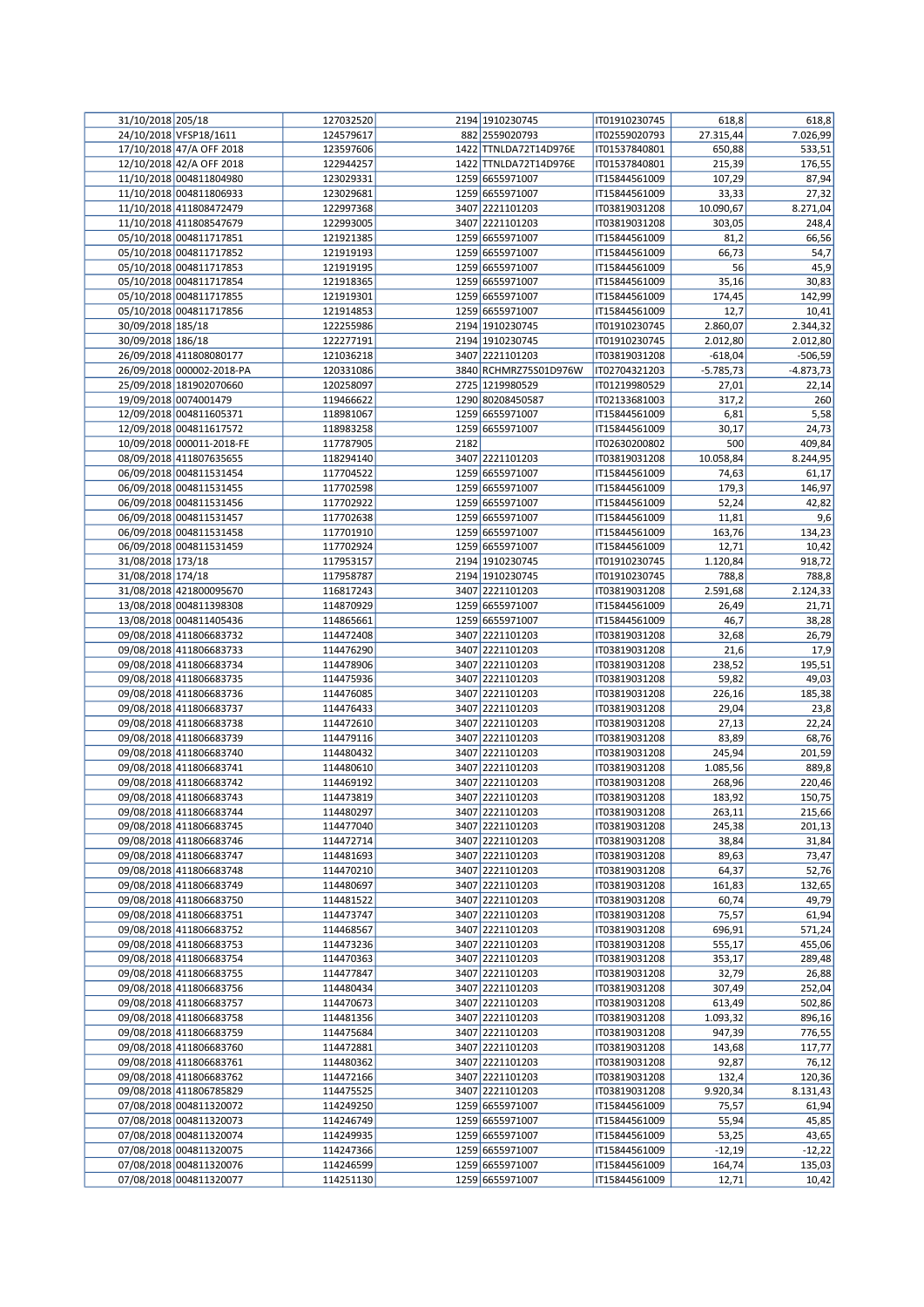| | | | | | | |
|---|---|---|---|---|---|---|
| 31/10/2018 | 205/18 | 127032520 | 2194 1910230745 | IT01910230745 | 618,8 | 618,8 |
| 24/10/2018 | VFSP18/1611 | 124579617 | 882 2559020793 | IT02559020793 | 27.315,44 | 7.026,99 |
| 17/10/2018 | 47/A OFF 2018 | 123597606 | 1422 TTNLDA72T14D976E | IT01537840801 | 650,88 | 533,51 |
| 12/10/2018 | 42/A OFF 2018 | 122944257 | 1422 TTNLDA72T14D976E | IT01537840801 | 215,39 | 176,55 |
| 11/10/2018 | 004811804980 | 123029331 | 1259 6655971007 | IT15844561009 | 107,29 | 87,94 |
| 11/10/2018 | 004811806933 | 123029681 | 1259 6655971007 | IT15844561009 | 33,33 | 27,32 |
| 11/10/2018 | 411808472479 | 122997368 | 3407 2221101203 | IT03819031208 | 10.090,67 | 8.271,04 |
| 11/10/2018 | 411808547679 | 122993005 | 3407 2221101203 | IT03819031208 | 303,05 | 248,4 |
| 05/10/2018 | 004811717851 | 121921385 | 1259 6655971007 | IT15844561009 | 81,2 | 66,56 |
| 05/10/2018 | 004811717852 | 121919193 | 1259 6655971007 | IT15844561009 | 66,73 | 54,7 |
| 05/10/2018 | 004811717853 | 121919195 | 1259 6655971007 | IT15844561009 | 56 | 45,9 |
| 05/10/2018 | 004811717854 | 121918365 | 1259 6655971007 | IT15844561009 | 35,16 | 30,83 |
| 05/10/2018 | 004811717855 | 121919301 | 1259 6655971007 | IT15844561009 | 174,45 | 142,99 |
| 05/10/2018 | 004811717856 | 121914853 | 1259 6655971007 | IT15844561009 | 12,7 | 10,41 |
| 30/09/2018 | 185/18 | 122255986 | 2194 1910230745 | IT01910230745 | 2.860,07 | 2.344,32 |
| 30/09/2018 | 186/18 | 122277191 | 2194 1910230745 | IT01910230745 | 2.012,80 | 2.012,80 |
| 26/09/2018 | 411808080177 | 121036218 | 3407 2221101203 | IT03819031208 | -618,04 | -506,59 |
| 26/09/2018 | 000002-2018-PA | 120331086 | 3840 RCHMRZ75S01D976W | IT02704321203 | -5.785,73 | -4.873,73 |
| 25/09/2018 | 181902070660 | 120258097 | 2725 1219980529 | IT01219980529 | 27,01 | 22,14 |
| 19/09/2018 | 0074001479 | 119466622 | 1290 80208450587 | IT02133681003 | 317,2 | 260 |
| 12/09/2018 | 004811605371 | 118981067 | 1259 6655971007 | IT15844561009 | 6,81 | 5,58 |
| 12/09/2018 | 004811617572 | 118983258 | 1259 6655971007 | IT15844561009 | 30,17 | 24,73 |
| 10/09/2018 | 000011-2018-FE | 117787905 | 2182 | IT02630200802 | 500 | 409,84 |
| 08/09/2018 | 411807635655 | 118294140 | 3407 2221101203 | IT03819031208 | 10.058,84 | 8.244,95 |
| 06/09/2018 | 004811531454 | 117704522 | 1259 6655971007 | IT15844561009 | 74,63 | 61,17 |
| 06/09/2018 | 004811531455 | 117702598 | 1259 6655971007 | IT15844561009 | 179,3 | 146,97 |
| 06/09/2018 | 004811531456 | 117702922 | 1259 6655971007 | IT15844561009 | 52,24 | 42,82 |
| 06/09/2018 | 004811531457 | 117702638 | 1259 6655971007 | IT15844561009 | 11,81 | 9,6 |
| 06/09/2018 | 004811531458 | 117701910 | 1259 6655971007 | IT15844561009 | 163,76 | 134,23 |
| 06/09/2018 | 004811531459 | 117702924 | 1259 6655971007 | IT15844561009 | 12,71 | 10,42 |
| 31/08/2018 | 173/18 | 117953157 | 2194 1910230745 | IT01910230745 | 1.120,84 | 918,72 |
| 31/08/2018 | 174/18 | 117958787 | 2194 1910230745 | IT01910230745 | 788,8 | 788,8 |
| 31/08/2018 | 421800095670 | 116817243 | 3407 2221101203 | IT03819031208 | 2.591,68 | 2.124,33 |
| 13/08/2018 | 004811398308 | 114870929 | 1259 6655971007 | IT15844561009 | 26,49 | 21,71 |
| 13/08/2018 | 004811405436 | 114865661 | 1259 6655971007 | IT15844561009 | 46,7 | 38,28 |
| 09/08/2018 | 411806683732 | 114472408 | 3407 2221101203 | IT03819031208 | 32,68 | 26,79 |
| 09/08/2018 | 411806683733 | 114476290 | 3407 2221101203 | IT03819031208 | 21,6 | 17,9 |
| 09/08/2018 | 411806683734 | 114478906 | 3407 2221101203 | IT03819031208 | 238,52 | 195,51 |
| 09/08/2018 | 411806683735 | 114475936 | 3407 2221101203 | IT03819031208 | 59,82 | 49,03 |
| 09/08/2018 | 411806683736 | 114476085 | 3407 2221101203 | IT03819031208 | 226,16 | 185,38 |
| 09/08/2018 | 411806683737 | 114476433 | 3407 2221101203 | IT03819031208 | 29,04 | 23,8 |
| 09/08/2018 | 411806683738 | 114472610 | 3407 2221101203 | IT03819031208 | 27,13 | 22,24 |
| 09/08/2018 | 411806683739 | 114479116 | 3407 2221101203 | IT03819031208 | 83,89 | 68,76 |
| 09/08/2018 | 411806683740 | 114480432 | 3407 2221101203 | IT03819031208 | 245,94 | 201,59 |
| 09/08/2018 | 411806683741 | 114480610 | 3407 2221101203 | IT03819031208 | 1.085,56 | 889,8 |
| 09/08/2018 | 411806683742 | 114469192 | 3407 2221101203 | IT03819031208 | 268,96 | 220,46 |
| 09/08/2018 | 411806683743 | 114473819 | 3407 2221101203 | IT03819031208 | 183,92 | 150,75 |
| 09/08/2018 | 411806683744 | 114480297 | 3407 2221101203 | IT03819031208 | 263,11 | 215,66 |
| 09/08/2018 | 411806683745 | 114477040 | 3407 2221101203 | IT03819031208 | 245,38 | 201,13 |
| 09/08/2018 | 411806683746 | 114472714 | 3407 2221101203 | IT03819031208 | 38,84 | 31,84 |
| 09/08/2018 | 411806683747 | 114481693 | 3407 2221101203 | IT03819031208 | 89,63 | 73,47 |
| 09/08/2018 | 411806683748 | 114470210 | 3407 2221101203 | IT03819031208 | 64,37 | 52,76 |
| 09/08/2018 | 411806683749 | 114480697 | 3407 2221101203 | IT03819031208 | 161,83 | 132,65 |
| 09/08/2018 | 411806683750 | 114481522 | 3407 2221101203 | IT03819031208 | 60,74 | 49,79 |
| 09/08/2018 | 411806683751 | 114473747 | 3407 2221101203 | IT03819031208 | 75,57 | 61,94 |
| 09/08/2018 | 411806683752 | 114468567 | 3407 2221101203 | IT03819031208 | 696,91 | 571,24 |
| 09/08/2018 | 411806683753 | 114473236 | 3407 2221101203 | IT03819031208 | 555,17 | 455,06 |
| 09/08/2018 | 411806683754 | 114470363 | 3407 2221101203 | IT03819031208 | 353,17 | 289,48 |
| 09/08/2018 | 411806683755 | 114477847 | 3407 2221101203 | IT03819031208 | 32,79 | 26,88 |
| 09/08/2018 | 411806683756 | 114480434 | 3407 2221101203 | IT03819031208 | 307,49 | 252,04 |
| 09/08/2018 | 411806683757 | 114470673 | 3407 2221101203 | IT03819031208 | 613,49 | 502,86 |
| 09/08/2018 | 411806683758 | 114481356 | 3407 2221101203 | IT03819031208 | 1.093,32 | 896,16 |
| 09/08/2018 | 411806683759 | 114475684 | 3407 2221101203 | IT03819031208 | 947,39 | 776,55 |
| 09/08/2018 | 411806683760 | 114472881 | 3407 2221101203 | IT03819031208 | 143,68 | 117,77 |
| 09/08/2018 | 411806683761 | 114480362 | 3407 2221101203 | IT03819031208 | 92,87 | 76,12 |
| 09/08/2018 | 411806683762 | 114472166 | 3407 2221101203 | IT03819031208 | 132,4 | 120,36 |
| 09/08/2018 | 411806785829 | 114475525 | 3407 2221101203 | IT03819031208 | 9.920,34 | 8.131,43 |
| 07/08/2018 | 004811320072 | 114249250 | 1259 6655971007 | IT15844561009 | 75,57 | 61,94 |
| 07/08/2018 | 004811320073 | 114246749 | 1259 6655971007 | IT15844561009 | 55,94 | 45,85 |
| 07/08/2018 | 004811320074 | 114249935 | 1259 6655971007 | IT15844561009 | 53,25 | 43,65 |
| 07/08/2018 | 004811320075 | 114247366 | 1259 6655971007 | IT15844561009 | -12,19 | -12,22 |
| 07/08/2018 | 004811320076 | 114246599 | 1259 6655971007 | IT15844561009 | 164,74 | 135,03 |
| 07/08/2018 | 004811320077 | 114251130 | 1259 6655971007 | IT15844561009 | 12,71 | 10,42 |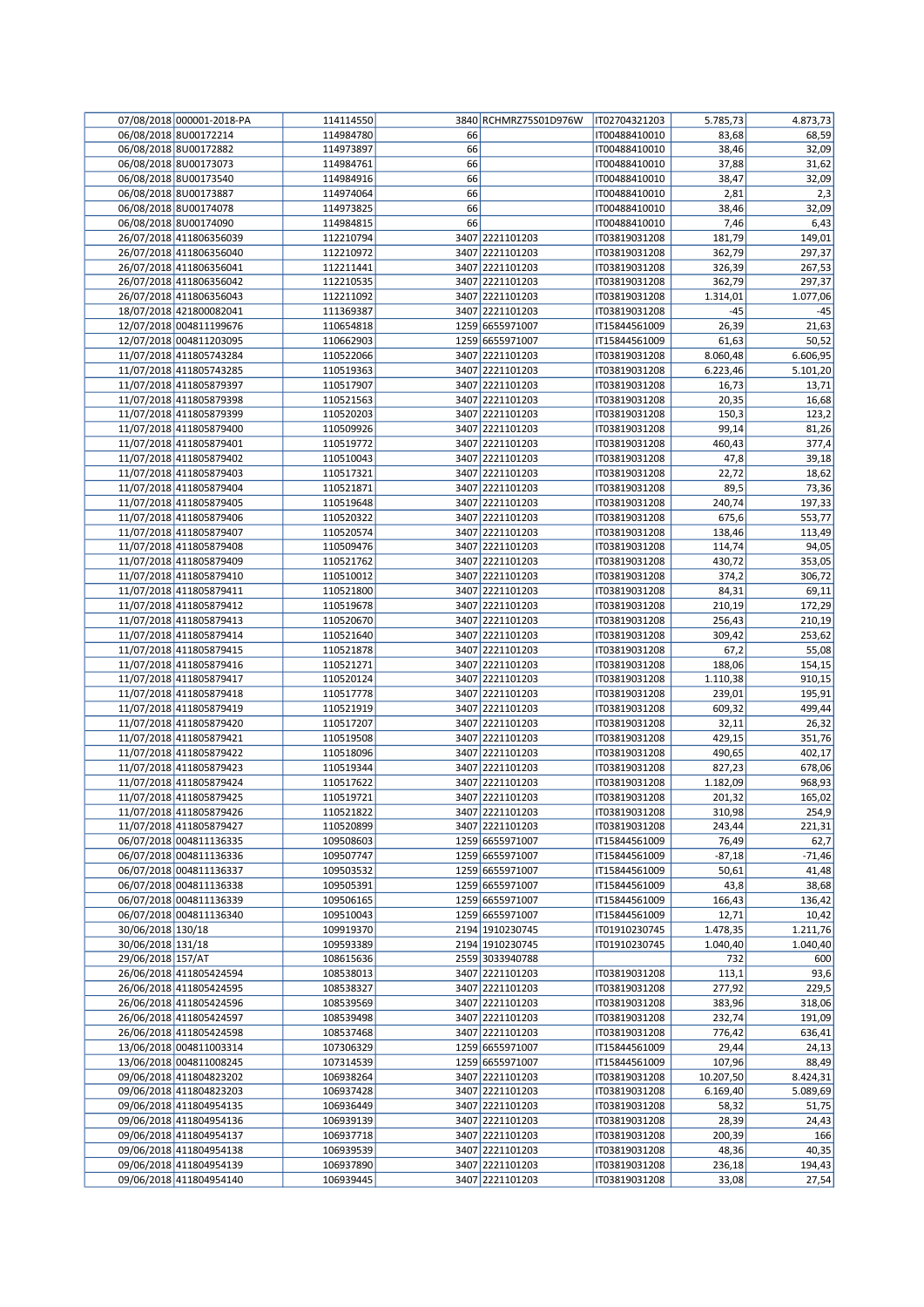| | | | | | | | |
|---|---|---|---|---|---|---|---|
| 07/08/2018 | 000001-2018-PA | 114114550 | 3840 | RCHMRZ75S01D976W | IT02704321203 | 5.785,73 | 4.873,73 |
| 06/08/2018 | 8U00172214 | 114984780 | 66 | | IT00488410010 | 83,68 | 68,59 |
| 06/08/2018 | 8U00172882 | 114973897 | 66 | | IT00488410010 | 38,46 | 32,09 |
| 06/08/2018 | 8U00173073 | 114984761 | 66 | | IT00488410010 | 37,88 | 31,62 |
| 06/08/2018 | 8U00173540 | 114984916 | 66 | | IT00488410010 | 38,47 | 32,09 |
| 06/08/2018 | 8U00173887 | 114974064 | 66 | | IT00488410010 | 2,81 | 2,3 |
| 06/08/2018 | 8U00174078 | 114973825 | 66 | | IT00488410010 | 38,46 | 32,09 |
| 06/08/2018 | 8U00174090 | 114984815 | 66 | | IT00488410010 | 7,46 | 6,43 |
| 26/07/2018 | 411806356039 | 112210794 | 3407 | 2221101203 | IT03819031208 | 181,79 | 149,01 |
| 26/07/2018 | 411806356040 | 112210972 | 3407 | 2221101203 | IT03819031208 | 362,79 | 297,37 |
| 26/07/2018 | 411806356041 | 112211441 | 3407 | 2221101203 | IT03819031208 | 326,39 | 267,53 |
| 26/07/2018 | 411806356042 | 112210535 | 3407 | 2221101203 | IT03819031208 | 362,79 | 297,37 |
| 26/07/2018 | 411806356043 | 112211092 | 3407 | 2221101203 | IT03819031208 | 1.314,01 | 1.077,06 |
| 18/07/2018 | 421800082041 | 111369387 | 3407 | 2221101203 | IT03819031208 | -45 | -45 |
| 12/07/2018 | 004811199676 | 110654818 | 1259 | 6655971007 | IT15844561009 | 26,39 | 21,63 |
| 12/07/2018 | 004811203095 | 110662903 | 1259 | 6655971007 | IT15844561009 | 61,63 | 50,52 |
| 11/07/2018 | 411805743284 | 110522066 | 3407 | 2221101203 | IT03819031208 | 8.060,48 | 6.606,95 |
| 11/07/2018 | 411805743285 | 110519363 | 3407 | 2221101203 | IT03819031208 | 6.223,46 | 5.101,20 |
| 11/07/2018 | 411805879397 | 110517907 | 3407 | 2221101203 | IT03819031208 | 16,73 | 13,71 |
| 11/07/2018 | 411805879398 | 110521563 | 3407 | 2221101203 | IT03819031208 | 20,35 | 16,68 |
| 11/07/2018 | 411805879399 | 110520203 | 3407 | 2221101203 | IT03819031208 | 150,3 | 123,2 |
| 11/07/2018 | 411805879400 | 110509926 | 3407 | 2221101203 | IT03819031208 | 99,14 | 81,26 |
| 11/07/2018 | 411805879401 | 110519772 | 3407 | 2221101203 | IT03819031208 | 460,43 | 377,4 |
| 11/07/2018 | 411805879402 | 110510043 | 3407 | 2221101203 | IT03819031208 | 47,8 | 39,18 |
| 11/07/2018 | 411805879403 | 110517321 | 3407 | 2221101203 | IT03819031208 | 22,72 | 18,62 |
| 11/07/2018 | 411805879404 | 110521871 | 3407 | 2221101203 | IT03819031208 | 89,5 | 73,36 |
| 11/07/2018 | 411805879405 | 110519648 | 3407 | 2221101203 | IT03819031208 | 240,74 | 197,33 |
| 11/07/2018 | 411805879406 | 110520322 | 3407 | 2221101203 | IT03819031208 | 675,6 | 553,77 |
| 11/07/2018 | 411805879407 | 110520574 | 3407 | 2221101203 | IT03819031208 | 138,46 | 113,49 |
| 11/07/2018 | 411805879408 | 110509476 | 3407 | 2221101203 | IT03819031208 | 114,74 | 94,05 |
| 11/07/2018 | 411805879409 | 110521762 | 3407 | 2221101203 | IT03819031208 | 430,72 | 353,05 |
| 11/07/2018 | 411805879410 | 110510012 | 3407 | 2221101203 | IT03819031208 | 374,2 | 306,72 |
| 11/07/2018 | 411805879411 | 110521800 | 3407 | 2221101203 | IT03819031208 | 84,31 | 69,11 |
| 11/07/2018 | 411805879412 | 110519678 | 3407 | 2221101203 | IT03819031208 | 210,19 | 172,29 |
| 11/07/2018 | 411805879413 | 110520670 | 3407 | 2221101203 | IT03819031208 | 256,43 | 210,19 |
| 11/07/2018 | 411805879414 | 110521640 | 3407 | 2221101203 | IT03819031208 | 309,42 | 253,62 |
| 11/07/2018 | 411805879415 | 110521878 | 3407 | 2221101203 | IT03819031208 | 67,2 | 55,08 |
| 11/07/2018 | 411805879416 | 110521271 | 3407 | 2221101203 | IT03819031208 | 188,06 | 154,15 |
| 11/07/2018 | 411805879417 | 110520124 | 3407 | 2221101203 | IT03819031208 | 1.110,38 | 910,15 |
| 11/07/2018 | 411805879418 | 110517778 | 3407 | 2221101203 | IT03819031208 | 239,01 | 195,91 |
| 11/07/2018 | 411805879419 | 110521919 | 3407 | 2221101203 | IT03819031208 | 609,32 | 499,44 |
| 11/07/2018 | 411805879420 | 110517207 | 3407 | 2221101203 | IT03819031208 | 32,11 | 26,32 |
| 11/07/2018 | 411805879421 | 110519508 | 3407 | 2221101203 | IT03819031208 | 429,15 | 351,76 |
| 11/07/2018 | 411805879422 | 110518096 | 3407 | 2221101203 | IT03819031208 | 490,65 | 402,17 |
| 11/07/2018 | 411805879423 | 110519344 | 3407 | 2221101203 | IT03819031208 | 827,23 | 678,06 |
| 11/07/2018 | 411805879424 | 110517622 | 3407 | 2221101203 | IT03819031208 | 1.182,09 | 968,93 |
| 11/07/2018 | 411805879425 | 110519721 | 3407 | 2221101203 | IT03819031208 | 201,32 | 165,02 |
| 11/07/2018 | 411805879426 | 110521822 | 3407 | 2221101203 | IT03819031208 | 310,98 | 254,9 |
| 11/07/2018 | 411805879427 | 110520899 | 3407 | 2221101203 | IT03819031208 | 243,44 | 221,31 |
| 06/07/2018 | 004811136335 | 109508603 | 1259 | 6655971007 | IT15844561009 | 76,49 | 62,7 |
| 06/07/2018 | 004811136336 | 109507747 | 1259 | 6655971007 | IT15844561009 | -87,18 | -71,46 |
| 06/07/2018 | 004811136337 | 109503532 | 1259 | 6655971007 | IT15844561009 | 50,61 | 41,48 |
| 06/07/2018 | 004811136338 | 109505391 | 1259 | 6655971007 | IT15844561009 | 43,8 | 38,68 |
| 06/07/2018 | 004811136339 | 109506165 | 1259 | 6655971007 | IT15844561009 | 166,43 | 136,42 |
| 06/07/2018 | 004811136340 | 109510043 | 1259 | 6655971007 | IT15844561009 | 12,71 | 10,42 |
| 30/06/2018 | 130/18 | 109919370 | 2194 | 1910230745 | IT01910230745 | 1.478,35 | 1.211,76 |
| 30/06/2018 | 131/18 | 109593389 | 2194 | 1910230745 | IT01910230745 | 1.040,40 | 1.040,40 |
| 29/06/2018 | 157/AT | 108615636 | 2559 | 3033940788 | | 732 | 600 |
| 26/06/2018 | 411805424594 | 108538013 | 3407 | 2221101203 | IT03819031208 | 113,1 | 93,6 |
| 26/06/2018 | 411805424595 | 108538327 | 3407 | 2221101203 | IT03819031208 | 277,92 | 229,5 |
| 26/06/2018 | 411805424596 | 108539569 | 3407 | 2221101203 | IT03819031208 | 383,96 | 318,06 |
| 26/06/2018 | 411805424597 | 108539498 | 3407 | 2221101203 | IT03819031208 | 232,74 | 191,09 |
| 26/06/2018 | 411805424598 | 108537468 | 3407 | 2221101203 | IT03819031208 | 776,42 | 636,41 |
| 13/06/2018 | 004811003314 | 107306329 | 1259 | 6655971007 | IT15844561009 | 29,44 | 24,13 |
| 13/06/2018 | 004811008245 | 107314539 | 1259 | 6655971007 | IT15844561009 | 107,96 | 88,49 |
| 09/06/2018 | 411804823202 | 106938264 | 3407 | 2221101203 | IT03819031208 | 10.207,50 | 8.424,31 |
| 09/06/2018 | 411804823203 | 106937428 | 3407 | 2221101203 | IT03819031208 | 6.169,40 | 5.089,69 |
| 09/06/2018 | 411804954135 | 106936449 | 3407 | 2221101203 | IT03819031208 | 58,32 | 51,75 |
| 09/06/2018 | 411804954136 | 106939139 | 3407 | 2221101203 | IT03819031208 | 28,39 | 24,43 |
| 09/06/2018 | 411804954137 | 106937718 | 3407 | 2221101203 | IT03819031208 | 200,39 | 166 |
| 09/06/2018 | 411804954138 | 106939539 | 3407 | 2221101203 | IT03819031208 | 48,36 | 40,35 |
| 09/06/2018 | 411804954139 | 106937890 | 3407 | 2221101203 | IT03819031208 | 236,18 | 194,43 |
| 09/06/2018 | 411804954140 | 106939445 | 3407 | 2221101203 | IT03819031208 | 33,08 | 27,54 |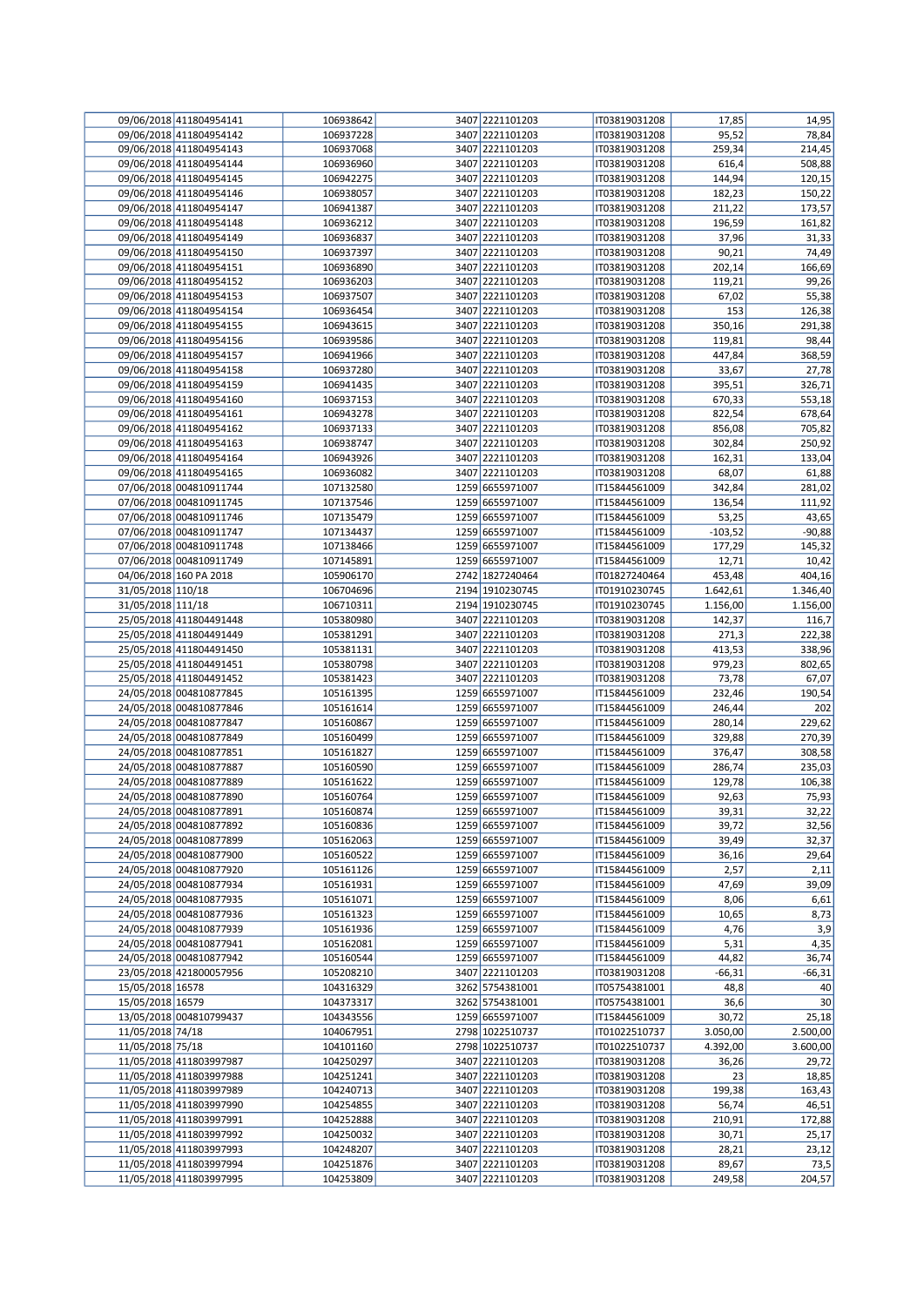| | | | | | | | |
|---|---|---|---|---|---|---|---|
| 09/06/2018 | 411804954141 | 106938642 | 3407 | 2221101203 | IT03819031208 | 17,85 | 14,95 |
| 09/06/2018 | 411804954142 | 106937228 | 3407 | 2221101203 | IT03819031208 | 95,52 | 78,84 |
| 09/06/2018 | 411804954143 | 106937068 | 3407 | 2221101203 | IT03819031208 | 259,34 | 214,45 |
| 09/06/2018 | 411804954144 | 106936960 | 3407 | 2221101203 | IT03819031208 | 616,4 | 508,88 |
| 09/06/2018 | 411804954145 | 106942275 | 3407 | 2221101203 | IT03819031208 | 144,94 | 120,15 |
| 09/06/2018 | 411804954146 | 106938057 | 3407 | 2221101203 | IT03819031208 | 182,23 | 150,22 |
| 09/06/2018 | 411804954147 | 106941387 | 3407 | 2221101203 | IT03819031208 | 211,22 | 173,57 |
| 09/06/2018 | 411804954148 | 106936212 | 3407 | 2221101203 | IT03819031208 | 196,59 | 161,82 |
| 09/06/2018 | 411804954149 | 106936837 | 3407 | 2221101203 | IT03819031208 | 37,96 | 31,33 |
| 09/06/2018 | 411804954150 | 106937397 | 3407 | 2221101203 | IT03819031208 | 90,21 | 74,49 |
| 09/06/2018 | 411804954151 | 106936890 | 3407 | 2221101203 | IT03819031208 | 202,14 | 166,69 |
| 09/06/2018 | 411804954152 | 106936203 | 3407 | 2221101203 | IT03819031208 | 119,21 | 99,26 |
| 09/06/2018 | 411804954153 | 106937507 | 3407 | 2221101203 | IT03819031208 | 67,02 | 55,38 |
| 09/06/2018 | 411804954154 | 106936454 | 3407 | 2221101203 | IT03819031208 | 153 | 126,38 |
| 09/06/2018 | 411804954155 | 106943615 | 3407 | 2221101203 | IT03819031208 | 350,16 | 291,38 |
| 09/06/2018 | 411804954156 | 106939586 | 3407 | 2221101203 | IT03819031208 | 119,81 | 98,44 |
| 09/06/2018 | 411804954157 | 106941966 | 3407 | 2221101203 | IT03819031208 | 447,84 | 368,59 |
| 09/06/2018 | 411804954158 | 106937280 | 3407 | 2221101203 | IT03819031208 | 33,67 | 27,78 |
| 09/06/2018 | 411804954159 | 106941435 | 3407 | 2221101203 | IT03819031208 | 395,51 | 326,71 |
| 09/06/2018 | 411804954160 | 106937153 | 3407 | 2221101203 | IT03819031208 | 670,33 | 553,18 |
| 09/06/2018 | 411804954161 | 106943278 | 3407 | 2221101203 | IT03819031208 | 822,54 | 678,64 |
| 09/06/2018 | 411804954162 | 106937133 | 3407 | 2221101203 | IT03819031208 | 856,08 | 705,82 |
| 09/06/2018 | 411804954163 | 106938747 | 3407 | 2221101203 | IT03819031208 | 302,84 | 250,92 |
| 09/06/2018 | 411804954164 | 106943926 | 3407 | 2221101203 | IT03819031208 | 162,31 | 133,04 |
| 09/06/2018 | 411804954165 | 106936082 | 3407 | 2221101203 | IT03819031208 | 68,07 | 61,88 |
| 07/06/2018 | 004810911744 | 107132580 | 1259 | 6655971007 | IT15844561009 | 342,84 | 281,02 |
| 07/06/2018 | 004810911745 | 107137546 | 1259 | 6655971007 | IT15844561009 | 136,54 | 111,92 |
| 07/06/2018 | 004810911746 | 107135479 | 1259 | 6655971007 | IT15844561009 | 53,25 | 43,65 |
| 07/06/2018 | 004810911747 | 107134437 | 1259 | 6655971007 | IT15844561009 | -103,52 | -90,88 |
| 07/06/2018 | 004810911748 | 107138466 | 1259 | 6655971007 | IT15844561009 | 177,29 | 145,32 |
| 07/06/2018 | 004810911749 | 107145891 | 1259 | 6655971007 | IT15844561009 | 12,71 | 10,42 |
| 04/06/2018 | 160 PA 2018 | 105906170 | 2742 | 1827240464 | IT01827240464 | 453,48 | 404,16 |
| 31/05/2018 | 110/18 | 106704696 | 2194 | 1910230745 | IT01910230745 | 1.642,61 | 1.346,40 |
| 31/05/2018 | 111/18 | 106710311 | 2194 | 1910230745 | IT01910230745 | 1.156,00 | 1.156,00 |
| 25/05/2018 | 411804491448 | 105380980 | 3407 | 2221101203 | IT03819031208 | 142,37 | 116,7 |
| 25/05/2018 | 411804491449 | 105381291 | 3407 | 2221101203 | IT03819031208 | 271,3 | 222,38 |
| 25/05/2018 | 411804491450 | 105381131 | 3407 | 2221101203 | IT03819031208 | 413,53 | 338,96 |
| 25/05/2018 | 411804491451 | 105380798 | 3407 | 2221101203 | IT03819031208 | 979,23 | 802,65 |
| 25/05/2018 | 411804491452 | 105381423 | 3407 | 2221101203 | IT03819031208 | 73,78 | 67,07 |
| 24/05/2018 | 004810877845 | 105161395 | 1259 | 6655971007 | IT15844561009 | 232,46 | 190,54 |
| 24/05/2018 | 004810877846 | 105161614 | 1259 | 6655971007 | IT15844561009 | 246,44 | 202 |
| 24/05/2018 | 004810877847 | 105160867 | 1259 | 6655971007 | IT15844561009 | 280,14 | 229,62 |
| 24/05/2018 | 004810877849 | 105160499 | 1259 | 6655971007 | IT15844561009 | 329,88 | 270,39 |
| 24/05/2018 | 004810877851 | 105161827 | 1259 | 6655971007 | IT15844561009 | 376,47 | 308,58 |
| 24/05/2018 | 004810877887 | 105160590 | 1259 | 6655971007 | IT15844561009 | 286,74 | 235,03 |
| 24/05/2018 | 004810877889 | 105161622 | 1259 | 6655971007 | IT15844561009 | 129,78 | 106,38 |
| 24/05/2018 | 004810877890 | 105160764 | 1259 | 6655971007 | IT15844561009 | 92,63 | 75,93 |
| 24/05/2018 | 004810877891 | 105160874 | 1259 | 6655971007 | IT15844561009 | 39,31 | 32,22 |
| 24/05/2018 | 004810877892 | 105160836 | 1259 | 6655971007 | IT15844561009 | 39,72 | 32,56 |
| 24/05/2018 | 004810877899 | 105162063 | 1259 | 6655971007 | IT15844561009 | 39,49 | 32,37 |
| 24/05/2018 | 004810877900 | 105160522 | 1259 | 6655971007 | IT15844561009 | 36,16 | 29,64 |
| 24/05/2018 | 004810877920 | 105161126 | 1259 | 6655971007 | IT15844561009 | 2,57 | 2,11 |
| 24/05/2018 | 004810877934 | 105161931 | 1259 | 6655971007 | IT15844561009 | 47,69 | 39,09 |
| 24/05/2018 | 004810877935 | 105161071 | 1259 | 6655971007 | IT15844561009 | 8,06 | 6,61 |
| 24/05/2018 | 004810877936 | 105161323 | 1259 | 6655971007 | IT15844561009 | 10,65 | 8,73 |
| 24/05/2018 | 004810877939 | 105161936 | 1259 | 6655971007 | IT15844561009 | 4,76 | 3,9 |
| 24/05/2018 | 004810877941 | 105162081 | 1259 | 6655971007 | IT15844561009 | 5,31 | 4,35 |
| 24/05/2018 | 004810877942 | 105160544 | 1259 | 6655971007 | IT15844561009 | 44,82 | 36,74 |
| 23/05/2018 | 421800057956 | 105208210 | 3407 | 2221101203 | IT03819031208 | -66,31 | -66,31 |
| 15/05/2018 | 16578 | 104316329 | 3262 | 5754381001 | IT05754381001 | 48,8 | 40 |
| 15/05/2018 | 16579 | 104373317 | 3262 | 5754381001 | IT05754381001 | 36,6 | 30 |
| 13/05/2018 | 004810799437 | 104343556 | 1259 | 6655971007 | IT15844561009 | 30,72 | 25,18 |
| 11/05/2018 | 74/18 | 104067951 | 2798 | 1022510737 | IT01022510737 | 3.050,00 | 2.500,00 |
| 11/05/2018 | 75/18 | 104101160 | 2798 | 1022510737 | IT01022510737 | 4.392,00 | 3.600,00 |
| 11/05/2018 | 411803997987 | 104250297 | 3407 | 2221101203 | IT03819031208 | 36,26 | 29,72 |
| 11/05/2018 | 411803997988 | 104251241 | 3407 | 2221101203 | IT03819031208 | 23 | 18,85 |
| 11/05/2018 | 411803997989 | 104240713 | 3407 | 2221101203 | IT03819031208 | 199,38 | 163,43 |
| 11/05/2018 | 411803997990 | 104254855 | 3407 | 2221101203 | IT03819031208 | 56,74 | 46,51 |
| 11/05/2018 | 411803997991 | 104252888 | 3407 | 2221101203 | IT03819031208 | 210,91 | 172,88 |
| 11/05/2018 | 411803997992 | 104250032 | 3407 | 2221101203 | IT03819031208 | 30,71 | 25,17 |
| 11/05/2018 | 411803997993 | 104248207 | 3407 | 2221101203 | IT03819031208 | 28,21 | 23,12 |
| 11/05/2018 | 411803997994 | 104251876 | 3407 | 2221101203 | IT03819031208 | 89,67 | 73,5 |
| 11/05/2018 | 411803997995 | 104253809 | 3407 | 2221101203 | IT03819031208 | 249,58 | 204,57 |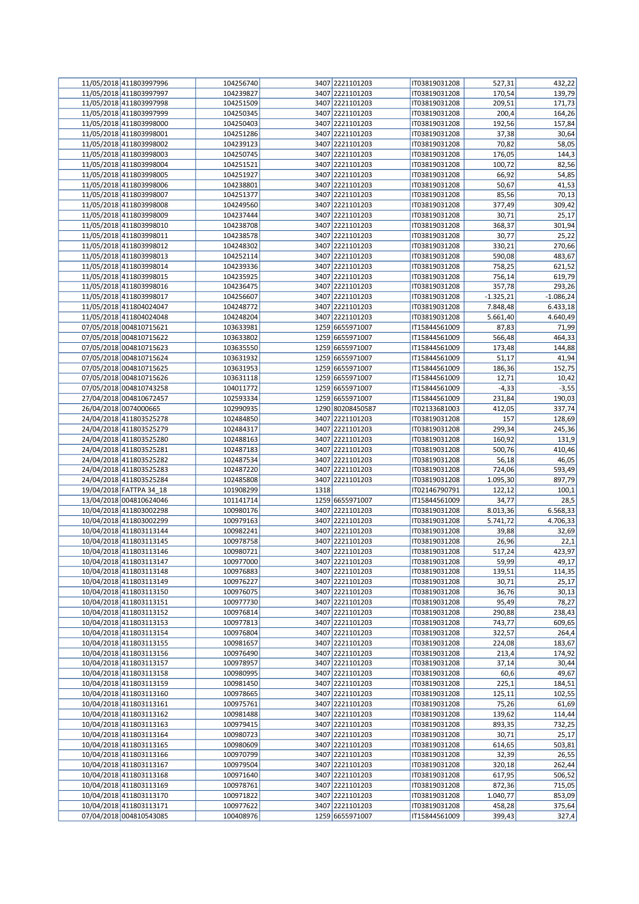| | | | | | | | |
|---|---|---|---|---|---|---|---|
| 11/05/2018 | 411803997996 | 104256740 | 3407 | 2221101203 | IT03819031208 | 527,31 | 432,22 |
| 11/05/2018 | 411803997997 | 104239827 | 3407 | 2221101203 | IT03819031208 | 170,54 | 139,79 |
| 11/05/2018 | 411803997998 | 104251509 | 3407 | 2221101203 | IT03819031208 | 209,51 | 171,73 |
| 11/05/2018 | 411803997999 | 104250345 | 3407 | 2221101203 | IT03819031208 | 200,4 | 164,26 |
| 11/05/2018 | 411803998000 | 104250403 | 3407 | 2221101203 | IT03819031208 | 192,56 | 157,84 |
| 11/05/2018 | 411803998001 | 104251286 | 3407 | 2221101203 | IT03819031208 | 37,38 | 30,64 |
| 11/05/2018 | 411803998002 | 104239123 | 3407 | 2221101203 | IT03819031208 | 70,82 | 58,05 |
| 11/05/2018 | 411803998003 | 104250745 | 3407 | 2221101203 | IT03819031208 | 176,05 | 144,3 |
| 11/05/2018 | 411803998004 | 104251521 | 3407 | 2221101203 | IT03819031208 | 100,72 | 82,56 |
| 11/05/2018 | 411803998005 | 104251927 | 3407 | 2221101203 | IT03819031208 | 66,92 | 54,85 |
| 11/05/2018 | 411803998006 | 104238801 | 3407 | 2221101203 | IT03819031208 | 50,67 | 41,53 |
| 11/05/2018 | 411803998007 | 104251377 | 3407 | 2221101203 | IT03819031208 | 85,56 | 70,13 |
| 11/05/2018 | 411803998008 | 104249560 | 3407 | 2221101203 | IT03819031208 | 377,49 | 309,42 |
| 11/05/2018 | 411803998009 | 104237444 | 3407 | 2221101203 | IT03819031208 | 30,71 | 25,17 |
| 11/05/2018 | 411803998010 | 104238708 | 3407 | 2221101203 | IT03819031208 | 368,37 | 301,94 |
| 11/05/2018 | 411803998011 | 104238578 | 3407 | 2221101203 | IT03819031208 | 30,77 | 25,22 |
| 11/05/2018 | 411803998012 | 104248302 | 3407 | 2221101203 | IT03819031208 | 330,21 | 270,66 |
| 11/05/2018 | 411803998013 | 104252114 | 3407 | 2221101203 | IT03819031208 | 590,08 | 483,67 |
| 11/05/2018 | 411803998014 | 104239336 | 3407 | 2221101203 | IT03819031208 | 758,25 | 621,52 |
| 11/05/2018 | 411803998015 | 104235925 | 3407 | 2221101203 | IT03819031208 | 756,14 | 619,79 |
| 11/05/2018 | 411803998016 | 104236475 | 3407 | 2221101203 | IT03819031208 | 357,78 | 293,26 |
| 11/05/2018 | 411803998017 | 104256607 | 3407 | 2221101203 | IT03819031208 | -1.325,21 | -1.086,24 |
| 11/05/2018 | 411804024047 | 104248772 | 3407 | 2221101203 | IT03819031208 | 7.848,48 | 6.433,18 |
| 11/05/2018 | 411804024048 | 104248204 | 3407 | 2221101203 | IT03819031208 | 5.661,40 | 4.640,49 |
| 07/05/2018 | 004810715621 | 103633981 | 1259 | 6655971007 | IT15844561009 | 87,83 | 71,99 |
| 07/05/2018 | 004810715622 | 103633802 | 1259 | 6655971007 | IT15844561009 | 566,48 | 464,33 |
| 07/05/2018 | 004810715623 | 103635550 | 1259 | 6655971007 | IT15844561009 | 173,48 | 144,88 |
| 07/05/2018 | 004810715624 | 103631932 | 1259 | 6655971007 | IT15844561009 | 51,17 | 41,94 |
| 07/05/2018 | 004810715625 | 103631953 | 1259 | 6655971007 | IT15844561009 | 186,36 | 152,75 |
| 07/05/2018 | 004810715626 | 103631118 | 1259 | 6655971007 | IT15844561009 | 12,71 | 10,42 |
| 07/05/2018 | 004810743258 | 104011772 | 1259 | 6655971007 | IT15844561009 | -4,33 | -3,55 |
| 27/04/2018 | 004810672457 | 102593334 | 1259 | 6655971007 | IT15844561009 | 231,84 | 190,03 |
| 26/04/2018 | 0074000665 | 102990935 | 1290 | 80208450587 | IT02133681003 | 412,05 | 337,74 |
| 24/04/2018 | 411803525278 | 102484850 | 3407 | 2221101203 | IT03819031208 | 157 | 128,69 |
| 24/04/2018 | 411803525279 | 102484317 | 3407 | 2221101203 | IT03819031208 | 299,34 | 245,36 |
| 24/04/2018 | 411803525280 | 102488163 | 3407 | 2221101203 | IT03819031208 | 160,92 | 131,9 |
| 24/04/2018 | 411803525281 | 102487183 | 3407 | 2221101203 | IT03819031208 | 500,76 | 410,46 |
| 24/04/2018 | 411803525282 | 102487534 | 3407 | 2221101203 | IT03819031208 | 56,18 | 46,05 |
| 24/04/2018 | 411803525283 | 102487220 | 3407 | 2221101203 | IT03819031208 | 724,06 | 593,49 |
| 24/04/2018 | 411803525284 | 102485808 | 3407 | 2221101203 | IT03819031208 | 1.095,30 | 897,79 |
| 19/04/2018 | FATTPA 34_18 | 101908299 | 1318 | | IT02146790791 | 122,12 | 100,1 |
| 13/04/2018 | 004810624046 | 101141714 | 1259 | 6655971007 | IT15844561009 | 34,77 | 28,5 |
| 10/04/2018 | 411803002298 | 100980176 | 3407 | 2221101203 | IT03819031208 | 8.013,36 | 6.568,33 |
| 10/04/2018 | 411803002299 | 100979163 | 3407 | 2221101203 | IT03819031208 | 5.741,72 | 4.706,33 |
| 10/04/2018 | 411803113144 | 100982241 | 3407 | 2221101203 | IT03819031208 | 39,88 | 32,69 |
| 10/04/2018 | 411803113145 | 100978758 | 3407 | 2221101203 | IT03819031208 | 26,96 | 22,1 |
| 10/04/2018 | 411803113146 | 100980721 | 3407 | 2221101203 | IT03819031208 | 517,24 | 423,97 |
| 10/04/2018 | 411803113147 | 100977000 | 3407 | 2221101203 | IT03819031208 | 59,99 | 49,17 |
| 10/04/2018 | 411803113148 | 100976883 | 3407 | 2221101203 | IT03819031208 | 139,51 | 114,35 |
| 10/04/2018 | 411803113149 | 100976227 | 3407 | 2221101203 | IT03819031208 | 30,71 | 25,17 |
| 10/04/2018 | 411803113150 | 100976075 | 3407 | 2221101203 | IT03819031208 | 36,76 | 30,13 |
| 10/04/2018 | 411803113151 | 100977730 | 3407 | 2221101203 | IT03819031208 | 95,49 | 78,27 |
| 10/04/2018 | 411803113152 | 100976814 | 3407 | 2221101203 | IT03819031208 | 290,88 | 238,43 |
| 10/04/2018 | 411803113153 | 100977813 | 3407 | 2221101203 | IT03819031208 | 743,77 | 609,65 |
| 10/04/2018 | 411803113154 | 100976804 | 3407 | 2221101203 | IT03819031208 | 322,57 | 264,4 |
| 10/04/2018 | 411803113155 | 100981657 | 3407 | 2221101203 | IT03819031208 | 224,08 | 183,67 |
| 10/04/2018 | 411803113156 | 100976490 | 3407 | 2221101203 | IT03819031208 | 213,4 | 174,92 |
| 10/04/2018 | 411803113157 | 100978957 | 3407 | 2221101203 | IT03819031208 | 37,14 | 30,44 |
| 10/04/2018 | 411803113158 | 100980995 | 3407 | 2221101203 | IT03819031208 | 60,6 | 49,67 |
| 10/04/2018 | 411803113159 | 100981450 | 3407 | 2221101203 | IT03819031208 | 225,1 | 184,51 |
| 10/04/2018 | 411803113160 | 100978665 | 3407 | 2221101203 | IT03819031208 | 125,11 | 102,55 |
| 10/04/2018 | 411803113161 | 100975761 | 3407 | 2221101203 | IT03819031208 | 75,26 | 61,69 |
| 10/04/2018 | 411803113162 | 100981488 | 3407 | 2221101203 | IT03819031208 | 139,62 | 114,44 |
| 10/04/2018 | 411803113163 | 100979415 | 3407 | 2221101203 | IT03819031208 | 893,35 | 732,25 |
| 10/04/2018 | 411803113164 | 100980723 | 3407 | 2221101203 | IT03819031208 | 30,71 | 25,17 |
| 10/04/2018 | 411803113165 | 100980609 | 3407 | 2221101203 | IT03819031208 | 614,65 | 503,81 |
| 10/04/2018 | 411803113166 | 100970799 | 3407 | 2221101203 | IT03819031208 | 32,39 | 26,55 |
| 10/04/2018 | 411803113167 | 100979504 | 3407 | 2221101203 | IT03819031208 | 320,18 | 262,44 |
| 10/04/2018 | 411803113168 | 100971640 | 3407 | 2221101203 | IT03819031208 | 617,95 | 506,52 |
| 10/04/2018 | 411803113169 | 100978761 | 3407 | 2221101203 | IT03819031208 | 872,36 | 715,05 |
| 10/04/2018 | 411803113170 | 100971822 | 3407 | 2221101203 | IT03819031208 | 1.040,77 | 853,09 |
| 10/04/2018 | 411803113171 | 100977622 | 3407 | 2221101203 | IT03819031208 | 458,28 | 375,64 |
| 07/04/2018 | 004810543085 | 100408976 | 1259 | 6655971007 | IT15844561009 | 399,43 | 327,4 |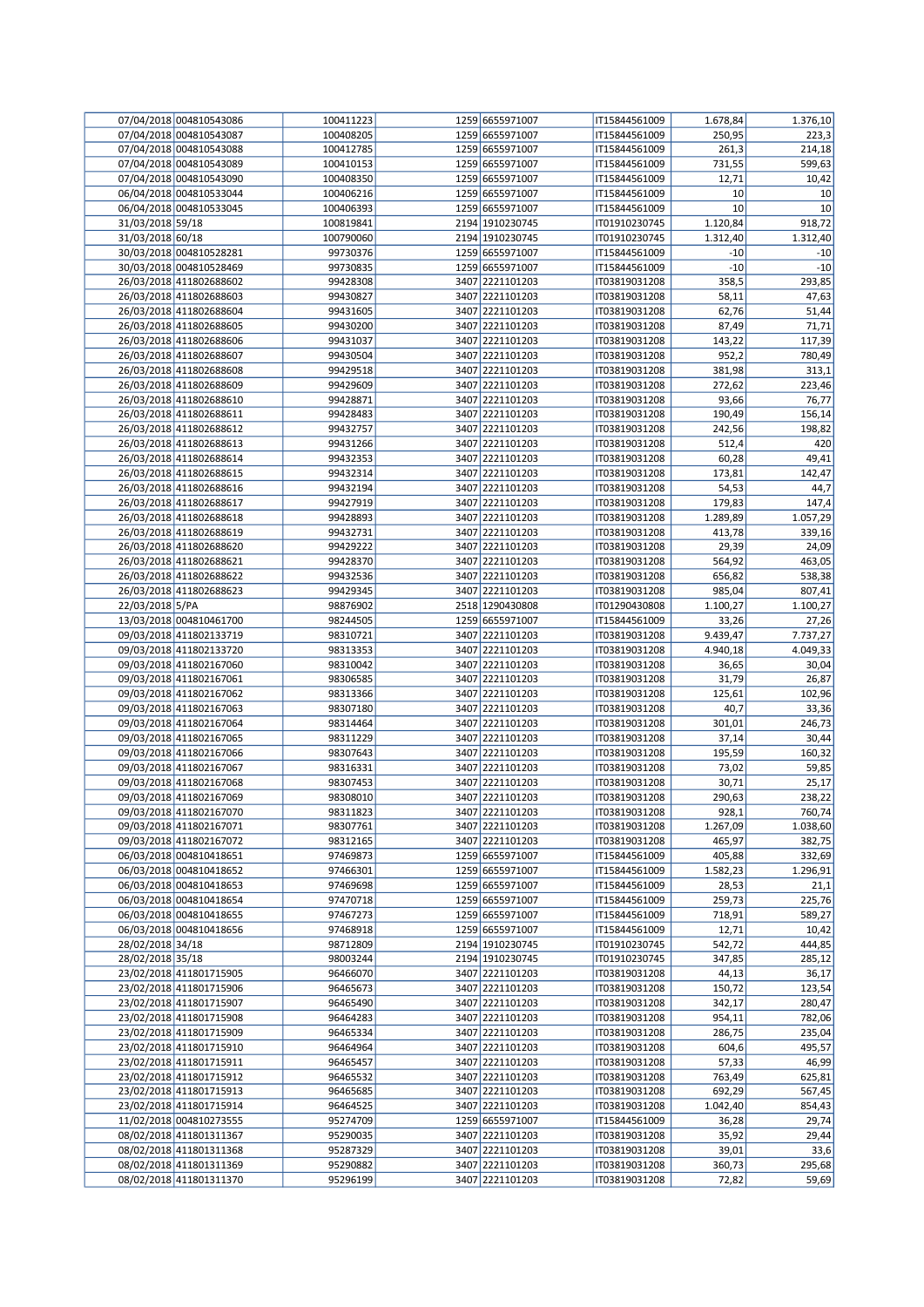| | | | | | | | |
|---|---|---|---|---|---|---|---|
| 07/04/2018 | 004810543086 | 100411223 | 1259 | 6655971007 | IT15844561009 | 1.678,84 | 1.376,10 |
| 07/04/2018 | 004810543087 | 100408205 | 1259 | 6655971007 | IT15844561009 | 250,95 | 223,3 |
| 07/04/2018 | 004810543088 | 100412785 | 1259 | 6655971007 | IT15844561009 | 261,3 | 214,18 |
| 07/04/2018 | 004810543089 | 100410153 | 1259 | 6655971007 | IT15844561009 | 731,55 | 599,63 |
| 07/04/2018 | 004810543090 | 100408350 | 1259 | 6655971007 | IT15844561009 | 12,71 | 10,42 |
| 06/04/2018 | 004810533044 | 100406216 | 1259 | 6655971007 | IT15844561009 | 10 | 10 |
| 06/04/2018 | 004810533045 | 100406393 | 1259 | 6655971007 | IT15844561009 | 10 | 10 |
| 31/03/2018 | 59/18 | 100819841 | 2194 | 1910230745 | IT01910230745 | 1.120,84 | 918,72 |
| 31/03/2018 | 60/18 | 100790060 | 2194 | 1910230745 | IT01910230745 | 1.312,40 | 1.312,40 |
| 30/03/2018 | 004810528281 | 99730376 | 1259 | 6655971007 | IT15844561009 | -10 | -10 |
| 30/03/2018 | 004810528469 | 99730835 | 1259 | 6655971007 | IT15844561009 | -10 | -10 |
| 26/03/2018 | 411802688602 | 99428308 | 3407 | 2221101203 | IT03819031208 | 358,5 | 293,85 |
| 26/03/2018 | 411802688603 | 99430827 | 3407 | 2221101203 | IT03819031208 | 58,11 | 47,63 |
| 26/03/2018 | 411802688604 | 99431605 | 3407 | 2221101203 | IT03819031208 | 62,76 | 51,44 |
| 26/03/2018 | 411802688605 | 99430200 | 3407 | 2221101203 | IT03819031208 | 87,49 | 71,71 |
| 26/03/2018 | 411802688606 | 99431037 | 3407 | 2221101203 | IT03819031208 | 143,22 | 117,39 |
| 26/03/2018 | 411802688607 | 99430504 | 3407 | 2221101203 | IT03819031208 | 952,2 | 780,49 |
| 26/03/2018 | 411802688608 | 99429518 | 3407 | 2221101203 | IT03819031208 | 381,98 | 313,1 |
| 26/03/2018 | 411802688609 | 99429609 | 3407 | 2221101203 | IT03819031208 | 272,62 | 223,46 |
| 26/03/2018 | 411802688610 | 99428871 | 3407 | 2221101203 | IT03819031208 | 93,66 | 76,77 |
| 26/03/2018 | 411802688611 | 99428483 | 3407 | 2221101203 | IT03819031208 | 190,49 | 156,14 |
| 26/03/2018 | 411802688612 | 99432757 | 3407 | 2221101203 | IT03819031208 | 242,56 | 198,82 |
| 26/03/2018 | 411802688613 | 99431266 | 3407 | 2221101203 | IT03819031208 | 512,4 | 420 |
| 26/03/2018 | 411802688614 | 99432353 | 3407 | 2221101203 | IT03819031208 | 60,28 | 49,41 |
| 26/03/2018 | 411802688615 | 99432314 | 3407 | 2221101203 | IT03819031208 | 173,81 | 142,47 |
| 26/03/2018 | 411802688616 | 99432194 | 3407 | 2221101203 | IT03819031208 | 54,53 | 44,7 |
| 26/03/2018 | 411802688617 | 99427919 | 3407 | 2221101203 | IT03819031208 | 179,83 | 147,4 |
| 26/03/2018 | 411802688618 | 99428893 | 3407 | 2221101203 | IT03819031208 | 1.289,89 | 1.057,29 |
| 26/03/2018 | 411802688619 | 99432731 | 3407 | 2221101203 | IT03819031208 | 413,78 | 339,16 |
| 26/03/2018 | 411802688620 | 99429222 | 3407 | 2221101203 | IT03819031208 | 29,39 | 24,09 |
| 26/03/2018 | 411802688621 | 99428370 | 3407 | 2221101203 | IT03819031208 | 564,92 | 463,05 |
| 26/03/2018 | 411802688622 | 99432536 | 3407 | 2221101203 | IT03819031208 | 656,82 | 538,38 |
| 26/03/2018 | 411802688623 | 99429345 | 3407 | 2221101203 | IT03819031208 | 985,04 | 807,41 |
| 22/03/2018 | 5/PA | 98876902 | 2518 | 1290430808 | IT01290430808 | 1.100,27 | 1.100,27 |
| 13/03/2018 | 004810461700 | 98244505 | 1259 | 6655971007 | IT15844561009 | 33,26 | 27,26 |
| 09/03/2018 | 411802133719 | 98310721 | 3407 | 2221101203 | IT03819031208 | 9.439,47 | 7.737,27 |
| 09/03/2018 | 411802133720 | 98313353 | 3407 | 2221101203 | IT03819031208 | 4.940,18 | 4.049,33 |
| 09/03/2018 | 411802167060 | 98310042 | 3407 | 2221101203 | IT03819031208 | 36,65 | 30,04 |
| 09/03/2018 | 411802167061 | 98306585 | 3407 | 2221101203 | IT03819031208 | 31,79 | 26,87 |
| 09/03/2018 | 411802167062 | 98313366 | 3407 | 2221101203 | IT03819031208 | 125,61 | 102,96 |
| 09/03/2018 | 411802167063 | 98307180 | 3407 | 2221101203 | IT03819031208 | 40,7 | 33,36 |
| 09/03/2018 | 411802167064 | 98314464 | 3407 | 2221101203 | IT03819031208 | 301,01 | 246,73 |
| 09/03/2018 | 411802167065 | 98311229 | 3407 | 2221101203 | IT03819031208 | 37,14 | 30,44 |
| 09/03/2018 | 411802167066 | 98307643 | 3407 | 2221101203 | IT03819031208 | 195,59 | 160,32 |
| 09/03/2018 | 411802167067 | 98316331 | 3407 | 2221101203 | IT03819031208 | 73,02 | 59,85 |
| 09/03/2018 | 411802167068 | 98307453 | 3407 | 2221101203 | IT03819031208 | 30,71 | 25,17 |
| 09/03/2018 | 411802167069 | 98308010 | 3407 | 2221101203 | IT03819031208 | 290,63 | 238,22 |
| 09/03/2018 | 411802167070 | 98311823 | 3407 | 2221101203 | IT03819031208 | 928,1 | 760,74 |
| 09/03/2018 | 411802167071 | 98307761 | 3407 | 2221101203 | IT03819031208 | 1.267,09 | 1.038,60 |
| 09/03/2018 | 411802167072 | 98312165 | 3407 | 2221101203 | IT03819031208 | 465,97 | 382,75 |
| 06/03/2018 | 004810418651 | 97469873 | 1259 | 6655971007 | IT15844561009 | 405,88 | 332,69 |
| 06/03/2018 | 004810418652 | 97466301 | 1259 | 6655971007 | IT15844561009 | 1.582,23 | 1.296,91 |
| 06/03/2018 | 004810418653 | 97469698 | 1259 | 6655971007 | IT15844561009 | 28,53 | 21,1 |
| 06/03/2018 | 004810418654 | 97470718 | 1259 | 6655971007 | IT15844561009 | 259,73 | 225,76 |
| 06/03/2018 | 004810418655 | 97467273 | 1259 | 6655971007 | IT15844561009 | 718,91 | 589,27 |
| 06/03/2018 | 004810418656 | 97468918 | 1259 | 6655971007 | IT15844561009 | 12,71 | 10,42 |
| 28/02/2018 | 34/18 | 98712809 | 2194 | 1910230745 | IT01910230745 | 542,72 | 444,85 |
| 28/02/2018 | 35/18 | 98003244 | 2194 | 1910230745 | IT01910230745 | 347,85 | 285,12 |
| 23/02/2018 | 411801715905 | 96466070 | 3407 | 2221101203 | IT03819031208 | 44,13 | 36,17 |
| 23/02/2018 | 411801715906 | 96465673 | 3407 | 2221101203 | IT03819031208 | 150,72 | 123,54 |
| 23/02/2018 | 411801715907 | 96465490 | 3407 | 2221101203 | IT03819031208 | 342,17 | 280,47 |
| 23/02/2018 | 411801715908 | 96464283 | 3407 | 2221101203 | IT03819031208 | 954,11 | 782,06 |
| 23/02/2018 | 411801715909 | 96465334 | 3407 | 2221101203 | IT03819031208 | 286,75 | 235,04 |
| 23/02/2018 | 411801715910 | 96464964 | 3407 | 2221101203 | IT03819031208 | 604,6 | 495,57 |
| 23/02/2018 | 411801715911 | 96465457 | 3407 | 2221101203 | IT03819031208 | 57,33 | 46,99 |
| 23/02/2018 | 411801715912 | 96465532 | 3407 | 2221101203 | IT03819031208 | 763,49 | 625,81 |
| 23/02/2018 | 411801715913 | 96465685 | 3407 | 2221101203 | IT03819031208 | 692,29 | 567,45 |
| 23/02/2018 | 411801715914 | 96464525 | 3407 | 2221101203 | IT03819031208 | 1.042,40 | 854,43 |
| 11/02/2018 | 004810273555 | 95274709 | 1259 | 6655971007 | IT15844561009 | 36,28 | 29,74 |
| 08/02/2018 | 411801311367 | 95290035 | 3407 | 2221101203 | IT03819031208 | 35,92 | 29,44 |
| 08/02/2018 | 411801311368 | 95287329 | 3407 | 2221101203 | IT03819031208 | 39,01 | 33,6 |
| 08/02/2018 | 411801311369 | 95290882 | 3407 | 2221101203 | IT03819031208 | 360,73 | 295,68 |
| 08/02/2018 | 411801311370 | 95296199 | 3407 | 2221101203 | IT03819031208 | 72,82 | 59,69 |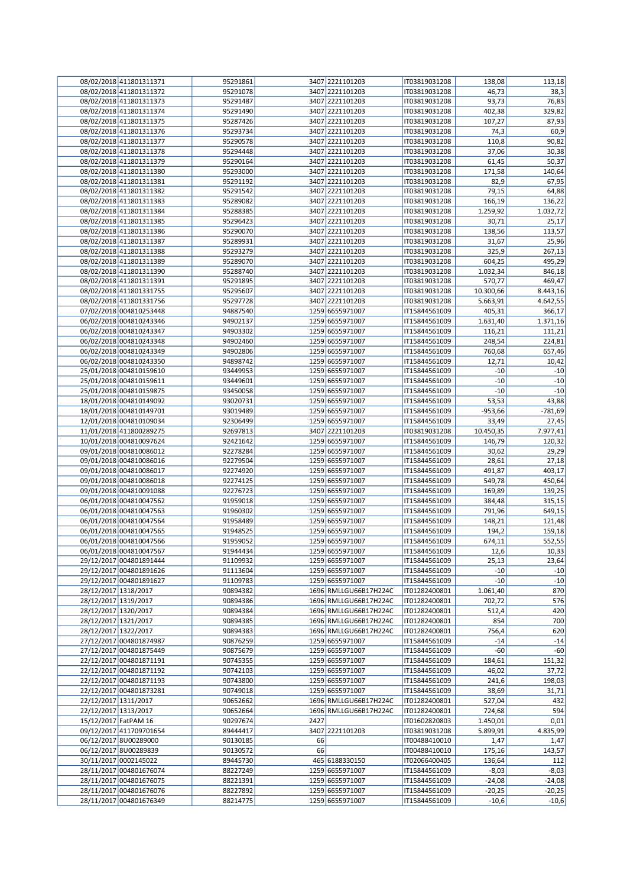| | | | | | | | |
|---|---|---|---|---|---|---|---|
| 08/02/2018 | 411801311371 | 95291861 | 3407 | 2221101203 | IT03819031208 | 138,08 | 113,18 |
| 08/02/2018 | 411801311372 | 95291078 | 3407 | 2221101203 | IT03819031208 | 46,73 | 38,3 |
| 08/02/2018 | 411801311373 | 95291487 | 3407 | 2221101203 | IT03819031208 | 93,73 | 76,83 |
| 08/02/2018 | 411801311374 | 95291490 | 3407 | 2221101203 | IT03819031208 | 402,38 | 329,82 |
| 08/02/2018 | 411801311375 | 95287426 | 3407 | 2221101203 | IT03819031208 | 107,27 | 87,93 |
| 08/02/2018 | 411801311376 | 95293734 | 3407 | 2221101203 | IT03819031208 | 74,3 | 60,9 |
| 08/02/2018 | 411801311377 | 95290578 | 3407 | 2221101203 | IT03819031208 | 110,8 | 90,82 |
| 08/02/2018 | 411801311378 | 95294448 | 3407 | 2221101203 | IT03819031208 | 37,06 | 30,38 |
| 08/02/2018 | 411801311379 | 95290164 | 3407 | 2221101203 | IT03819031208 | 61,45 | 50,37 |
| 08/02/2018 | 411801311380 | 95293000 | 3407 | 2221101203 | IT03819031208 | 171,58 | 140,64 |
| 08/02/2018 | 411801311381 | 95291192 | 3407 | 2221101203 | IT03819031208 | 82,9 | 67,95 |
| 08/02/2018 | 411801311382 | 95291542 | 3407 | 2221101203 | IT03819031208 | 79,15 | 64,88 |
| 08/02/2018 | 411801311383 | 95289082 | 3407 | 2221101203 | IT03819031208 | 166,19 | 136,22 |
| 08/02/2018 | 411801311384 | 95288385 | 3407 | 2221101203 | IT03819031208 | 1.259,92 | 1.032,72 |
| 08/02/2018 | 411801311385 | 95296423 | 3407 | 2221101203 | IT03819031208 | 30,71 | 25,17 |
| 08/02/2018 | 411801311386 | 95290070 | 3407 | 2221101203 | IT03819031208 | 138,56 | 113,57 |
| 08/02/2018 | 411801311387 | 95289931 | 3407 | 2221101203 | IT03819031208 | 31,67 | 25,96 |
| 08/02/2018 | 411801311388 | 95293279 | 3407 | 2221101203 | IT03819031208 | 325,9 | 267,13 |
| 08/02/2018 | 411801311389 | 95289070 | 3407 | 2221101203 | IT03819031208 | 604,25 | 495,29 |
| 08/02/2018 | 411801311390 | 95288740 | 3407 | 2221101203 | IT03819031208 | 1.032,34 | 846,18 |
| 08/02/2018 | 411801311391 | 95291895 | 3407 | 2221101203 | IT03819031208 | 570,77 | 469,47 |
| 08/02/2018 | 411801331755 | 95295607 | 3407 | 2221101203 | IT03819031208 | 10.300,66 | 8.443,16 |
| 08/02/2018 | 411801331756 | 95297728 | 3407 | 2221101203 | IT03819031208 | 5.663,91 | 4.642,55 |
| 07/02/2018 | 004810253448 | 94887540 | 1259 | 6655971007 | IT15844561009 | 405,31 | 366,17 |
| 06/02/2018 | 004810243346 | 94902137 | 1259 | 6655971007 | IT15844561009 | 1.631,40 | 1.371,16 |
| 06/02/2018 | 004810243347 | 94903302 | 1259 | 6655971007 | IT15844561009 | 116,21 | 111,21 |
| 06/02/2018 | 004810243348 | 94902460 | 1259 | 6655971007 | IT15844561009 | 248,54 | 224,81 |
| 06/02/2018 | 004810243349 | 94902806 | 1259 | 6655971007 | IT15844561009 | 760,68 | 657,46 |
| 06/02/2018 | 004810243350 | 94898742 | 1259 | 6655971007 | IT15844561009 | 12,71 | 10,42 |
| 25/01/2018 | 004810159610 | 93449953 | 1259 | 6655971007 | IT15844561009 | -10 | -10 |
| 25/01/2018 | 004810159611 | 93449601 | 1259 | 6655971007 | IT15844561009 | -10 | -10 |
| 25/01/2018 | 004810159875 | 93450058 | 1259 | 6655971007 | IT15844561009 | -10 | -10 |
| 18/01/2018 | 004810149092 | 93020731 | 1259 | 6655971007 | IT15844561009 | 53,53 | 43,88 |
| 18/01/2018 | 004810149701 | 93019489 | 1259 | 6655971007 | IT15844561009 | -953,66 | -781,69 |
| 12/01/2018 | 004810109034 | 92306499 | 1259 | 6655971007 | IT15844561009 | 33,49 | 27,45 |
| 11/01/2018 | 411800289275 | 92697813 | 3407 | 2221101203 | IT03819031208 | 10.450,35 | 7.977,41 |
| 10/01/2018 | 004810097624 | 92421642 | 1259 | 6655971007 | IT15844561009 | 146,79 | 120,32 |
| 09/01/2018 | 004810086012 | 92278284 | 1259 | 6655971007 | IT15844561009 | 30,62 | 29,29 |
| 09/01/2018 | 004810086016 | 92279504 | 1259 | 6655971007 | IT15844561009 | 28,61 | 27,18 |
| 09/01/2018 | 004810086017 | 92274920 | 1259 | 6655971007 | IT15844561009 | 491,87 | 403,17 |
| 09/01/2018 | 004810086018 | 92274125 | 1259 | 6655971007 | IT15844561009 | 549,78 | 450,64 |
| 09/01/2018 | 004810091088 | 92276723 | 1259 | 6655971007 | IT15844561009 | 169,89 | 139,25 |
| 06/01/2018 | 004810047562 | 91959018 | 1259 | 6655971007 | IT15844561009 | 384,48 | 315,15 |
| 06/01/2018 | 004810047563 | 91960302 | 1259 | 6655971007 | IT15844561009 | 791,96 | 649,15 |
| 06/01/2018 | 004810047564 | 91958489 | 1259 | 6655971007 | IT15844561009 | 148,21 | 121,48 |
| 06/01/2018 | 004810047565 | 91948525 | 1259 | 6655971007 | IT15844561009 | 194,2 | 159,18 |
| 06/01/2018 | 004810047566 | 91959052 | 1259 | 6655971007 | IT15844561009 | 674,11 | 552,55 |
| 06/01/2018 | 004810047567 | 91944434 | 1259 | 6655971007 | IT15844561009 | 12,6 | 10,33 |
| 29/12/2017 | 004801891444 | 91109932 | 1259 | 6655971007 | IT15844561009 | 25,13 | 23,64 |
| 29/12/2017 | 004801891626 | 91113604 | 1259 | 6655971007 | IT15844561009 | -10 | -10 |
| 29/12/2017 | 004801891627 | 91109783 | 1259 | 6655971007 | IT15844561009 | -10 | -10 |
| 28/12/2017 | 1318/2017 | 90894382 | 1696 | RMLLGU66B17H224C | IT01282400801 | 1.061,40 | 870 |
| 28/12/2017 | 1319/2017 | 90894386 | 1696 | RMLLGU66B17H224C | IT01282400801 | 702,72 | 576 |
| 28/12/2017 | 1320/2017 | 90894384 | 1696 | RMLLGU66B17H224C | IT01282400801 | 512,4 | 420 |
| 28/12/2017 | 1321/2017 | 90894385 | 1696 | RMLLGU66B17H224C | IT01282400801 | 854 | 700 |
| 28/12/2017 | 1322/2017 | 90894383 | 1696 | RMLLGU66B17H224C | IT01282400801 | 756,4 | 620 |
| 27/12/2017 | 004801874987 | 90876259 | 1259 | 6655971007 | IT15844561009 | -14 | -14 |
| 27/12/2017 | 004801875449 | 90875679 | 1259 | 6655971007 | IT15844561009 | -60 | -60 |
| 22/12/2017 | 004801871191 | 90745355 | 1259 | 6655971007 | IT15844561009 | 184,61 | 151,32 |
| 22/12/2017 | 004801871192 | 90742103 | 1259 | 6655971007 | IT15844561009 | 46,02 | 37,72 |
| 22/12/2017 | 004801871193 | 90743800 | 1259 | 6655971007 | IT15844561009 | 241,6 | 198,03 |
| 22/12/2017 | 004801873281 | 90749018 | 1259 | 6655971007 | IT15844561009 | 38,69 | 31,71 |
| 22/12/2017 | 1311/2017 | 90652662 | 1696 | RMLLGU66B17H224C | IT01282400801 | 527,04 | 432 |
| 22/12/2017 | 1313/2017 | 90652664 | 1696 | RMLLGU66B17H224C | IT01282400801 | 724,68 | 594 |
| 15/12/2017 | FatPAM 16 | 90297674 | 2427 | | IT01602820803 | 1.450,01 | 0,01 |
| 09/12/2017 | 411709701654 | 89444417 | 3407 | 2221101203 | IT03819031208 | 5.899,91 | 4.835,99 |
| 06/12/2017 | 8U00289000 | 90130185 | 66 | | IT00488410010 | 1,47 | 1,47 |
| 06/12/2017 | 8U00289839 | 90130572 | 66 | | IT00488410010 | 175,16 | 143,57 |
| 30/11/2017 | 0002145022 | 89445730 | 465 | 6188330150 | IT02066400405 | 136,64 | 112 |
| 28/11/2017 | 004801676074 | 88227249 | 1259 | 6655971007 | IT15844561009 | -8,03 | -8,03 |
| 28/11/2017 | 004801676075 | 88221391 | 1259 | 6655971007 | IT15844561009 | -24,08 | -24,08 |
| 28/11/2017 | 004801676076 | 88227892 | 1259 | 6655971007 | IT15844561009 | -20,25 | -20,25 |
| 28/11/2017 | 004801676349 | 88214775 | 1259 | 6655971007 | IT15844561009 | -10,6 | -10,6 |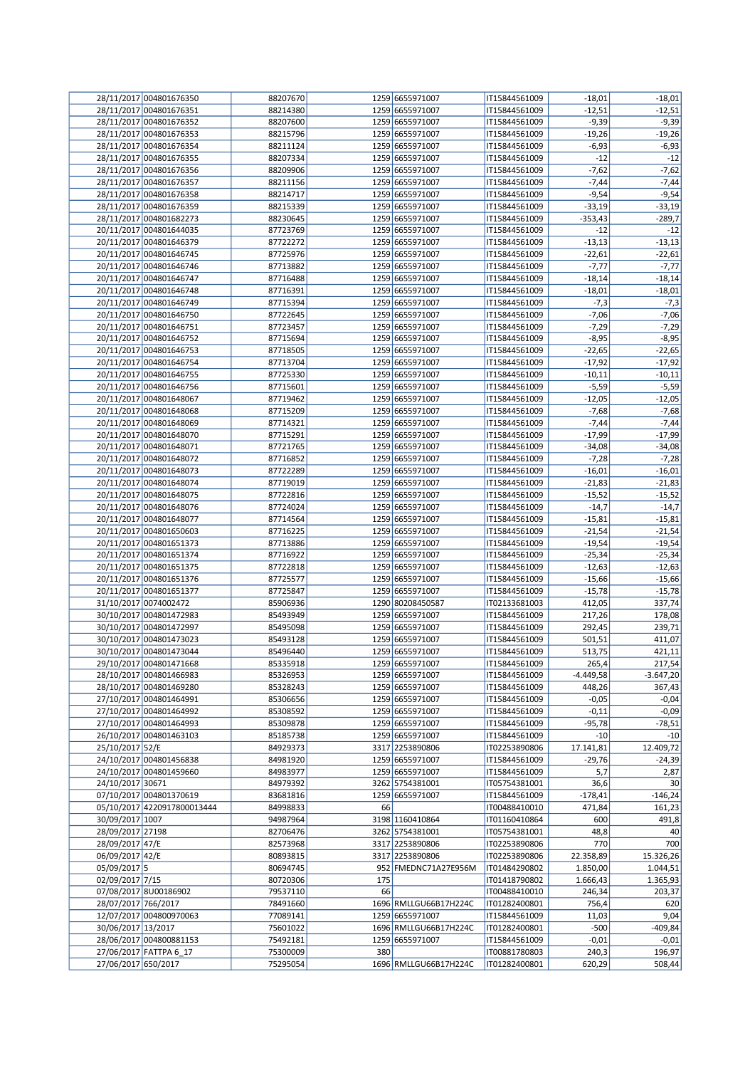| | | | | | | | |
|---|---|---|---|---|---|---|---|
| 28/11/2017 | 004801676350 | 88207670 | 1259 | 6655971007 | IT15844561009 | -18,01 | -18,01 |
| 28/11/2017 | 004801676351 | 88214380 | 1259 | 6655971007 | IT15844561009 | -12,51 | -12,51 |
| 28/11/2017 | 004801676352 | 88207600 | 1259 | 6655971007 | IT15844561009 | -9,39 | -9,39 |
| 28/11/2017 | 004801676353 | 88215796 | 1259 | 6655971007 | IT15844561009 | -19,26 | -19,26 |
| 28/11/2017 | 004801676354 | 88211124 | 1259 | 6655971007 | IT15844561009 | -6,93 | -6,93 |
| 28/11/2017 | 004801676355 | 88207334 | 1259 | 6655971007 | IT15844561009 | -12 | -12 |
| 28/11/2017 | 004801676356 | 88209906 | 1259 | 6655971007 | IT15844561009 | -7,62 | -7,62 |
| 28/11/2017 | 004801676357 | 88211156 | 1259 | 6655971007 | IT15844561009 | -7,44 | -7,44 |
| 28/11/2017 | 004801676358 | 88214717 | 1259 | 6655971007 | IT15844561009 | -9,54 | -9,54 |
| 28/11/2017 | 004801676359 | 88215339 | 1259 | 6655971007 | IT15844561009 | -33,19 | -33,19 |
| 28/11/2017 | 004801682273 | 88230645 | 1259 | 6655971007 | IT15844561009 | -353,43 | -289,7 |
| 20/11/2017 | 004801644035 | 87723769 | 1259 | 6655971007 | IT15844561009 | -12 | -12 |
| 20/11/2017 | 004801646379 | 87722272 | 1259 | 6655971007 | IT15844561009 | -13,13 | -13,13 |
| 20/11/2017 | 004801646745 | 87725976 | 1259 | 6655971007 | IT15844561009 | -22,61 | -22,61 |
| 20/11/2017 | 004801646746 | 87713882 | 1259 | 6655971007 | IT15844561009 | -7,77 | -7,77 |
| 20/11/2017 | 004801646747 | 87716488 | 1259 | 6655971007 | IT15844561009 | -18,14 | -18,14 |
| 20/11/2017 | 004801646748 | 87716391 | 1259 | 6655971007 | IT15844561009 | -18,01 | -18,01 |
| 20/11/2017 | 004801646749 | 87715394 | 1259 | 6655971007 | IT15844561009 | -7,3 | -7,3 |
| 20/11/2017 | 004801646750 | 87722645 | 1259 | 6655971007 | IT15844561009 | -7,06 | -7,06 |
| 20/11/2017 | 004801646751 | 87723457 | 1259 | 6655971007 | IT15844561009 | -7,29 | -7,29 |
| 20/11/2017 | 004801646752 | 87715694 | 1259 | 6655971007 | IT15844561009 | -8,95 | -8,95 |
| 20/11/2017 | 004801646753 | 87718505 | 1259 | 6655971007 | IT15844561009 | -22,65 | -22,65 |
| 20/11/2017 | 004801646754 | 87713704 | 1259 | 6655971007 | IT15844561009 | -17,92 | -17,92 |
| 20/11/2017 | 004801646755 | 87725330 | 1259 | 6655971007 | IT15844561009 | -10,11 | -10,11 |
| 20/11/2017 | 004801646756 | 87715601 | 1259 | 6655971007 | IT15844561009 | -5,59 | -5,59 |
| 20/11/2017 | 004801648067 | 87719462 | 1259 | 6655971007 | IT15844561009 | -12,05 | -12,05 |
| 20/11/2017 | 004801648068 | 87715209 | 1259 | 6655971007 | IT15844561009 | -7,68 | -7,68 |
| 20/11/2017 | 004801648069 | 87714321 | 1259 | 6655971007 | IT15844561009 | -7,44 | -7,44 |
| 20/11/2017 | 004801648070 | 87715291 | 1259 | 6655971007 | IT15844561009 | -17,99 | -17,99 |
| 20/11/2017 | 004801648071 | 87721765 | 1259 | 6655971007 | IT15844561009 | -34,08 | -34,08 |
| 20/11/2017 | 004801648072 | 87716852 | 1259 | 6655971007 | IT15844561009 | -7,28 | -7,28 |
| 20/11/2017 | 004801648073 | 87722289 | 1259 | 6655971007 | IT15844561009 | -16,01 | -16,01 |
| 20/11/2017 | 004801648074 | 87719019 | 1259 | 6655971007 | IT15844561009 | -21,83 | -21,83 |
| 20/11/2017 | 004801648075 | 87722816 | 1259 | 6655971007 | IT15844561009 | -15,52 | -15,52 |
| 20/11/2017 | 004801648076 | 87724024 | 1259 | 6655971007 | IT15844561009 | -14,7 | -14,7 |
| 20/11/2017 | 004801648077 | 87714564 | 1259 | 6655971007 | IT15844561009 | -15,81 | -15,81 |
| 20/11/2017 | 004801650603 | 87716225 | 1259 | 6655971007 | IT15844561009 | -21,54 | -21,54 |
| 20/11/2017 | 004801651373 | 87713886 | 1259 | 6655971007 | IT15844561009 | -19,54 | -19,54 |
| 20/11/2017 | 004801651374 | 87716922 | 1259 | 6655971007 | IT15844561009 | -25,34 | -25,34 |
| 20/11/2017 | 004801651375 | 87722818 | 1259 | 6655971007 | IT15844561009 | -12,63 | -12,63 |
| 20/11/2017 | 004801651376 | 87725577 | 1259 | 6655971007 | IT15844561009 | -15,66 | -15,66 |
| 20/11/2017 | 004801651377 | 87725847 | 1259 | 6655971007 | IT15844561009 | -15,78 | -15,78 |
| 31/10/2017 | 0074002472 | 85906936 | 1290 | 80208450587 | IT02133681003 | 412,05 | 337,74 |
| 30/10/2017 | 004801472983 | 85493949 | 1259 | 6655971007 | IT15844561009 | 217,26 | 178,08 |
| 30/10/2017 | 004801472997 | 85495098 | 1259 | 6655971007 | IT15844561009 | 292,45 | 239,71 |
| 30/10/2017 | 004801473023 | 85493128 | 1259 | 6655971007 | IT15844561009 | 501,51 | 411,07 |
| 30/10/2017 | 004801473044 | 85496440 | 1259 | 6655971007 | IT15844561009 | 513,75 | 421,11 |
| 29/10/2017 | 004801471668 | 85335918 | 1259 | 6655971007 | IT15844561009 | 265,4 | 217,54 |
| 28/10/2017 | 004801466983 | 85326953 | 1259 | 6655971007 | IT15844561009 | -4.449,58 | -3.647,20 |
| 28/10/2017 | 004801469280 | 85328243 | 1259 | 6655971007 | IT15844561009 | 448,26 | 367,43 |
| 27/10/2017 | 004801464991 | 85306656 | 1259 | 6655971007 | IT15844561009 | -0,05 | -0,04 |
| 27/10/2017 | 004801464992 | 85308592 | 1259 | 6655971007 | IT15844561009 | -0,11 | -0,09 |
| 27/10/2017 | 004801464993 | 85309878 | 1259 | 6655971007 | IT15844561009 | -95,78 | -78,51 |
| 26/10/2017 | 004801463103 | 85185738 | 1259 | 6655971007 | IT15844561009 | -10 | -10 |
| 25/10/2017 | 52/E | 84929373 | 3317 | 2253890806 | IT02253890806 | 17.141,81 | 12.409,72 |
| 24/10/2017 | 004801456838 | 84981920 | 1259 | 6655971007 | IT15844561009 | -29,76 | -24,39 |
| 24/10/2017 | 004801459660 | 84983977 | 1259 | 6655971007 | IT15844561009 | 5,7 | 2,87 |
| 24/10/2017 | 30671 | 84979392 | 3262 | 5754381001 | IT05754381001 | 36,6 | 30 |
| 07/10/2017 | 004801370619 | 83681816 | 1259 | 6655971007 | IT15844561009 | -178,41 | -146,24 |
| 05/10/2017 | 4220917800013444 | 84998833 | 66 | | IT00488410010 | 471,84 | 161,23 |
| 30/09/2017 | 1007 | 94987964 | 3198 | 1160410864 | IT01160410864 | 600 | 491,8 |
| 28/09/2017 | 27198 | 82706476 | 3262 | 5754381001 | IT05754381001 | 48,8 | 40 |
| 28/09/2017 | 47/E | 82573968 | 3317 | 2253890806 | IT02253890806 | 770 | 700 |
| 06/09/2017 | 42/E | 80893815 | 3317 | 2253890806 | IT02253890806 | 22.358,89 | 15.326,26 |
| 05/09/2017 | 5 | 80694745 | 952 | FMEDNC71A27E956M | IT01484290802 | 1.850,00 | 1.044,51 |
| 02/09/2017 | 7/15 | 80720306 | 175 | | IT01418790802 | 1.666,43 | 1.365,93 |
| 07/08/2017 | 8U00186902 | 79537110 | 66 | | IT00488410010 | 246,34 | 203,37 |
| 28/07/2017 | 766/2017 | 78491660 | 1696 | RMLLGU66B17H224C | IT01282400801 | 756,4 | 620 |
| 12/07/2017 | 004800970063 | 77089141 | 1259 | 6655971007 | IT15844561009 | 11,03 | 9,04 |
| 30/06/2017 | 13/2017 | 75601022 | 1696 | RMLLGU66B17H224C | IT01282400801 | -500 | -409,84 |
| 28/06/2017 | 004800881153 | 75492181 | 1259 | 6655971007 | IT15844561009 | -0,01 | -0,01 |
| 27/06/2017 | FATTPA 6_17 | 75300009 | 380 | | IT00881780803 | 240,3 | 196,97 |
| 27/06/2017 | 650/2017 | 75295054 | 1696 | RMLLGU66B17H224C | IT01282400801 | 620,29 | 508,44 |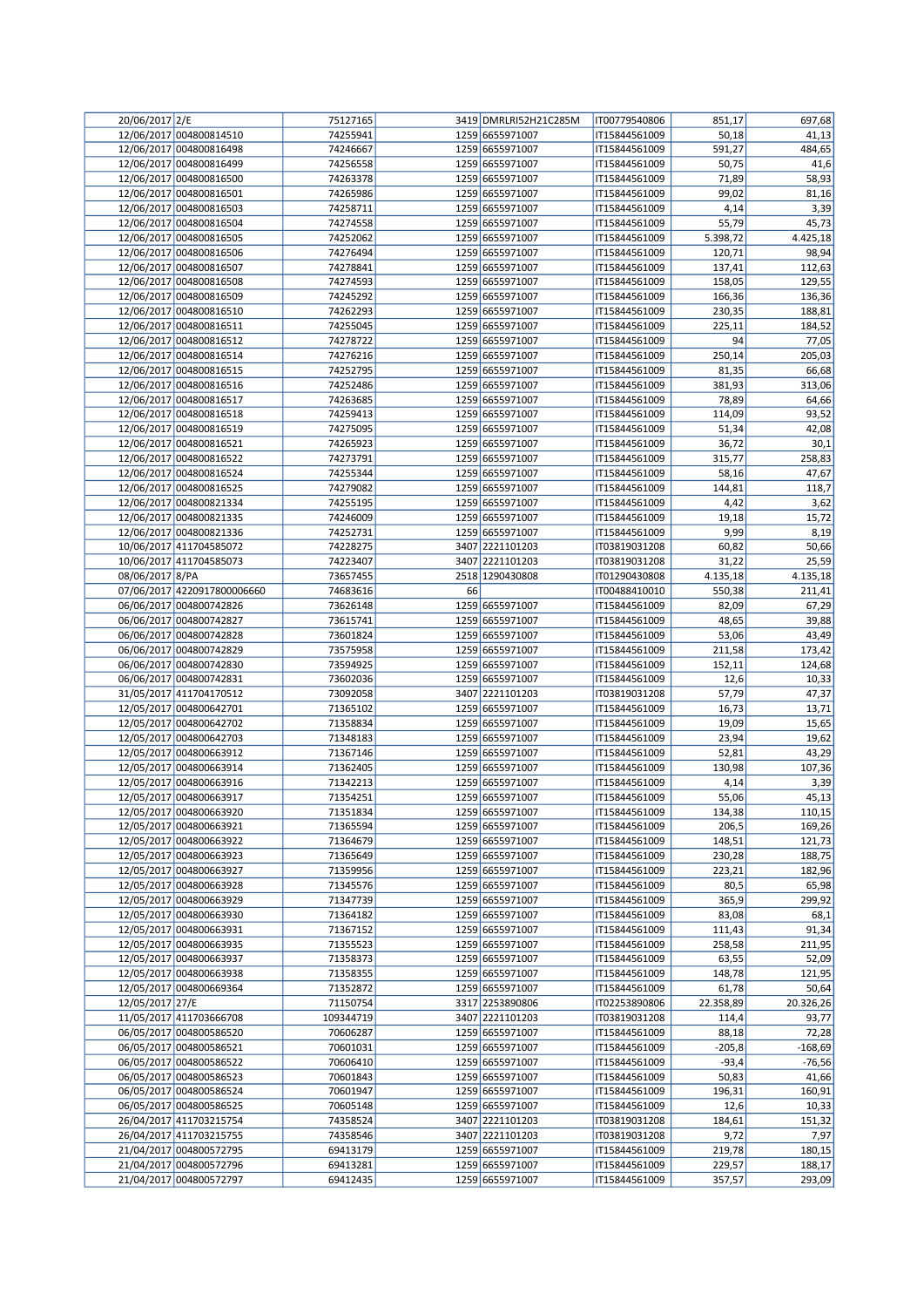| | | | | | | | |
|---|---|---|---|---|---|---|---|
| 20/06/2017 | 2/E | 75127165 | 3419 | DMRLRI52H21C285M | IT00779540806 | 851,17 | 697,68 |
| 12/06/2017 | 004800814510 | 74255941 | 1259 | 6655971007 | IT15844561009 | 50,18 | 41,13 |
| 12/06/2017 | 004800816498 | 74246667 | 1259 | 6655971007 | IT15844561009 | 591,27 | 484,65 |
| 12/06/2017 | 004800816499 | 74256558 | 1259 | 6655971007 | IT15844561009 | 50,75 | 41,6 |
| 12/06/2017 | 004800816500 | 74263378 | 1259 | 6655971007 | IT15844561009 | 71,89 | 58,93 |
| 12/06/2017 | 004800816501 | 74265986 | 1259 | 6655971007 | IT15844561009 | 99,02 | 81,16 |
| 12/06/2017 | 004800816503 | 74258711 | 1259 | 6655971007 | IT15844561009 | 4,14 | 3,39 |
| 12/06/2017 | 004800816504 | 74274558 | 1259 | 6655971007 | IT15844561009 | 55,79 | 45,73 |
| 12/06/2017 | 004800816505 | 74252062 | 1259 | 6655971007 | IT15844561009 | 5.398,72 | 4.425,18 |
| 12/06/2017 | 004800816506 | 74276494 | 1259 | 6655971007 | IT15844561009 | 120,71 | 98,94 |
| 12/06/2017 | 004800816507 | 74278841 | 1259 | 6655971007 | IT15844561009 | 137,41 | 112,63 |
| 12/06/2017 | 004800816508 | 74274593 | 1259 | 6655971007 | IT15844561009 | 158,05 | 129,55 |
| 12/06/2017 | 004800816509 | 74245292 | 1259 | 6655971007 | IT15844561009 | 166,36 | 136,36 |
| 12/06/2017 | 004800816510 | 74262293 | 1259 | 6655971007 | IT15844561009 | 230,35 | 188,81 |
| 12/06/2017 | 004800816511 | 74255045 | 1259 | 6655971007 | IT15844561009 | 225,11 | 184,52 |
| 12/06/2017 | 004800816512 | 74278722 | 1259 | 6655971007 | IT15844561009 | 94 | 77,05 |
| 12/06/2017 | 004800816514 | 74276216 | 1259 | 6655971007 | IT15844561009 | 250,14 | 205,03 |
| 12/06/2017 | 004800816515 | 74252795 | 1259 | 6655971007 | IT15844561009 | 81,35 | 66,68 |
| 12/06/2017 | 004800816516 | 74252486 | 1259 | 6655971007 | IT15844561009 | 381,93 | 313,06 |
| 12/06/2017 | 004800816517 | 74263685 | 1259 | 6655971007 | IT15844561009 | 78,89 | 64,66 |
| 12/06/2017 | 004800816518 | 74259413 | 1259 | 6655971007 | IT15844561009 | 114,09 | 93,52 |
| 12/06/2017 | 004800816519 | 74275095 | 1259 | 6655971007 | IT15844561009 | 51,34 | 42,08 |
| 12/06/2017 | 004800816521 | 74265923 | 1259 | 6655971007 | IT15844561009 | 36,72 | 30,1 |
| 12/06/2017 | 004800816522 | 74273791 | 1259 | 6655971007 | IT15844561009 | 315,77 | 258,83 |
| 12/06/2017 | 004800816524 | 74255344 | 1259 | 6655971007 | IT15844561009 | 58,16 | 47,67 |
| 12/06/2017 | 004800816525 | 74279082 | 1259 | 6655971007 | IT15844561009 | 144,81 | 118,7 |
| 12/06/2017 | 004800821334 | 74255195 | 1259 | 6655971007 | IT15844561009 | 4,42 | 3,62 |
| 12/06/2017 | 004800821335 | 74246009 | 1259 | 6655971007 | IT15844561009 | 19,18 | 15,72 |
| 12/06/2017 | 004800821336 | 74252731 | 1259 | 6655971007 | IT15844561009 | 9,99 | 8,19 |
| 10/06/2017 | 411704585072 | 74228275 | 3407 | 2221101203 | IT03819031208 | 60,82 | 50,66 |
| 10/06/2017 | 411704585073 | 74223407 | 3407 | 2221101203 | IT03819031208 | 31,22 | 25,59 |
| 08/06/2017 | 8/PA | 73657455 | 2518 | 1290430808 | IT01290430808 | 4.135,18 | 4.135,18 |
| 07/06/2017 | 4220917800006660 | 74683616 | 66 | | IT00488410010 | 550,38 | 211,41 |
| 06/06/2017 | 004800742826 | 73626148 | 1259 | 6655971007 | IT15844561009 | 82,09 | 67,29 |
| 06/06/2017 | 004800742827 | 73615741 | 1259 | 6655971007 | IT15844561009 | 48,65 | 39,88 |
| 06/06/2017 | 004800742828 | 73601824 | 1259 | 6655971007 | IT15844561009 | 53,06 | 43,49 |
| 06/06/2017 | 004800742829 | 73575958 | 1259 | 6655971007 | IT15844561009 | 211,58 | 173,42 |
| 06/06/2017 | 004800742830 | 73594925 | 1259 | 6655971007 | IT15844561009 | 152,11 | 124,68 |
| 06/06/2017 | 004800742831 | 73602036 | 1259 | 6655971007 | IT15844561009 | 12,6 | 10,33 |
| 31/05/2017 | 411704170512 | 73092058 | 3407 | 2221101203 | IT03819031208 | 57,79 | 47,37 |
| 12/05/2017 | 004800642701 | 71365102 | 1259 | 6655971007 | IT15844561009 | 16,73 | 13,71 |
| 12/05/2017 | 004800642702 | 71358834 | 1259 | 6655971007 | IT15844561009 | 19,09 | 15,65 |
| 12/05/2017 | 004800642703 | 71348183 | 1259 | 6655971007 | IT15844561009 | 23,94 | 19,62 |
| 12/05/2017 | 004800663912 | 71367146 | 1259 | 6655971007 | IT15844561009 | 52,81 | 43,29 |
| 12/05/2017 | 004800663914 | 71362405 | 1259 | 6655971007 | IT15844561009 | 130,98 | 107,36 |
| 12/05/2017 | 004800663916 | 71342213 | 1259 | 6655971007 | IT15844561009 | 4,14 | 3,39 |
| 12/05/2017 | 004800663917 | 71354251 | 1259 | 6655971007 | IT15844561009 | 55,06 | 45,13 |
| 12/05/2017 | 004800663920 | 71351834 | 1259 | 6655971007 | IT15844561009 | 134,38 | 110,15 |
| 12/05/2017 | 004800663921 | 71365594 | 1259 | 6655971007 | IT15844561009 | 206,5 | 169,26 |
| 12/05/2017 | 004800663922 | 71364679 | 1259 | 6655971007 | IT15844561009 | 148,51 | 121,73 |
| 12/05/2017 | 004800663923 | 71365649 | 1259 | 6655971007 | IT15844561009 | 230,28 | 188,75 |
| 12/05/2017 | 004800663927 | 71359956 | 1259 | 6655971007 | IT15844561009 | 223,21 | 182,96 |
| 12/05/2017 | 004800663928 | 71345576 | 1259 | 6655971007 | IT15844561009 | 80,5 | 65,98 |
| 12/05/2017 | 004800663929 | 71347739 | 1259 | 6655971007 | IT15844561009 | 365,9 | 299,92 |
| 12/05/2017 | 004800663930 | 71364182 | 1259 | 6655971007 | IT15844561009 | 83,08 | 68,1 |
| 12/05/2017 | 004800663931 | 71367152 | 1259 | 6655971007 | IT15844561009 | 111,43 | 91,34 |
| 12/05/2017 | 004800663935 | 71355523 | 1259 | 6655971007 | IT15844561009 | 258,58 | 211,95 |
| 12/05/2017 | 004800663937 | 71358373 | 1259 | 6655971007 | IT15844561009 | 63,55 | 52,09 |
| 12/05/2017 | 004800663938 | 71358355 | 1259 | 6655971007 | IT15844561009 | 148,78 | 121,95 |
| 12/05/2017 | 004800669364 | 71352872 | 1259 | 6655971007 | IT15844561009 | 61,78 | 50,64 |
| 12/05/2017 | 27/E | 71150754 | 3317 | 2253890806 | IT02253890806 | 22.358,89 | 20.326,26 |
| 11/05/2017 | 411703666708 | 109344719 | 3407 | 2221101203 | IT03819031208 | 114,4 | 93,77 |
| 06/05/2017 | 004800586520 | 70606287 | 1259 | 6655971007 | IT15844561009 | 88,18 | 72,28 |
| 06/05/2017 | 004800586521 | 70601031 | 1259 | 6655971007 | IT15844561009 | -205,8 | -168,69 |
| 06/05/2017 | 004800586522 | 70606410 | 1259 | 6655971007 | IT15844561009 | -93,4 | -76,56 |
| 06/05/2017 | 004800586523 | 70601843 | 1259 | 6655971007 | IT15844561009 | 50,83 | 41,66 |
| 06/05/2017 | 004800586524 | 70601947 | 1259 | 6655971007 | IT15844561009 | 196,31 | 160,91 |
| 06/05/2017 | 004800586525 | 70605148 | 1259 | 6655971007 | IT15844561009 | 12,6 | 10,33 |
| 26/04/2017 | 411703215754 | 74358524 | 3407 | 2221101203 | IT03819031208 | 184,61 | 151,32 |
| 26/04/2017 | 411703215755 | 74358546 | 3407 | 2221101203 | IT03819031208 | 9,72 | 7,97 |
| 21/04/2017 | 004800572795 | 69413179 | 1259 | 6655971007 | IT15844561009 | 219,78 | 180,15 |
| 21/04/2017 | 004800572796 | 69413281 | 1259 | 6655971007 | IT15844561009 | 229,57 | 188,17 |
| 21/04/2017 | 004800572797 | 69412435 | 1259 | 6655971007 | IT15844561009 | 357,57 | 293,09 |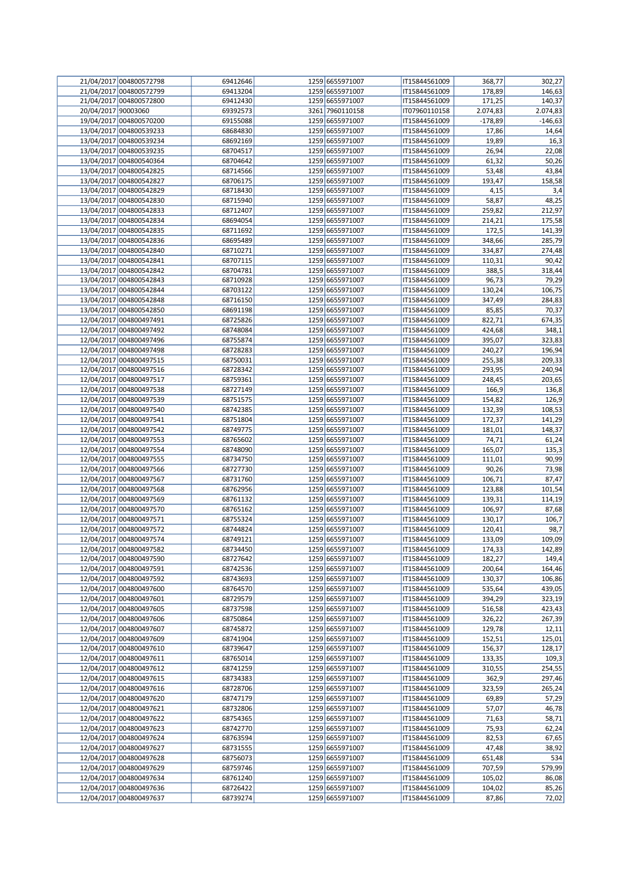| | | | | | | | |
|---|---|---|---|---|---|---|---|
| 21/04/2017 | 004800572798 | 69412646 | 1259 | 6655971007 | IT15844561009 | 368,77 | 302,27 |
| 21/04/2017 | 004800572799 | 69413204 | 1259 | 6655971007 | IT15844561009 | 178,89 | 146,63 |
| 21/04/2017 | 004800572800 | 69412430 | 1259 | 6655971007 | IT15844561009 | 171,25 | 140,37 |
| 20/04/2017 | 90003060 | 69392573 | 3261 | 7960110158 | IT07960110158 | 2.074,83 | 2.074,83 |
| 19/04/2017 | 004800570200 | 69155088 | 1259 | 6655971007 | IT15844561009 | -178,89 | -146,63 |
| 13/04/2017 | 004800539233 | 68684830 | 1259 | 6655971007 | IT15844561009 | 17,86 | 14,64 |
| 13/04/2017 | 004800539234 | 68692169 | 1259 | 6655971007 | IT15844561009 | 19,89 | 16,3 |
| 13/04/2017 | 004800539235 | 68704517 | 1259 | 6655971007 | IT15844561009 | 26,94 | 22,08 |
| 13/04/2017 | 004800540364 | 68704642 | 1259 | 6655971007 | IT15844561009 | 61,32 | 50,26 |
| 13/04/2017 | 004800542825 | 68714566 | 1259 | 6655971007 | IT15844561009 | 53,48 | 43,84 |
| 13/04/2017 | 004800542827 | 68706175 | 1259 | 6655971007 | IT15844561009 | 193,47 | 158,58 |
| 13/04/2017 | 004800542829 | 68718430 | 1259 | 6655971007 | IT15844561009 | 4,15 | 3,4 |
| 13/04/2017 | 004800542830 | 68715940 | 1259 | 6655971007 | IT15844561009 | 58,87 | 48,25 |
| 13/04/2017 | 004800542833 | 68712407 | 1259 | 6655971007 | IT15844561009 | 259,82 | 212,97 |
| 13/04/2017 | 004800542834 | 68694054 | 1259 | 6655971007 | IT15844561009 | 214,21 | 175,58 |
| 13/04/2017 | 004800542835 | 68711692 | 1259 | 6655971007 | IT15844561009 | 172,5 | 141,39 |
| 13/04/2017 | 004800542836 | 68695489 | 1259 | 6655971007 | IT15844561009 | 348,66 | 285,79 |
| 13/04/2017 | 004800542840 | 68710271 | 1259 | 6655971007 | IT15844561009 | 334,87 | 274,48 |
| 13/04/2017 | 004800542841 | 68707115 | 1259 | 6655971007 | IT15844561009 | 110,31 | 90,42 |
| 13/04/2017 | 004800542842 | 68704781 | 1259 | 6655971007 | IT15844561009 | 388,5 | 318,44 |
| 13/04/2017 | 004800542843 | 68710928 | 1259 | 6655971007 | IT15844561009 | 96,73 | 79,29 |
| 13/04/2017 | 004800542844 | 68703122 | 1259 | 6655971007 | IT15844561009 | 130,24 | 106,75 |
| 13/04/2017 | 004800542848 | 68716150 | 1259 | 6655971007 | IT15844561009 | 347,49 | 284,83 |
| 13/04/2017 | 004800542850 | 68691198 | 1259 | 6655971007 | IT15844561009 | 85,85 | 70,37 |
| 12/04/2017 | 004800497491 | 68725826 | 1259 | 6655971007 | IT15844561009 | 822,71 | 674,35 |
| 12/04/2017 | 004800497492 | 68748084 | 1259 | 6655971007 | IT15844561009 | 424,68 | 348,1 |
| 12/04/2017 | 004800497496 | 68755874 | 1259 | 6655971007 | IT15844561009 | 395,07 | 323,83 |
| 12/04/2017 | 004800497498 | 68728283 | 1259 | 6655971007 | IT15844561009 | 240,27 | 196,94 |
| 12/04/2017 | 004800497515 | 68750031 | 1259 | 6655971007 | IT15844561009 | 255,38 | 209,33 |
| 12/04/2017 | 004800497516 | 68728342 | 1259 | 6655971007 | IT15844561009 | 293,95 | 240,94 |
| 12/04/2017 | 004800497517 | 68759361 | 1259 | 6655971007 | IT15844561009 | 248,45 | 203,65 |
| 12/04/2017 | 004800497538 | 68727149 | 1259 | 6655971007 | IT15844561009 | 166,9 | 136,8 |
| 12/04/2017 | 004800497539 | 68751575 | 1259 | 6655971007 | IT15844561009 | 154,82 | 126,9 |
| 12/04/2017 | 004800497540 | 68742385 | 1259 | 6655971007 | IT15844561009 | 132,39 | 108,53 |
| 12/04/2017 | 004800497541 | 68751804 | 1259 | 6655971007 | IT15844561009 | 172,37 | 141,29 |
| 12/04/2017 | 004800497542 | 68749775 | 1259 | 6655971007 | IT15844561009 | 181,01 | 148,37 |
| 12/04/2017 | 004800497553 | 68765602 | 1259 | 6655971007 | IT15844561009 | 74,71 | 61,24 |
| 12/04/2017 | 004800497554 | 68748090 | 1259 | 6655971007 | IT15844561009 | 165,07 | 135,3 |
| 12/04/2017 | 004800497555 | 68734750 | 1259 | 6655971007 | IT15844561009 | 111,01 | 90,99 |
| 12/04/2017 | 004800497566 | 68727730 | 1259 | 6655971007 | IT15844561009 | 90,26 | 73,98 |
| 12/04/2017 | 004800497567 | 68731760 | 1259 | 6655971007 | IT15844561009 | 106,71 | 87,47 |
| 12/04/2017 | 004800497568 | 68762956 | 1259 | 6655971007 | IT15844561009 | 123,88 | 101,54 |
| 12/04/2017 | 004800497569 | 68761132 | 1259 | 6655971007 | IT15844561009 | 139,31 | 114,19 |
| 12/04/2017 | 004800497570 | 68765162 | 1259 | 6655971007 | IT15844561009 | 106,97 | 87,68 |
| 12/04/2017 | 004800497571 | 68755324 | 1259 | 6655971007 | IT15844561009 | 130,17 | 106,7 |
| 12/04/2017 | 004800497572 | 68744824 | 1259 | 6655971007 | IT15844561009 | 120,41 | 98,7 |
| 12/04/2017 | 004800497574 | 68749121 | 1259 | 6655971007 | IT15844561009 | 133,09 | 109,09 |
| 12/04/2017 | 004800497582 | 68734450 | 1259 | 6655971007 | IT15844561009 | 174,33 | 142,89 |
| 12/04/2017 | 004800497590 | 68727642 | 1259 | 6655971007 | IT15844561009 | 182,27 | 149,4 |
| 12/04/2017 | 004800497591 | 68742536 | 1259 | 6655971007 | IT15844561009 | 200,64 | 164,46 |
| 12/04/2017 | 004800497592 | 68743693 | 1259 | 6655971007 | IT15844561009 | 130,37 | 106,86 |
| 12/04/2017 | 004800497600 | 68764570 | 1259 | 6655971007 | IT15844561009 | 535,64 | 439,05 |
| 12/04/2017 | 004800497601 | 68729579 | 1259 | 6655971007 | IT15844561009 | 394,29 | 323,19 |
| 12/04/2017 | 004800497605 | 68737598 | 1259 | 6655971007 | IT15844561009 | 516,58 | 423,43 |
| 12/04/2017 | 004800497606 | 68750864 | 1259 | 6655971007 | IT15844561009 | 326,22 | 267,39 |
| 12/04/2017 | 004800497607 | 68745872 | 1259 | 6655971007 | IT15844561009 | 129,78 | 12,11 |
| 12/04/2017 | 004800497609 | 68741904 | 1259 | 6655971007 | IT15844561009 | 152,51 | 125,01 |
| 12/04/2017 | 004800497610 | 68739647 | 1259 | 6655971007 | IT15844561009 | 156,37 | 128,17 |
| 12/04/2017 | 004800497611 | 68765014 | 1259 | 6655971007 | IT15844561009 | 133,35 | 109,3 |
| 12/04/2017 | 004800497612 | 68741259 | 1259 | 6655971007 | IT15844561009 | 310,55 | 254,55 |
| 12/04/2017 | 004800497615 | 68734383 | 1259 | 6655971007 | IT15844561009 | 362,9 | 297,46 |
| 12/04/2017 | 004800497616 | 68728706 | 1259 | 6655971007 | IT15844561009 | 323,59 | 265,24 |
| 12/04/2017 | 004800497620 | 68747179 | 1259 | 6655971007 | IT15844561009 | 69,89 | 57,29 |
| 12/04/2017 | 004800497621 | 68732806 | 1259 | 6655971007 | IT15844561009 | 57,07 | 46,78 |
| 12/04/2017 | 004800497622 | 68754365 | 1259 | 6655971007 | IT15844561009 | 71,63 | 58,71 |
| 12/04/2017 | 004800497623 | 68742770 | 1259 | 6655971007 | IT15844561009 | 75,93 | 62,24 |
| 12/04/2017 | 004800497624 | 68763594 | 1259 | 6655971007 | IT15844561009 | 82,53 | 67,65 |
| 12/04/2017 | 004800497627 | 68731555 | 1259 | 6655971007 | IT15844561009 | 47,48 | 38,92 |
| 12/04/2017 | 004800497628 | 68756073 | 1259 | 6655971007 | IT15844561009 | 651,48 | 534 |
| 12/04/2017 | 004800497629 | 68759746 | 1259 | 6655971007 | IT15844561009 | 707,59 | 579,99 |
| 12/04/2017 | 004800497634 | 68761240 | 1259 | 6655971007 | IT15844561009 | 105,02 | 86,08 |
| 12/04/2017 | 004800497636 | 68726422 | 1259 | 6655971007 | IT15844561009 | 104,02 | 85,26 |
| 12/04/2017 | 004800497637 | 68739274 | 1259 | 6655971007 | IT15844561009 | 87,86 | 72,02 |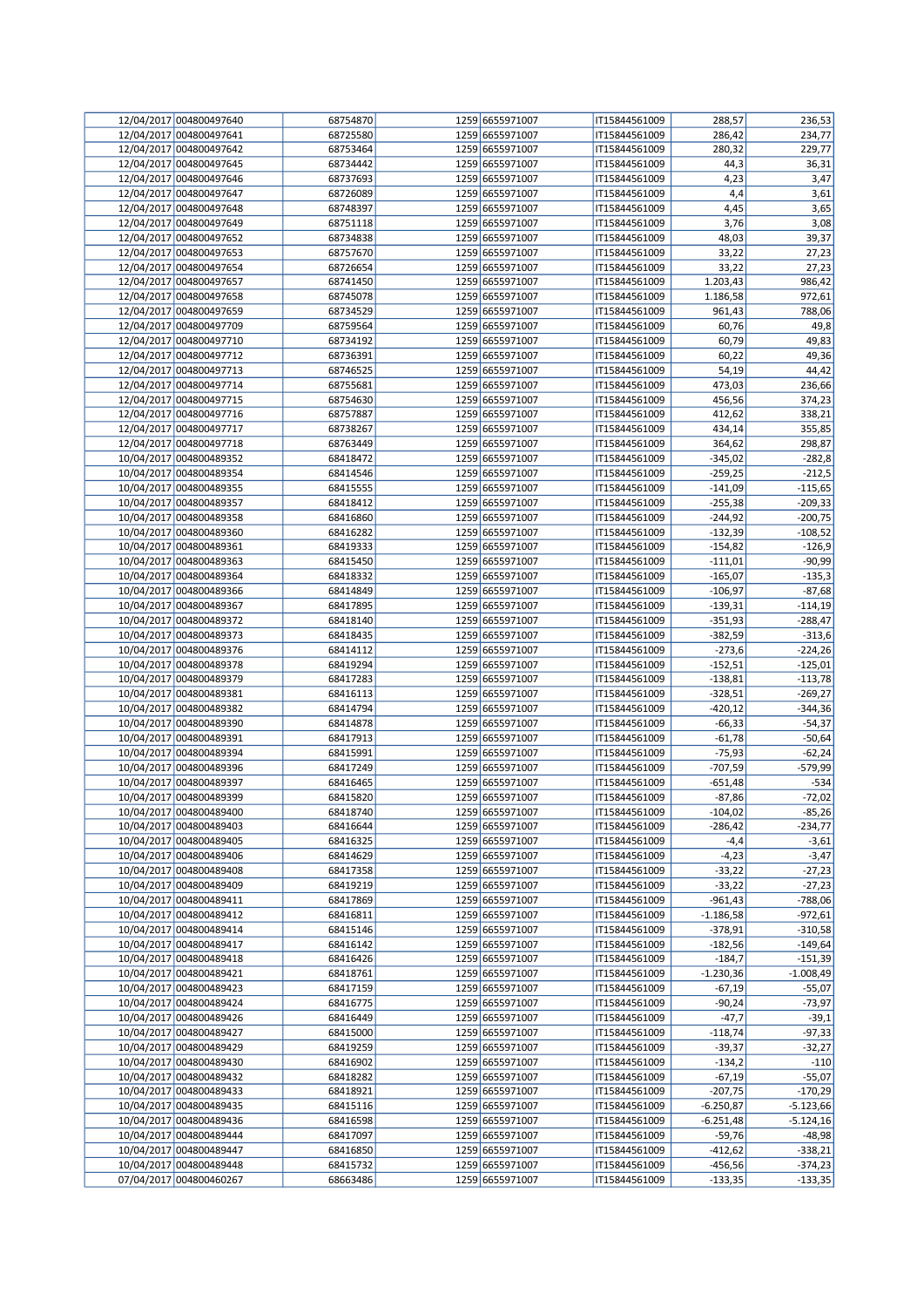| | | | | | | | |
|---|---|---|---|---|---|---|---|
| 12/04/2017 | 004800497640 | 68754870 | 1259 | 6655971007 | IT15844561009 | 288,57 | 236,53 |
| 12/04/2017 | 004800497641 | 68725580 | 1259 | 6655971007 | IT15844561009 | 286,42 | 234,77 |
| 12/04/2017 | 004800497642 | 68753464 | 1259 | 6655971007 | IT15844561009 | 280,32 | 229,77 |
| 12/04/2017 | 004800497645 | 68734442 | 1259 | 6655971007 | IT15844561009 | 44,3 | 36,31 |
| 12/04/2017 | 004800497646 | 68737693 | 1259 | 6655971007 | IT15844561009 | 4,23 | 3,47 |
| 12/04/2017 | 004800497647 | 68726089 | 1259 | 6655971007 | IT15844561009 | 4,4 | 3,61 |
| 12/04/2017 | 004800497648 | 68748397 | 1259 | 6655971007 | IT15844561009 | 4,45 | 3,65 |
| 12/04/2017 | 004800497649 | 68751118 | 1259 | 6655971007 | IT15844561009 | 3,76 | 3,08 |
| 12/04/2017 | 004800497652 | 68734838 | 1259 | 6655971007 | IT15844561009 | 48,03 | 39,37 |
| 12/04/2017 | 004800497653 | 68757670 | 1259 | 6655971007 | IT15844561009 | 33,22 | 27,23 |
| 12/04/2017 | 004800497654 | 68726654 | 1259 | 6655971007 | IT15844561009 | 33,22 | 27,23 |
| 12/04/2017 | 004800497657 | 68741450 | 1259 | 6655971007 | IT15844561009 | 1.203,43 | 986,42 |
| 12/04/2017 | 004800497658 | 68745078 | 1259 | 6655971007 | IT15844561009 | 1.186,58 | 972,61 |
| 12/04/2017 | 004800497659 | 68734529 | 1259 | 6655971007 | IT15844561009 | 961,43 | 788,06 |
| 12/04/2017 | 004800497709 | 68759564 | 1259 | 6655971007 | IT15844561009 | 60,76 | 49,8 |
| 12/04/2017 | 004800497710 | 68734192 | 1259 | 6655971007 | IT15844561009 | 60,79 | 49,83 |
| 12/04/2017 | 004800497712 | 68736391 | 1259 | 6655971007 | IT15844561009 | 60,22 | 49,36 |
| 12/04/2017 | 004800497713 | 68746525 | 1259 | 6655971007 | IT15844561009 | 54,19 | 44,42 |
| 12/04/2017 | 004800497714 | 68755681 | 1259 | 6655971007 | IT15844561009 | 473,03 | 236,66 |
| 12/04/2017 | 004800497715 | 68754630 | 1259 | 6655971007 | IT15844561009 | 456,56 | 374,23 |
| 12/04/2017 | 004800497716 | 68757887 | 1259 | 6655971007 | IT15844561009 | 412,62 | 338,21 |
| 12/04/2017 | 004800497717 | 68738267 | 1259 | 6655971007 | IT15844561009 | 434,14 | 355,85 |
| 12/04/2017 | 004800497718 | 68763449 | 1259 | 6655971007 | IT15844561009 | 364,62 | 298,87 |
| 10/04/2017 | 004800489352 | 68418472 | 1259 | 6655971007 | IT15844561009 | -345,02 | -282,8 |
| 10/04/2017 | 004800489354 | 68414546 | 1259 | 6655971007 | IT15844561009 | -259,25 | -212,5 |
| 10/04/2017 | 004800489355 | 68415555 | 1259 | 6655971007 | IT15844561009 | -141,09 | -115,65 |
| 10/04/2017 | 004800489357 | 68418412 | 1259 | 6655971007 | IT15844561009 | -255,38 | -209,33 |
| 10/04/2017 | 004800489358 | 68416860 | 1259 | 6655971007 | IT15844561009 | -244,92 | -200,75 |
| 10/04/2017 | 004800489360 | 68416282 | 1259 | 6655971007 | IT15844561009 | -132,39 | -108,52 |
| 10/04/2017 | 004800489361 | 68419333 | 1259 | 6655971007 | IT15844561009 | -154,82 | -126,9 |
| 10/04/2017 | 004800489363 | 68415450 | 1259 | 6655971007 | IT15844561009 | -111,01 | -90,99 |
| 10/04/2017 | 004800489364 | 68418332 | 1259 | 6655971007 | IT15844561009 | -165,07 | -135,3 |
| 10/04/2017 | 004800489366 | 68414849 | 1259 | 6655971007 | IT15844561009 | -106,97 | -87,68 |
| 10/04/2017 | 004800489367 | 68417895 | 1259 | 6655971007 | IT15844561009 | -139,31 | -114,19 |
| 10/04/2017 | 004800489372 | 68418140 | 1259 | 6655971007 | IT15844561009 | -351,93 | -288,47 |
| 10/04/2017 | 004800489373 | 68418435 | 1259 | 6655971007 | IT15844561009 | -382,59 | -313,6 |
| 10/04/2017 | 004800489376 | 68414112 | 1259 | 6655971007 | IT15844561009 | -273,6 | -224,26 |
| 10/04/2017 | 004800489378 | 68419294 | 1259 | 6655971007 | IT15844561009 | -152,51 | -125,01 |
| 10/04/2017 | 004800489379 | 68417283 | 1259 | 6655971007 | IT15844561009 | -138,81 | -113,78 |
| 10/04/2017 | 004800489381 | 68416113 | 1259 | 6655971007 | IT15844561009 | -328,51 | -269,27 |
| 10/04/2017 | 004800489382 | 68414794 | 1259 | 6655971007 | IT15844561009 | -420,12 | -344,36 |
| 10/04/2017 | 004800489390 | 68414878 | 1259 | 6655971007 | IT15844561009 | -66,33 | -54,37 |
| 10/04/2017 | 004800489391 | 68417913 | 1259 | 6655971007 | IT15844561009 | -61,78 | -50,64 |
| 10/04/2017 | 004800489394 | 68415991 | 1259 | 6655971007 | IT15844561009 | -75,93 | -62,24 |
| 10/04/2017 | 004800489396 | 68417249 | 1259 | 6655971007 | IT15844561009 | -707,59 | -579,99 |
| 10/04/2017 | 004800489397 | 68416465 | 1259 | 6655971007 | IT15844561009 | -651,48 | -534 |
| 10/04/2017 | 004800489399 | 68415820 | 1259 | 6655971007 | IT15844561009 | -87,86 | -72,02 |
| 10/04/2017 | 004800489400 | 68418740 | 1259 | 6655971007 | IT15844561009 | -104,02 | -85,26 |
| 10/04/2017 | 004800489403 | 68416644 | 1259 | 6655971007 | IT15844561009 | -286,42 | -234,77 |
| 10/04/2017 | 004800489405 | 68416325 | 1259 | 6655971007 | IT15844561009 | -4,4 | -3,61 |
| 10/04/2017 | 004800489406 | 68414629 | 1259 | 6655971007 | IT15844561009 | -4,23 | -3,47 |
| 10/04/2017 | 004800489408 | 68417358 | 1259 | 6655971007 | IT15844561009 | -33,22 | -27,23 |
| 10/04/2017 | 004800489409 | 68419219 | 1259 | 6655971007 | IT15844561009 | -33,22 | -27,23 |
| 10/04/2017 | 004800489411 | 68417869 | 1259 | 6655971007 | IT15844561009 | -961,43 | -788,06 |
| 10/04/2017 | 004800489412 | 68416811 | 1259 | 6655971007 | IT15844561009 | -1.186,58 | -972,61 |
| 10/04/2017 | 004800489414 | 68415146 | 1259 | 6655971007 | IT15844561009 | -378,91 | -310,58 |
| 10/04/2017 | 004800489417 | 68416142 | 1259 | 6655971007 | IT15844561009 | -182,56 | -149,64 |
| 10/04/2017 | 004800489418 | 68416426 | 1259 | 6655971007 | IT15844561009 | -184,7 | -151,39 |
| 10/04/2017 | 004800489421 | 68418761 | 1259 | 6655971007 | IT15844561009 | -1.230,36 | -1.008,49 |
| 10/04/2017 | 004800489423 | 68417159 | 1259 | 6655971007 | IT15844561009 | -67,19 | -55,07 |
| 10/04/2017 | 004800489424 | 68416775 | 1259 | 6655971007 | IT15844561009 | -90,24 | -73,97 |
| 10/04/2017 | 004800489426 | 68416449 | 1259 | 6655971007 | IT15844561009 | -47,7 | -39,1 |
| 10/04/2017 | 004800489427 | 68415000 | 1259 | 6655971007 | IT15844561009 | -118,74 | -97,33 |
| 10/04/2017 | 004800489429 | 68419259 | 1259 | 6655971007 | IT15844561009 | -39,37 | -32,27 |
| 10/04/2017 | 004800489430 | 68416902 | 1259 | 6655971007 | IT15844561009 | -134,2 | -110 |
| 10/04/2017 | 004800489432 | 68418282 | 1259 | 6655971007 | IT15844561009 | -67,19 | -55,07 |
| 10/04/2017 | 004800489433 | 68418921 | 1259 | 6655971007 | IT15844561009 | -207,75 | -170,29 |
| 10/04/2017 | 004800489435 | 68415116 | 1259 | 6655971007 | IT15844561009 | -6.250,87 | -5.123,66 |
| 10/04/2017 | 004800489436 | 68416598 | 1259 | 6655971007 | IT15844561009 | -6.251,48 | -5.124,16 |
| 10/04/2017 | 004800489444 | 68417097 | 1259 | 6655971007 | IT15844561009 | -59,76 | -48,98 |
| 10/04/2017 | 004800489447 | 68416850 | 1259 | 6655971007 | IT15844561009 | -412,62 | -338,21 |
| 10/04/2017 | 004800489448 | 68415732 | 1259 | 6655971007 | IT15844561009 | -456,56 | -374,23 |
| 07/04/2017 | 004800460267 | 68663486 | 1259 | 6655971007 | IT15844561009 | -133,35 | -133,35 |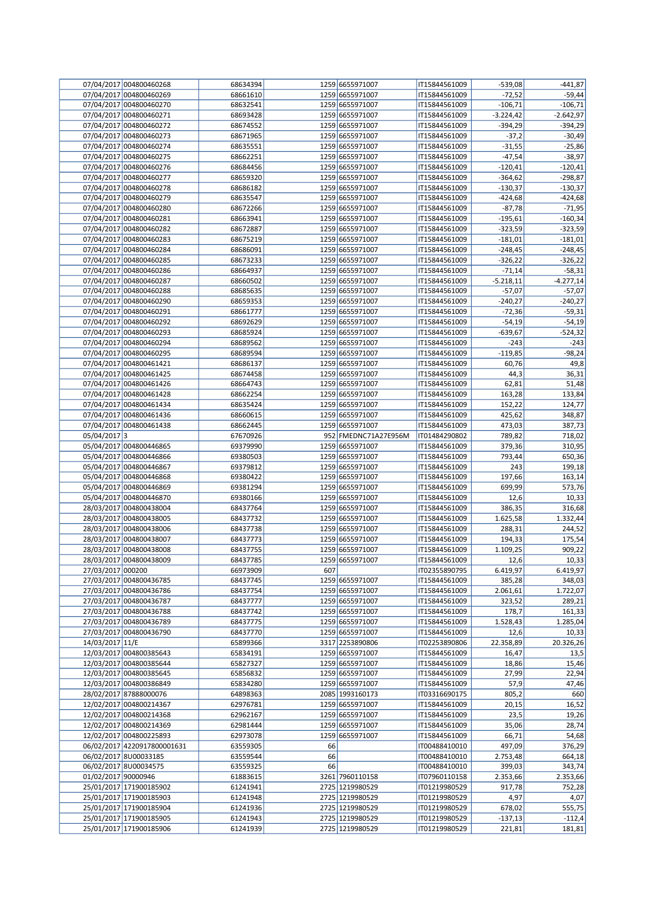| | | | | | | | |
|---|---|---|---|---|---|---|---|
| 07/04/2017 | 004800460268 | 68634394 | 1259 | 6655971007 | IT15844561009 | -539,08 | -441,87 |
| 07/04/2017 | 004800460269 | 68661610 | 1259 | 6655971007 | IT15844561009 | -72,52 | -59,44 |
| 07/04/2017 | 004800460270 | 68632541 | 1259 | 6655971007 | IT15844561009 | -106,71 | -106,71 |
| 07/04/2017 | 004800460271 | 68693428 | 1259 | 6655971007 | IT15844561009 | -3.224,42 | -2.642,97 |
| 07/04/2017 | 004800460272 | 68674552 | 1259 | 6655971007 | IT15844561009 | -394,29 | -394,29 |
| 07/04/2017 | 004800460273 | 68671965 | 1259 | 6655971007 | IT15844561009 | -37,2 | -30,49 |
| 07/04/2017 | 004800460274 | 68635551 | 1259 | 6655971007 | IT15844561009 | -31,55 | -25,86 |
| 07/04/2017 | 004800460275 | 68662251 | 1259 | 6655971007 | IT15844561009 | -47,54 | -38,97 |
| 07/04/2017 | 004800460276 | 68684456 | 1259 | 6655971007 | IT15844561009 | -120,41 | -120,41 |
| 07/04/2017 | 004800460277 | 68659320 | 1259 | 6655971007 | IT15844561009 | -364,62 | -298,87 |
| 07/04/2017 | 004800460278 | 68686182 | 1259 | 6655971007 | IT15844561009 | -130,37 | -130,37 |
| 07/04/2017 | 004800460279 | 68635547 | 1259 | 6655971007 | IT15844561009 | -424,68 | -424,68 |
| 07/04/2017 | 004800460280 | 68672266 | 1259 | 6655971007 | IT15844561009 | -87,78 | -71,95 |
| 07/04/2017 | 004800460281 | 68663941 | 1259 | 6655971007 | IT15844561009 | -195,61 | -160,34 |
| 07/04/2017 | 004800460282 | 68672887 | 1259 | 6655971007 | IT15844561009 | -323,59 | -323,59 |
| 07/04/2017 | 004800460283 | 68675219 | 1259 | 6655971007 | IT15844561009 | -181,01 | -181,01 |
| 07/04/2017 | 004800460284 | 68686091 | 1259 | 6655971007 | IT15844561009 | -248,45 | -248,45 |
| 07/04/2017 | 004800460285 | 68673233 | 1259 | 6655971007 | IT15844561009 | -326,22 | -326,22 |
| 07/04/2017 | 004800460286 | 68664937 | 1259 | 6655971007 | IT15844561009 | -71,14 | -58,31 |
| 07/04/2017 | 004800460287 | 68660502 | 1259 | 6655971007 | IT15844561009 | -5.218,11 | -4.277,14 |
| 07/04/2017 | 004800460288 | 68685635 | 1259 | 6655971007 | IT15844561009 | -57,07 | -57,07 |
| 07/04/2017 | 004800460290 | 68659353 | 1259 | 6655971007 | IT15844561009 | -240,27 | -240,27 |
| 07/04/2017 | 004800460291 | 68661777 | 1259 | 6655971007 | IT15844561009 | -72,36 | -59,31 |
| 07/04/2017 | 004800460292 | 68692629 | 1259 | 6655971007 | IT15844561009 | -54,19 | -54,19 |
| 07/04/2017 | 004800460293 | 68685924 | 1259 | 6655971007 | IT15844561009 | -639,67 | -524,32 |
| 07/04/2017 | 004800460294 | 68689562 | 1259 | 6655971007 | IT15844561009 | -243 | -243 |
| 07/04/2017 | 004800460295 | 68689594 | 1259 | 6655971007 | IT15844561009 | -119,85 | -98,24 |
| 07/04/2017 | 004800461421 | 68686137 | 1259 | 6655971007 | IT15844561009 | 60,76 | 49,8 |
| 07/04/2017 | 004800461425 | 68674458 | 1259 | 6655971007 | IT15844561009 | 44,3 | 36,31 |
| 07/04/2017 | 004800461426 | 68664743 | 1259 | 6655971007 | IT15844561009 | 62,81 | 51,48 |
| 07/04/2017 | 004800461428 | 68662254 | 1259 | 6655971007 | IT15844561009 | 163,28 | 133,84 |
| 07/04/2017 | 004800461434 | 68635424 | 1259 | 6655971007 | IT15844561009 | 152,22 | 124,77 |
| 07/04/2017 | 004800461436 | 68660615 | 1259 | 6655971007 | IT15844561009 | 425,62 | 348,87 |
| 07/04/2017 | 004800461438 | 68662445 | 1259 | 6655971007 | IT15844561009 | 473,03 | 387,73 |
| 05/04/2017 | 3 | 67670926 | 952 | FMEDNC71A27E956M | IT01484290802 | 789,82 | 718,02 |
| 05/04/2017 | 004800446865 | 69379990 | 1259 | 6655971007 | IT15844561009 | 379,36 | 310,95 |
| 05/04/2017 | 004800446866 | 69380503 | 1259 | 6655971007 | IT15844561009 | 793,44 | 650,36 |
| 05/04/2017 | 004800446867 | 69379812 | 1259 | 6655971007 | IT15844561009 | 243 | 199,18 |
| 05/04/2017 | 004800446868 | 69380422 | 1259 | 6655971007 | IT15844561009 | 197,66 | 163,14 |
| 05/04/2017 | 004800446869 | 69381294 | 1259 | 6655971007 | IT15844561009 | 699,99 | 573,76 |
| 05/04/2017 | 004800446870 | 69380166 | 1259 | 6655971007 | IT15844561009 | 12,6 | 10,33 |
| 28/03/2017 | 004800438004 | 68437764 | 1259 | 6655971007 | IT15844561009 | 386,35 | 316,68 |
| 28/03/2017 | 004800438005 | 68437732 | 1259 | 6655971007 | IT15844561009 | 1.625,58 | 1.332,44 |
| 28/03/2017 | 004800438006 | 68437738 | 1259 | 6655971007 | IT15844561009 | 288,31 | 244,52 |
| 28/03/2017 | 004800438007 | 68437773 | 1259 | 6655971007 | IT15844561009 | 194,33 | 175,54 |
| 28/03/2017 | 004800438008 | 68437755 | 1259 | 6655971007 | IT15844561009 | 1.109,25 | 909,22 |
| 28/03/2017 | 004800438009 | 68437785 | 1259 | 6655971007 | IT15844561009 | 12,6 | 10,33 |
| 27/03/2017 | 000200 | 66973909 | 607 | | IT02355890795 | 6.419,97 | 6.419,97 |
| 27/03/2017 | 004800436785 | 68437745 | 1259 | 6655971007 | IT15844561009 | 385,28 | 348,03 |
| 27/03/2017 | 004800436786 | 68437754 | 1259 | 6655971007 | IT15844561009 | 2.061,61 | 1.722,07 |
| 27/03/2017 | 004800436787 | 68437777 | 1259 | 6655971007 | IT15844561009 | 323,52 | 289,21 |
| 27/03/2017 | 004800436788 | 68437742 | 1259 | 6655971007 | IT15844561009 | 178,7 | 161,33 |
| 27/03/2017 | 004800436789 | 68437775 | 1259 | 6655971007 | IT15844561009 | 1.528,43 | 1.285,04 |
| 27/03/2017 | 004800436790 | 68437770 | 1259 | 6655971007 | IT15844561009 | 12,6 | 10,33 |
| 14/03/2017 | 11/E | 65899366 | 3317 | 2253890806 | IT02253890806 | 22.358,89 | 20.326,26 |
| 12/03/2017 | 004800385643 | 65834191 | 1259 | 6655971007 | IT15844561009 | 16,47 | 13,5 |
| 12/03/2017 | 004800385644 | 65827327 | 1259 | 6655971007 | IT15844561009 | 18,86 | 15,46 |
| 12/03/2017 | 004800385645 | 65856832 | 1259 | 6655971007 | IT15844561009 | 27,99 | 22,94 |
| 12/03/2017 | 004800386849 | 65834280 | 1259 | 6655971007 | IT15844561009 | 57,9 | 47,46 |
| 28/02/2017 | 87888000076 | 64898363 | 2085 | 1993160173 | IT03316690175 | 805,2 | 660 |
| 12/02/2017 | 004800214367 | 62976781 | 1259 | 6655971007 | IT15844561009 | 20,15 | 16,52 |
| 12/02/2017 | 004800214368 | 62962167 | 1259 | 6655971007 | IT15844561009 | 23,5 | 19,26 |
| 12/02/2017 | 004800214369 | 62981444 | 1259 | 6655971007 | IT15844561009 | 35,06 | 28,74 |
| 12/02/2017 | 004800225893 | 62973078 | 1259 | 6655971007 | IT15844561009 | 66,71 | 54,68 |
| 06/02/2017 | 4220917800001631 | 63559305 | 66 | | IT00488410010 | 497,09 | 376,29 |
| 06/02/2017 | 8U00033185 | 63559544 | 66 | | IT00488410010 | 2.753,48 | 664,18 |
| 06/02/2017 | 8U00034575 | 63559325 | 66 | | IT00488410010 | 399,03 | 343,74 |
| 01/02/2017 | 90000946 | 61883615 | 3261 | 7960110158 | IT07960110158 | 2.353,66 | 2.353,66 |
| 25/01/2017 | 171900185902 | 61241941 | 2725 | 1219980529 | IT01219980529 | 917,78 | 752,28 |
| 25/01/2017 | 171900185903 | 61241948 | 2725 | 1219980529 | IT01219980529 | 4,97 | 4,07 |
| 25/01/2017 | 171900185904 | 61241936 | 2725 | 1219980529 | IT01219980529 | 678,02 | 555,75 |
| 25/01/2017 | 171900185905 | 61241943 | 2725 | 1219980529 | IT01219980529 | -137,13 | -112,4 |
| 25/01/2017 | 171900185906 | 61241939 | 2725 | 1219980529 | IT01219980529 | 221,81 | 181,81 |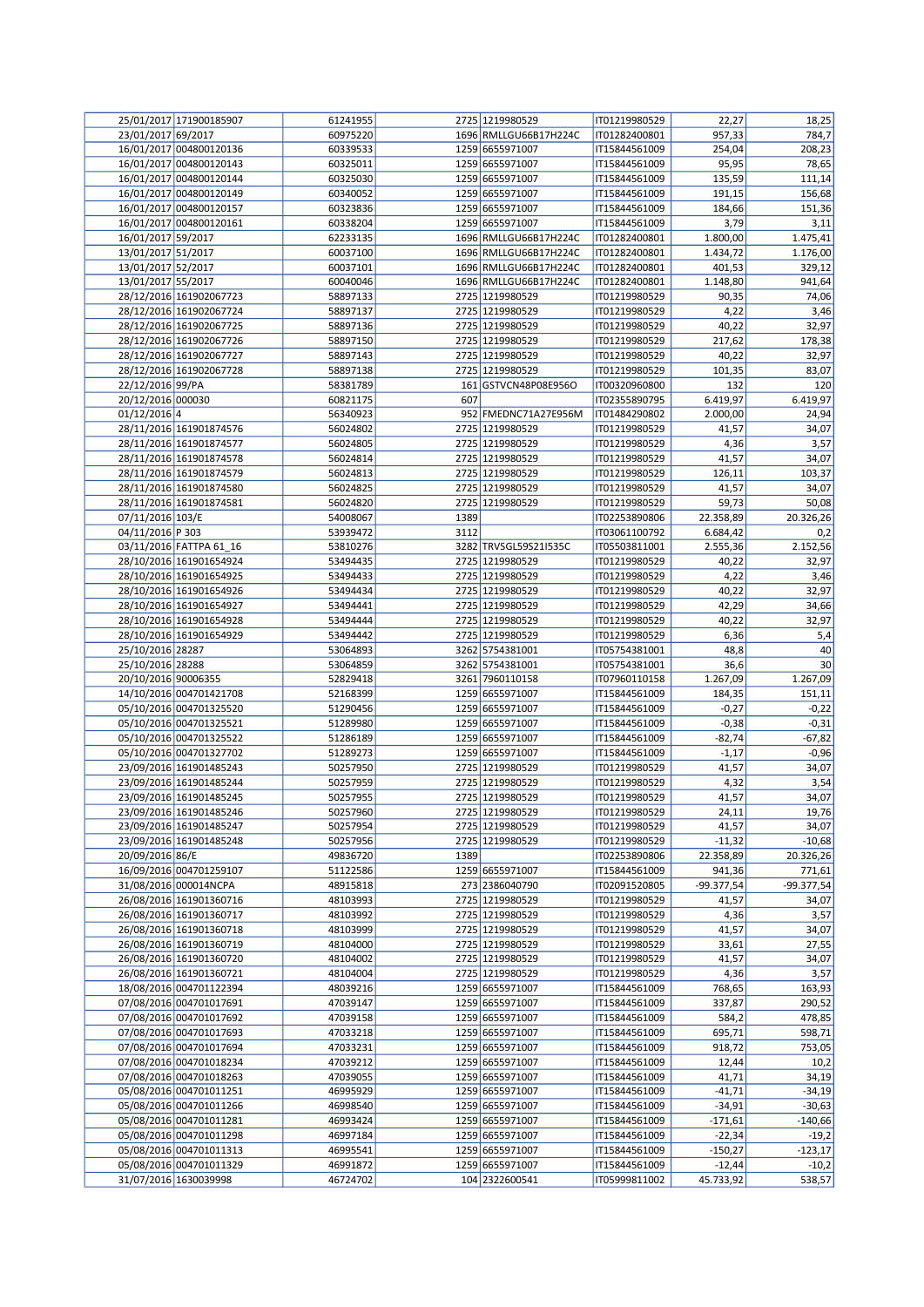| | | | | | | | |
|---|---|---|---|---|---|---|---|
| 25/01/2017 | 171900185907 | 61241955 | 2725 | 1219980529 | IT01219980529 | 22,27 | 18,25 |
| 23/01/2017 | 69/2017 | 60975220 | 1696 | RMLLGU66B17H224C | IT01282400801 | 957,33 | 784,7 |
| 16/01/2017 | 004800120136 | 60339533 | 1259 | 6655971007 | IT15844561009 | 254,04 | 208,23 |
| 16/01/2017 | 004800120143 | 60325011 | 1259 | 6655971007 | IT15844561009 | 95,95 | 78,65 |
| 16/01/2017 | 004800120144 | 60325030 | 1259 | 6655971007 | IT15844561009 | 135,59 | 111,14 |
| 16/01/2017 | 004800120149 | 60340052 | 1259 | 6655971007 | IT15844561009 | 191,15 | 156,68 |
| 16/01/2017 | 004800120157 | 60323836 | 1259 | 6655971007 | IT15844561009 | 184,66 | 151,36 |
| 16/01/2017 | 004800120161 | 60338204 | 1259 | 6655971007 | IT15844561009 | 3,79 | 3,11 |
| 16/01/2017 | 59/2017 | 62233135 | 1696 | RMLLGU66B17H224C | IT01282400801 | 1.800,00 | 1.475,41 |
| 13/01/2017 | 51/2017 | 60037100 | 1696 | RMLLGU66B17H224C | IT01282400801 | 1.434,72 | 1.176,00 |
| 13/01/2017 | 52/2017 | 60037101 | 1696 | RMLLGU66B17H224C | IT01282400801 | 401,53 | 329,12 |
| 13/01/2017 | 55/2017 | 60040046 | 1696 | RMLLGU66B17H224C | IT01282400801 | 1.148,80 | 941,64 |
| 28/12/2016 | 161902067723 | 58897133 | 2725 | 1219980529 | IT01219980529 | 90,35 | 74,06 |
| 28/12/2016 | 161902067724 | 58897137 | 2725 | 1219980529 | IT01219980529 | 4,22 | 3,46 |
| 28/12/2016 | 161902067725 | 58897136 | 2725 | 1219980529 | IT01219980529 | 40,22 | 32,97 |
| 28/12/2016 | 161902067726 | 58897150 | 2725 | 1219980529 | IT01219980529 | 217,62 | 178,38 |
| 28/12/2016 | 161902067727 | 58897143 | 2725 | 1219980529 | IT01219980529 | 40,22 | 32,97 |
| 28/12/2016 | 161902067728 | 58897138 | 2725 | 1219980529 | IT01219980529 | 101,35 | 83,07 |
| 22/12/2016 | 99/PA | 58381789 | 161 | GSTVCN48P08E956O | IT00320960800 | 132 | 120 |
| 20/12/2016 | 000030 | 60821175 | 607 | | IT02355890795 | 6.419,97 | 6.419,97 |
| 01/12/2016 | 4 | 56340923 | 952 | FMEDNC71A27E956M | IT01484290802 | 2.000,00 | 24,94 |
| 28/11/2016 | 161901874576 | 56024802 | 2725 | 1219980529 | IT01219980529 | 41,57 | 34,07 |
| 28/11/2016 | 161901874577 | 56024805 | 2725 | 1219980529 | IT01219980529 | 4,36 | 3,57 |
| 28/11/2016 | 161901874578 | 56024814 | 2725 | 1219980529 | IT01219980529 | 41,57 | 34,07 |
| 28/11/2016 | 161901874579 | 56024813 | 2725 | 1219980529 | IT01219980529 | 126,11 | 103,37 |
| 28/11/2016 | 161901874580 | 56024825 | 2725 | 1219980529 | IT01219980529 | 41,57 | 34,07 |
| 28/11/2016 | 161901874581 | 56024820 | 2725 | 1219980529 | IT01219980529 | 59,73 | 50,08 |
| 07/11/2016 | 103/E | 54008067 | 1389 | | IT02253890806 | 22.358,89 | 20.326,26 |
| 04/11/2016 | P 303 | 53939472 | 3112 | | IT03061100792 | 6.684,42 | 0,2 |
| 03/11/2016 | FATTPA 61_16 | 53810276 | 3282 | TRVSGL59S21I535C | IT05503811001 | 2.555,36 | 2.152,56 |
| 28/10/2016 | 161901654924 | 53494435 | 2725 | 1219980529 | IT01219980529 | 40,22 | 32,97 |
| 28/10/2016 | 161901654925 | 53494433 | 2725 | 1219980529 | IT01219980529 | 4,22 | 3,46 |
| 28/10/2016 | 161901654926 | 53494434 | 2725 | 1219980529 | IT01219980529 | 40,22 | 32,97 |
| 28/10/2016 | 161901654927 | 53494441 | 2725 | 1219980529 | IT01219980529 | 42,29 | 34,66 |
| 28/10/2016 | 161901654928 | 53494444 | 2725 | 1219980529 | IT01219980529 | 40,22 | 32,97 |
| 28/10/2016 | 161901654929 | 53494442 | 2725 | 1219980529 | IT01219980529 | 6,36 | 5,4 |
| 25/10/2016 | 28287 | 53064893 | 3262 | 5754381001 | IT05754381001 | 48,8 | 40 |
| 25/10/2016 | 28288 | 53064859 | 3262 | 5754381001 | IT05754381001 | 36,6 | 30 |
| 20/10/2016 | 90006355 | 52829418 | 3261 | 7960110158 | IT07960110158 | 1.267,09 | 1.267,09 |
| 14/10/2016 | 004701421708 | 52168399 | 1259 | 6655971007 | IT15844561009 | 184,35 | 151,11 |
| 05/10/2016 | 004701325520 | 51290456 | 1259 | 6655971007 | IT15844561009 | -0,27 | -0,22 |
| 05/10/2016 | 004701325521 | 51289980 | 1259 | 6655971007 | IT15844561009 | -0,38 | -0,31 |
| 05/10/2016 | 004701325522 | 51286189 | 1259 | 6655971007 | IT15844561009 | -82,74 | -67,82 |
| 05/10/2016 | 004701327702 | 51289273 | 1259 | 6655971007 | IT15844561009 | -1,17 | -0,96 |
| 23/09/2016 | 161901485243 | 50257950 | 2725 | 1219980529 | IT01219980529 | 41,57 | 34,07 |
| 23/09/2016 | 161901485244 | 50257959 | 2725 | 1219980529 | IT01219980529 | 4,32 | 3,54 |
| 23/09/2016 | 161901485245 | 50257955 | 2725 | 1219980529 | IT01219980529 | 41,57 | 34,07 |
| 23/09/2016 | 161901485246 | 50257960 | 2725 | 1219980529 | IT01219980529 | 24,11 | 19,76 |
| 23/09/2016 | 161901485247 | 50257954 | 2725 | 1219980529 | IT01219980529 | 41,57 | 34,07 |
| 23/09/2016 | 161901485248 | 50257956 | 2725 | 1219980529 | IT01219980529 | -11,32 | -10,68 |
| 20/09/2016 | 86/E | 49836720 | 1389 | | IT02253890806 | 22.358,89 | 20.326,26 |
| 16/09/2016 | 004701259107 | 51122586 | 1259 | 6655971007 | IT15844561009 | 941,36 | 771,61 |
| 31/08/2016 | 000014NCPA | 48915818 | 273 | 2386040790 | IT02091520805 | -99.377,54 | -99.377,54 |
| 26/08/2016 | 161901360716 | 48103993 | 2725 | 1219980529 | IT01219980529 | 41,57 | 34,07 |
| 26/08/2016 | 161901360717 | 48103992 | 2725 | 1219980529 | IT01219980529 | 4,36 | 3,57 |
| 26/08/2016 | 161901360718 | 48103999 | 2725 | 1219980529 | IT01219980529 | 41,57 | 34,07 |
| 26/08/2016 | 161901360719 | 48104000 | 2725 | 1219980529 | IT01219980529 | 33,61 | 27,55 |
| 26/08/2016 | 161901360720 | 48104002 | 2725 | 1219980529 | IT01219980529 | 41,57 | 34,07 |
| 26/08/2016 | 161901360721 | 48104004 | 2725 | 1219980529 | IT01219980529 | 4,36 | 3,57 |
| 18/08/2016 | 004701122394 | 48039216 | 1259 | 6655971007 | IT15844561009 | 768,65 | 163,93 |
| 07/08/2016 | 004701017691 | 47039147 | 1259 | 6655971007 | IT15844561009 | 337,87 | 290,52 |
| 07/08/2016 | 004701017692 | 47039158 | 1259 | 6655971007 | IT15844561009 | 584,2 | 478,85 |
| 07/08/2016 | 004701017693 | 47033218 | 1259 | 6655971007 | IT15844561009 | 695,71 | 598,71 |
| 07/08/2016 | 004701017694 | 47033231 | 1259 | 6655971007 | IT15844561009 | 918,72 | 753,05 |
| 07/08/2016 | 004701018234 | 47039212 | 1259 | 6655971007 | IT15844561009 | 12,44 | 10,2 |
| 07/08/2016 | 004701018263 | 47039055 | 1259 | 6655971007 | IT15844561009 | 41,71 | 34,19 |
| 05/08/2016 | 004701011251 | 46995929 | 1259 | 6655971007 | IT15844561009 | -41,71 | -34,19 |
| 05/08/2016 | 004701011266 | 46998540 | 1259 | 6655971007 | IT15844561009 | -34,91 | -30,63 |
| 05/08/2016 | 004701011281 | 46993424 | 1259 | 6655971007 | IT15844561009 | -171,61 | -140,66 |
| 05/08/2016 | 004701011298 | 46997184 | 1259 | 6655971007 | IT15844561009 | -22,34 | -19,2 |
| 05/08/2016 | 004701011313 | 46995541 | 1259 | 6655971007 | IT15844561009 | -150,27 | -123,17 |
| 05/08/2016 | 004701011329 | 46991872 | 1259 | 6655971007 | IT15844561009 | -12,44 | -10,2 |
| 31/07/2016 | 1630039998 | 46724702 | 104 | 2322600541 | IT05999811002 | 45.733,92 | 538,57 |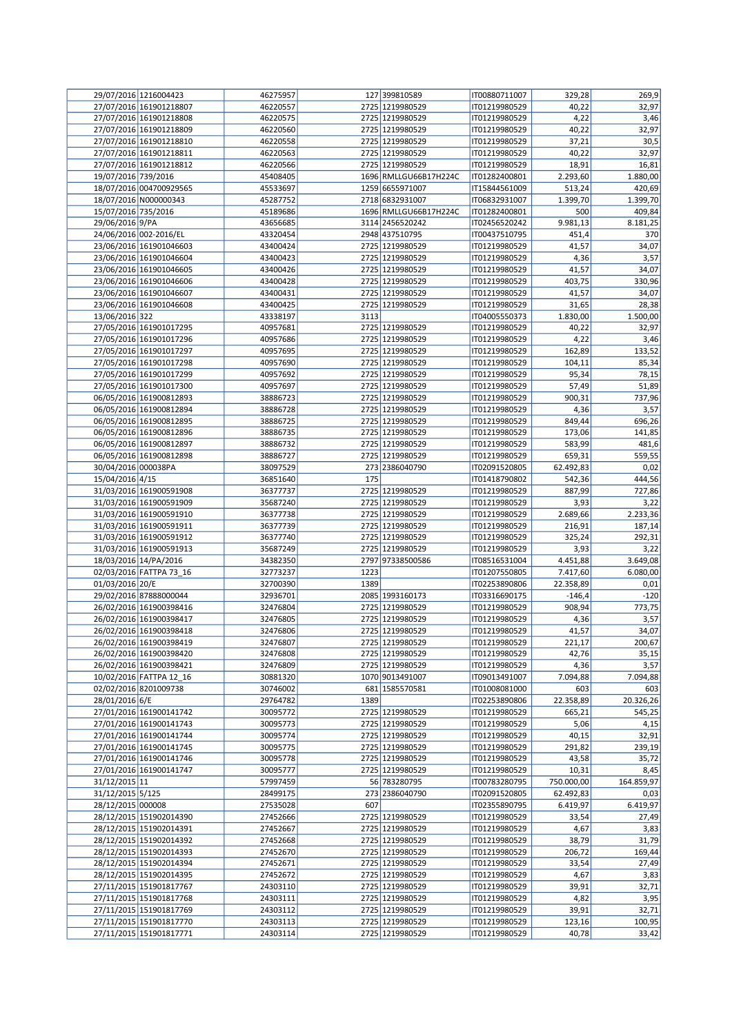| | | | | | | | |
|---|---|---|---|---|---|---|---|
| 29/07/2016 | 1216004423 | 46275957 | 127 | 399810589 | IT00880711007 | 329,28 | 269,9 |
| 27/07/2016 | 161901218807 | 46220557 | 2725 | 1219980529 | IT01219980529 | 40,22 | 32,97 |
| 27/07/2016 | 161901218808 | 46220575 | 2725 | 1219980529 | IT01219980529 | 4,22 | 3,46 |
| 27/07/2016 | 161901218809 | 46220560 | 2725 | 1219980529 | IT01219980529 | 40,22 | 32,97 |
| 27/07/2016 | 161901218810 | 46220558 | 2725 | 1219980529 | IT01219980529 | 37,21 | 30,5 |
| 27/07/2016 | 161901218811 | 46220563 | 2725 | 1219980529 | IT01219980529 | 40,22 | 32,97 |
| 27/07/2016 | 161901218812 | 46220566 | 2725 | 1219980529 | IT01219980529 | 18,91 | 16,81 |
| 19/07/2016 | 739/2016 | 45408405 | 1696 | RMLLGU66B17H224C | IT01282400801 | 2.293,60 | 1.880,00 |
| 18/07/2016 | 004700929565 | 45533697 | 1259 | 6655971007 | IT15844561009 | 513,24 | 420,69 |
| 18/07/2016 | N000000343 | 45287752 | 2718 | 6832931007 | IT06832931007 | 1.399,70 | 1.399,70 |
| 15/07/2016 | 735/2016 | 45189686 | 1696 | RMLLGU66B17H224C | IT01282400801 | 500 | 409,84 |
| 29/06/2016 | 9/PA | 43656685 | 3114 | 2456520242 | IT02456520242 | 9.981,13 | 8.181,25 |
| 24/06/2016 | 002-2016/EL | 43320454 | 2948 | 437510795 | IT00437510795 | 451,4 | 370 |
| 23/06/2016 | 161901046603 | 43400424 | 2725 | 1219980529 | IT01219980529 | 41,57 | 34,07 |
| 23/06/2016 | 161901046604 | 43400423 | 2725 | 1219980529 | IT01219980529 | 4,36 | 3,57 |
| 23/06/2016 | 161901046605 | 43400426 | 2725 | 1219980529 | IT01219980529 | 41,57 | 34,07 |
| 23/06/2016 | 161901046606 | 43400428 | 2725 | 1219980529 | IT01219980529 | 403,75 | 330,96 |
| 23/06/2016 | 161901046607 | 43400431 | 2725 | 1219980529 | IT01219980529 | 41,57 | 34,07 |
| 23/06/2016 | 161901046608 | 43400425 | 2725 | 1219980529 | IT01219980529 | 31,65 | 28,38 |
| 13/06/2016 | 322 | 43338197 | 3113 | | IT04005550373 | 1.830,00 | 1.500,00 |
| 27/05/2016 | 161901017295 | 40957681 | 2725 | 1219980529 | IT01219980529 | 40,22 | 32,97 |
| 27/05/2016 | 161901017296 | 40957686 | 2725 | 1219980529 | IT01219980529 | 4,22 | 3,46 |
| 27/05/2016 | 161901017297 | 40957695 | 2725 | 1219980529 | IT01219980529 | 162,89 | 133,52 |
| 27/05/2016 | 161901017298 | 40957690 | 2725 | 1219980529 | IT01219980529 | 104,11 | 85,34 |
| 27/05/2016 | 161901017299 | 40957692 | 2725 | 1219980529 | IT01219980529 | 95,34 | 78,15 |
| 27/05/2016 | 161901017300 | 40957697 | 2725 | 1219980529 | IT01219980529 | 57,49 | 51,89 |
| 06/05/2016 | 161900812893 | 38886723 | 2725 | 1219980529 | IT01219980529 | 900,31 | 737,96 |
| 06/05/2016 | 161900812894 | 38886728 | 2725 | 1219980529 | IT01219980529 | 4,36 | 3,57 |
| 06/05/2016 | 161900812895 | 38886725 | 2725 | 1219980529 | IT01219980529 | 849,44 | 696,26 |
| 06/05/2016 | 161900812896 | 38886735 | 2725 | 1219980529 | IT01219980529 | 173,06 | 141,85 |
| 06/05/2016 | 161900812897 | 38886732 | 2725 | 1219980529 | IT01219980529 | 583,99 | 481,6 |
| 06/05/2016 | 161900812898 | 38886727 | 2725 | 1219980529 | IT01219980529 | 659,31 | 559,55 |
| 30/04/2016 | 000038PA | 38097529 | 273 | 2386040790 | IT02091520805 | 62.492,83 | 0,02 |
| 15/04/2016 | 4/15 | 36851640 | 175 | | IT01418790802 | 542,36 | 444,56 |
| 31/03/2016 | 161900591908 | 36377737 | 2725 | 1219980529 | IT01219980529 | 887,99 | 727,86 |
| 31/03/2016 | 161900591909 | 35687240 | 2725 | 1219980529 | IT01219980529 | 3,93 | 3,22 |
| 31/03/2016 | 161900591910 | 36377738 | 2725 | 1219980529 | IT01219980529 | 2.689,66 | 2.233,36 |
| 31/03/2016 | 161900591911 | 36377739 | 2725 | 1219980529 | IT01219980529 | 216,91 | 187,14 |
| 31/03/2016 | 161900591912 | 36377740 | 2725 | 1219980529 | IT01219980529 | 325,24 | 292,31 |
| 31/03/2016 | 161900591913 | 35687249 | 2725 | 1219980529 | IT01219980529 | 3,93 | 3,22 |
| 18/03/2016 | 14/PA/2016 | 34382350 | 2797 | 97338500586 | IT08516531004 | 4.451,88 | 3.649,08 |
| 02/03/2016 | FATTPA 73_16 | 32773237 | 1223 | | IT01207550805 | 7.417,60 | 6.080,00 |
| 01/03/2016 | 20/E | 32700390 | 1389 | | IT02253890806 | 22.358,89 | 0,01 |
| 29/02/2016 | 87888000044 | 32936701 | 2085 | 1993160173 | IT03316690175 | -146,4 | -120 |
| 26/02/2016 | 161900398416 | 32476804 | 2725 | 1219980529 | IT01219980529 | 908,94 | 773,75 |
| 26/02/2016 | 161900398417 | 32476805 | 2725 | 1219980529 | IT01219980529 | 4,36 | 3,57 |
| 26/02/2016 | 161900398418 | 32476806 | 2725 | 1219980529 | IT01219980529 | 41,57 | 34,07 |
| 26/02/2016 | 161900398419 | 32476807 | 2725 | 1219980529 | IT01219980529 | 221,17 | 200,67 |
| 26/02/2016 | 161900398420 | 32476808 | 2725 | 1219980529 | IT01219980529 | 42,76 | 35,15 |
| 26/02/2016 | 161900398421 | 32476809 | 2725 | 1219980529 | IT01219980529 | 4,36 | 3,57 |
| 10/02/2016 | FATTPA 12_16 | 30881320 | 1070 | 9013491007 | IT09013491007 | 7.094,88 | 7.094,88 |
| 02/02/2016 | 8201009738 | 30746002 | 681 | 1585570581 | IT01008081000 | 603 | 603 |
| 28/01/2016 | 6/E | 29764782 | 1389 | | IT02253890806 | 22.358,89 | 20.326,26 |
| 27/01/2016 | 161900141742 | 30095772 | 2725 | 1219980529 | IT01219980529 | 665,21 | 545,25 |
| 27/01/2016 | 161900141743 | 30095773 | 2725 | 1219980529 | IT01219980529 | 5,06 | 4,15 |
| 27/01/2016 | 161900141744 | 30095774 | 2725 | 1219980529 | IT01219980529 | 40,15 | 32,91 |
| 27/01/2016 | 161900141745 | 30095775 | 2725 | 1219980529 | IT01219980529 | 291,82 | 239,19 |
| 27/01/2016 | 161900141746 | 30095778 | 2725 | 1219980529 | IT01219980529 | 43,58 | 35,72 |
| 27/01/2016 | 161900141747 | 30095777 | 2725 | 1219980529 | IT01219980529 | 10,31 | 8,45 |
| 31/12/2015 | 11 | 57997459 | 56 | 783280795 | IT00783280795 | 750.000,00 | 164.859,97 |
| 31/12/2015 | 5/125 | 28499175 | 273 | 2386040790 | IT02091520805 | 62.492,83 | 0,03 |
| 28/12/2015 | 000008 | 27535028 | 607 | | IT02355890795 | 6.419,97 | 6.419,97 |
| 28/12/2015 | 151902014390 | 27452666 | 2725 | 1219980529 | IT01219980529 | 33,54 | 27,49 |
| 28/12/2015 | 151902014391 | 27452667 | 2725 | 1219980529 | IT01219980529 | 4,67 | 3,83 |
| 28/12/2015 | 151902014392 | 27452668 | 2725 | 1219980529 | IT01219980529 | 38,79 | 31,79 |
| 28/12/2015 | 151902014393 | 27452670 | 2725 | 1219980529 | IT01219980529 | 206,72 | 169,44 |
| 28/12/2015 | 151902014394 | 27452671 | 2725 | 1219980529 | IT01219980529 | 33,54 | 27,49 |
| 28/12/2015 | 151902014395 | 27452672 | 2725 | 1219980529 | IT01219980529 | 4,67 | 3,83 |
| 27/11/2015 | 151901817767 | 24303110 | 2725 | 1219980529 | IT01219980529 | 39,91 | 32,71 |
| 27/11/2015 | 151901817768 | 24303111 | 2725 | 1219980529 | IT01219980529 | 4,82 | 3,95 |
| 27/11/2015 | 151901817769 | 24303112 | 2725 | 1219980529 | IT01219980529 | 39,91 | 32,71 |
| 27/11/2015 | 151901817770 | 24303113 | 2725 | 1219980529 | IT01219980529 | 123,16 | 100,95 |
| 27/11/2015 | 151901817771 | 24303114 | 2725 | 1219980529 | IT01219980529 | 40,78 | 33,42 |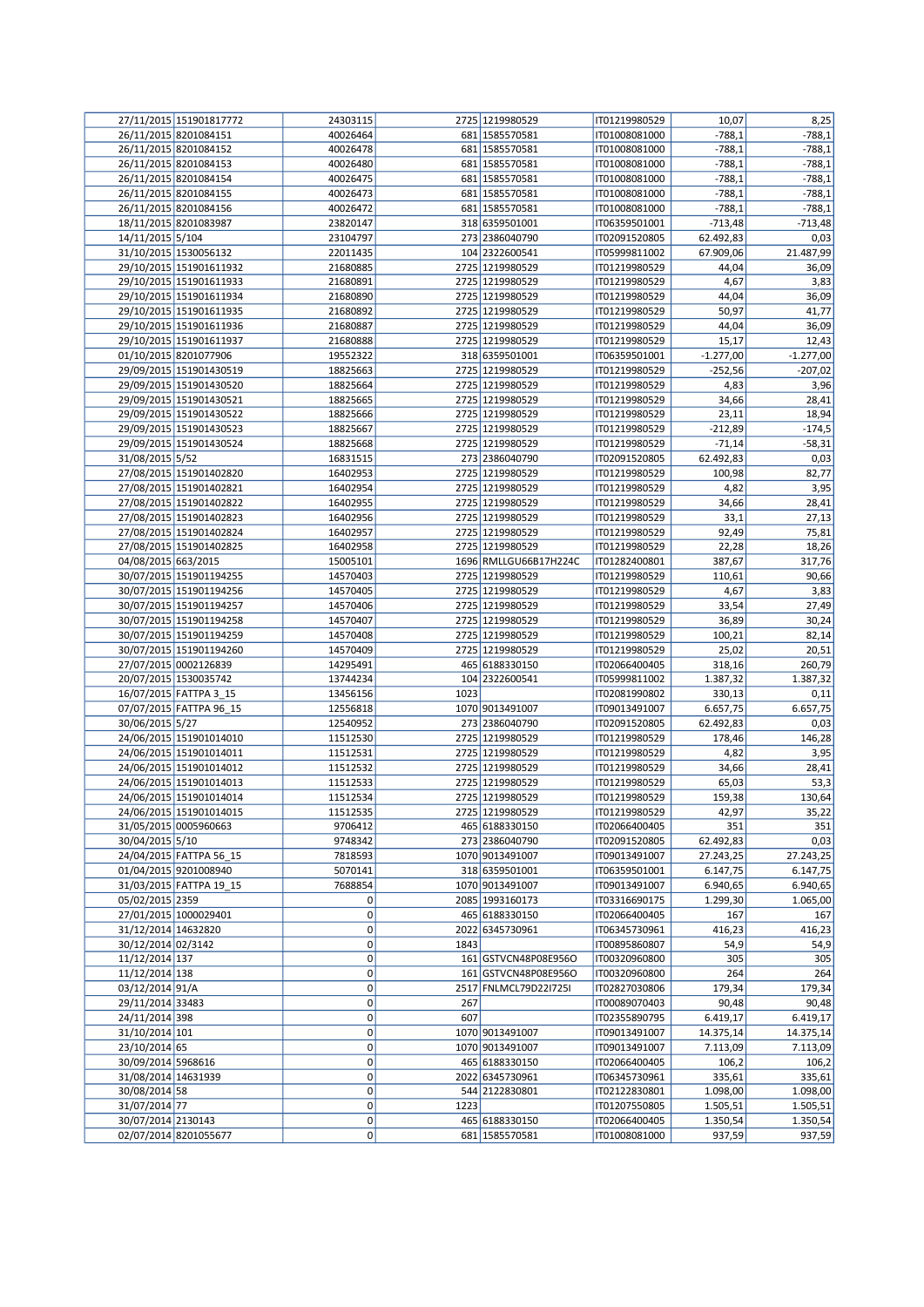| | | | | | | | |
|---|---|---|---|---|---|---|---|
| 27/11/2015 | 151901817772 | 24303115 | 2725 | 1219980529 | IT01219980529 | 10,07 | 8,25 |
| 26/11/2015 | 8201084151 | 40026464 | 681 | 1585570581 | IT01008081000 | -788,1 | -788,1 |
| 26/11/2015 | 8201084152 | 40026478 | 681 | 1585570581 | IT01008081000 | -788,1 | -788,1 |
| 26/11/2015 | 8201084153 | 40026480 | 681 | 1585570581 | IT01008081000 | -788,1 | -788,1 |
| 26/11/2015 | 8201084154 | 40026475 | 681 | 1585570581 | IT01008081000 | -788,1 | -788,1 |
| 26/11/2015 | 8201084155 | 40026473 | 681 | 1585570581 | IT01008081000 | -788,1 | -788,1 |
| 26/11/2015 | 8201084156 | 40026472 | 681 | 1585570581 | IT01008081000 | -788,1 | -788,1 |
| 18/11/2015 | 8201083987 | 23820147 | 318 | 6359501001 | IT06359501001 | -713,48 | -713,48 |
| 14/11/2015 | 5/104 | 23104797 | 273 | 2386040790 | IT02091520805 | 62.492,83 | 0,03 |
| 31/10/2015 | 1530056132 | 22011435 | 104 | 2322600541 | IT05999811002 | 67.909,06 | 21.487,99 |
| 29/10/2015 | 151901611932 | 21680885 | 2725 | 1219980529 | IT01219980529 | 44,04 | 36,09 |
| 29/10/2015 | 151901611933 | 21680891 | 2725 | 1219980529 | IT01219980529 | 4,67 | 3,83 |
| 29/10/2015 | 151901611934 | 21680890 | 2725 | 1219980529 | IT01219980529 | 44,04 | 36,09 |
| 29/10/2015 | 151901611935 | 21680892 | 2725 | 1219980529 | IT01219980529 | 50,97 | 41,77 |
| 29/10/2015 | 151901611936 | 21680887 | 2725 | 1219980529 | IT01219980529 | 44,04 | 36,09 |
| 29/10/2015 | 151901611937 | 21680888 | 2725 | 1219980529 | IT01219980529 | 15,17 | 12,43 |
| 01/10/2015 | 8201077906 | 19552322 | 318 | 6359501001 | IT06359501001 | -1.277,00 | -1.277,00 |
| 29/09/2015 | 151901430519 | 18825663 | 2725 | 1219980529 | IT01219980529 | -252,56 | -207,02 |
| 29/09/2015 | 151901430520 | 18825664 | 2725 | 1219980529 | IT01219980529 | 4,83 | 3,96 |
| 29/09/2015 | 151901430521 | 18825665 | 2725 | 1219980529 | IT01219980529 | 34,66 | 28,41 |
| 29/09/2015 | 151901430522 | 18825666 | 2725 | 1219980529 | IT01219980529 | 23,11 | 18,94 |
| 29/09/2015 | 151901430523 | 18825667 | 2725 | 1219980529 | IT01219980529 | -212,89 | -174,5 |
| 29/09/2015 | 151901430524 | 18825668 | 2725 | 1219980529 | IT01219980529 | -71,14 | -58,31 |
| 31/08/2015 | 5/52 | 16831515 | 273 | 2386040790 | IT02091520805 | 62.492,83 | 0,03 |
| 27/08/2015 | 151901402820 | 16402953 | 2725 | 1219980529 | IT01219980529 | 100,98 | 82,77 |
| 27/08/2015 | 151901402821 | 16402954 | 2725 | 1219980529 | IT01219980529 | 4,82 | 3,95 |
| 27/08/2015 | 151901402822 | 16402955 | 2725 | 1219980529 | IT01219980529 | 34,66 | 28,41 |
| 27/08/2015 | 151901402823 | 16402956 | 2725 | 1219980529 | IT01219980529 | 33,1 | 27,13 |
| 27/08/2015 | 151901402824 | 16402957 | 2725 | 1219980529 | IT01219980529 | 92,49 | 75,81 |
| 27/08/2015 | 151901402825 | 16402958 | 2725 | 1219980529 | IT01219980529 | 22,28 | 18,26 |
| 04/08/2015 | 663/2015 | 15005101 | 1696 | RMLLGU66B17H224C | IT01282400801 | 387,67 | 317,76 |
| 30/07/2015 | 151901194255 | 14570403 | 2725 | 1219980529 | IT01219980529 | 110,61 | 90,66 |
| 30/07/2015 | 151901194256 | 14570405 | 2725 | 1219980529 | IT01219980529 | 4,67 | 3,83 |
| 30/07/2015 | 151901194257 | 14570406 | 2725 | 1219980529 | IT01219980529 | 33,54 | 27,49 |
| 30/07/2015 | 151901194258 | 14570407 | 2725 | 1219980529 | IT01219980529 | 36,89 | 30,24 |
| 30/07/2015 | 151901194259 | 14570408 | 2725 | 1219980529 | IT01219980529 | 100,21 | 82,14 |
| 30/07/2015 | 151901194260 | 14570409 | 2725 | 1219980529 | IT01219980529 | 25,02 | 20,51 |
| 27/07/2015 | 0002126839 | 14295491 | 465 | 6188330150 | IT02066400405 | 318,16 | 260,79 |
| 20/07/2015 | 1530035742 | 13744234 | 104 | 2322600541 | IT05999811002 | 1.387,32 | 1.387,32 |
| 16/07/2015 | FATTPA 3_15 | 13456156 | 1023 | | IT02081990802 | 330,13 | 0,11 |
| 07/07/2015 | FATTPA 96_15 | 12556818 | 1070 | 9013491007 | IT09013491007 | 6.657,75 | 6.657,75 |
| 30/06/2015 | 5/27 | 12540952 | 273 | 2386040790 | IT02091520805 | 62.492,83 | 0,03 |
| 24/06/2015 | 151901014010 | 11512530 | 2725 | 1219980529 | IT01219980529 | 178,46 | 146,28 |
| 24/06/2015 | 151901014011 | 11512531 | 2725 | 1219980529 | IT01219980529 | 4,82 | 3,95 |
| 24/06/2015 | 151901014012 | 11512532 | 2725 | 1219980529 | IT01219980529 | 34,66 | 28,41 |
| 24/06/2015 | 151901014013 | 11512533 | 2725 | 1219980529 | IT01219980529 | 65,03 | 53,3 |
| 24/06/2015 | 151901014014 | 11512534 | 2725 | 1219980529 | IT01219980529 | 159,38 | 130,64 |
| 24/06/2015 | 151901014015 | 11512535 | 2725 | 1219980529 | IT01219980529 | 42,97 | 35,22 |
| 31/05/2015 | 0005960663 | 9706412 | 465 | 6188330150 | IT02066400405 | 351 | 351 |
| 30/04/2015 | 5/10 | 9748342 | 273 | 2386040790 | IT02091520805 | 62.492,83 | 0,03 |
| 24/04/2015 | FATTPA 56_15 | 7818593 | 1070 | 9013491007 | IT09013491007 | 27.243,25 | 27.243,25 |
| 01/04/2015 | 9201008940 | 5070141 | 318 | 6359501001 | IT06359501001 | 6.147,75 | 6.147,75 |
| 31/03/2015 | FATTPA 19_15 | 7688854 | 1070 | 9013491007 | IT09013491007 | 6.940,65 | 6.940,65 |
| 05/02/2015 | 2359 | 0 | 2085 | 1993160173 | IT03316690175 | 1.299,30 | 1.065,00 |
| 27/01/2015 | 1000029401 | 0 | 465 | 6188330150 | IT02066400405 | 167 | 167 |
| 31/12/2014 | 14632820 | 0 | 2022 | 6345730961 | IT06345730961 | 416,23 | 416,23 |
| 30/12/2014 | 02/3142 | 0 | 1843 | | IT00895860807 | 54,9 | 54,9 |
| 11/12/2014 | 137 | 0 | 161 | GSTVCN48P08E956O | IT00320960800 | 305 | 305 |
| 11/12/2014 | 138 | 0 | 161 | GSTVCN48P08E956O | IT00320960800 | 264 | 264 |
| 03/12/2014 | 91/A | 0 | 2517 | FNLMCL79D22I725I | IT02827030806 | 179,34 | 179,34 |
| 29/11/2014 | 33483 | 0 | 267 | | IT00089070403 | 90,48 | 90,48 |
| 24/11/2014 | 398 | 0 | 607 | | IT02355890795 | 6.419,17 | 6.419,17 |
| 31/10/2014 | 101 | 0 | 1070 | 9013491007 | IT09013491007 | 14.375,14 | 14.375,14 |
| 23/10/2014 | 65 | 0 | 1070 | 9013491007 | IT09013491007 | 7.113,09 | 7.113,09 |
| 30/09/2014 | 5968616 | 0 | 465 | 6188330150 | IT02066400405 | 106,2 | 106,2 |
| 31/08/2014 | 14631939 | 0 | 2022 | 6345730961 | IT06345730961 | 335,61 | 335,61 |
| 30/08/2014 | 58 | 0 | 544 | 2122830801 | IT02122830801 | 1.098,00 | 1.098,00 |
| 31/07/2014 | 77 | 0 | 1223 | | IT01207550805 | 1.505,51 | 1.505,51 |
| 30/07/2014 | 2130143 | 0 | 465 | 6188330150 | IT02066400405 | 1.350,54 | 1.350,54 |
| 02/07/2014 | 8201055677 | 0 | 681 | 1585570581 | IT01008081000 | 937,59 | 937,59 |